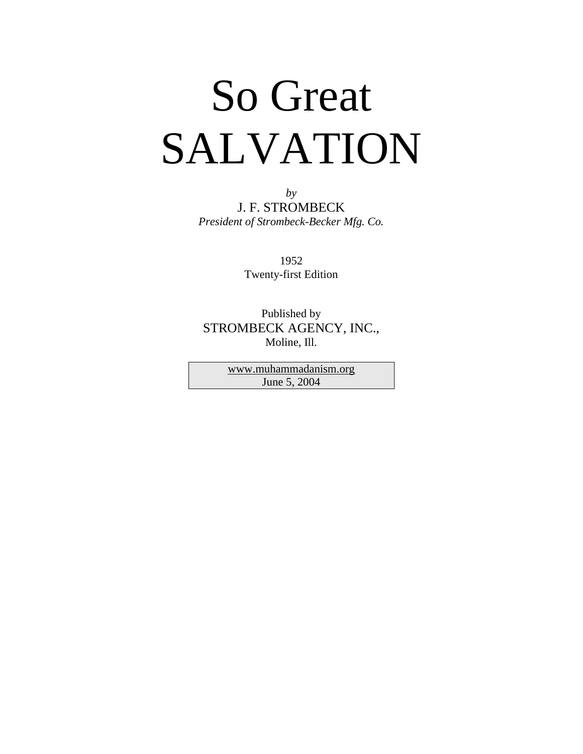# So Great SALVATION

*by*

J. F. STROMBECK

*President of Strombeck-Becker Mfg. Co.*

1952

Twenty-first Edition

Published by

STROMBECK AGENCY, INC.,

Moline, Ill.

www.muhammadanism.org

June 5, 2004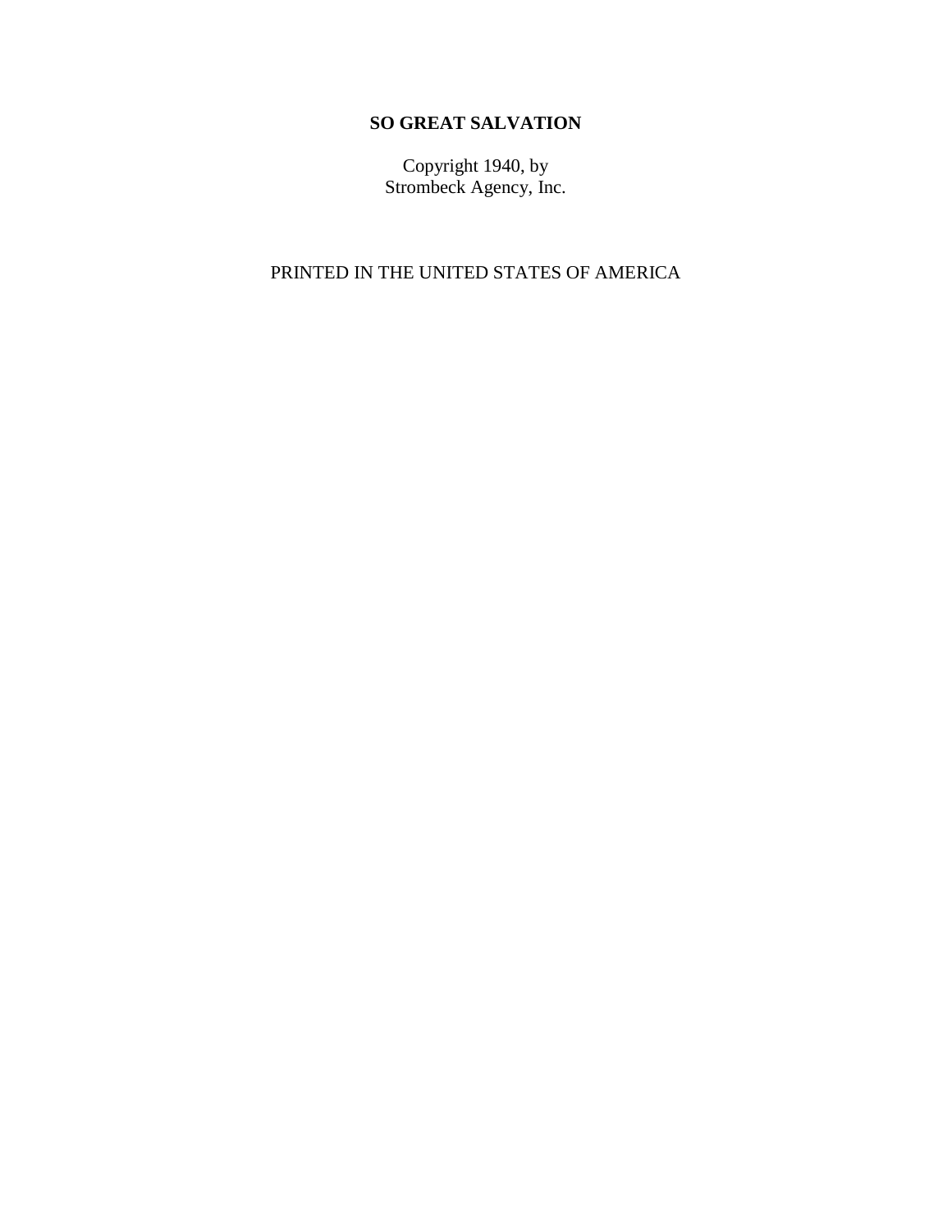**SO GREAT SALVATION**

Copyright 1940, by
Strombeck Agency, Inc.

PRINTED IN THE UNITED STATES OF AMERICA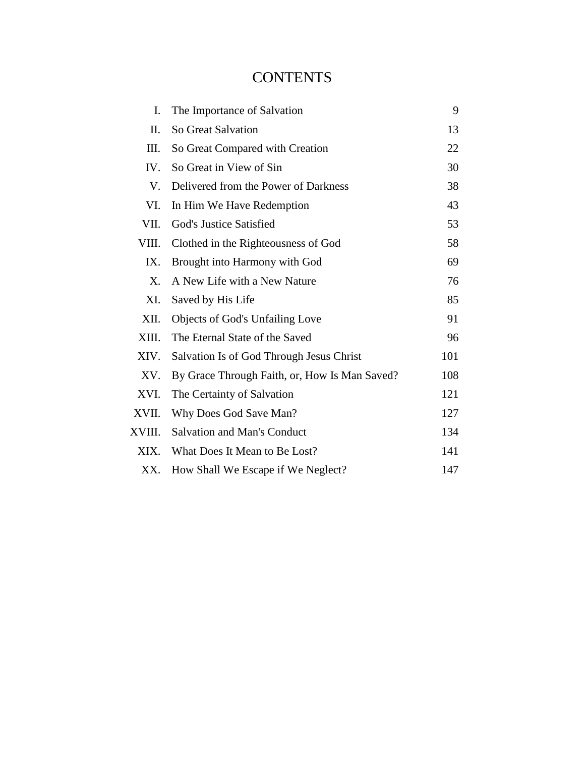# CONTENTS

| | | |
|---|---|---|
| I. | The Importance of Salvation | 9 |
| II. | So Great Salvation | 13 |
| III. | So Great Compared with Creation | 22 |
| IV. | So Great in View of Sin | 30 |
| V. | Delivered from the Power of Darkness | 38 |
| VI. | In Him We Have Redemption | 43 |
| VII. | God's Justice Satisfied | 53 |
| VIII. | Clothed in the Righteousness of God | 58 |
| IX. | Brought into Harmony with God | 69 |
| X. | A New Life with a New Nature | 76 |
| XI. | Saved by His Life | 85 |
| XII. | Objects of God's Unfailing Love | 91 |
| XIII. | The Eternal State of the Saved | 96 |
| XIV. | Salvation Is of God Through Jesus Christ | 101 |
| XV. | By Grace Through Faith, or, How Is Man Saved? | 108 |
| XVI. | The Certainty of Salvation | 121 |
| XVII. | Why Does God Save Man? | 127 |
| XVIII. | Salvation and Man's Conduct | 134 |
| XIX. | What Does It Mean to Be Lost? | 141 |
| XX. | How Shall We Escape if We Neglect? | 147 |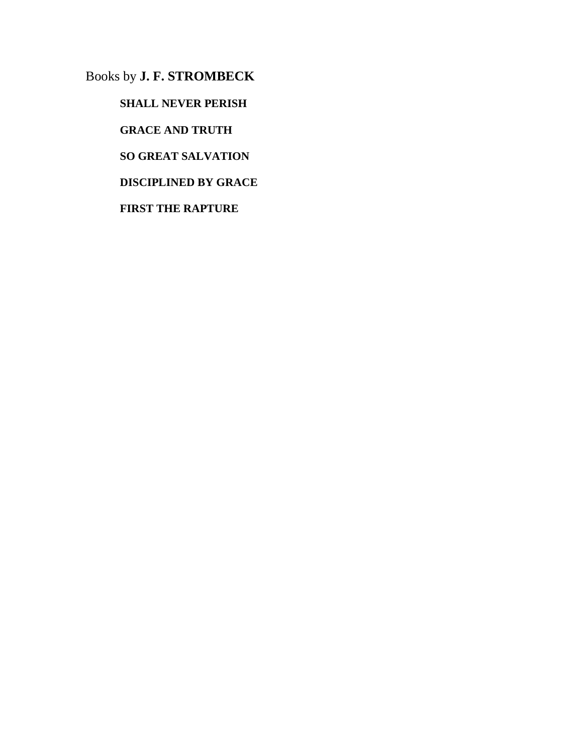Books by **J. F. STROMBECK**

**SHALL NEVER PERISH**

**GRACE AND TRUTH**

**SO GREAT SALVATION**

**DISCIPLINED BY GRACE**

**FIRST THE RAPTURE**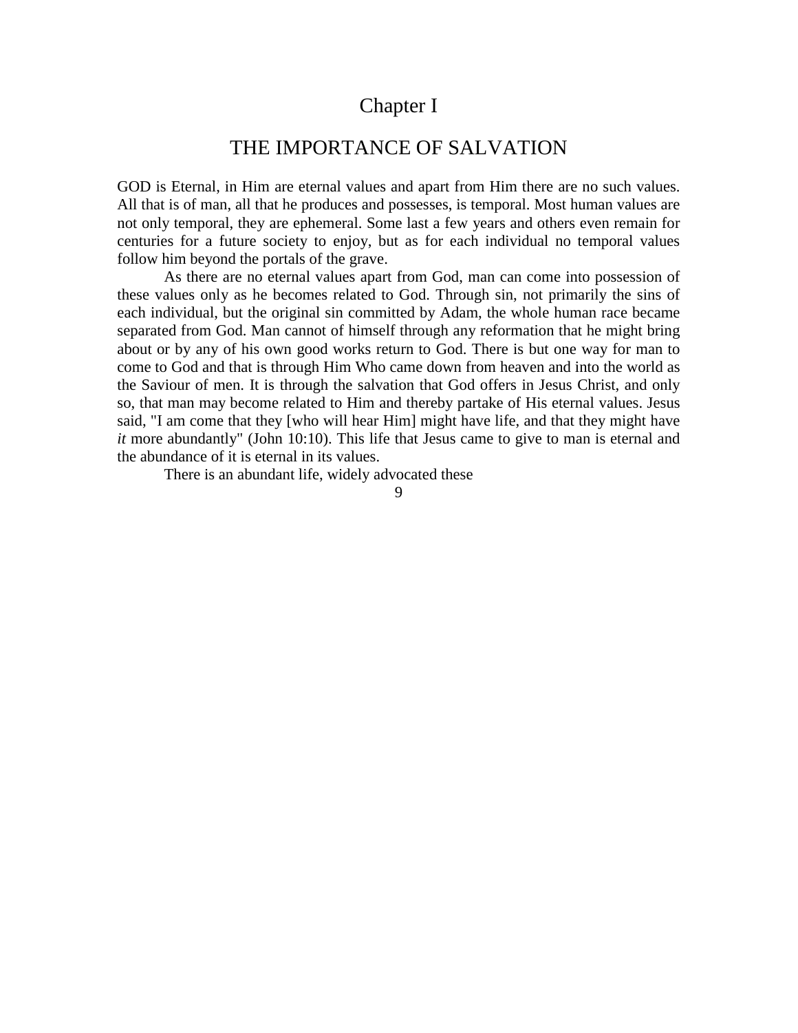# Chapter I

## THE IMPORTANCE OF SALVATION

GOD is Eternal, in Him are eternal values and apart from Him there are no such values. All that is of man, all that he produces and possesses, is temporal. Most human values are not only temporal, they are ephemeral. Some last a few years and others even remain for centuries for a future society to enjoy, but as for each individual no temporal values follow him beyond the portals of the grave.

As there are no eternal values apart from God, man can come into possession of these values only as he becomes related to God. Through sin, not primarily the sins of each individual, but the original sin committed by Adam, the whole human race became separated from God. Man cannot of himself through any reformation that he might bring about or by any of his own good works return to God. There is but one way for man to come to God and that is through Him Who came down from heaven and into the world as the Saviour of men. It is through the salvation that God offers in Jesus Christ, and only so, that man may become related to Him and thereby partake of His eternal values. Jesus said, "I am come that they [who will hear Him] might have life, and that they might have *it* more abundantly" (John 10:10). This life that Jesus came to give to man is eternal and the abundance of it is eternal in its values.

There is an abundant life, widely advocated these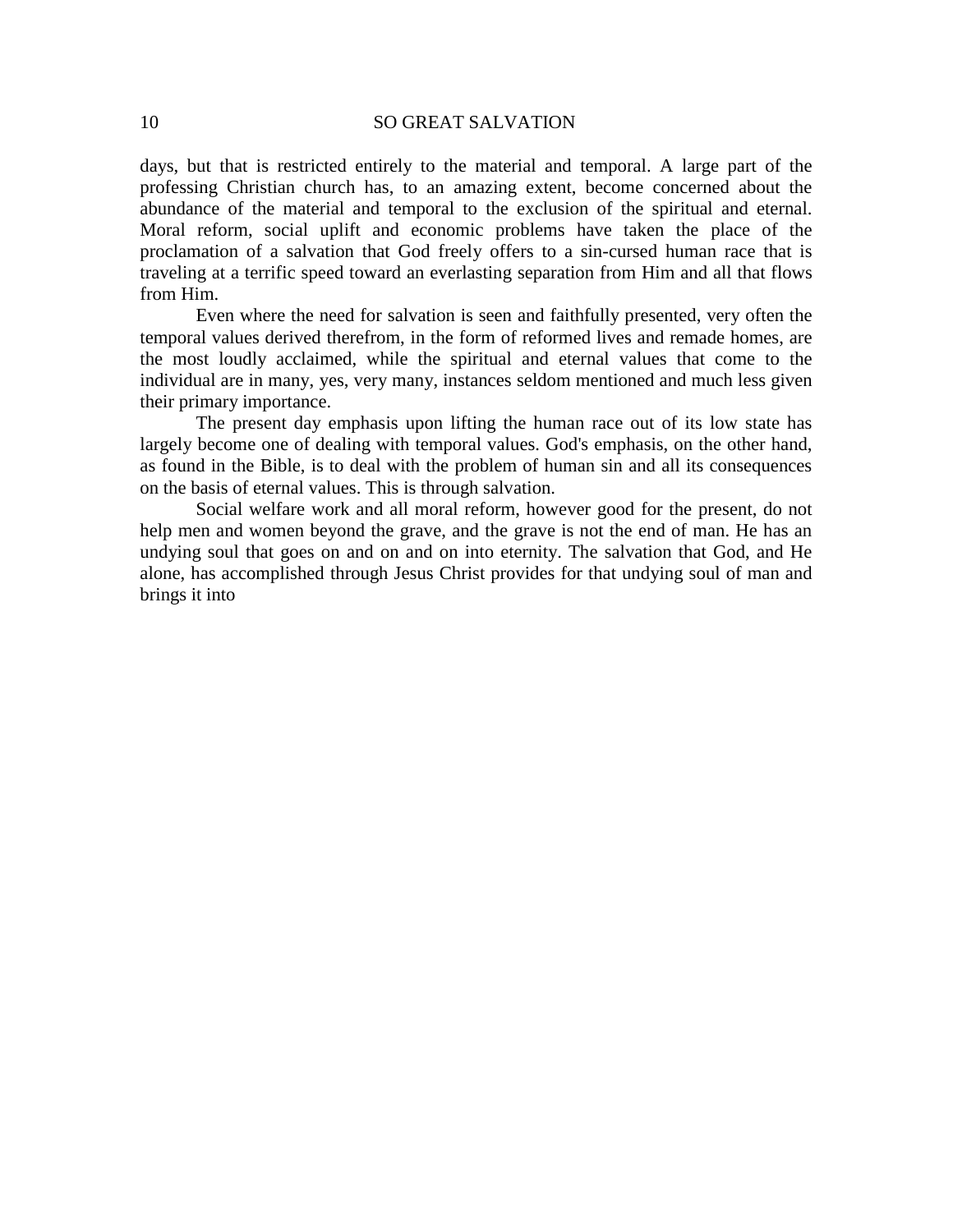days, but that is restricted entirely to the material and temporal. A large part of the professing Christian church has, to an amazing extent, become concerned about the abundance of the material and temporal to the exclusion of the spiritual and eternal. Moral reform, social uplift and economic problems have taken the place of the proclamation of a salvation that God freely offers to a sin-cursed human race that is traveling at a terrific speed toward an everlasting separation from Him and all that flows from Him.

Even where the need for salvation is seen and faithfully presented, very often the temporal values derived therefrom, in the form of reformed lives and remade homes, are the most loudly acclaimed, while the spiritual and eternal values that come to the individual are in many, yes, very many, instances seldom mentioned and much less given their primary importance.

The present day emphasis upon lifting the human race out of its low state has largely become one of dealing with temporal values. God's emphasis, on the other hand, as found in the Bible, is to deal with the problem of human sin and all its consequences on the basis of eternal values. This is through salvation.

Social welfare work and all moral reform, however good for the present, do not help men and women beyond the grave, and the grave is not the end of man. He has an undying soul that goes on and on and on into eternity. The salvation that God, and He alone, has accomplished through Jesus Christ provides for that undying soul of man and brings it into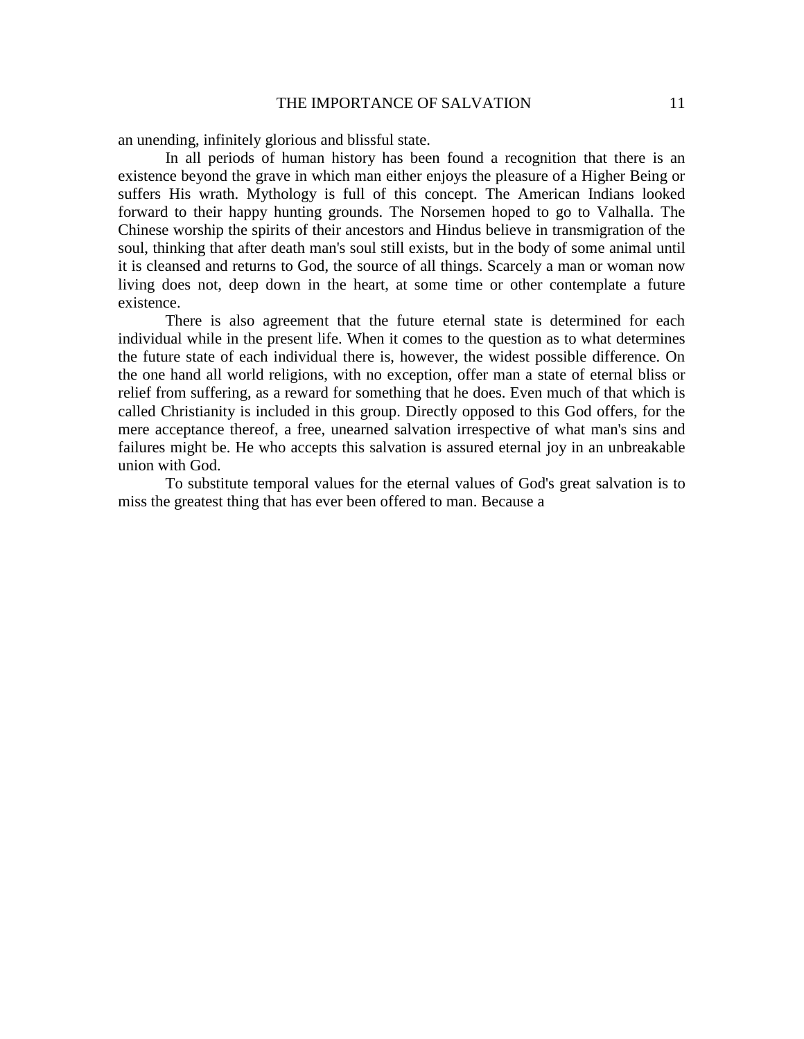an unending, infinitely glorious and blissful state.

In all periods of human history has been found a recognition that there is an existence beyond the grave in which man either enjoys the pleasure of a Higher Being or suffers His wrath. Mythology is full of this concept. The American Indians looked forward to their happy hunting grounds. The Norsemen hoped to go to Valhalla. The Chinese worship the spirits of their ancestors and Hindus believe in transmigration of the soul, thinking that after death man's soul still exists, but in the body of some animal until it is cleansed and returns to God, the source of all things. Scarcely a man or woman now living does not, deep down in the heart, at some time or other contemplate a future existence.

There is also agreement that the future eternal state is determined for each individual while in the present life. When it comes to the question as to what determines the future state of each individual there is, however, the widest possible difference. On the one hand all world religions, with no exception, offer man a state of eternal bliss or relief from suffering, as a reward for something that he does. Even much of that which is called Christianity is included in this group. Directly opposed to this God offers, for the mere acceptance thereof, a free, unearned salvation irrespective of what man's sins and failures might be. He who accepts this salvation is assured eternal joy in an unbreakable union with God.

To substitute temporal values for the eternal values of God's great salvation is to miss the greatest thing that has ever been offered to man. Because a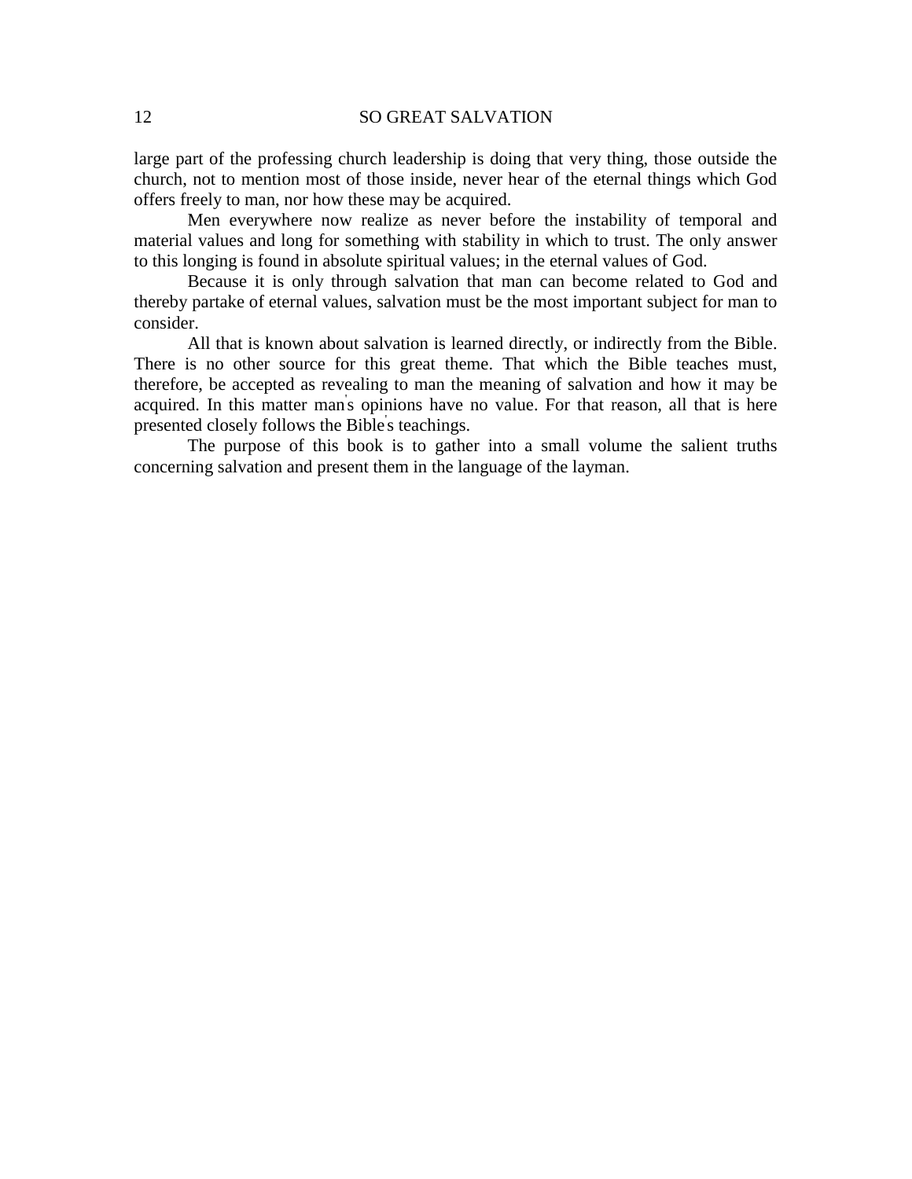large part of the professing church leadership is doing that very thing, those outside the church, not to mention most of those inside, never hear of the eternal things which God offers freely to man, nor how these may be acquired.

Men everywhere now realize as never before the instability of temporal and material values and long for something with stability in which to trust. The only answer to this longing is found in absolute spiritual values; in the eternal values of God.

Because it is only through salvation that man can become related to God and thereby partake of eternal values, salvation must be the most important subject for man to consider.

All that is known about salvation is learned directly, or indirectly from the Bible. There is no other source for this great theme. That which the Bible teaches must, therefore, be accepted as revealing to man the meaning of salvation and how it may be acquired. In this matter man's opinions have no value. For that reason, all that is here presented closely follows the Bible's teachings.

The purpose of this book is to gather into a small volume the salient truths concerning salvation and present them in the language of the layman.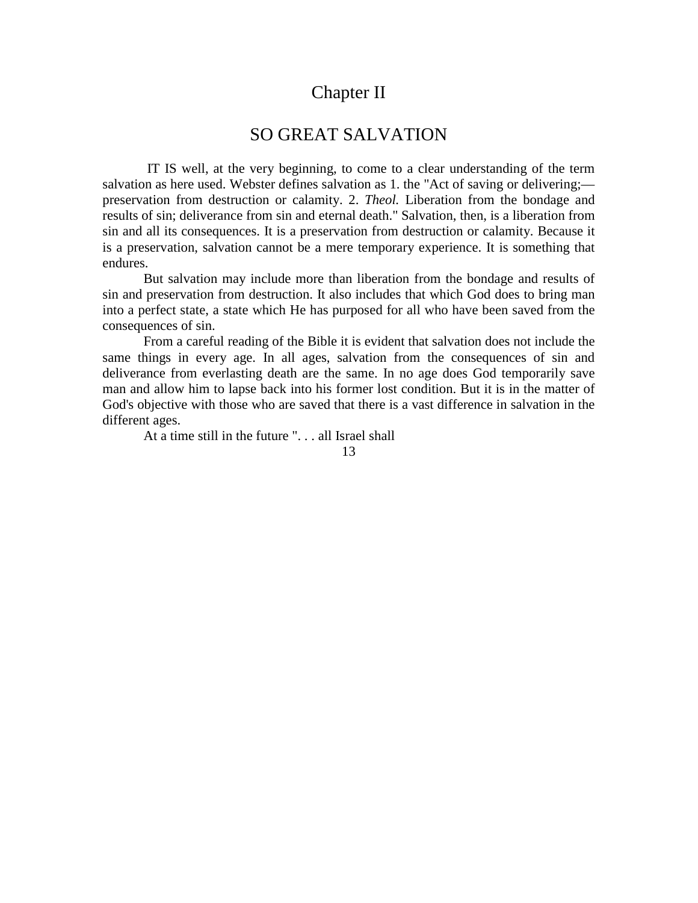# Chapter II

## SO GREAT SALVATION

IT IS well, at the very beginning, to come to a clear understanding of the term salvation as here used. Webster defines salvation as 1. the "Act of saving or delivering;—preservation from destruction or calamity. 2. *Theol.* Liberation from the bondage and results of sin; deliverance from sin and eternal death." Salvation, then, is a liberation from sin and all its consequences. It is a preservation from destruction or calamity. Because it is a preservation, salvation cannot be a mere temporary experience. It is something that endures.

But salvation may include more than liberation from the bondage and results of sin and preservation from destruction. It also includes that which God does to bring man into a perfect state, a state which He has purposed for all who have been saved from the consequences of sin.

From a careful reading of the Bible it is evident that salvation does not include the same things in every age. In all ages, salvation from the consequences of sin and deliverance from everlasting death are the same. In no age does God temporarily save man and allow him to lapse back into his former lost condition. But it is in the matter of God's objective with those who are saved that there is a vast difference in salvation in the different ages.

At a time still in the future ". . . all Israel shall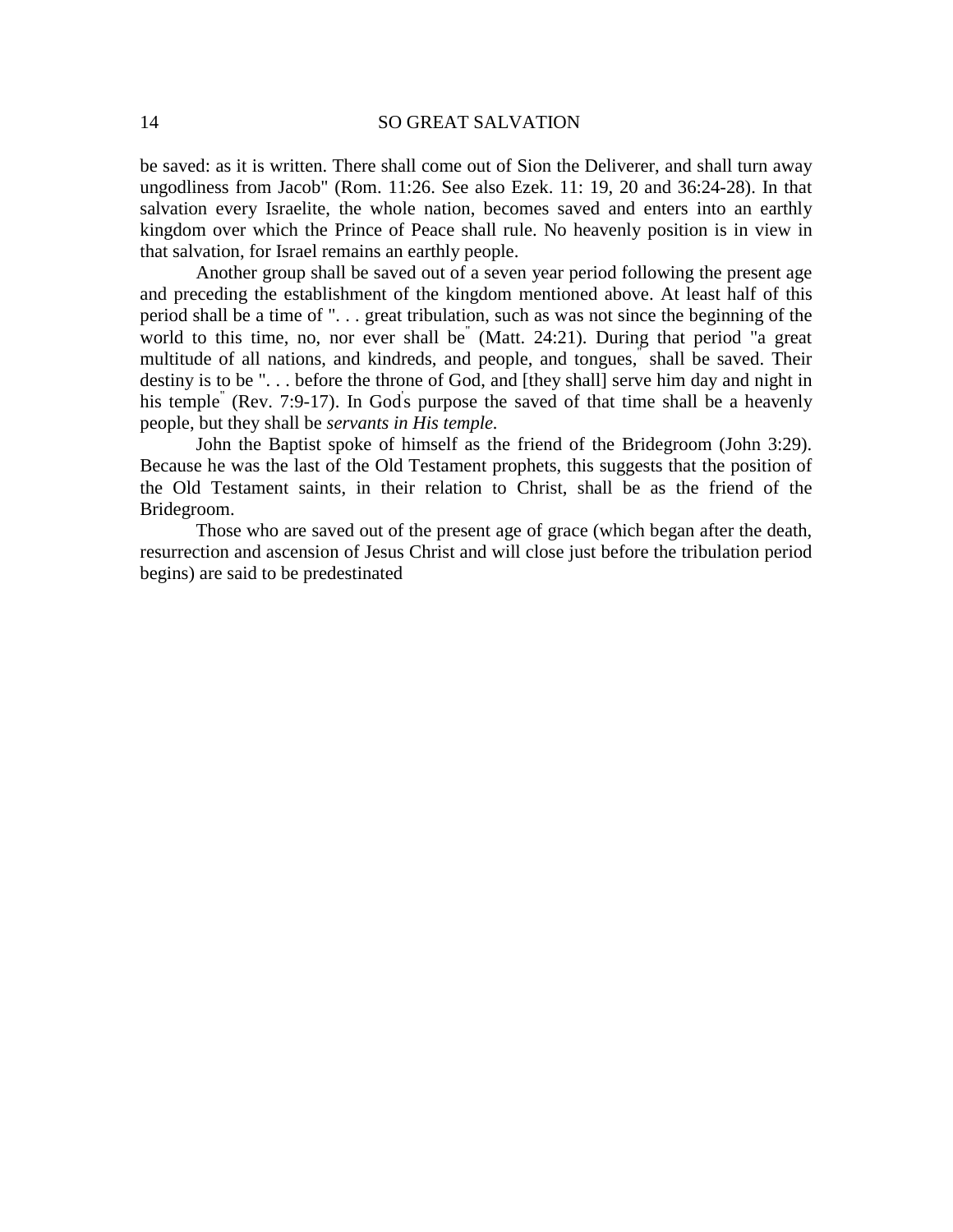be saved: as it is written. There shall come out of Sion the Deliverer, and shall turn away ungodliness from Jacob" (Rom. 11:26. See also Ezek. 11: 19, 20 and 36:24-28). In that salvation every Israelite, the whole nation, becomes saved and enters into an earthly kingdom over which the Prince of Peace shall rule. No heavenly position is in view in that salvation, for Israel remains an earthly people.

Another group shall be saved out of a seven year period following the present age and preceding the establishment of the kingdom mentioned above. At least half of this period shall be a time of ". . . great tribulation, such as was not since the beginning of the world to this time, no, nor ever shall be" (Matt. 24:21). During that period "a great multitude of all nations, and kindreds, and people, and tongues," shall be saved. Their destiny is to be ". . . before the throne of God, and [they shall] serve him day and night in his temple" (Rev. 7:9-17). In God's purpose the saved of that time shall be a heavenly people, but they shall be *servants in His temple*.

John the Baptist spoke of himself as the friend of the Bridegroom (John 3:29). Because he was the last of the Old Testament prophets, this suggests that the position of the Old Testament saints, in their relation to Christ, shall be as the friend of the Bridegroom.

Those who are saved out of the present age of grace (which began after the death, resurrection and ascension of Jesus Christ and will close just before the tribulation period begins) are said to be predestinated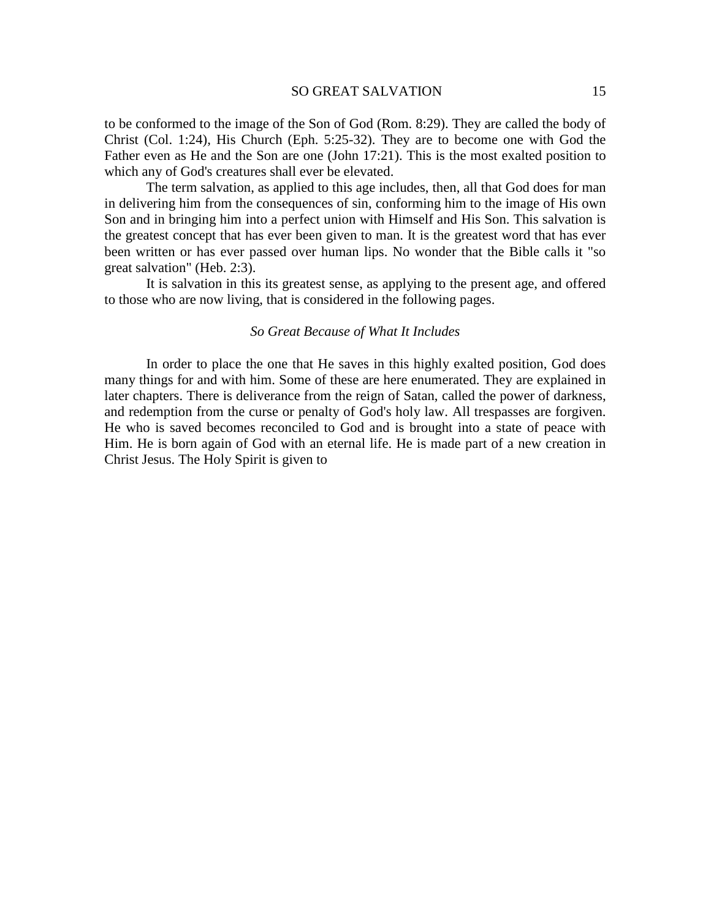to be conformed to the image of the Son of God (Rom. 8:29). They are called the body of Christ (Col. 1:24), His Church (Eph. 5:25-32). They are to become one with God the Father even as He and the Son are one (John 17:21). This is the most exalted position to which any of God's creatures shall ever be elevated.

The term salvation, as applied to this age includes, then, all that God does for man in delivering him from the consequences of sin, conforming him to the image of His own Son and in bringing him into a perfect union with Himself and His Son. This salvation is the greatest concept that has ever been given to man. It is the greatest word that has ever been written or has ever passed over human lips. No wonder that the Bible calls it "so great salvation" (Heb. 2:3).

It is salvation in this its greatest sense, as applying to the present age, and offered to those who are now living, that is considered in the following pages.

### *So Great Because of What It Includes*

In order to place the one that He saves in this highly exalted position, God does many things for and with him. Some of these are here enumerated. They are explained in later chapters. There is deliverance from the reign of Satan, called the power of darkness, and redemption from the curse or penalty of God's holy law. All trespasses are forgiven. He who is saved becomes reconciled to God and is brought into a state of peace with Him. He is born again of God with an eternal life. He is made part of a new creation in Christ Jesus. The Holy Spirit is given to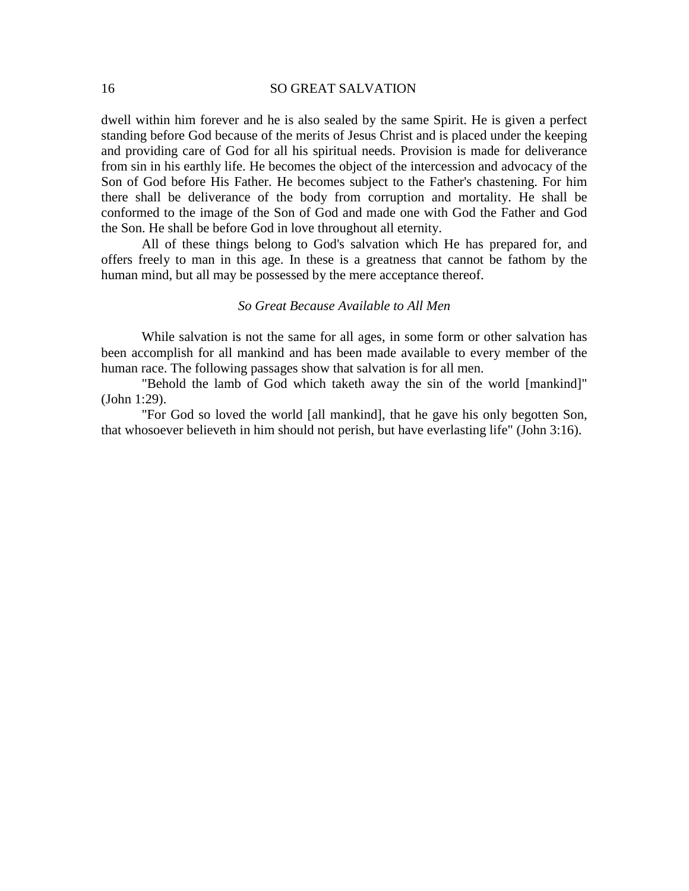dwell within him forever and he is also sealed by the same Spirit. He is given a perfect standing before God because of the merits of Jesus Christ and is placed under the keeping and providing care of God for all his spiritual needs. Provision is made for deliverance from sin in his earthly life. He becomes the object of the intercession and advocacy of the Son of God before His Father. He becomes subject to the Father's chastening. For him there shall be deliverance of the body from corruption and mortality. He shall be conformed to the image of the Son of God and made one with God the Father and God the Son. He shall be before God in love throughout all eternity.

All of these things belong to God's salvation which He has prepared for, and offers freely to man in this age. In these is a greatness that cannot be fathom by the human mind, but all may be possessed by the mere acceptance thereof.

### *So Great Because Available to All Men*

While salvation is not the same for all ages, in some form or other salvation has been accomplish for all mankind and has been made available to every member of the human race. The following passages show that salvation is for all men.

"Behold the lamb of God which taketh away the sin of the world [mankind]" (John 1:29).

"For God so loved the world [all mankind], that he gave his only begotten Son, that whosoever believeth in him should not perish, but have everlasting life" (John 3:16).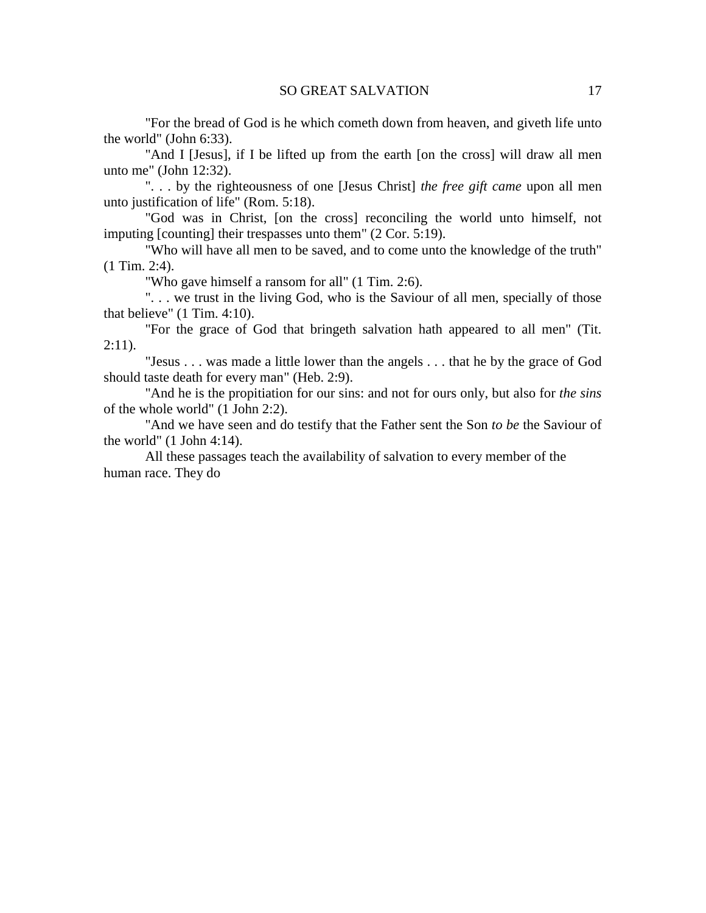"For the bread of God is he which cometh down from heaven, and giveth life unto the world" (John 6:33).

"And I [Jesus], if I be lifted up from the earth [on the cross] will draw all men unto me" (John 12:32).

". . . by the righteousness of one [Jesus Christ] *the free gift came* upon all men unto justification of life" (Rom. 5:18).

"God was in Christ, [on the cross] reconciling the world unto himself, not imputing [counting] their trespasses unto them" (2 Cor. 5:19).

"Who will have all men to be saved, and to come unto the knowledge of the truth" (1 Tim. 2:4).

"Who gave himself a ransom for all" (1 Tim. 2:6).

". . . we trust in the living God, who is the Saviour of all men, specially of those that believe" (1 Tim. 4:10).

"For the grace of God that bringeth salvation hath appeared to all men" (Tit. 2:11).

"Jesus . . . was made a little lower than the angels . . . that he by the grace of God should taste death for every man" (Heb. 2:9).

"And he is the propitiation for our sins: and not for ours only, but also for *the sins* of the whole world" (1 John 2:2).

"And we have seen and do testify that the Father sent the Son *to be* the Saviour of the world" (1 John 4:14).

All these passages teach the availability of salvation to every member of the human race. They do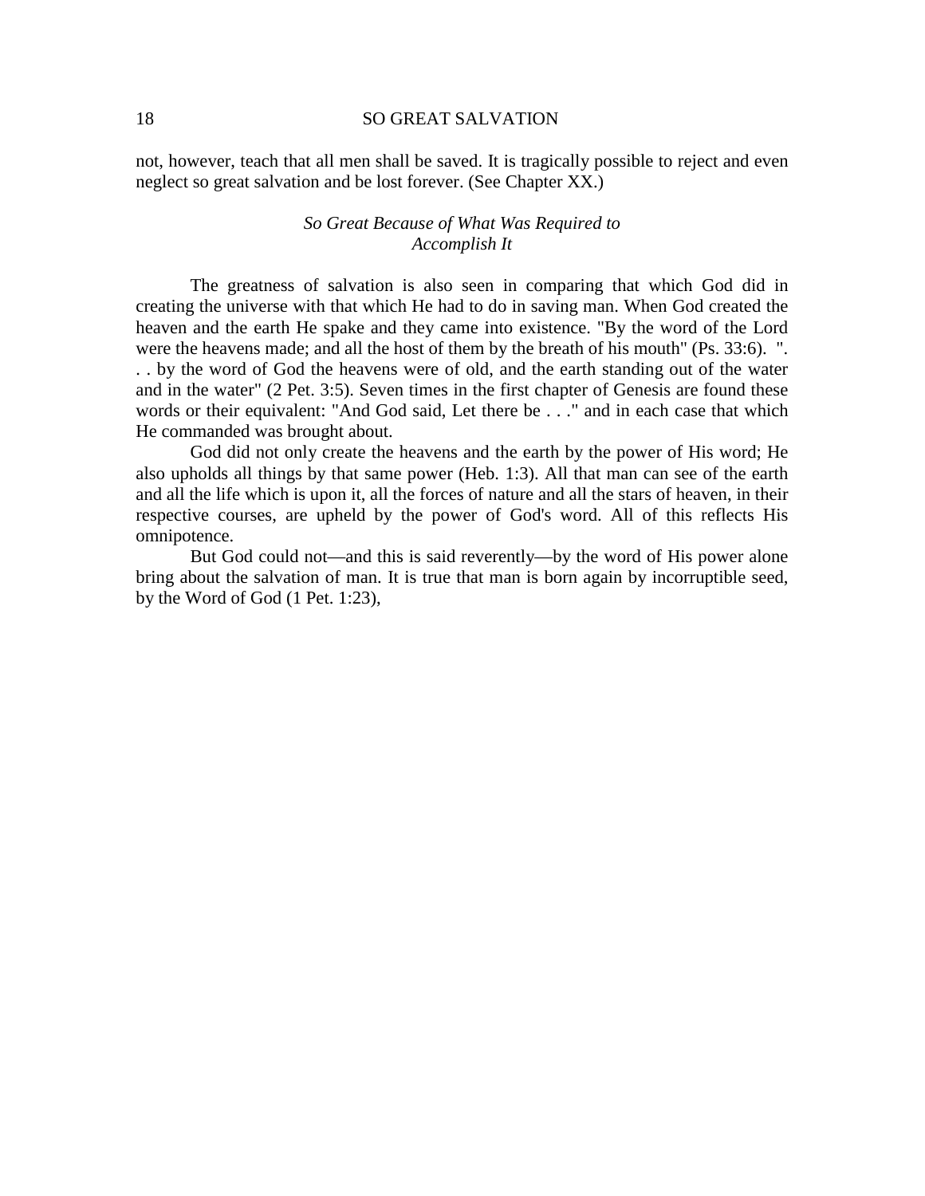not, however, teach that all men shall be saved. It is tragically possible to reject and even neglect so great salvation and be lost forever. (See Chapter XX.)

### *So Great Because of What Was Required to Accomplish It*

The greatness of salvation is also seen in comparing that which God did in creating the universe with that which He had to do in saving man. When God created the heaven and the earth He spake and they came into existence. "By the word of the Lord were the heavens made; and all the host of them by the breath of his mouth" (Ps. 33:6). ". . . by the word of God the heavens were of old, and the earth standing out of the water and in the water" (2 Pet. 3:5). Seven times in the first chapter of Genesis are found these words or their equivalent: "And God said, Let there be . . ." and in each case that which He commanded was brought about.

God did not only create the heavens and the earth by the power of His word; He also upholds all things by that same power (Heb. 1:3). All that man can see of the earth and all the life which is upon it, all the forces of nature and all the stars of heaven, in their respective courses, are upheld by the power of God's word. All of this reflects His omnipotence.

But God could not—and this is said reverently—by the word of His power alone bring about the salvation of man. It is true that man is born again by incorruptible seed, by the Word of God (1 Pet. 1:23),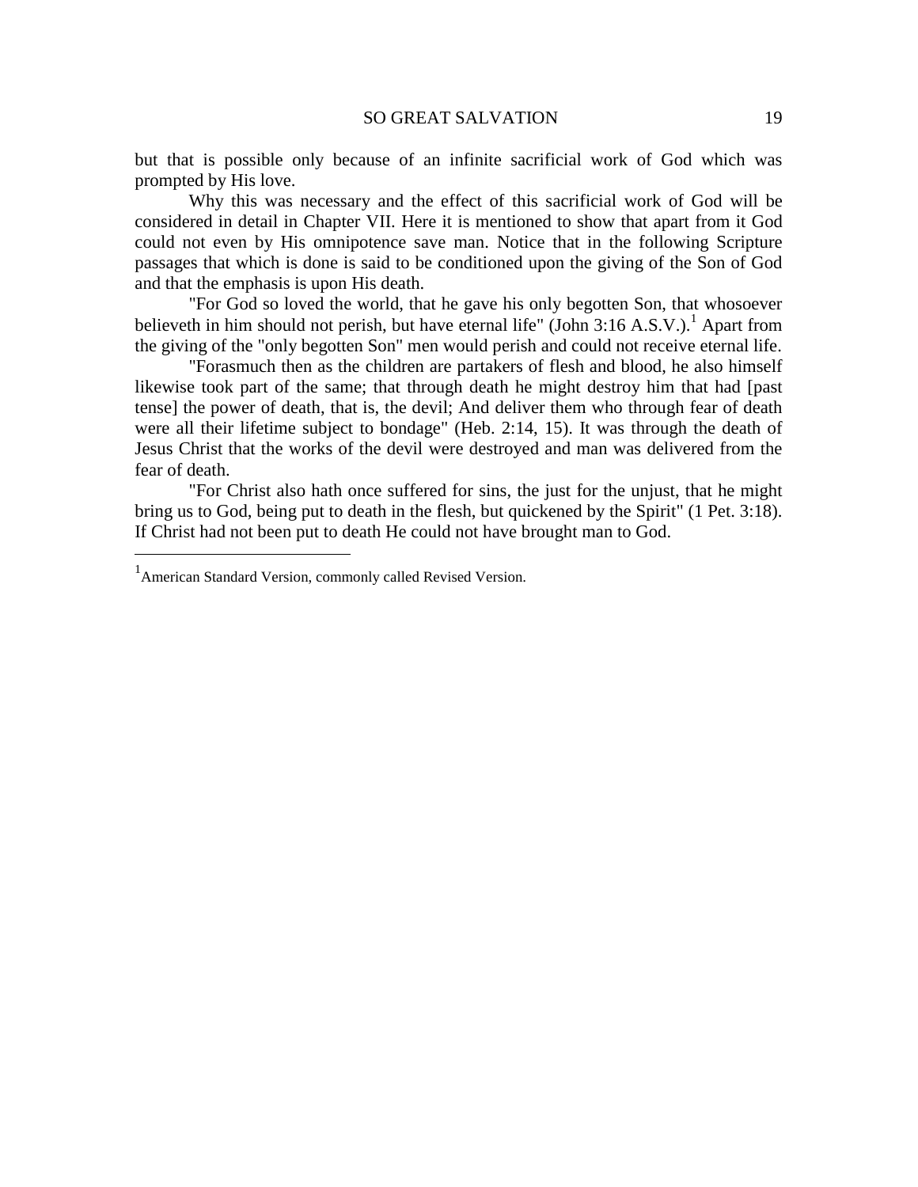but that is possible only because of an infinite sacrificial work of God which was prompted by His love.

Why this was necessary and the effect of this sacrificial work of God will be considered in detail in Chapter VII. Here it is mentioned to show that apart from it God could not even by His omnipotence save man. Notice that in the following Scripture passages that which is done is said to be conditioned upon the giving of the Son of God and that the emphasis is upon His death.

"For God so loved the world, that he gave his only begotten Son, that whosoever believeth in him should not perish, but have eternal life" (John 3:16 A.S.V.).[1] Apart from the giving of the "only begotten Son" men would perish and could not receive eternal life.

"Forasmuch then as the children are partakers of flesh and blood, he also himself likewise took part of the same; that through death he might destroy him that had [past tense] the power of death, that is, the devil; And deliver them who through fear of death were all their lifetime subject to bondage" (Heb. 2:14, 15). It was through the death of Jesus Christ that the works of the devil were destroyed and man was delivered from the fear of death.

"For Christ also hath once suffered for sins, the just for the unjust, that he might bring us to God, being put to death in the flesh, but quickened by the Spirit" (1 Pet. 3:18). If Christ had not been put to death He could not have brought man to God.

---

[1] American Standard Version, commonly called Revised Version.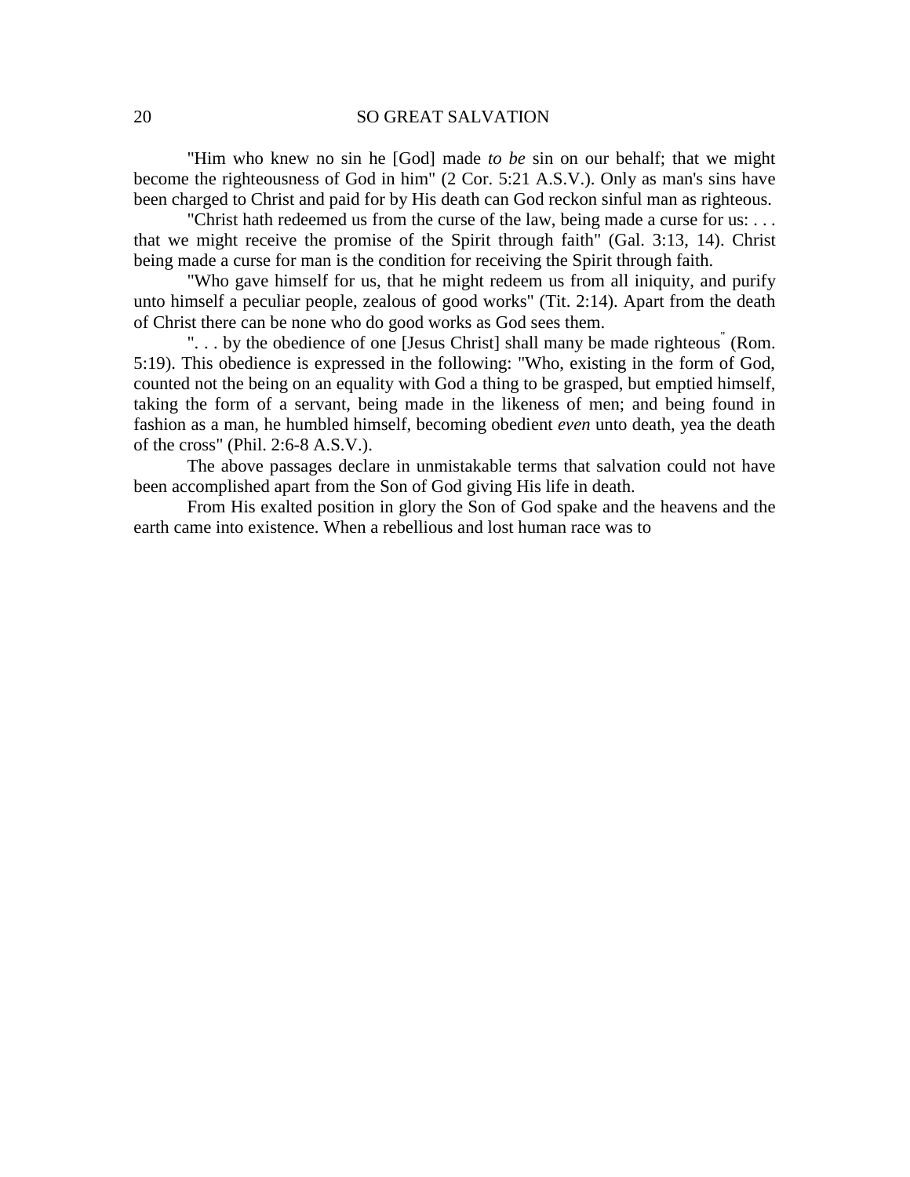"Him who knew no sin he [God] made *to be* sin on our behalf; that we might become the righteousness of God in him" (2 Cor. 5:21 A.S.V.). Only as man's sins have been charged to Christ and paid for by His death can God reckon sinful man as righteous.

"Christ hath redeemed us from the curse of the law, being made a curse for us: . . . that we might receive the promise of the Spirit through faith" (Gal. 3:13, 14). Christ being made a curse for man is the condition for receiving the Spirit through faith.

"Who gave himself for us, that he might redeem us from all iniquity, and purify unto himself a peculiar people, zealous of good works" (Tit. 2:14). Apart from the death of Christ there can be none who do good works as God sees them.

". . . by the obedience of one [Jesus Christ] shall many be made righteous" (Rom. 5:19). This obedience is expressed in the following: "Who, existing in the form of God, counted not the being on an equality with God a thing to be grasped, but emptied himself, taking the form of a servant, being made in the likeness of men; and being found in fashion as a man, he humbled himself, becoming obedient *even* unto death, yea the death of the cross" (Phil. 2:6-8 A.S.V.).

The above passages declare in unmistakable terms that salvation could not have been accomplished apart from the Son of God giving His life in death.

From His exalted position in glory the Son of God spake and the heavens and the earth came into existence. When a rebellious and lost human race was to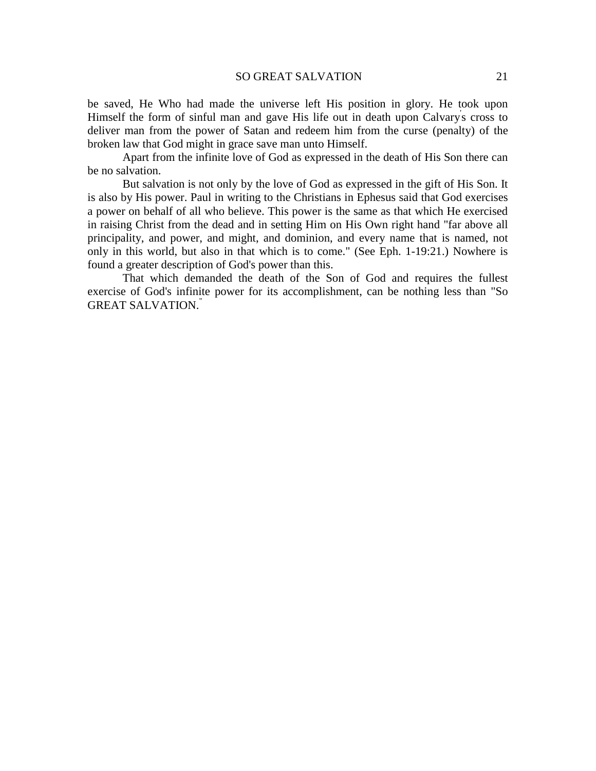be saved, He Who had made the universe left His position in glory. He took upon Himself the form of sinful man and gave His life out in death upon Calvary's cross to deliver man from the power of Satan and redeem him from the curse (penalty) of the broken law that God might in grace save man unto Himself.

Apart from the infinite love of God as expressed in the death of His Son there can be no salvation.

But salvation is not only by the love of God as expressed in the gift of His Son. It is also by His power. Paul in writing to the Christians in Ephesus said that God exercises a power on behalf of all who believe. This power is the same as that which He exercised in raising Christ from the dead and in setting Him on His Own right hand "far above all principality, and power, and might, and dominion, and every name that is named, not only in this world, but also in that which is to come." (See Eph. 1-19:21.) Nowhere is found a greater description of God's power than this.

That which demanded the death of the Son of God and requires the fullest exercise of God's infinite power for its accomplishment, can be nothing less than "So GREAT SALVATION."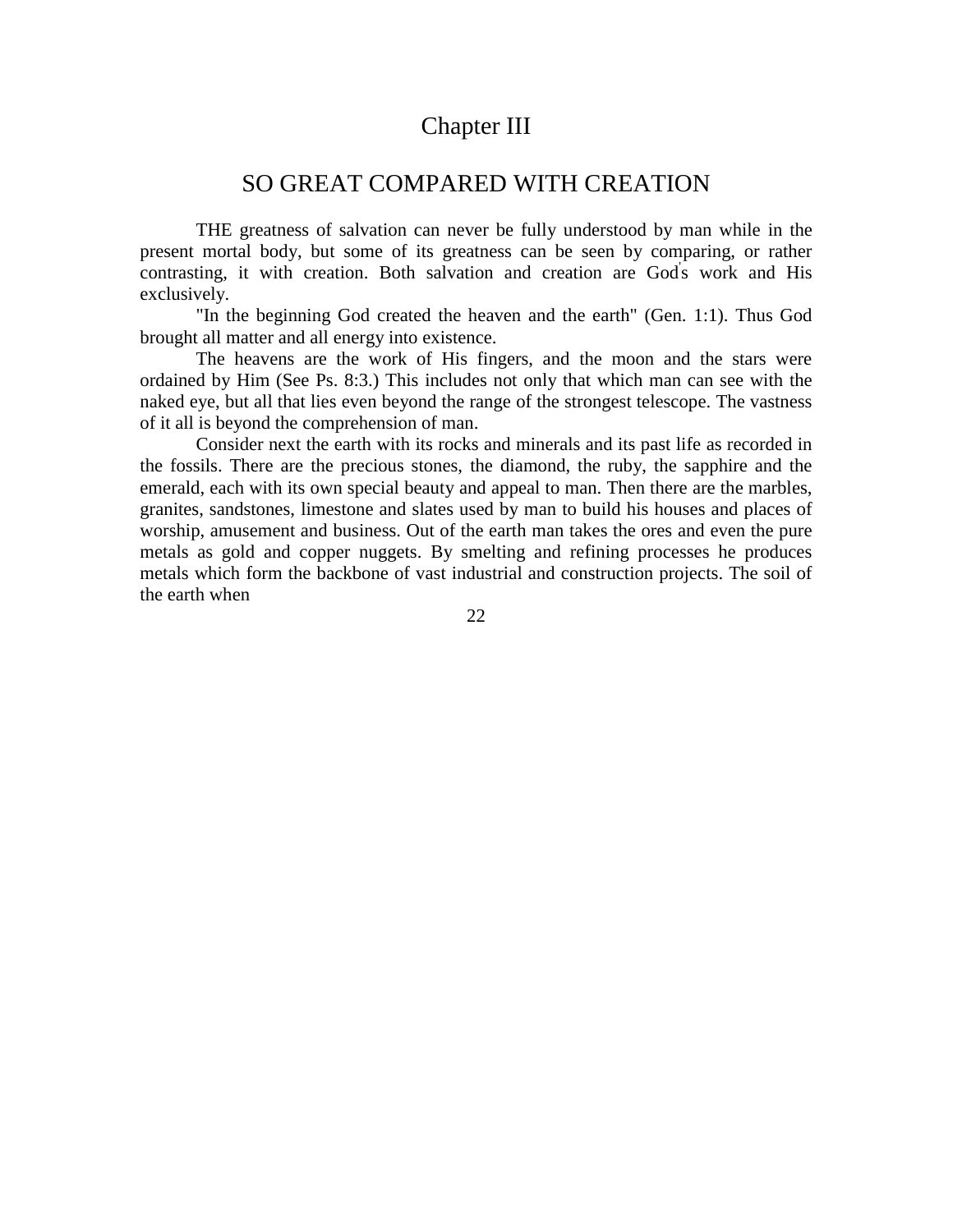# Chapter III

## SO GREAT COMPARED WITH CREATION

THE greatness of salvation can never be fully understood by man while in the present mortal body, but some of its greatness can be seen by comparing, or rather contrasting, it with creation. Both salvation and creation are God's work and His exclusively.

"In the beginning God created the heaven and the earth" (Gen. 1:1). Thus God brought all matter and all energy into existence.

The heavens are the work of His fingers, and the moon and the stars were ordained by Him (See Ps. 8:3.) This includes not only that which man can see with the naked eye, but all that lies even beyond the range of the strongest telescope. The vastness of it all is beyond the comprehension of man.

Consider next the earth with its rocks and minerals and its past life as recorded in the fossils. There are the precious stones, the diamond, the ruby, the sapphire and the emerald, each with its own special beauty and appeal to man. Then there are the marbles, granites, sandstones, limestone and slates used by man to build his houses and places of worship, amusement and business. Out of the earth man takes the ores and even the pure metals as gold and copper nuggets. By smelting and refining processes he produces metals which form the backbone of vast industrial and construction projects. The soil of the earth when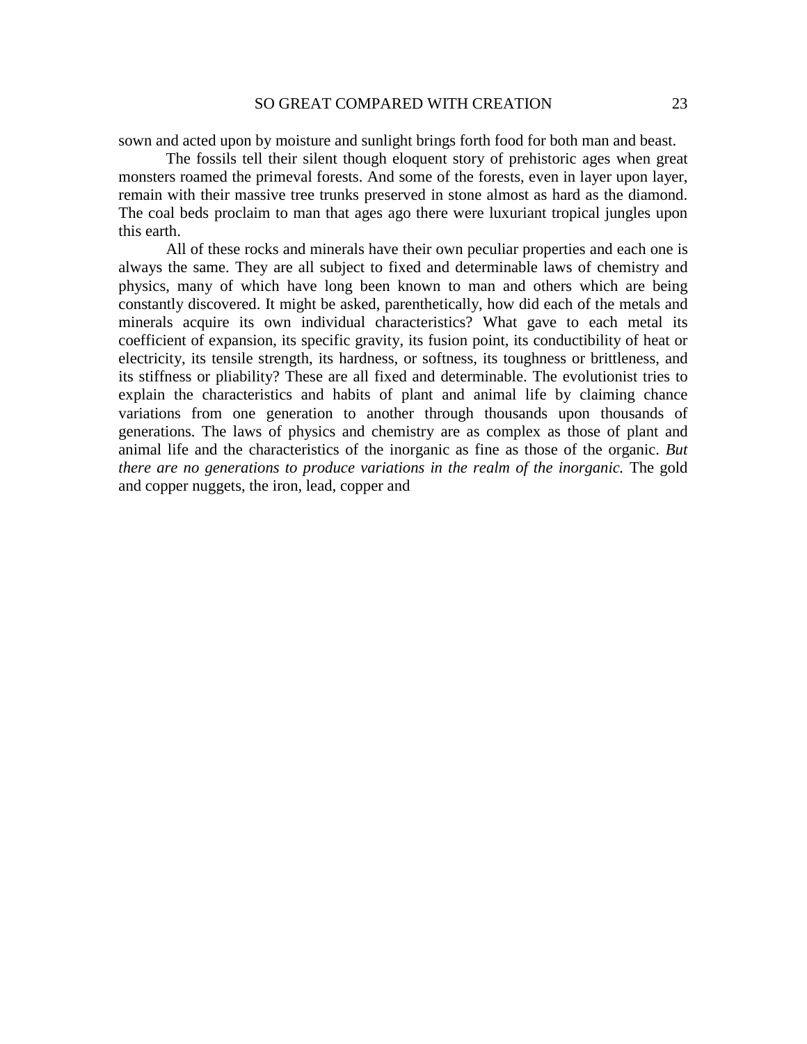sown and acted upon by moisture and sunlight brings forth food for both man and beast.

The fossils tell their silent though eloquent story of prehistoric ages when great monsters roamed the primeval forests. And some of the forests, even in layer upon layer, remain with their massive tree trunks preserved in stone almost as hard as the diamond. The coal beds proclaim to man that ages ago there were luxuriant tropical jungles upon this earth.

All of these rocks and minerals have their own peculiar properties and each one is always the same. They are all subject to fixed and determinable laws of chemistry and physics, many of which have long been known to man and others which are being constantly discovered. It might be asked, parenthetically, how did each of the metals and minerals acquire its own individual characteristics? What gave to each metal its coefficient of expansion, its specific gravity, its fusion point, its conductibility of heat or electricity, its tensile strength, its hardness, or softness, its toughness or brittleness, and its stiffness or pliability? These are all fixed and determinable. The evolutionist tries to explain the characteristics and habits of plant and animal life by claiming chance variations from one generation to another through thousands upon thousands of generations. The laws of physics and chemistry are as complex as those of plant and animal life and the characteristics of the inorganic as fine as those of the organic. *But there are no generations to produce variations in the realm of the inorganic.* The gold and copper nuggets, the iron, lead, copper and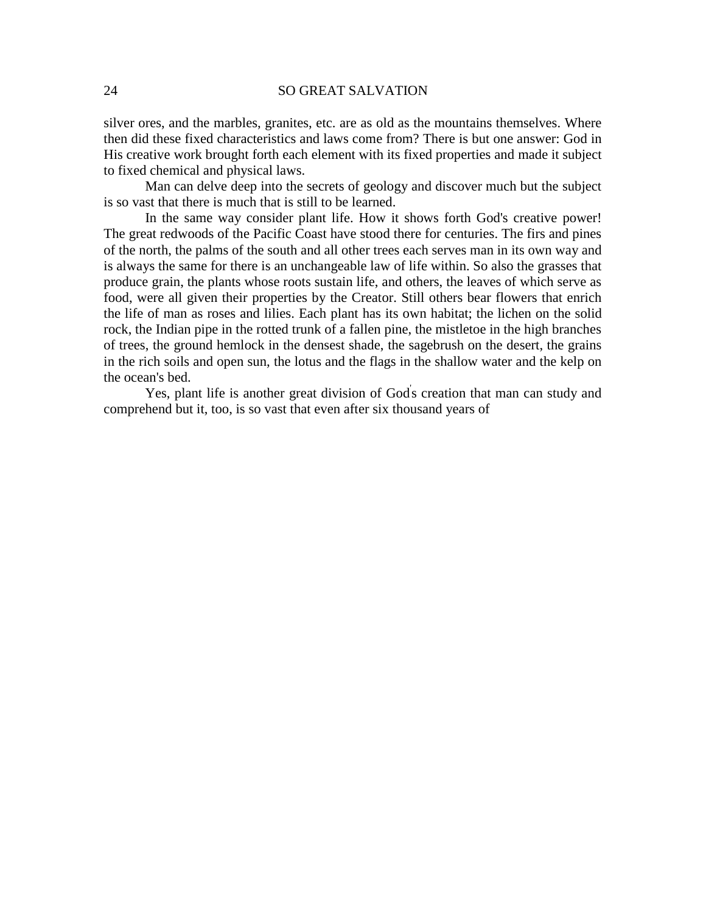silver ores, and the marbles, granites, etc. are as old as the mountains themselves. Where then did these fixed characteristics and laws come from? There is but one answer: God in His creative work brought forth each element with its fixed properties and made it subject to fixed chemical and physical laws.

Man can delve deep into the secrets of geology and discover much but the subject is so vast that there is much that is still to be learned.

In the same way consider plant life. How it shows forth God's creative power! The great redwoods of the Pacific Coast have stood there for centuries. The firs and pines of the north, the palms of the south and all other trees each serves man in its own way and is always the same for there is an unchangeable law of life within. So also the grasses that produce grain, the plants whose roots sustain life, and others, the leaves of which serve as food, were all given their properties by the Creator. Still others bear flowers that enrich the life of man as roses and lilies. Each plant has its own habitat; the lichen on the solid rock, the Indian pipe in the rotted trunk of a fallen pine, the mistletoe in the high branches of trees, the ground hemlock in the densest shade, the sagebrush on the desert, the grains in the rich soils and open sun, the lotus and the flags in the shallow water and the kelp on the ocean's bed.

Yes, plant life is another great division of God's creation that man can study and comprehend but it, too, is so vast that even after six thousand years of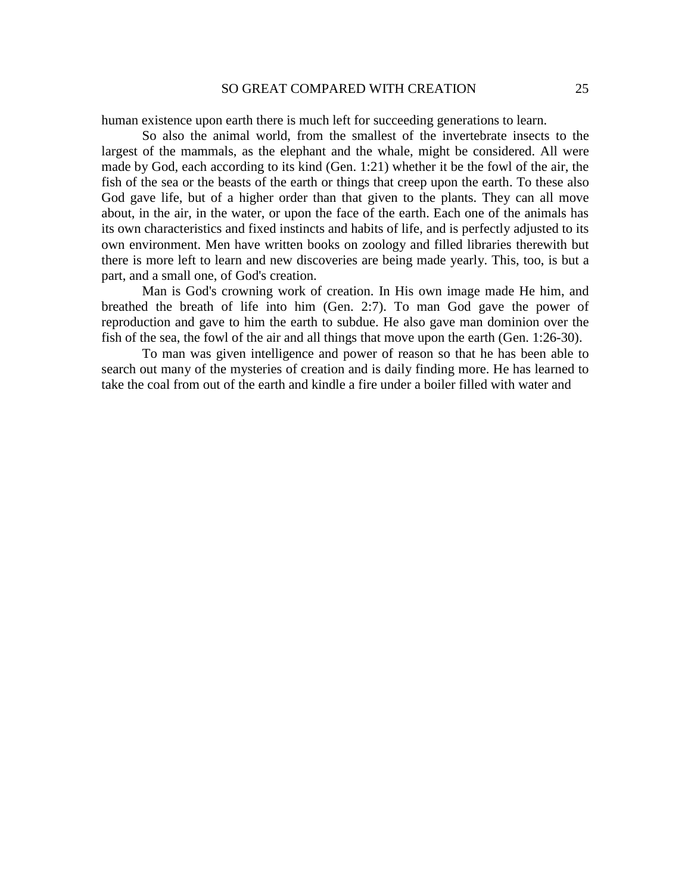human existence upon earth there is much left for succeeding generations to learn.

So also the animal world, from the smallest of the invertebrate insects to the largest of the mammals, as the elephant and the whale, might be considered. All were made by God, each according to its kind (Gen. 1:21) whether it be the fowl of the air, the fish of the sea or the beasts of the earth or things that creep upon the earth. To these also God gave life, but of a higher order than that given to the plants. They can all move about, in the air, in the water, or upon the face of the earth. Each one of the animals has its own characteristics and fixed instincts and habits of life, and is perfectly adjusted to its own environment. Men have written books on zoology and filled libraries therewith but there is more left to learn and new discoveries are being made yearly. This, too, is but a part, and a small one, of God's creation.

Man is God's crowning work of creation. In His own image made He him, and breathed the breath of life into him (Gen. 2:7). To man God gave the power of reproduction and gave to him the earth to subdue. He also gave man dominion over the fish of the sea, the fowl of the air and all things that move upon the earth (Gen. 1:26-30).

To man was given intelligence and power of reason so that he has been able to search out many of the mysteries of creation and is daily finding more. He has learned to take the coal from out of the earth and kindle a fire under a boiler filled with water and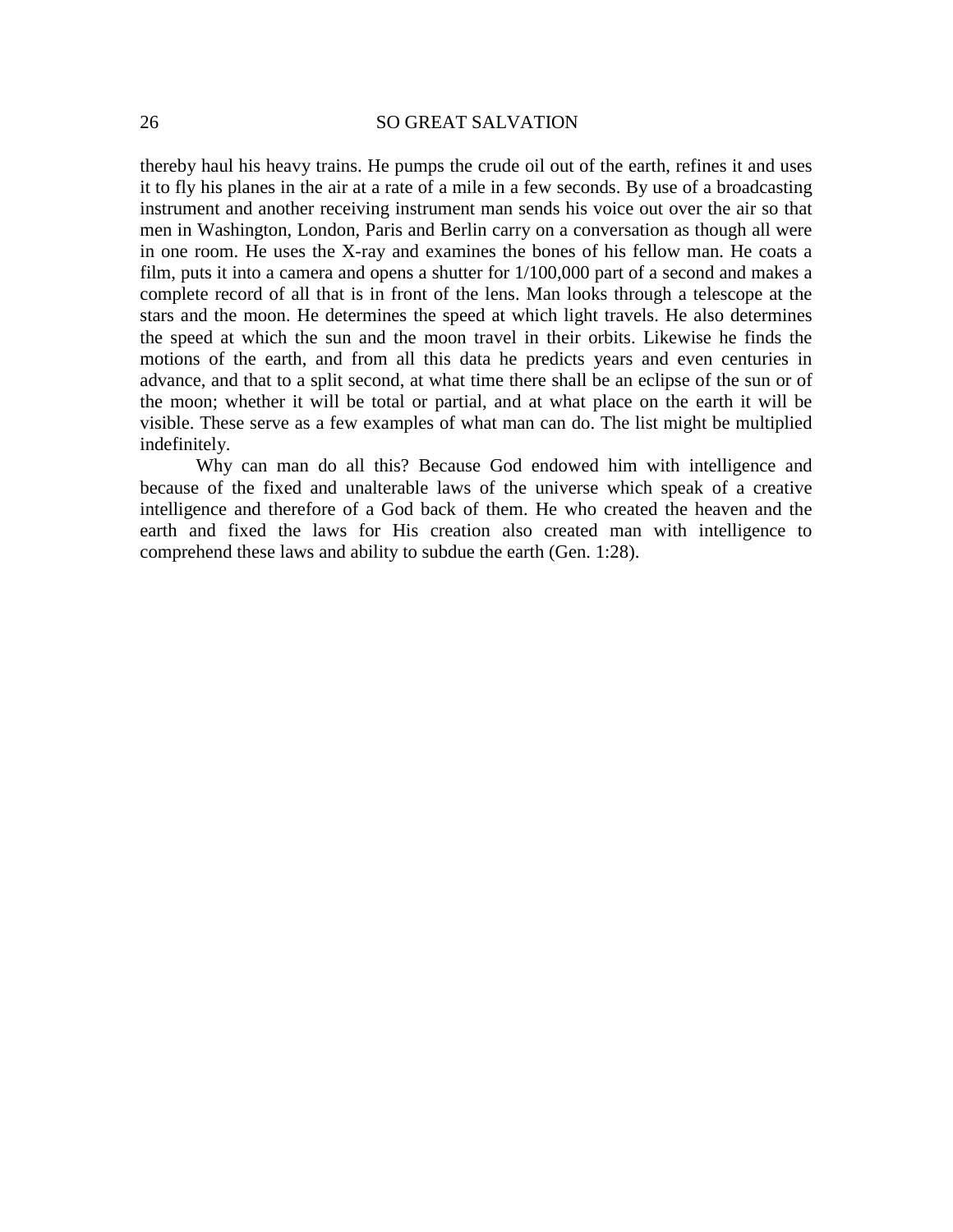thereby haul his heavy trains. He pumps the crude oil out of the earth, refines it and uses it to fly his planes in the air at a rate of a mile in a few seconds. By use of a broadcasting instrument and another receiving instrument man sends his voice out over the air so that men in Washington, London, Paris and Berlin carry on a conversation as though all were in one room. He uses the X-ray and examines the bones of his fellow man. He coats a film, puts it into a camera and opens a shutter for 1/100,000 part of a second and makes a complete record of all that is in front of the lens. Man looks through a telescope at the stars and the moon. He determines the speed at which light travels. He also determines the speed at which the sun and the moon travel in their orbits. Likewise he finds the motions of the earth, and from all this data he predicts years and even centuries in advance, and that to a split second, at what time there shall be an eclipse of the sun or of the moon; whether it will be total or partial, and at what place on the earth it will be visible. These serve as a few examples of what man can do. The list might be multiplied indefinitely.

Why can man do all this? Because God endowed him with intelligence and because of the fixed and unalterable laws of the universe which speak of a creative intelligence and therefore of a God back of them. He who created the heaven and the earth and fixed the laws for His creation also created man with intelligence to comprehend these laws and ability to subdue the earth (Gen. 1:28).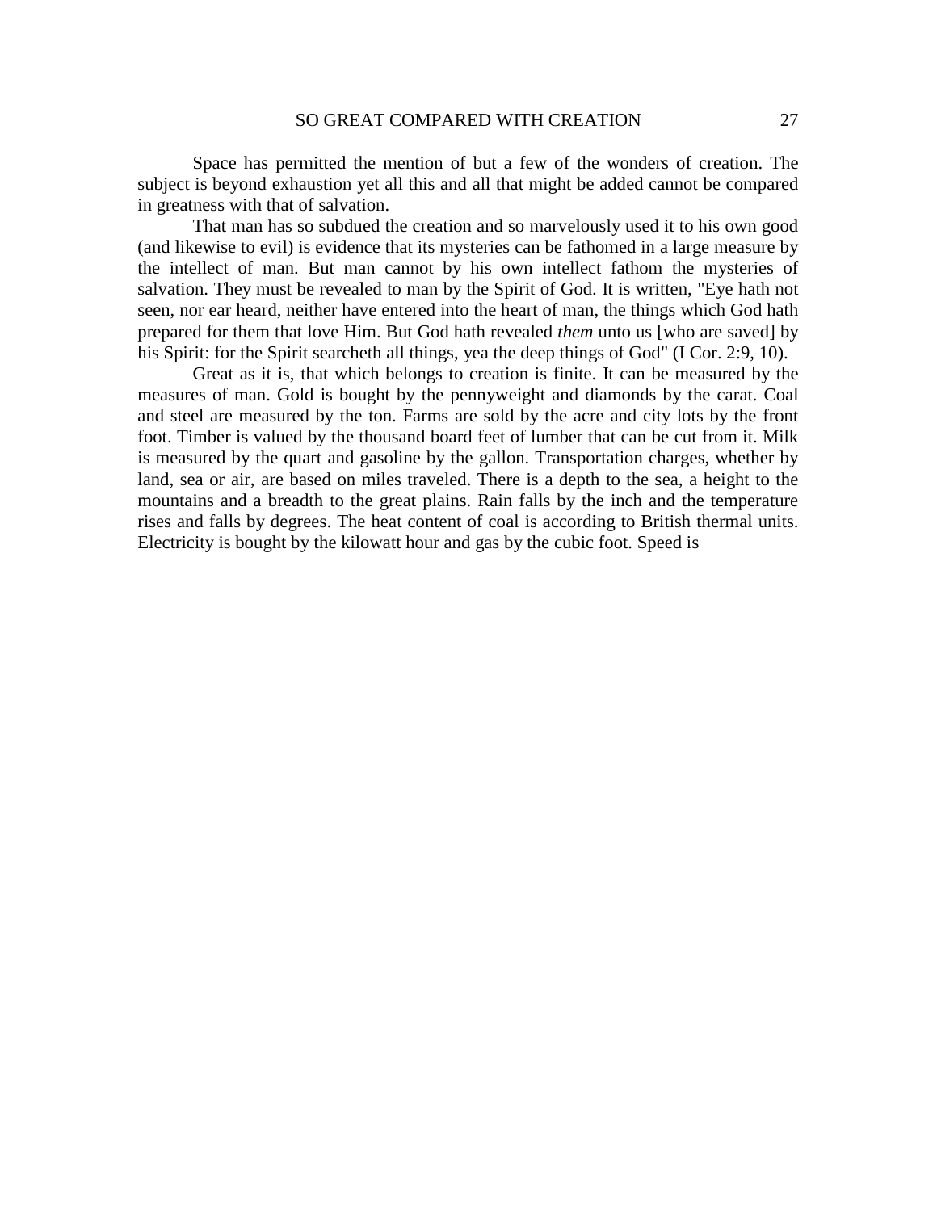Space has permitted the mention of but a few of the wonders of creation. The subject is beyond exhaustion yet all this and all that might be added cannot be compared in greatness with that of salvation.

That man has so subdued the creation and so marvelously used it to his own good (and likewise to evil) is evidence that its mysteries can be fathomed in a large measure by the intellect of man. But man cannot by his own intellect fathom the mysteries of salvation. They must be revealed to man by the Spirit of God. It is written, "Eye hath not seen, nor ear heard, neither have entered into the heart of man, the things which God hath prepared for them that love Him. But God hath revealed *them* unto us [who are saved] by his Spirit: for the Spirit searcheth all things, yea the deep things of God" (I Cor. 2:9, 10).

Great as it is, that which belongs to creation is finite. It can be measured by the measures of man. Gold is bought by the pennyweight and diamonds by the carat. Coal and steel are measured by the ton. Farms are sold by the acre and city lots by the front foot. Timber is valued by the thousand board feet of lumber that can be cut from it. Milk is measured by the quart and gasoline by the gallon. Transportation charges, whether by land, sea or air, are based on miles traveled. There is a depth to the sea, a height to the mountains and a breadth to the great plains. Rain falls by the inch and the temperature rises and falls by degrees. The heat content of coal is according to British thermal units. Electricity is bought by the kilowatt hour and gas by the cubic foot. Speed is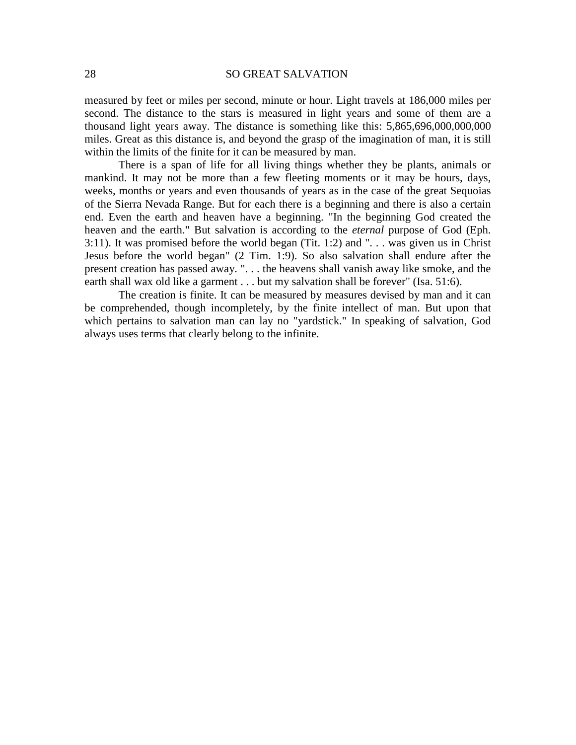measured by feet or miles per second, minute or hour. Light travels at 186,000 miles per second. The distance to the stars is measured in light years and some of them are a thousand light years away. The distance is something like this: 5,865,696,000,000,000 miles. Great as this distance is, and beyond the grasp of the imagination of man, it is still within the limits of the finite for it can be measured by man.

There is a span of life for all living things whether they be plants, animals or mankind. It may not be more than a few fleeting moments or it may be hours, days, weeks, months or years and even thousands of years as in the case of the great Sequoias of the Sierra Nevada Range. But for each there is a beginning and there is also a certain end. Even the earth and heaven have a beginning. "In the beginning God created the heaven and the earth." But salvation is according to the *eternal* purpose of God (Eph. 3:11). It was promised before the world began (Tit. 1:2) and ". . . was given us in Christ Jesus before the world began" (2 Tim. 1:9). So also salvation shall endure after the present creation has passed away. ". . . the heavens shall vanish away like smoke, and the earth shall wax old like a garment . . . but my salvation shall be forever" (Isa. 51:6).

The creation is finite. It can be measured by measures devised by man and it can be comprehended, though incompletely, by the finite intellect of man. But upon that which pertains to salvation man can lay no "yardstick." In speaking of salvation, God always uses terms that clearly belong to the infinite.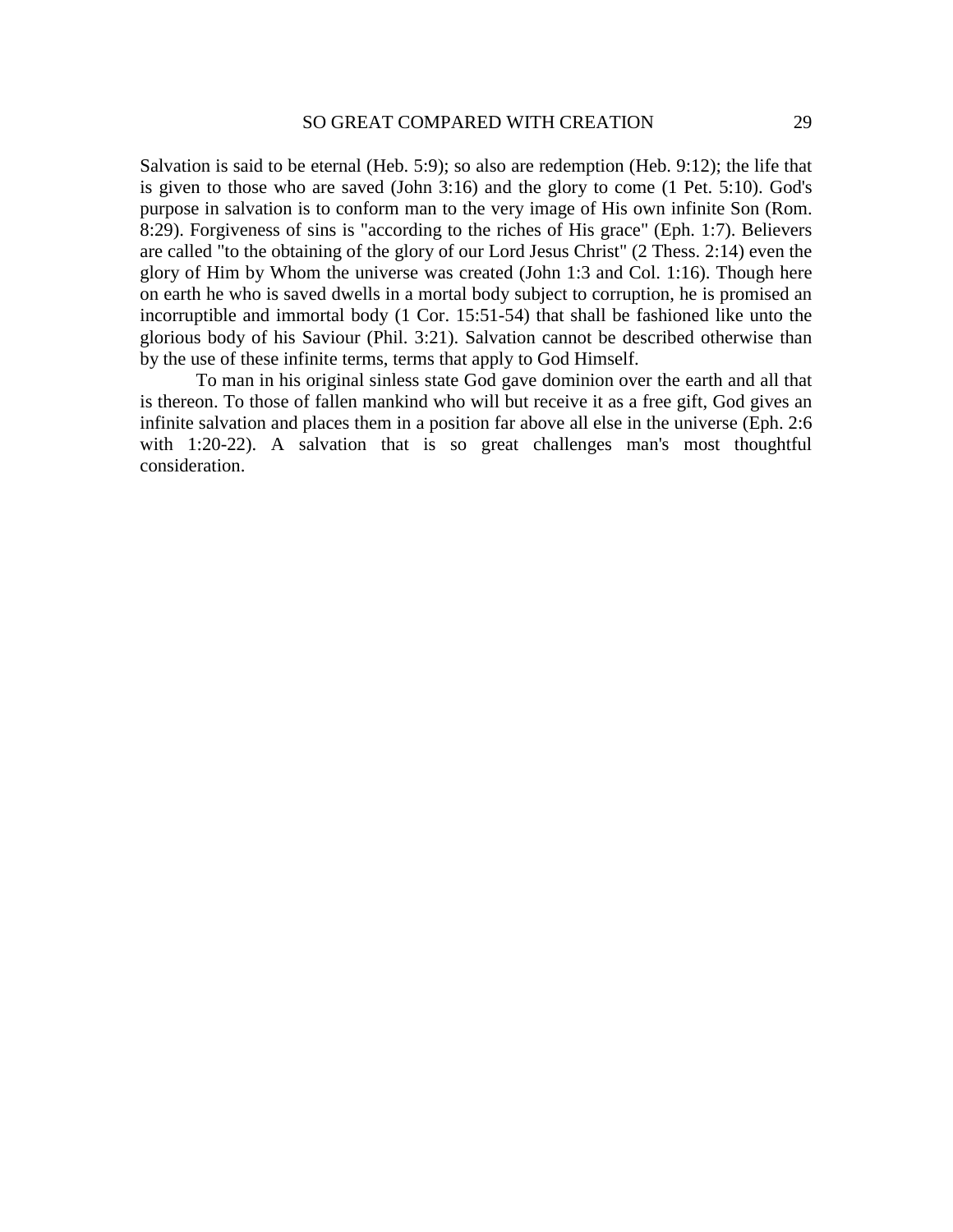Salvation is said to be eternal (Heb. 5:9); so also are redemption (Heb. 9:12); the life that is given to those who are saved (John 3:16) and the glory to come (1 Pet. 5:10). God's purpose in salvation is to conform man to the very image of His own infinite Son (Rom. 8:29). Forgiveness of sins is "according to the riches of His grace" (Eph. 1:7). Believers are called "to the obtaining of the glory of our Lord Jesus Christ" (2 Thess. 2:14) even the glory of Him by Whom the universe was created (John 1:3 and Col. 1:16). Though here on earth he who is saved dwells in a mortal body subject to corruption, he is promised an incorruptible and immortal body (1 Cor. 15:51-54) that shall be fashioned like unto the glorious body of his Saviour (Phil. 3:21). Salvation cannot be described otherwise than by the use of these infinite terms, terms that apply to God Himself.

To man in his original sinless state God gave dominion over the earth and all that is thereon. To those of fallen mankind who will but receive it as a free gift, God gives an infinite salvation and places them in a position far above all else in the universe (Eph. 2:6 with 1:20-22). A salvation that is so great challenges man's most thoughtful consideration.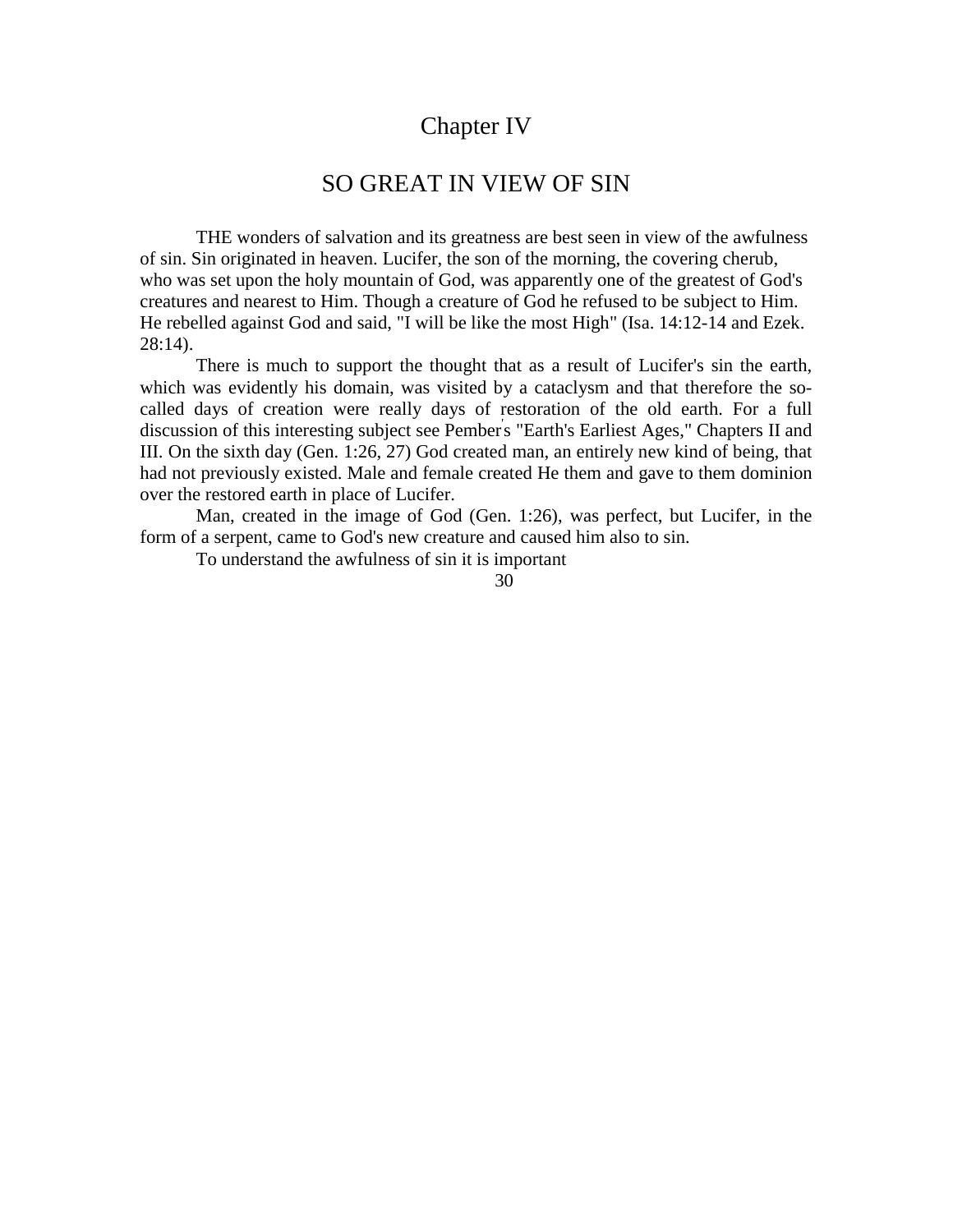# Chapter IV

## SO GREAT IN VIEW OF SIN

THE wonders of salvation and its greatness are best seen in view of the awfulness of sin. Sin originated in heaven. Lucifer, the son of the morning, the covering cherub, who was set upon the holy mountain of God, was apparently one of the greatest of God's creatures and nearest to Him. Though a creature of God he refused to be subject to Him. He rebelled against God and said, "I will be like the most High" (Isa. 14:12-14 and Ezek. 28:14).

There is much to support the thought that as a result of Lucifer's sin the earth, which was evidently his domain, was visited by a cataclysm and that therefore the so-called days of creation were really days of restoration of the old earth. For a full discussion of this interesting subject see Pember's "Earth's Earliest Ages," Chapters II and III. On the sixth day (Gen. 1:26, 27) God created man, an entirely new kind of being, that had not previously existed. Male and female created He them and gave to them dominion over the restored earth in place of Lucifer.

Man, created in the image of God (Gen. 1:26), was perfect, but Lucifer, in the form of a serpent, came to God's new creature and caused him also to sin.

To understand the awfulness of sin it is important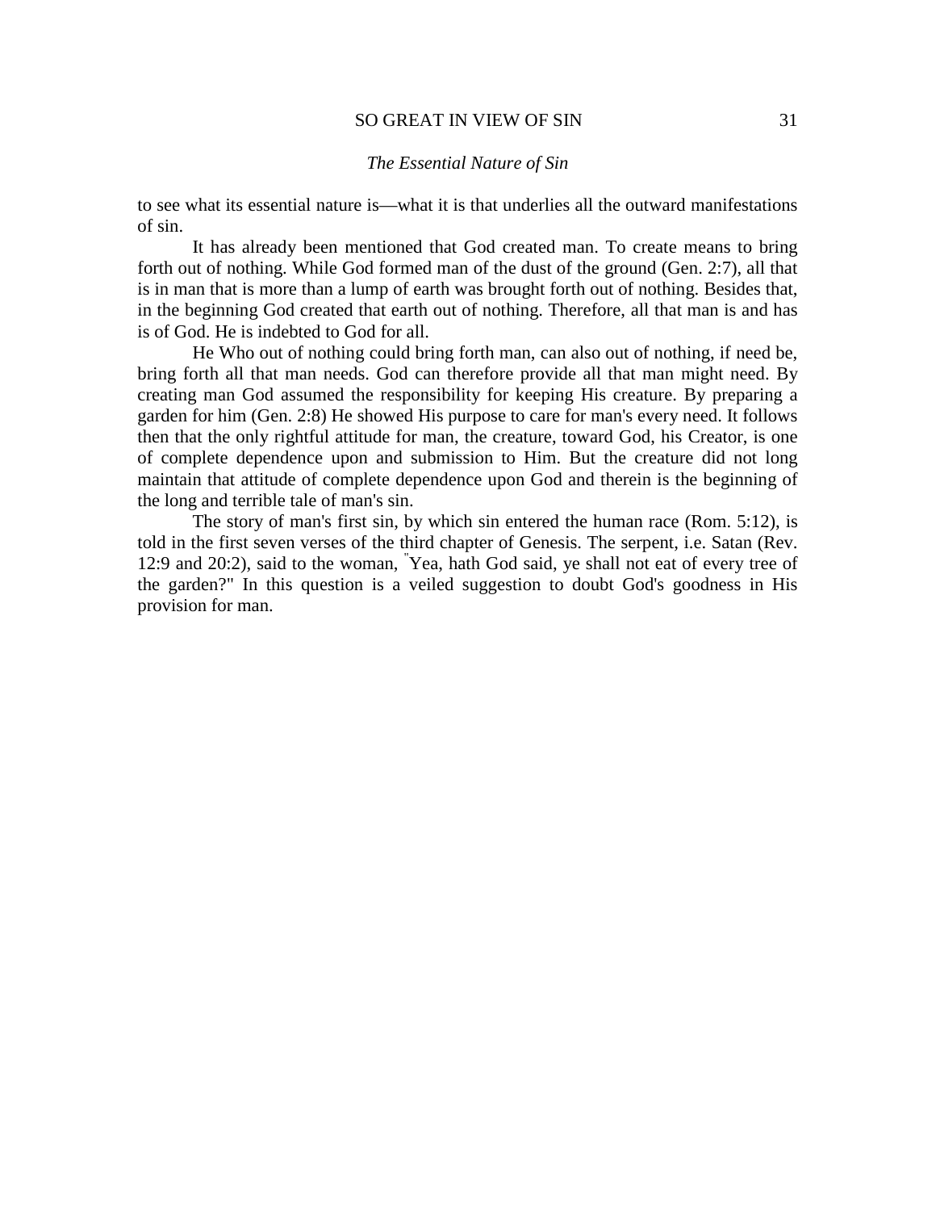to see what its essential nature is—what it is that underlies all the outward manifestations of sin.

It has already been mentioned that God created man. To create means to bring forth out of nothing. While God formed man of the dust of the ground (Gen. 2:7), all that is in man that is more than a lump of earth was brought forth out of nothing. Besides that, in the beginning God created that earth out of nothing. Therefore, all that man is and has is of God. He is indebted to God for all.

He Who out of nothing could bring forth man, can also out of nothing, if need be, bring forth all that man needs. God can therefore provide all that man might need. By creating man God assumed the responsibility for keeping His creature. By preparing a garden for him (Gen. 2:8) He showed His purpose to care for man's every need. It follows then that the only rightful attitude for man, the creature, toward God, his Creator, is one of complete dependence upon and submission to Him. But the creature did not long maintain that attitude of complete dependence upon God and therein is the beginning of the long and terrible tale of man's sin.

The story of man's first sin, by which sin entered the human race (Rom. 5:12), is told in the first seven verses of the third chapter of Genesis. The serpent, i.e. Satan (Rev. 12:9 and 20:2), said to the woman, "Yea, hath God said, ye shall not eat of every tree of the garden?" In this question is a veiled suggestion to doubt God's goodness in His provision for man.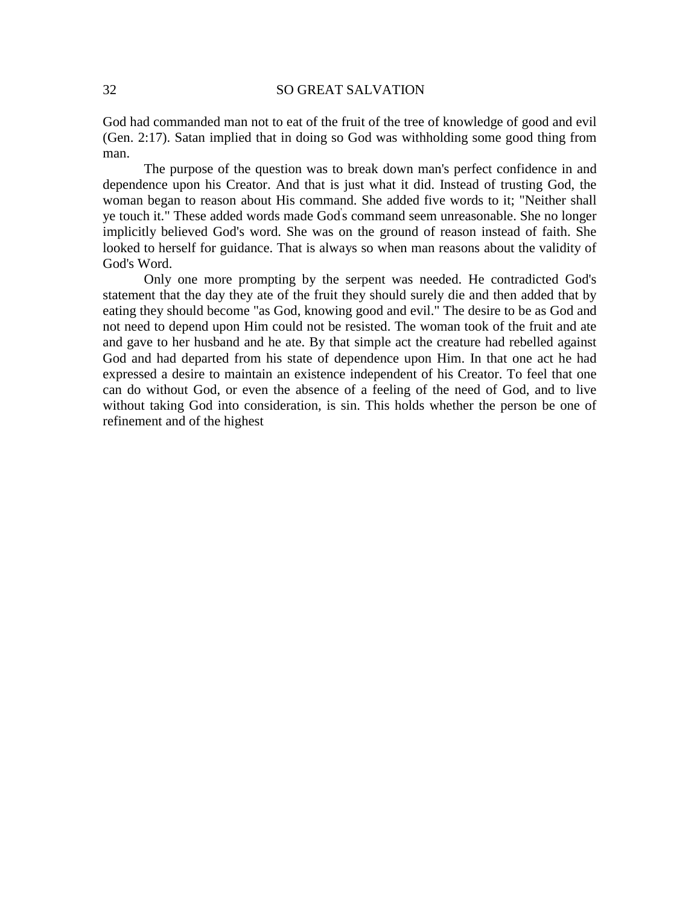God had commanded man not to eat of the fruit of the tree of knowledge of good and evil (Gen. 2:17). Satan implied that in doing so God was withholding some good thing from man.

The purpose of the question was to break down man's perfect confidence in and dependence upon his Creator. And that is just what it did. Instead of trusting God, the woman began to reason about His command. She added five words to it; "Neither shall ye touch it." These added words made God's command seem unreasonable. She no longer implicitly believed God's word. She was on the ground of reason instead of faith. She looked to herself for guidance. That is always so when man reasons about the validity of God's Word.

Only one more prompting by the serpent was needed. He contradicted God's statement that the day they ate of the fruit they should surely die and then added that by eating they should become "as God, knowing good and evil." The desire to be as God and not need to depend upon Him could not be resisted. The woman took of the fruit and ate and gave to her husband and he ate. By that simple act the creature had rebelled against God and had departed from his state of dependence upon Him. In that one act he had expressed a desire to maintain an existence independent of his Creator. To feel that one can do without God, or even the absence of a feeling of the need of God, and to live without taking God into consideration, is sin. This holds whether the person be one of refinement and of the highest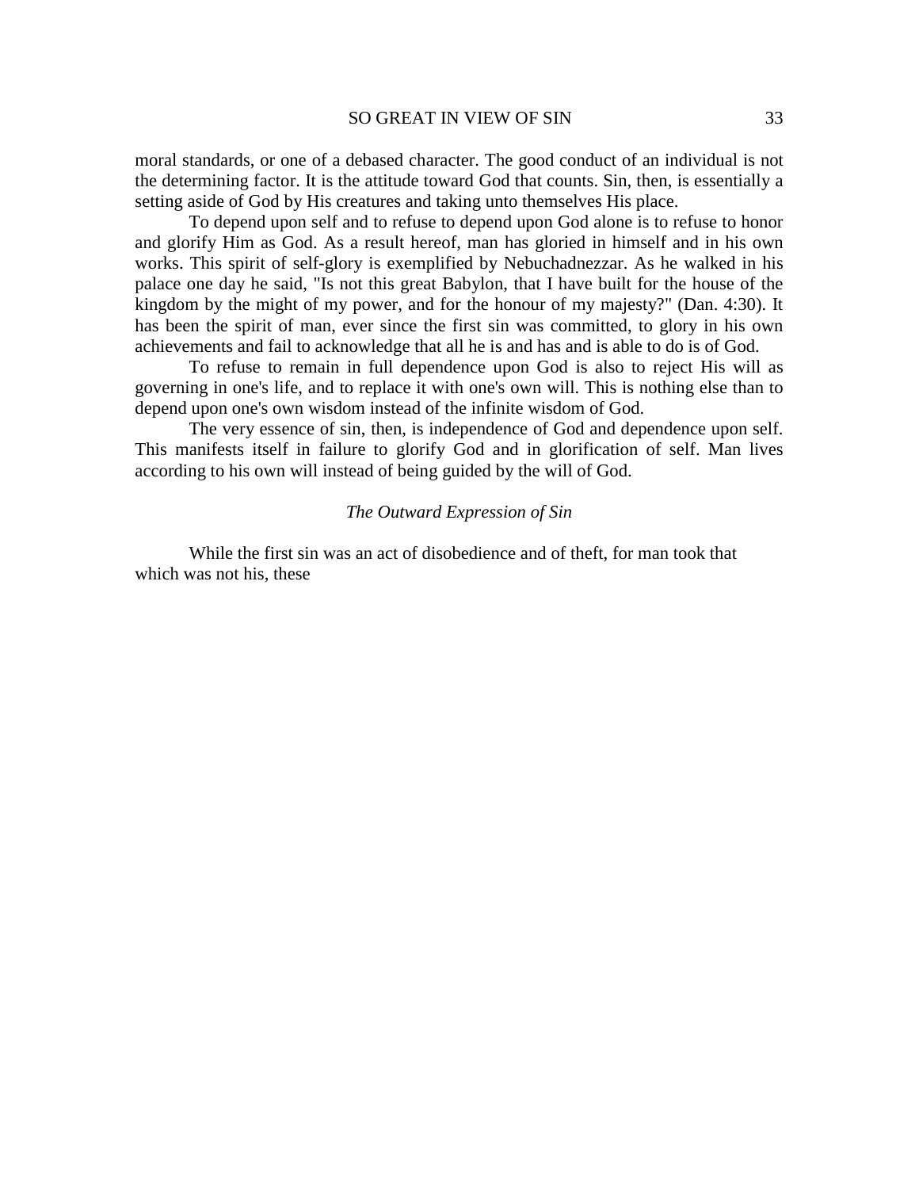moral standards, or one of a debased character. The good conduct of an individual is not the determining factor. It is the attitude toward God that counts. Sin, then, is essentially a setting aside of God by His creatures and taking unto themselves His place.

To depend upon self and to refuse to depend upon God alone is to refuse to honor and glorify Him as God. As a result hereof, man has gloried in himself and in his own works. This spirit of self-glory is exemplified by Nebuchadnezzar. As he walked in his palace one day he said, "Is not this great Babylon, that I have built for the house of the kingdom by the might of my power, and for the honour of my majesty?" (Dan. 4:30). It has been the spirit of man, ever since the first sin was committed, to glory in his own achievements and fail to acknowledge that all he is and has and is able to do is of God.

To refuse to remain in full dependence upon God is also to reject His will as governing in one's life, and to replace it with one's own will. This is nothing else than to depend upon one's own wisdom instead of the infinite wisdom of God.

The very essence of sin, then, is independence of God and dependence upon self. This manifests itself in failure to glorify God and in glorification of self. Man lives according to his own will instead of being guided by the will of God.

### *The Outward Expression of Sin*

While the first sin was an act of disobedience and of theft, for man took that which was not his, these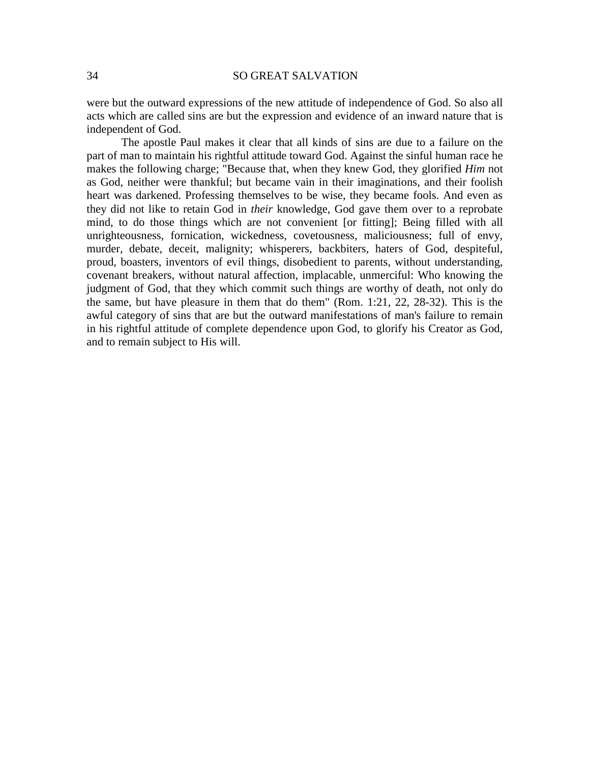were but the outward expressions of the new attitude of independence of God. So also all acts which are called sins are but the expression and evidence of an inward nature that is independent of God.

The apostle Paul makes it clear that all kinds of sins are due to a failure on the part of man to maintain his rightful attitude toward God. Against the sinful human race he makes the following charge; "Because that, when they knew God, they glorified *Him* not as God, neither were thankful; but became vain in their imaginations, and their foolish heart was darkened. Professing themselves to be wise, they became fools. And even as they did not like to retain God in *their* knowledge, God gave them over to a reprobate mind, to do those things which are not convenient [or fitting]; Being filled with all unrighteousness, fornication, wickedness, covetousness, maliciousness; full of envy, murder, debate, deceit, malignity; whisperers, backbiters, haters of God, despiteful, proud, boasters, inventors of evil things, disobedient to parents, without understanding, covenant breakers, without natural affection, implacable, unmerciful: Who knowing the judgment of God, that they which commit such things are worthy of death, not only do the same, but have pleasure in them that do them" (Rom. 1:21, 22, 28-32). This is the awful category of sins that are but the outward manifestations of man's failure to remain in his rightful attitude of complete dependence upon God, to glorify his Creator as God, and to remain subject to His will.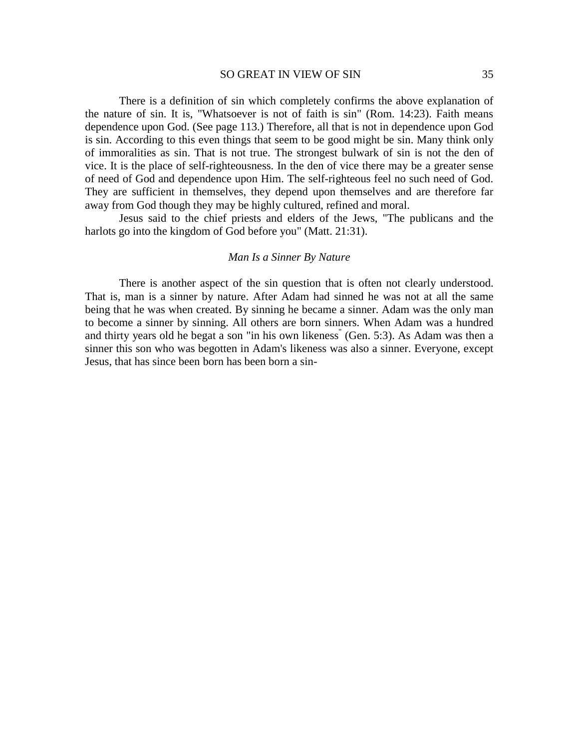There is a definition of sin which completely confirms the above explanation of the nature of sin. It is, "Whatsoever is not of faith is sin" (Rom. 14:23). Faith means dependence upon God. (See page 113.) Therefore, all that is not in dependence upon God is sin. According to this even things that seem to be good might be sin. Many think only of immoralities as sin. That is not true. The strongest bulwark of sin is not the den of vice. It is the place of self-righteousness. In the den of vice there may be a greater sense of need of God and dependence upon Him. The self-righteous feel no such need of God. They are sufficient in themselves, they depend upon themselves and are therefore far away from God though they may be highly cultured, refined and moral.

Jesus said to the chief priests and elders of the Jews, "The publicans and the harlots go into the kingdom of God before you" (Matt. 21:31).

### *Man Is a Sinner By Nature*

There is another aspect of the sin question that is often not clearly understood. That is, man is a sinner by nature. After Adam had sinned he was not at all the same being that he was when created. By sinning he became a sinner. Adam was the only man to become a sinner by sinning. All others are born sinners. When Adam was a hundred and thirty years old he begat a son "in his own likeness" (Gen. 5:3). As Adam was then a sinner this son who was begotten in Adam's likeness was also a sinner. Everyone, except Jesus, that has since been born has been born a sin-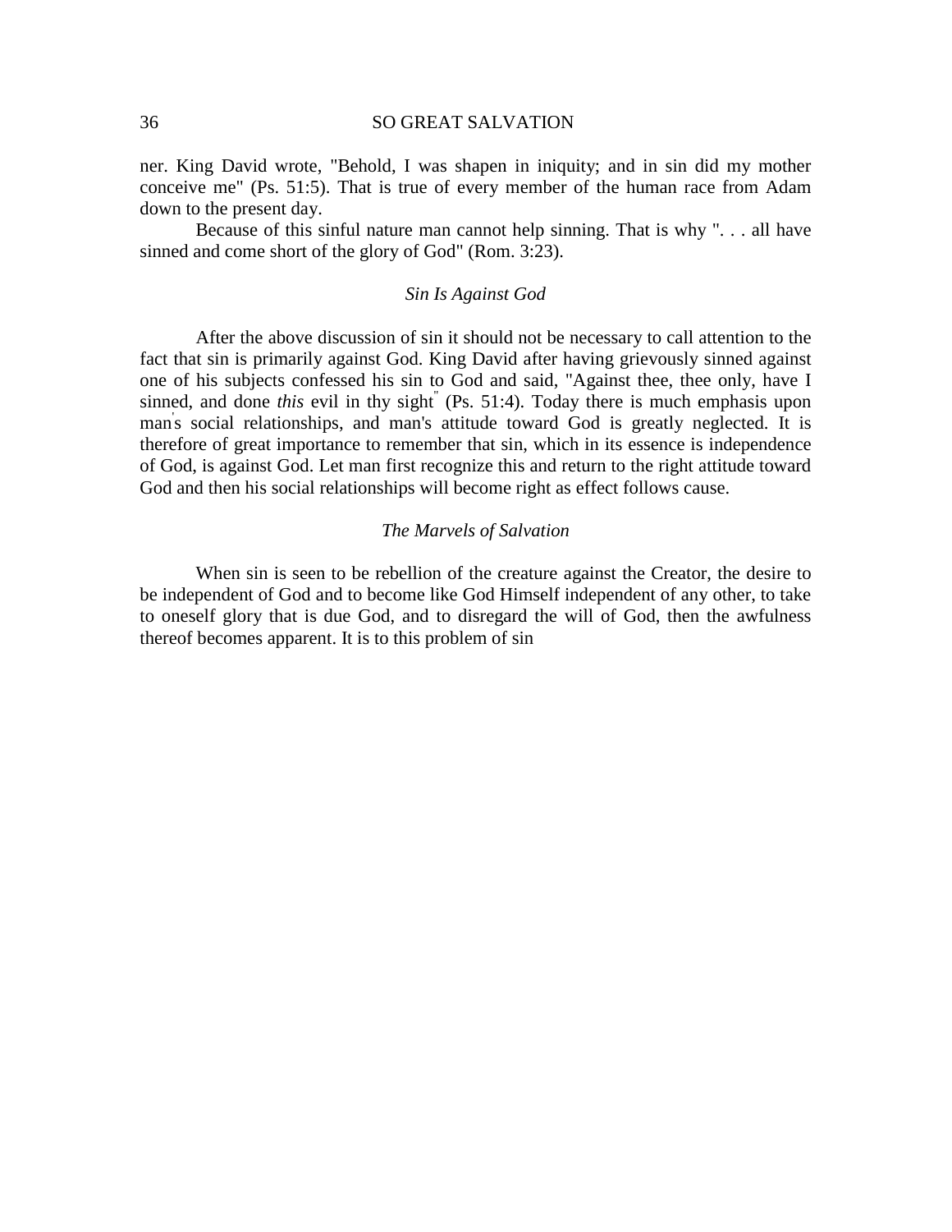ner. King David wrote, "Behold, I was shapen in iniquity; and in sin did my mother conceive me" (Ps. 51:5). That is true of every member of the human race from Adam down to the present day.

Because of this sinful nature man cannot help sinning. That is why ". . . all have sinned and come short of the glory of God" (Rom. 3:23).

### *Sin Is Against God*

After the above discussion of sin it should not be necessary to call attention to the fact that sin is primarily against God. King David after having grievously sinned against one of his subjects confessed his sin to God and said, "Against thee, thee only, have I sinned, and done *this* evil in thy sight" (Ps. 51:4). Today there is much emphasis upon man's social relationships, and man's attitude toward God is greatly neglected. It is therefore of great importance to remember that sin, which in its essence is independence of God, is against God. Let man first recognize this and return to the right attitude toward God and then his social relationships will become right as effect follows cause.

### *The Marvels of Salvation*

When sin is seen to be rebellion of the creature against the Creator, the desire to be independent of God and to become like God Himself independent of any other, to take to oneself glory that is due God, and to disregard the will of God, then the awfulness thereof becomes apparent. It is to this problem of sin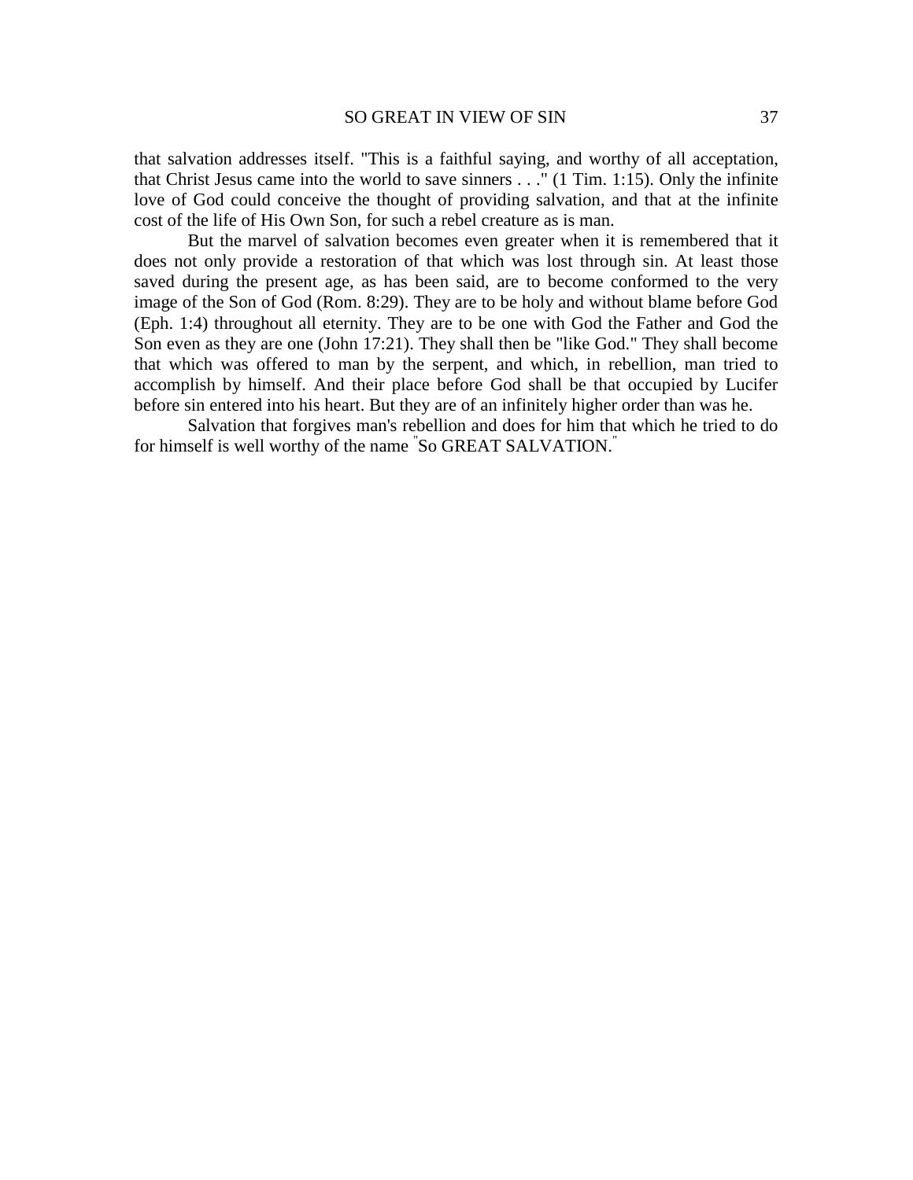that salvation addresses itself. "This is a faithful saying, and worthy of all acceptation, that Christ Jesus came into the world to save sinners . . ." (1 Tim. 1:15). Only the infinite love of God could conceive the thought of providing salvation, and that at the infinite cost of the life of His Own Son, for such a rebel creature as is man.

But the marvel of salvation becomes even greater when it is remembered that it does not only provide a restoration of that which was lost through sin. At least those saved during the present age, as has been said, are to become conformed to the very image of the Son of God (Rom. 8:29). They are to be holy and without blame before God (Eph. 1:4) throughout all eternity. They are to be one with God the Father and God the Son even as they are one (John 17:21). They shall then be "like God." They shall become that which was offered to man by the serpent, and which, in rebellion, man tried to accomplish by himself. And their place before God shall be that occupied by Lucifer before sin entered into his heart. But they are of an infinitely higher order than was he.

Salvation that forgives man's rebellion and does for him that which he tried to do for himself is well worthy of the name "So GREAT SALVATION."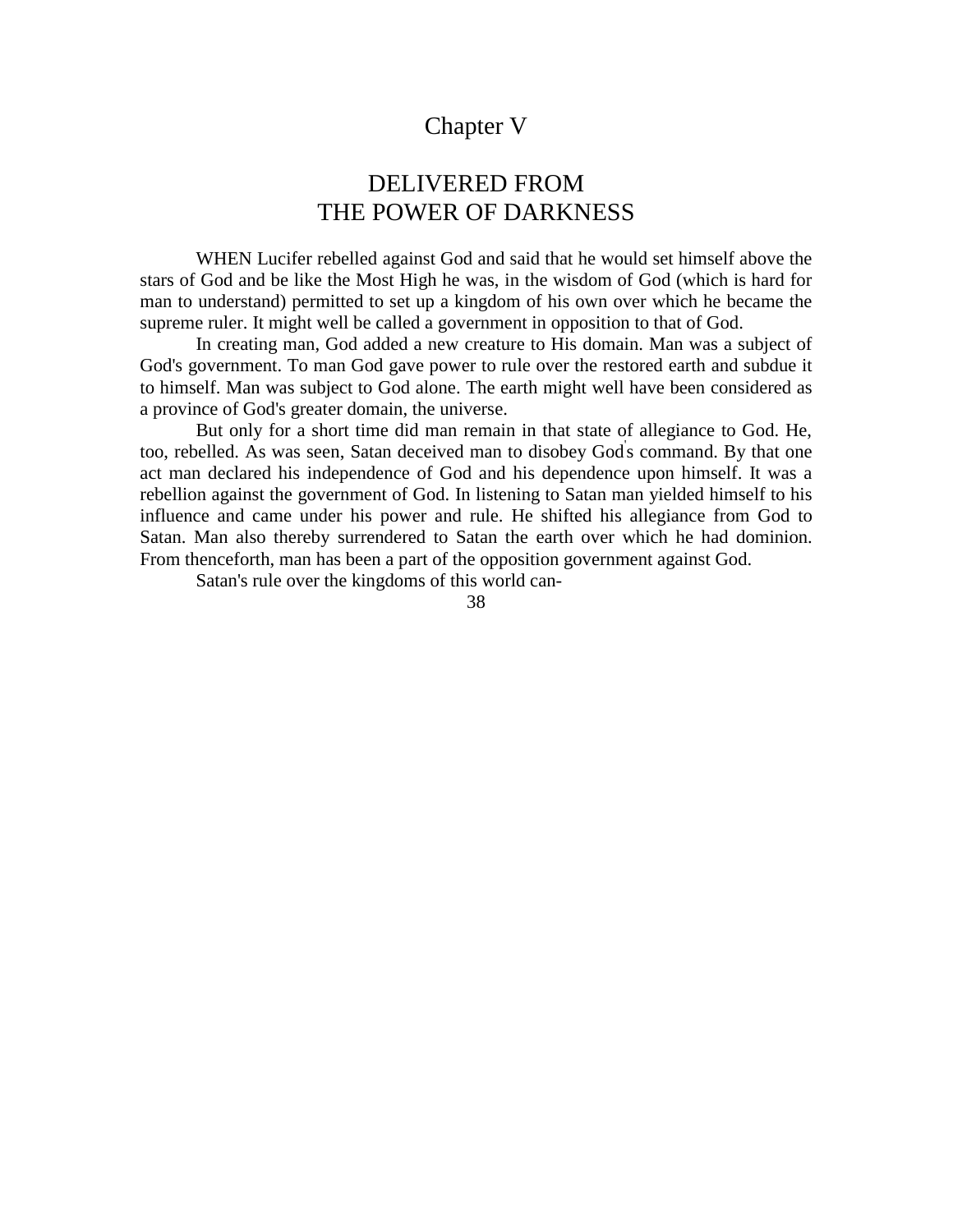# Chapter V

## DELIVERED FROM THE POWER OF DARKNESS

WHEN Lucifer rebelled against God and said that he would set himself above the stars of God and be like the Most High he was, in the wisdom of God (which is hard for man to understand) permitted to set up a kingdom of his own over which he became the supreme ruler. It might well be called a government in opposition to that of God.

In creating man, God added a new creature to His domain. Man was a subject of God's government. To man God gave power to rule over the restored earth and subdue it to himself. Man was subject to God alone. The earth might well have been considered as a province of God's greater domain, the universe.

But only for a short time did man remain in that state of allegiance to God. He, too, rebelled. As was seen, Satan deceived man to disobey God's command. By that one act man declared his independence of God and his dependence upon himself. It was a rebellion against the government of God. In listening to Satan man yielded himself to his influence and came under his power and rule. He shifted his allegiance from God to Satan. Man also thereby surrendered to Satan the earth over which he had dominion. From thenceforth, man has been a part of the opposition government against God.

Satan's rule over the kingdoms of this world can-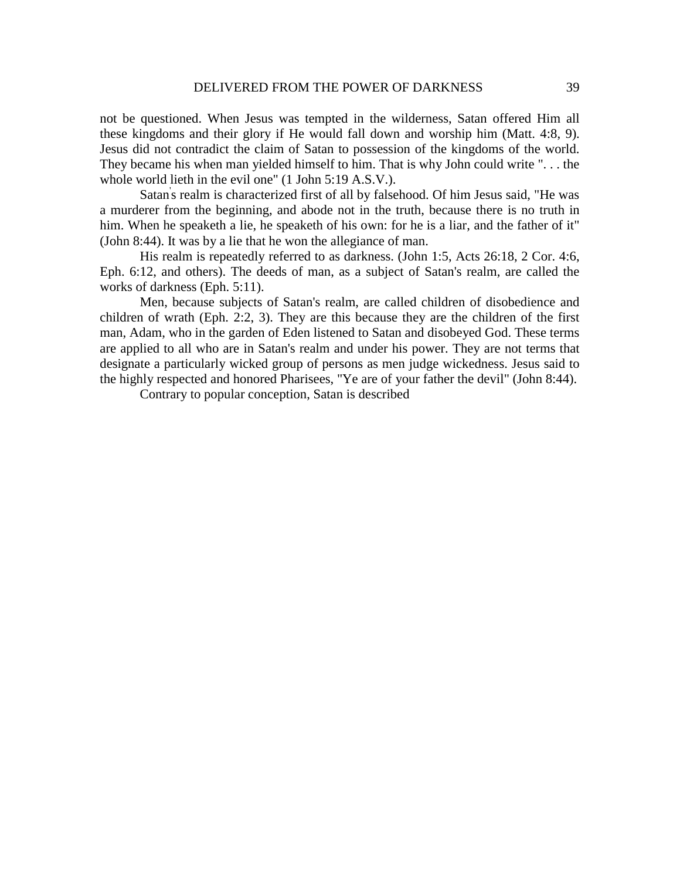not be questioned. When Jesus was tempted in the wilderness, Satan offered Him all these kingdoms and their glory if He would fall down and worship him (Matt. 4:8, 9). Jesus did not contradict the claim of Satan to possession of the kingdoms of the world. They became his when man yielded himself to him. That is why John could write ". . . the whole world lieth in the evil one" (1 John 5:19 A.S.V.).

Satan's realm is characterized first of all by falsehood. Of him Jesus said, "He was a murderer from the beginning, and abode not in the truth, because there is no truth in him. When he speaketh a lie, he speaketh of his own: for he is a liar, and the father of it" (John 8:44). It was by a lie that he won the allegiance of man.

His realm is repeatedly referred to as darkness. (John 1:5, Acts 26:18, 2 Cor. 4:6, Eph. 6:12, and others). The deeds of man, as a subject of Satan's realm, are called the works of darkness (Eph. 5:11).

Men, because subjects of Satan's realm, are called children of disobedience and children of wrath (Eph. 2:2, 3). They are this because they are the children of the first man, Adam, who in the garden of Eden listened to Satan and disobeyed God. These terms are applied to all who are in Satan's realm and under his power. They are not terms that designate a particularly wicked group of persons as men judge wickedness. Jesus said to the highly respected and honored Pharisees, "Ye are of your father the devil" (John 8:44).

Contrary to popular conception, Satan is described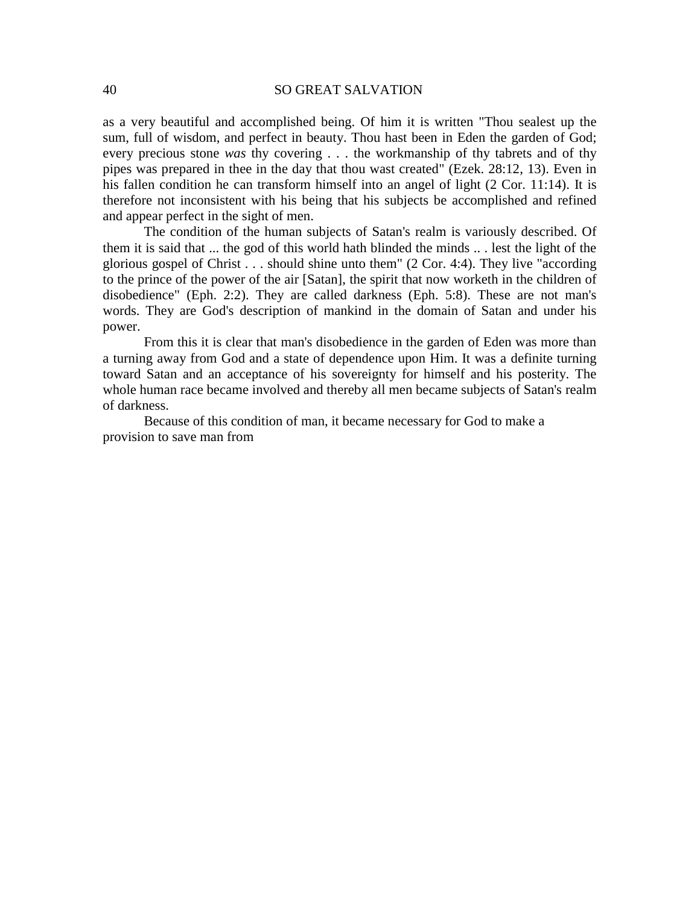as a very beautiful and accomplished being. Of him it is written "Thou sealest up the sum, full of wisdom, and perfect in beauty. Thou hast been in Eden the garden of God; every precious stone *was* thy covering . . . the workmanship of thy tabrets and of thy pipes was prepared in thee in the day that thou wast created" (Ezek. 28:12, 13). Even in his fallen condition he can transform himself into an angel of light (2 Cor. 11:14). It is therefore not inconsistent with his being that his subjects be accomplished and refined and appear perfect in the sight of men.

The condition of the human subjects of Satan's realm is variously described. Of them it is said that ... the god of this world hath blinded the minds .. . lest the light of the glorious gospel of Christ . . . should shine unto them" (2 Cor. 4:4). They live "according to the prince of the power of the air [Satan], the spirit that now worketh in the children of disobedience" (Eph. 2:2). They are called darkness (Eph. 5:8). These are not man's words. They are God's description of mankind in the domain of Satan and under his power.

From this it is clear that man's disobedience in the garden of Eden was more than a turning away from God and a state of dependence upon Him. It was a definite turning toward Satan and an acceptance of his sovereignty for himself and his posterity. The whole human race became involved and thereby all men became subjects of Satan's realm of darkness.

Because of this condition of man, it became necessary for God to make a provision to save man from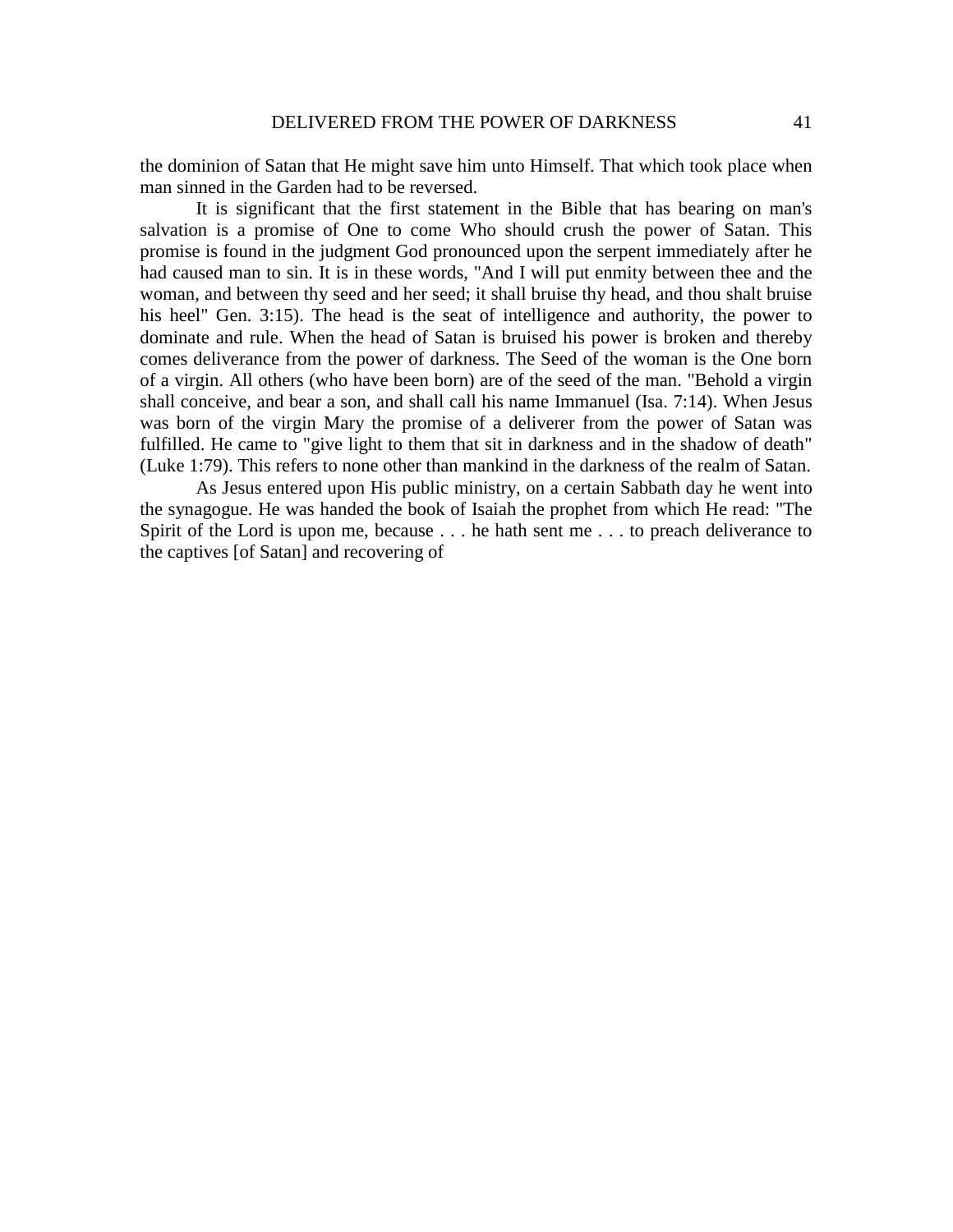the dominion of Satan that He might save him unto Himself. That which took place when man sinned in the Garden had to be reversed.

It is significant that the first statement in the Bible that has bearing on man's salvation is a promise of One to come Who should crush the power of Satan. This promise is found in the judgment God pronounced upon the serpent immediately after he had caused man to sin. It is in these words, "And I will put enmity between thee and the woman, and between thy seed and her seed; it shall bruise thy head, and thou shalt bruise his heel" Gen. 3:15). The head is the seat of intelligence and authority, the power to dominate and rule. When the head of Satan is bruised his power is broken and thereby comes deliverance from the power of darkness. The Seed of the woman is the One born of a virgin. All others (who have been born) are of the seed of the man. "Behold a virgin shall conceive, and bear a son, and shall call his name Immanuel (Isa. 7:14). When Jesus was born of the virgin Mary the promise of a deliverer from the power of Satan was fulfilled. He came to "give light to them that sit in darkness and in the shadow of death" (Luke 1:79). This refers to none other than mankind in the darkness of the realm of Satan.

As Jesus entered upon His public ministry, on a certain Sabbath day he went into the synagogue. He was handed the book of Isaiah the prophet from which He read: "The Spirit of the Lord is upon me, because . . . he hath sent me . . . to preach deliverance to the captives [of Satan] and recovering of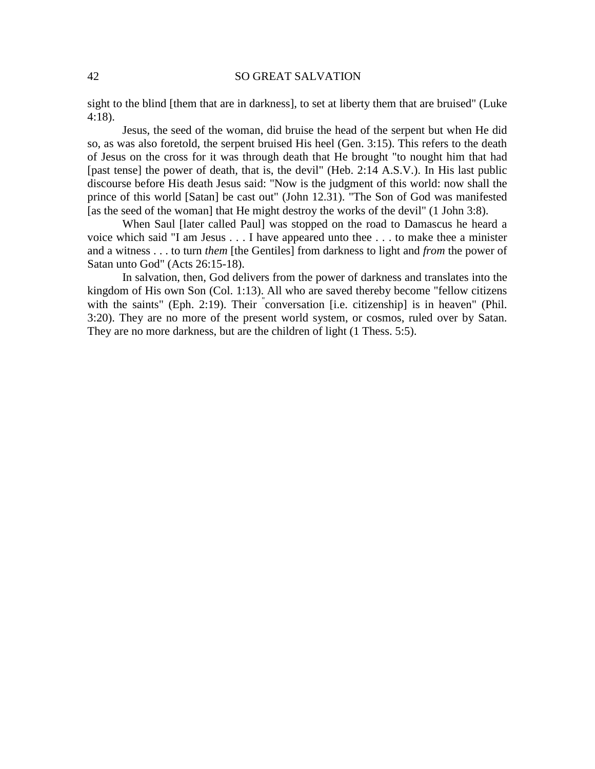sight to the blind [them that are in darkness], to set at liberty them that are bruised" (Luke 4:18).

Jesus, the seed of the woman, did bruise the head of the serpent but when He did so, as was also foretold, the serpent bruised His heel (Gen. 3:15). This refers to the death of Jesus on the cross for it was through death that He brought "to nought him that had [past tense] the power of death, that is, the devil" (Heb. 2:14 A.S.V.). In His last public discourse before His death Jesus said: "Now is the judgment of this world: now shall the prince of this world [Satan] be cast out" (John 12.31). "The Son of God was manifested [as the seed of the woman] that He might destroy the works of the devil" (1 John 3:8).

When Saul [later called Paul] was stopped on the road to Damascus he heard a voice which said "I am Jesus . . . I have appeared unto thee . . . to make thee a minister and a witness . . . to turn *them* [the Gentiles] from darkness to light and *from* the power of Satan unto God" (Acts 26:15-18).

In salvation, then, God delivers from the power of darkness and translates into the kingdom of His own Son (Col. 1:13). All who are saved thereby become "fellow citizens with the saints" (Eph. 2:19). Their "conversation [i.e. citizenship] is in heaven" (Phil. 3:20). They are no more of the present world system, or cosmos, ruled over by Satan. They are no more darkness, but are the children of light (1 Thess. 5:5).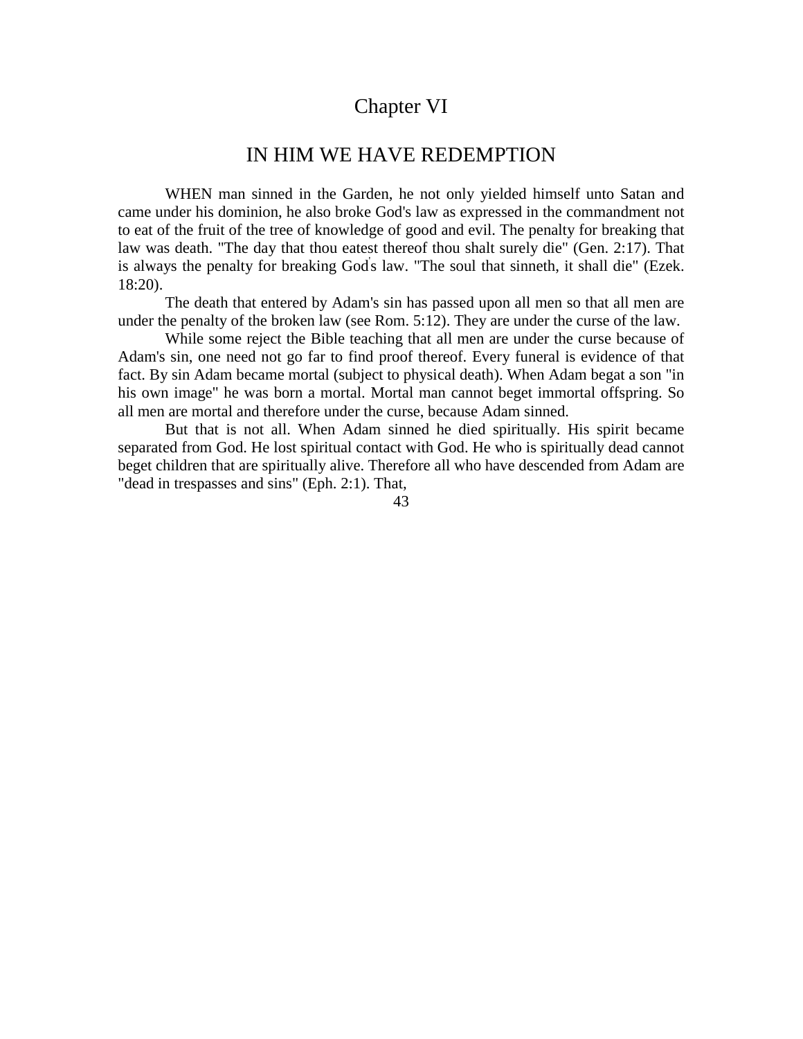# Chapter VI

## IN HIM WE HAVE REDEMPTION

WHEN man sinned in the Garden, he not only yielded himself unto Satan and came under his dominion, he also broke God's law as expressed in the commandment not to eat of the fruit of the tree of knowledge of good and evil. The penalty for breaking that law was death. "The day that thou eatest thereof thou shalt surely die" (Gen. 2:17). That is always the penalty for breaking God's law. "The soul that sinneth, it shall die" (Ezek. 18:20).

The death that entered by Adam's sin has passed upon all men so that all men are under the penalty of the broken law (see Rom. 5:12). They are under the curse of the law.

While some reject the Bible teaching that all men are under the curse because of Adam's sin, one need not go far to find proof thereof. Every funeral is evidence of that fact. By sin Adam became mortal (subject to physical death). When Adam begat a son "in his own image" he was born a mortal. Mortal man cannot beget immortal offspring. So all men are mortal and therefore under the curse, because Adam sinned.

But that is not all. When Adam sinned he died spiritually. His spirit became separated from God. He lost spiritual contact with God. He who is spiritually dead cannot beget children that are spiritually alive. Therefore all who have descended from Adam are "dead in trespasses and sins" (Eph. 2:1). That,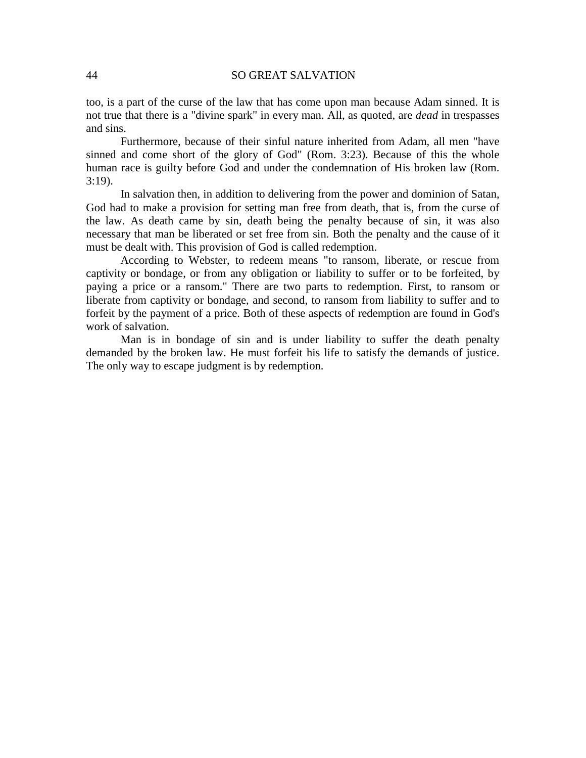too, is a part of the curse of the law that has come upon man because Adam sinned. It is not true that there is a "divine spark" in every man. All, as quoted, are *dead* in trespasses and sins.

Furthermore, because of their sinful nature inherited from Adam, all men "have sinned and come short of the glory of God" (Rom. 3:23). Because of this the whole human race is guilty before God and under the condemnation of His broken law (Rom. 3:19).

In salvation then, in addition to delivering from the power and dominion of Satan, God had to make a provision for setting man free from death, that is, from the curse of the law. As death came by sin, death being the penalty because of sin, it was also necessary that man be liberated or set free from sin. Both the penalty and the cause of it must be dealt with. This provision of God is called redemption.

According to Webster, to redeem means "to ransom, liberate, or rescue from captivity or bondage, or from any obligation or liability to suffer or to be forfeited, by paying a price or a ransom." There are two parts to redemption. First, to ransom or liberate from captivity or bondage, and second, to ransom from liability to suffer and to forfeit by the payment of a price. Both of these aspects of redemption are found in God's work of salvation.

Man is in bondage of sin and is under liability to suffer the death penalty demanded by the broken law. He must forfeit his life to satisfy the demands of justice. The only way to escape judgment is by redemption.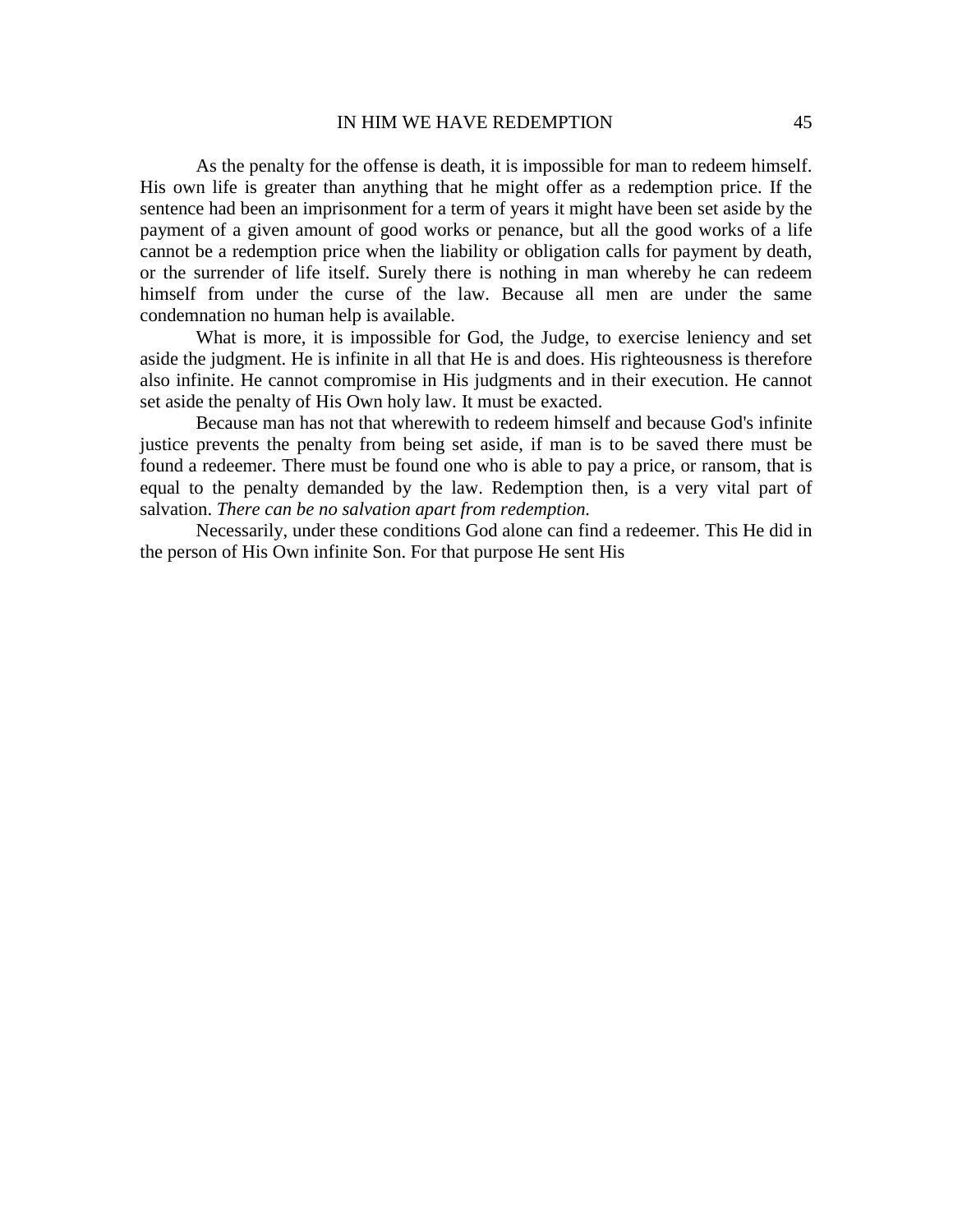As the penalty for the offense is death, it is impossible for man to redeem himself. His own life is greater than anything that he might offer as a redemption price. If the sentence had been an imprisonment for a term of years it might have been set aside by the payment of a given amount of good works or penance, but all the good works of a life cannot be a redemption price when the liability or obligation calls for payment by death, or the surrender of life itself. Surely there is nothing in man whereby he can redeem himself from under the curse of the law. Because all men are under the same condemnation no human help is available.

What is more, it is impossible for God, the Judge, to exercise leniency and set aside the judgment. He is infinite in all that He is and does. His righteousness is therefore also infinite. He cannot compromise in His judgments and in their execution. He cannot set aside the penalty of His Own holy law. It must be exacted.

Because man has not that wherewith to redeem himself and because God's infinite justice prevents the penalty from being set aside, if man is to be saved there must be found a redeemer. There must be found one who is able to pay a price, or ransom, that is equal to the penalty demanded by the law. Redemption then, is a very vital part of salvation. *There can be no salvation apart from redemption.*

Necessarily, under these conditions God alone can find a redeemer. This He did in the person of His Own infinite Son. For that purpose He sent His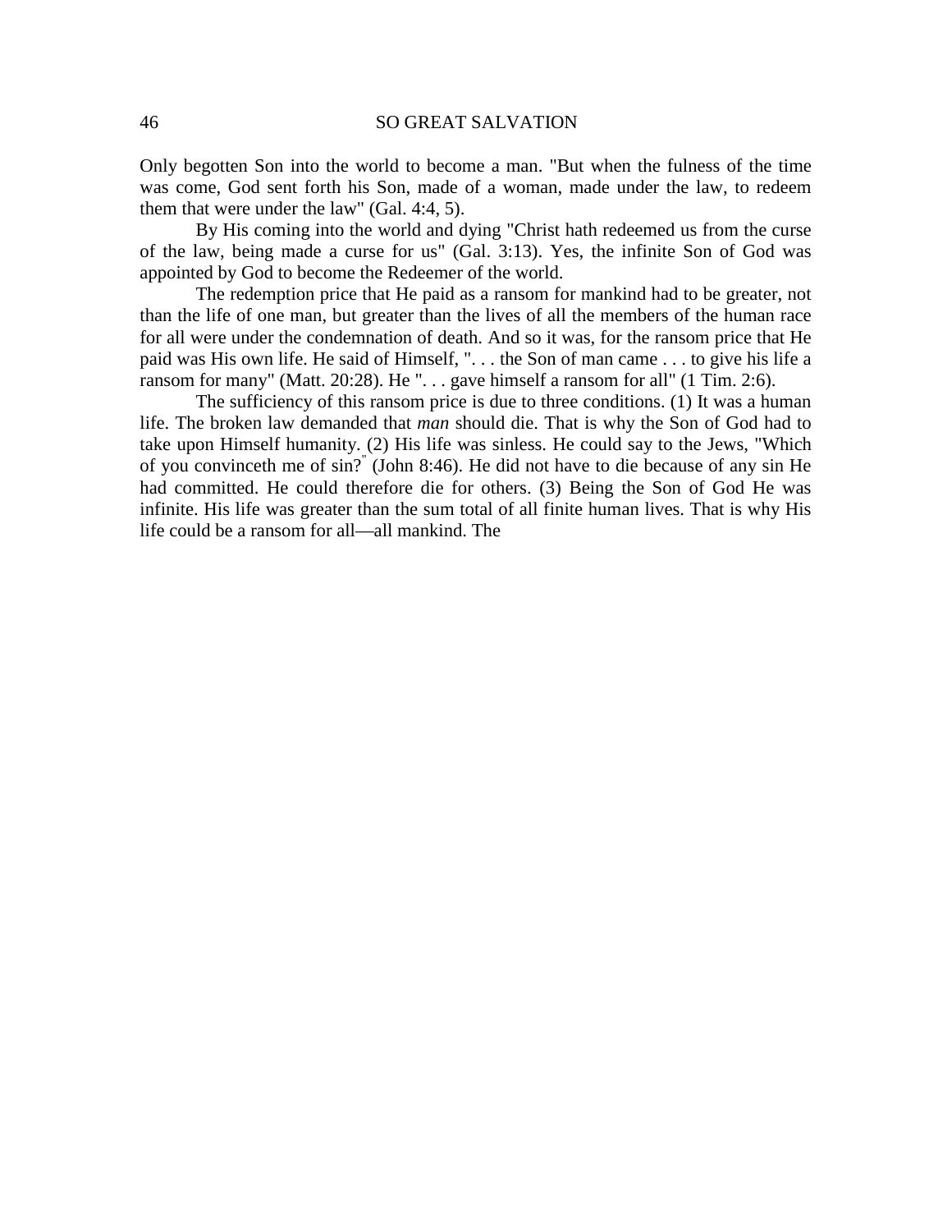Only begotten Son into the world to become a man. "But when the fulness of the time was come, God sent forth his Son, made of a woman, made under the law, to redeem them that were under the law" (Gal. 4:4, 5).

By His coming into the world and dying "Christ hath redeemed us from the curse of the law, being made a curse for us" (Gal. 3:13). Yes, the infinite Son of God was appointed by God to become the Redeemer of the world.

The redemption price that He paid as a ransom for mankind had to be greater, not than the life of one man, but greater than the lives of all the members of the human race for all were under the condemnation of death. And so it was, for the ransom price that He paid was His own life. He said of Himself, ". . . the Son of man came . . . to give his life a ransom for many" (Matt. 20:28). He ". . . gave himself a ransom for all" (1 Tim. 2:6).

The sufficiency of this ransom price is due to three conditions. (1) It was a human life. The broken law demanded that *man* should die. That is why the Son of God had to take upon Himself humanity. (2) His life was sinless. He could say to the Jews, "Which of you convinceth me of sin?" (John 8:46). He did not have to die because of any sin He had committed. He could therefore die for others. (3) Being the Son of God He was infinite. His life was greater than the sum total of all finite human lives. That is why His life could be a ransom for all—all mankind. The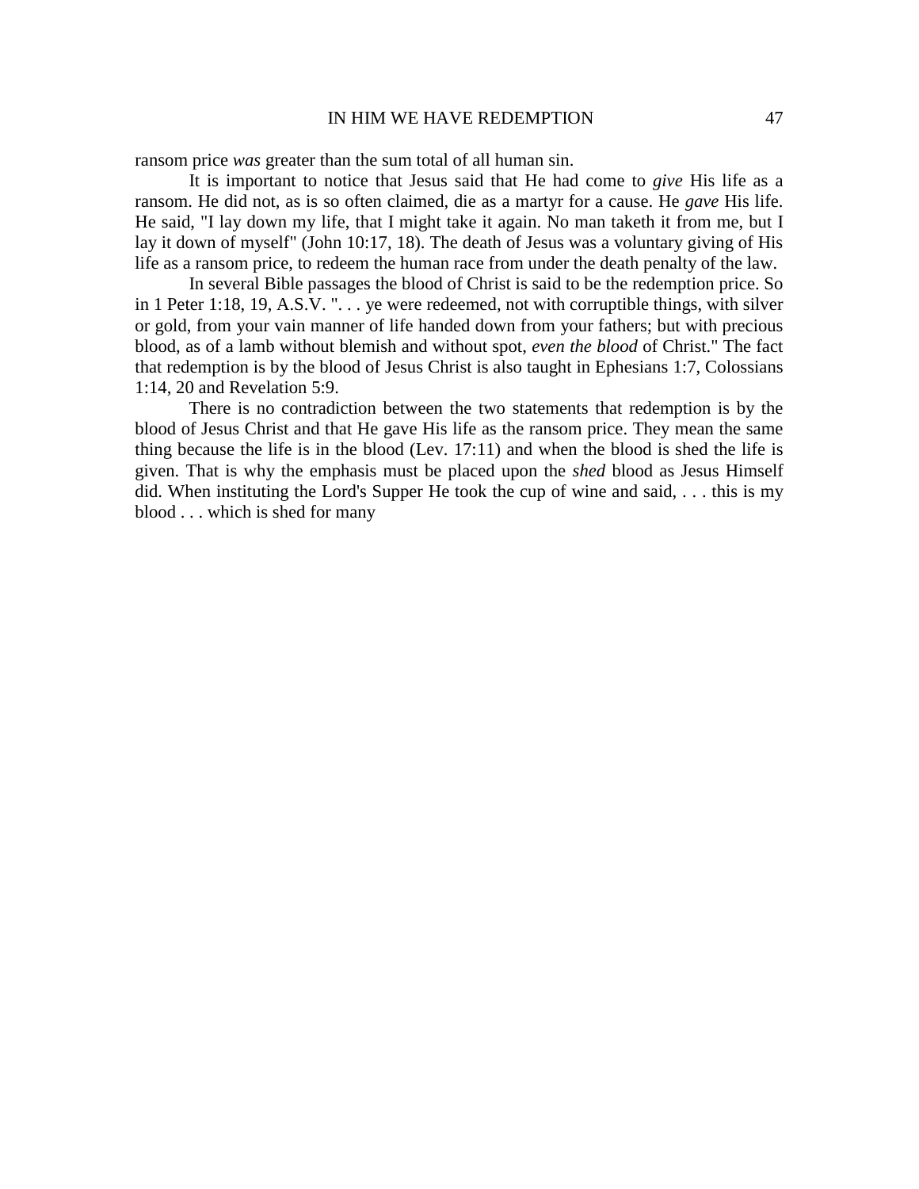ransom price *was* greater than the sum total of all human sin.

It is important to notice that Jesus said that He had come to *give* His life as a ransom. He did not, as is so often claimed, die as a martyr for a cause. He *gave* His life. He said, "I lay down my life, that I might take it again. No man taketh it from me, but I lay it down of myself" (John 10:17, 18). The death of Jesus was a voluntary giving of His life as a ransom price, to redeem the human race from under the death penalty of the law.

In several Bible passages the blood of Christ is said to be the redemption price. So in 1 Peter 1:18, 19, A.S.V. ". . . ye were redeemed, not with corruptible things, with silver or gold, from your vain manner of life handed down from your fathers; but with precious blood, as of a lamb without blemish and without spot, *even the blood* of Christ." The fact that redemption is by the blood of Jesus Christ is also taught in Ephesians 1:7, Colossians 1:14, 20 and Revelation 5:9.

There is no contradiction between the two statements that redemption is by the blood of Jesus Christ and that He gave His life as the ransom price. They mean the same thing because the life is in the blood (Lev. 17:11) and when the blood is shed the life is given. That is why the emphasis must be placed upon the *shed* blood as Jesus Himself did. When instituting the Lord's Supper He took the cup of wine and said, . . . this is my blood . . . which is shed for many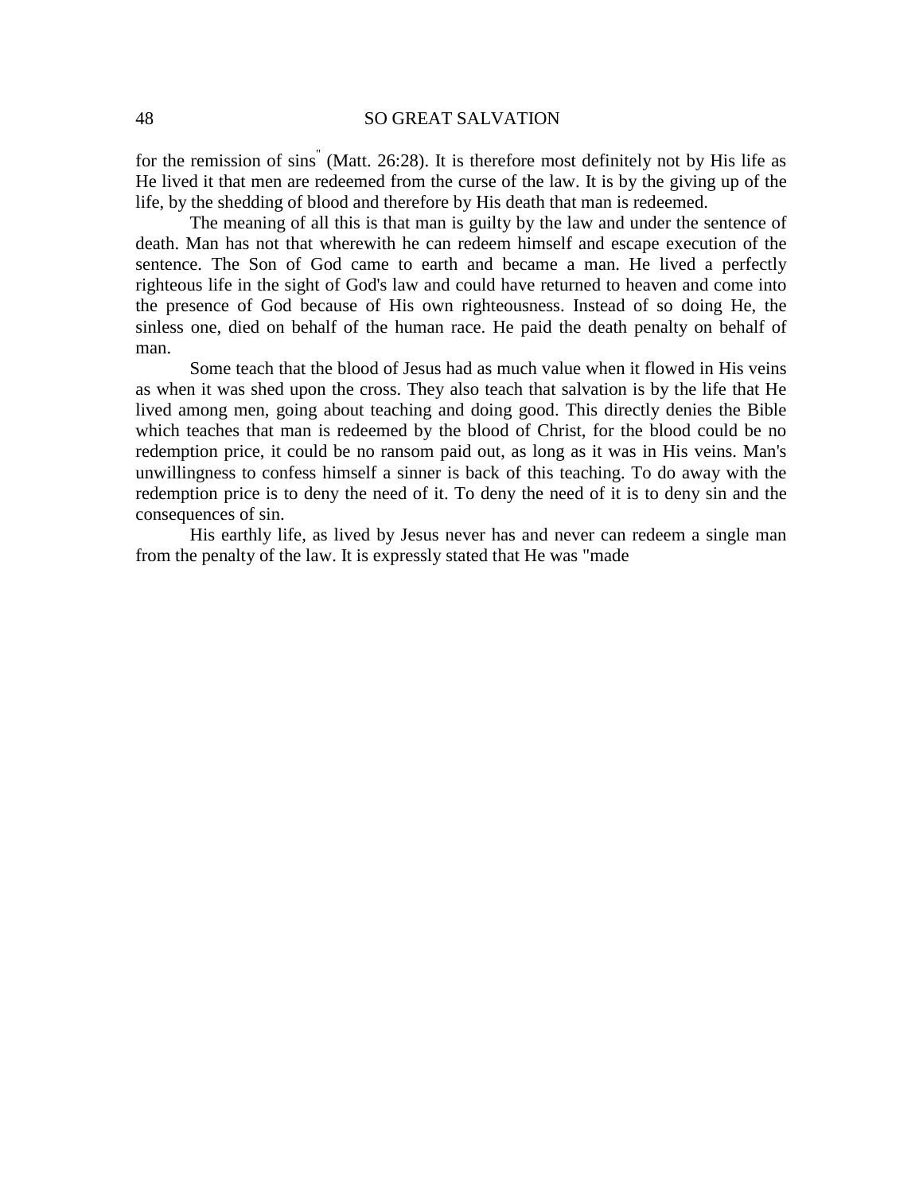for the remission of sins" (Matt. 26:28). It is therefore most definitely not by His life as He lived it that men are redeemed from the curse of the law. It is by the giving up of the life, by the shedding of blood and therefore by His death that man is redeemed.

The meaning of all this is that man is guilty by the law and under the sentence of death. Man has not that wherewith he can redeem himself and escape execution of the sentence. The Son of God came to earth and became a man. He lived a perfectly righteous life in the sight of God's law and could have returned to heaven and come into the presence of God because of His own righteousness. Instead of so doing He, the sinless one, died on behalf of the human race. He paid the death penalty on behalf of man.

Some teach that the blood of Jesus had as much value when it flowed in His veins as when it was shed upon the cross. They also teach that salvation is by the life that He lived among men, going about teaching and doing good. This directly denies the Bible which teaches that man is redeemed by the blood of Christ, for the blood could be no redemption price, it could be no ransom paid out, as long as it was in His veins. Man's unwillingness to confess himself a sinner is back of this teaching. To do away with the redemption price is to deny the need of it. To deny the need of it is to deny sin and the consequences of sin.

His earthly life, as lived by Jesus never has and never can redeem a single man from the penalty of the law. It is expressly stated that He was "made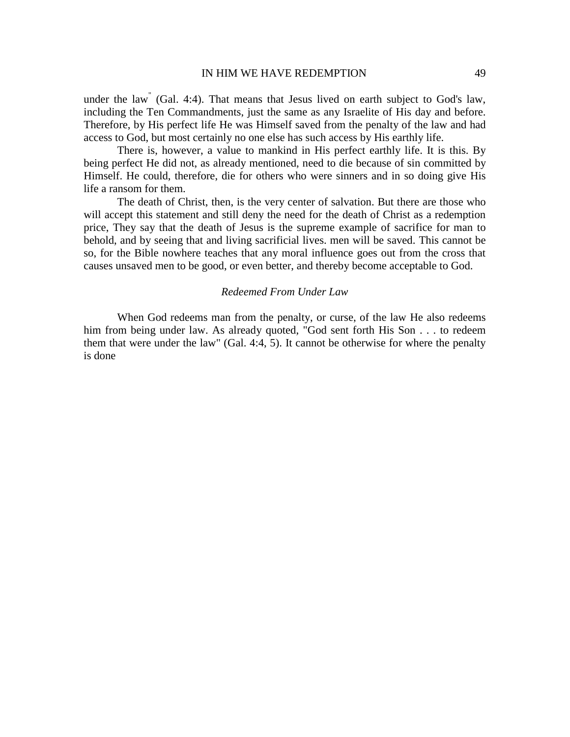under the law" (Gal. 4:4). That means that Jesus lived on earth subject to God's law, including the Ten Commandments, just the same as any Israelite of His day and before. Therefore, by His perfect life He was Himself saved from the penalty of the law and had access to God, but most certainly no one else has such access by His earthly life.

There is, however, a value to mankind in His perfect earthly life. It is this. By being perfect He did not, as already mentioned, need to die because of sin committed by Himself. He could, therefore, die for others who were sinners and in so doing give His life a ransom for them.

The death of Christ, then, is the very center of salvation. But there are those who will accept this statement and still deny the need for the death of Christ as a redemption price, They say that the death of Jesus is the supreme example of sacrifice for man to behold, and by seeing that and living sacrificial lives. men will be saved. This cannot be so, for the Bible nowhere teaches that any moral influence goes out from the cross that causes unsaved men to be good, or even better, and thereby become acceptable to God.

### *Redeemed From Under Law*

When God redeems man from the penalty, or curse, of the law He also redeems him from being under law. As already quoted, "God sent forth His Son . . . to redeem them that were under the law" (Gal. 4:4, 5). It cannot be otherwise for where the penalty is done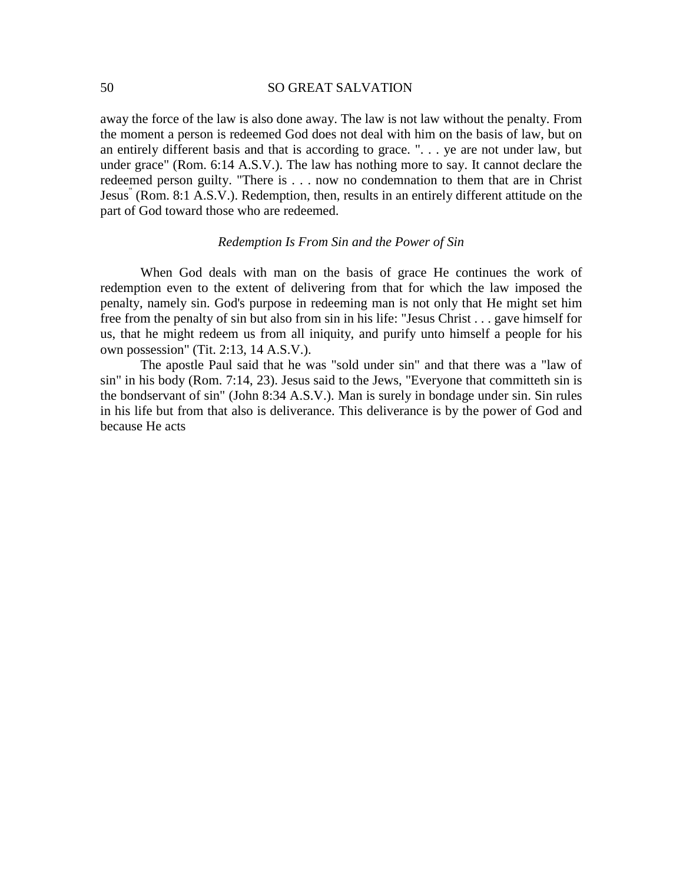away the force of the law is also done away. The law is not law without the penalty. From the moment a person is redeemed God does not deal with him on the basis of law, but on an entirely different basis and that is according to grace. ". . . ye are not under law, but under grace" (Rom. 6:14 A.S.V.). The law has nothing more to say. It cannot declare the redeemed person guilty. "There is . . . now no condemnation to them that are in Christ Jesus" (Rom. 8:1 A.S.V.). Redemption, then, results in an entirely different attitude on the part of God toward those who are redeemed.

### *Redemption Is From Sin and the Power of Sin*

When God deals with man on the basis of grace He continues the work of redemption even to the extent of delivering from that for which the law imposed the penalty, namely sin. God's purpose in redeeming man is not only that He might set him free from the penalty of sin but also from sin in his life: "Jesus Christ . . . gave himself for us, that he might redeem us from all iniquity, and purify unto himself a people for his own possession" (Tit. 2:13, 14 A.S.V.).

The apostle Paul said that he was "sold under sin" and that there was a "law of sin" in his body (Rom. 7:14, 23). Jesus said to the Jews, "Everyone that committeth sin is the bondservant of sin" (John 8:34 A.S.V.). Man is surely in bondage under sin. Sin rules in his life but from that also is deliverance. This deliverance is by the power of God and because He acts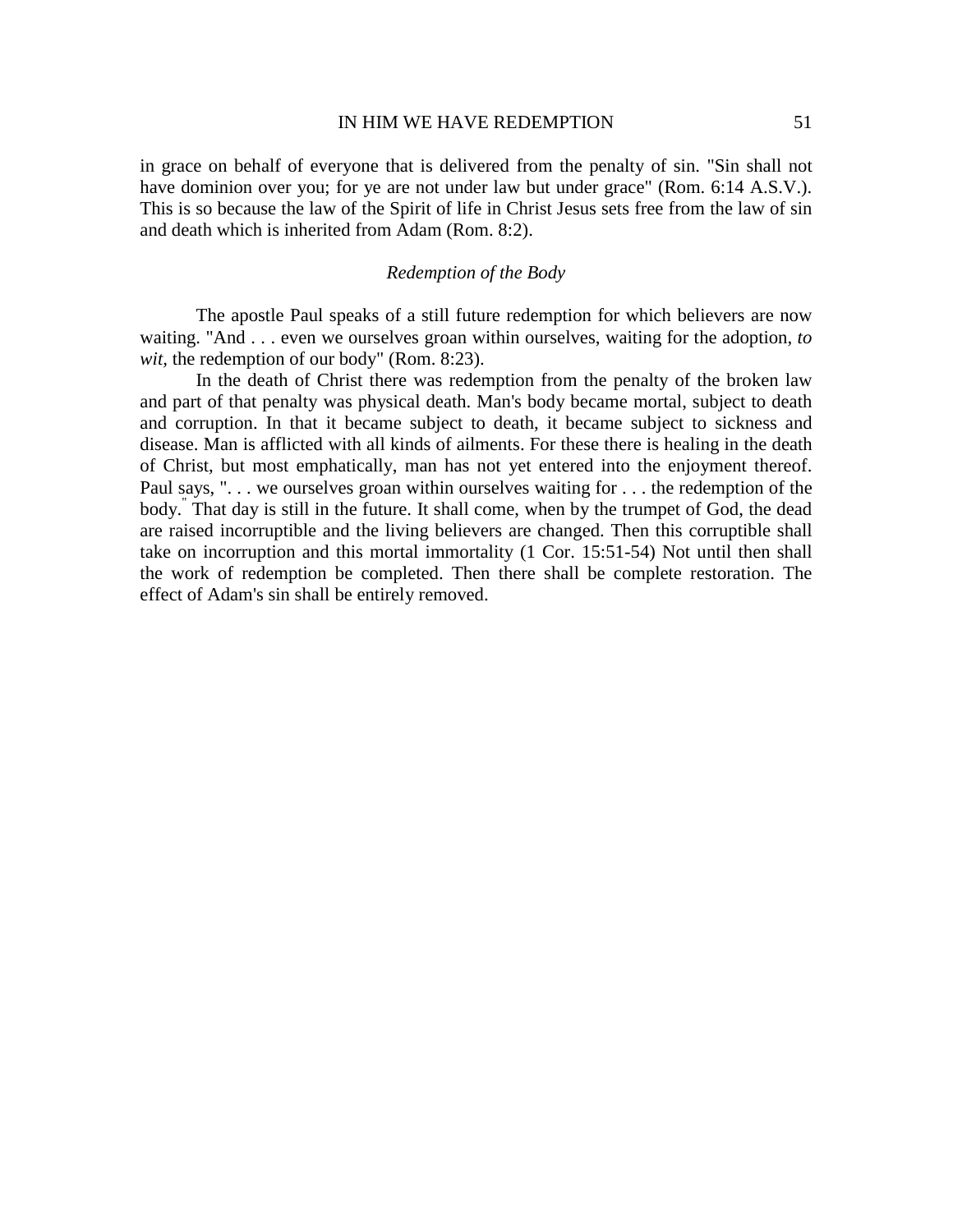in grace on behalf of everyone that is delivered from the penalty of sin. "Sin shall not have dominion over you; for ye are not under law but under grace" (Rom. 6:14 A.S.V.). This is so because the law of the Spirit of life in Christ Jesus sets free from the law of sin and death which is inherited from Adam (Rom. 8:2).

### *Redemption of the Body*

The apostle Paul speaks of a still future redemption for which believers are now waiting. "And . . . even we ourselves groan within ourselves, waiting for the adoption, *to wit*, the redemption of our body" (Rom. 8:23).

In the death of Christ there was redemption from the penalty of the broken law and part of that penalty was physical death. Man's body became mortal, subject to death and corruption. In that it became subject to death, it became subject to sickness and disease. Man is afflicted with all kinds of ailments. For these there is healing in the death of Christ, but most emphatically, man has not yet entered into the enjoyment thereof. Paul says, ". . . we ourselves groan within ourselves waiting for . . . the redemption of the body." That day is still in the future. It shall come, when by the trumpet of God, the dead are raised incorruptible and the living believers are changed. Then this corruptible shall take on incorruption and this mortal immortality (1 Cor. 15:51-54) Not until then shall the work of redemption be completed. Then there shall be complete restoration. The effect of Adam's sin shall be entirely removed.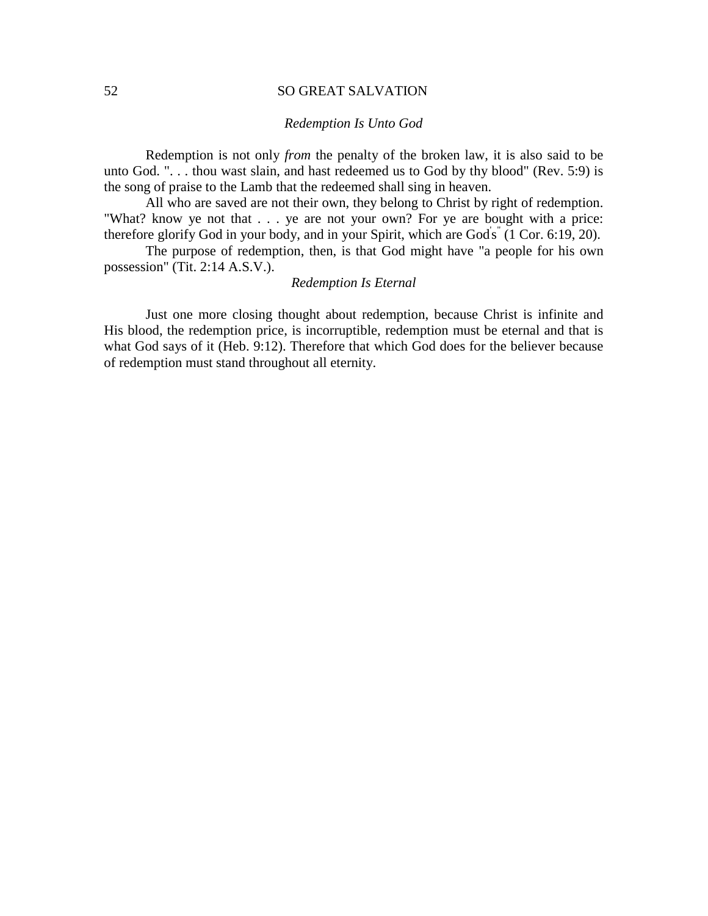### *Redemption Is Unto God*

Redemption is not only *from* the penalty of the broken law, it is also said to be unto God. ". . . thou wast slain, and hast redeemed us to God by thy blood" (Rev. 5:9) is the song of praise to the Lamb that the redeemed shall sing in heaven.

All who are saved are not their own, they belong to Christ by right of redemption. "What? know ye not that . . . ye are not your own? For ye are bought with a price: therefore glorify God in your body, and in your Spirit, which are God's" (1 Cor. 6:19, 20).

The purpose of redemption, then, is that God might have "a people for his own possession" (Tit. 2:14 A.S.V.).

### *Redemption Is Eternal*

Just one more closing thought about redemption, because Christ is infinite and His blood, the redemption price, is incorruptible, redemption must be eternal and that is what God says of it (Heb. 9:12). Therefore that which God does for the believer because of redemption must stand throughout all eternity.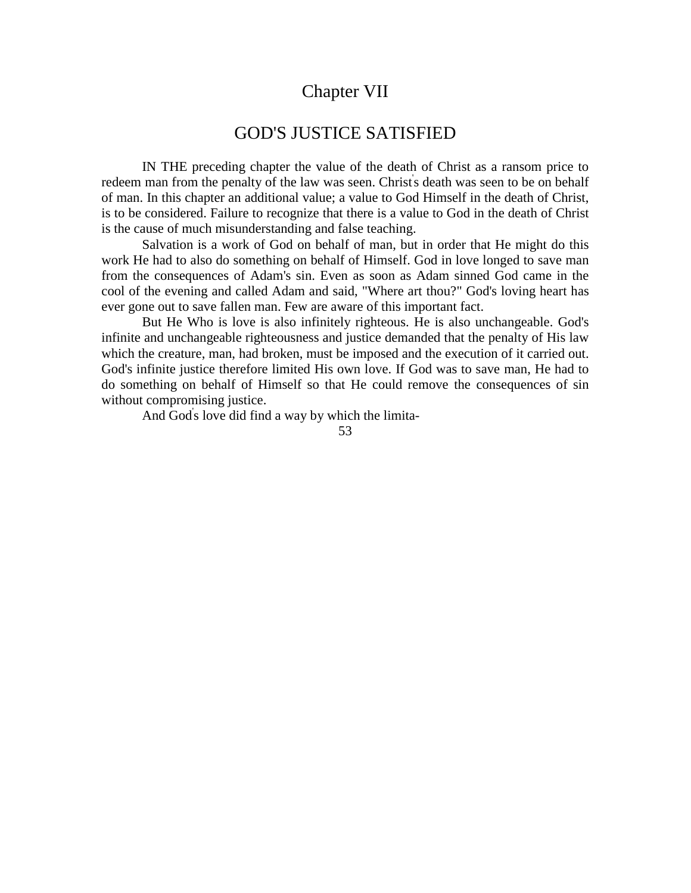# Chapter VII

## GOD'S JUSTICE SATISFIED

IN THE preceding chapter the value of the death of Christ as a ransom price to redeem man from the penalty of the law was seen. Christ's death was seen to be on behalf of man. In this chapter an additional value; a value to God Himself in the death of Christ, is to be considered. Failure to recognize that there is a value to God in the death of Christ is the cause of much misunderstanding and false teaching.

Salvation is a work of God on behalf of man, but in order that He might do this work He had to also do something on behalf of Himself. God in love longed to save man from the consequences of Adam's sin. Even as soon as Adam sinned God came in the cool of the evening and called Adam and said, "Where art thou?" God's loving heart has ever gone out to save fallen man. Few are aware of this important fact.

But He Who is love is also infinitely righteous. He is also unchangeable. God's infinite and unchangeable righteousness and justice demanded that the penalty of His law which the creature, man, had broken, must be imposed and the execution of it carried out. God's infinite justice therefore limited His own love. If God was to save man, He had to do something on behalf of Himself so that He could remove the consequences of sin without compromising justice.

And God's love did find a way by which the limita-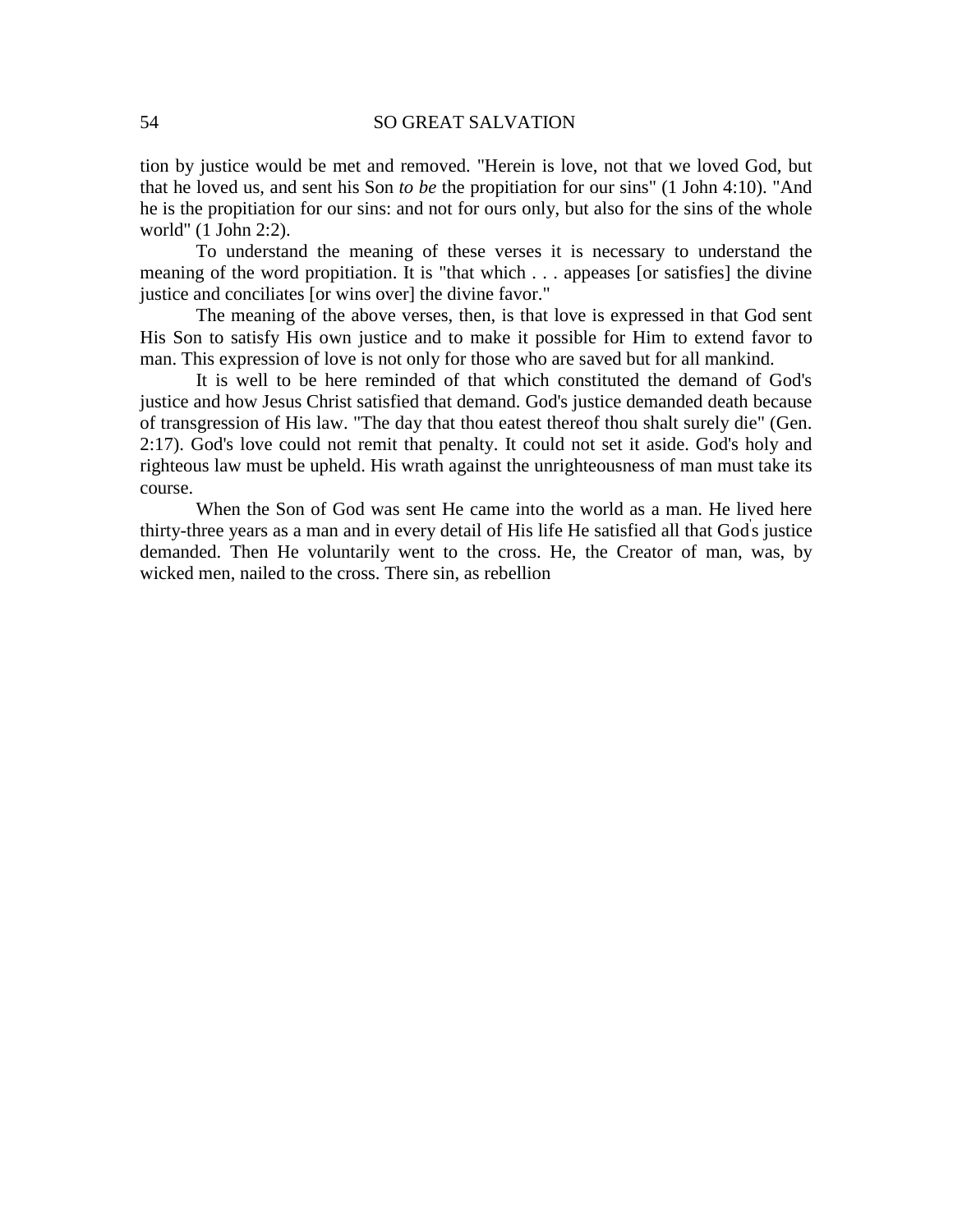tion by justice would be met and removed. "Herein is love, not that we loved God, but that he loved us, and sent his Son *to be* the propitiation for our sins" (1 John 4:10). "And he is the propitiation for our sins: and not for ours only, but also for the sins of the whole world" (1 John 2:2).

To understand the meaning of these verses it is necessary to understand the meaning of the word propitiation. It is "that which . . . appeases [or satisfies] the divine justice and conciliates [or wins over] the divine favor."

The meaning of the above verses, then, is that love is expressed in that God sent His Son to satisfy His own justice and to make it possible for Him to extend favor to man. This expression of love is not only for those who are saved but for all mankind.

It is well to be here reminded of that which constituted the demand of God's justice and how Jesus Christ satisfied that demand. God's justice demanded death because of transgression of His law. "The day that thou eatest thereof thou shalt surely die" (Gen. 2:17). God's love could not remit that penalty. It could not set it aside. God's holy and righteous law must be upheld. His wrath against the unrighteousness of man must take its course.

When the Son of God was sent He came into the world as a man. He lived here thirty-three years as a man and in every detail of His life He satisfied all that God's justice demanded. Then He voluntarily went to the cross. He, the Creator of man, was, by wicked men, nailed to the cross. There sin, as rebellion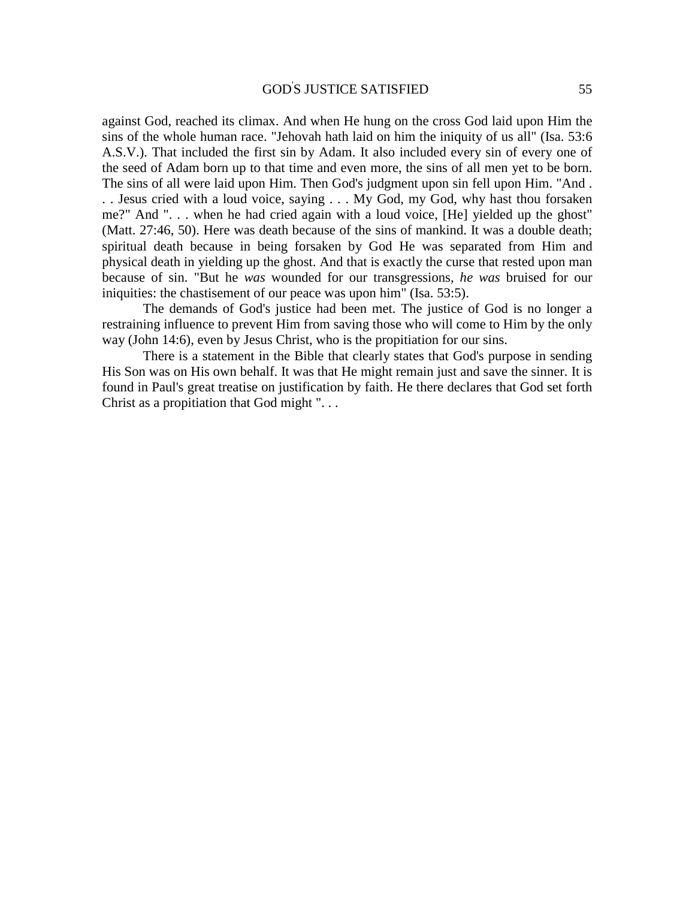against God, reached its climax. And when He hung on the cross God laid upon Him the sins of the whole human race. "Jehovah hath laid on him the iniquity of us all" (Isa. 53:6 A.S.V.). That included the first sin by Adam. It also included every sin of every one of the seed of Adam born up to that time and even more, the sins of all men yet to be born. The sins of all were laid upon Him. Then God's judgment upon sin fell upon Him. "And . . . Jesus cried with a loud voice, saying . . . My God, my God, why hast thou forsaken me?" And ". . . when he had cried again with a loud voice, [He] yielded up the ghost" (Matt. 27:46, 50). Here was death because of the sins of mankind. It was a double death; spiritual death because in being forsaken by God He was separated from Him and physical death in yielding up the ghost. And that is exactly the curse that rested upon man because of sin. "But he *was* wounded for our transgressions, *he was* bruised for our iniquities: the chastisement of our peace was upon him" (Isa. 53:5).

The demands of God's justice had been met. The justice of God is no longer a restraining influence to prevent Him from saving those who will come to Him by the only way (John 14:6), even by Jesus Christ, who is the propitiation for our sins.

There is a statement in the Bible that clearly states that God's purpose in sending His Son was on His own behalf. It was that He might remain just and save the sinner. It is found in Paul's great treatise on justification by faith. He there declares that God set forth Christ as a propitiation that God might ". . .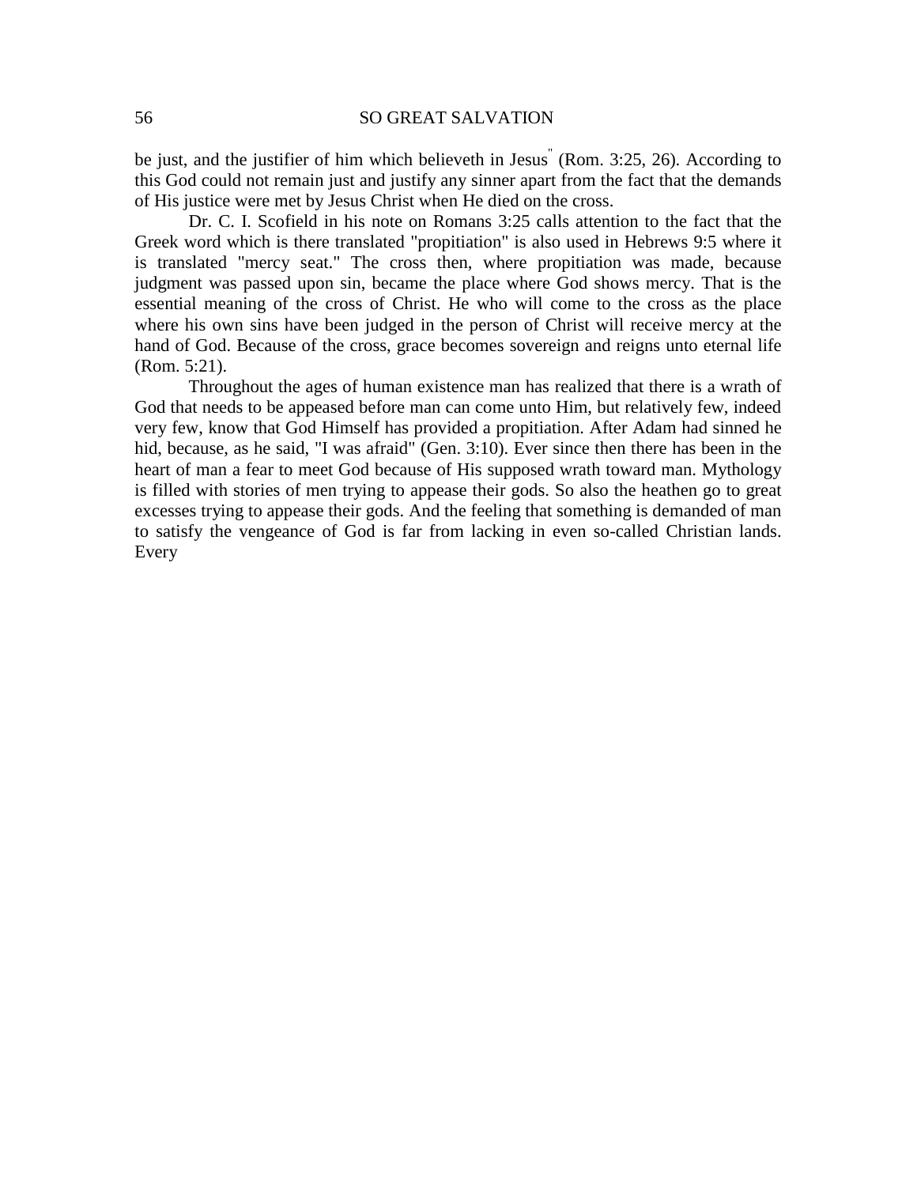be just, and the justifier of him which believeth in Jesus" (Rom. 3:25, 26). According to this God could not remain just and justify any sinner apart from the fact that the demands of His justice were met by Jesus Christ when He died on the cross.

Dr. C. I. Scofield in his note on Romans 3:25 calls attention to the fact that the Greek word which is there translated "propitiation" is also used in Hebrews 9:5 where it is translated "mercy seat." The cross then, where propitiation was made, because judgment was passed upon sin, became the place where God shows mercy. That is the essential meaning of the cross of Christ. He who will come to the cross as the place where his own sins have been judged in the person of Christ will receive mercy at the hand of God. Because of the cross, grace becomes sovereign and reigns unto eternal life (Rom. 5:21).

Throughout the ages of human existence man has realized that there is a wrath of God that needs to be appeased before man can come unto Him, but relatively few, indeed very few, know that God Himself has provided a propitiation. After Adam had sinned he hid, because, as he said, "I was afraid" (Gen. 3:10). Ever since then there has been in the heart of man a fear to meet God because of His supposed wrath toward man. Mythology is filled with stories of men trying to appease their gods. So also the heathen go to great excesses trying to appease their gods. And the feeling that something is demanded of man to satisfy the vengeance of God is far from lacking in even so-called Christian lands. Every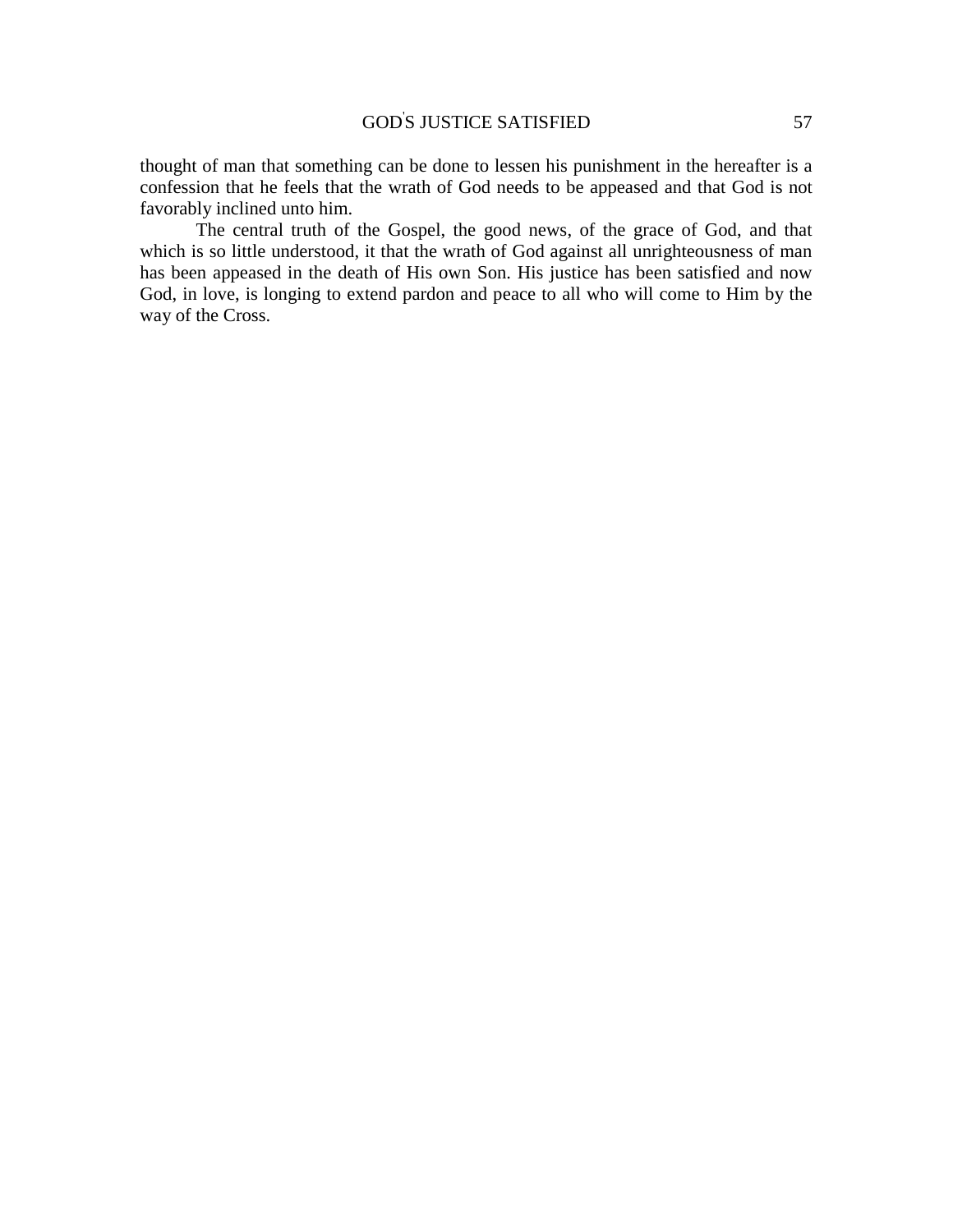thought of man that something can be done to lessen his punishment in the hereafter is a confession that he feels that the wrath of God needs to be appeased and that God is not favorably inclined unto him.

The central truth of the Gospel, the good news, of the grace of God, and that which is so little understood, it that the wrath of God against all unrighteousness of man has been appeased in the death of His own Son. His justice has been satisfied and now God, in love, is longing to extend pardon and peace to all who will come to Him by the way of the Cross.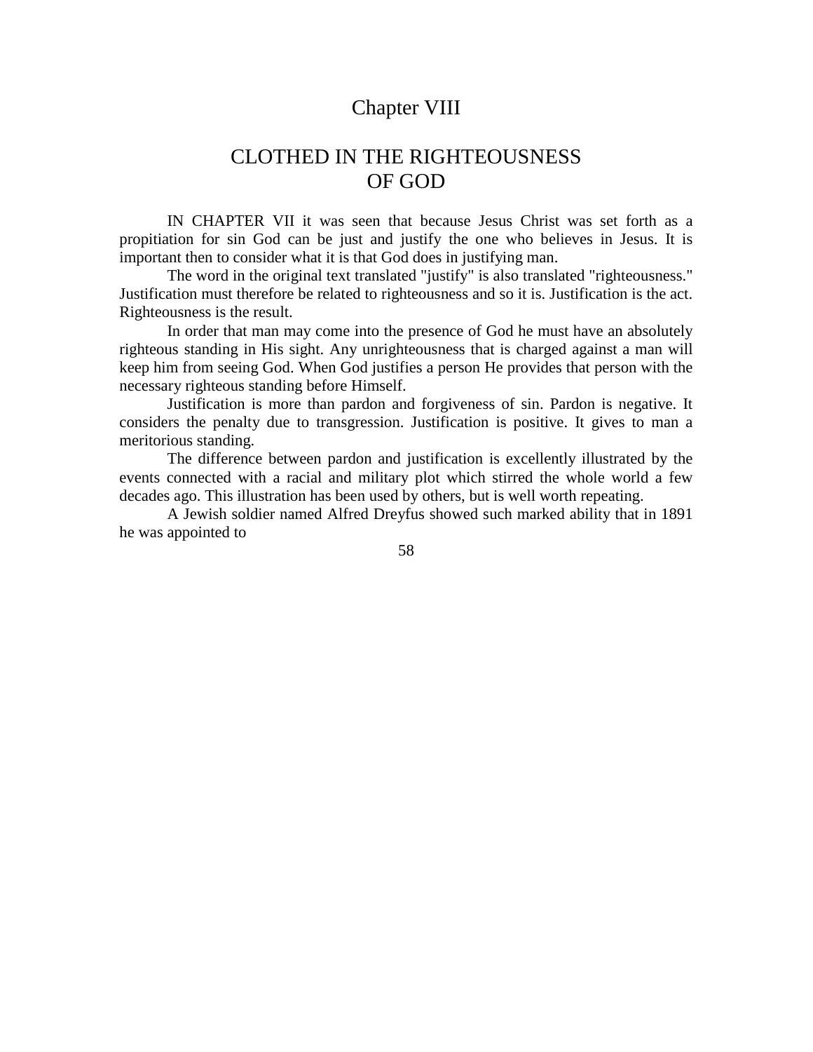# Chapter VIII

## CLOTHED IN THE RIGHTEOUSNESS OF GOD

IN CHAPTER VII it was seen that because Jesus Christ was set forth as a propitiation for sin God can be just and justify the one who believes in Jesus. It is important then to consider what it is that God does in justifying man.

The word in the original text translated "justify" is also translated "righteousness." Justification must therefore be related to righteousness and so it is. Justification is the act. Righteousness is the result.

In order that man may come into the presence of God he must have an absolutely righteous standing in His sight. Any unrighteousness that is charged against a man will keep him from seeing God. When God justifies a person He provides that person with the necessary righteous standing before Himself.

Justification is more than pardon and forgiveness of sin. Pardon is negative. It considers the penalty due to transgression. Justification is positive. It gives to man a meritorious standing.

The difference between pardon and justification is excellently illustrated by the events connected with a racial and military plot which stirred the whole world a few decades ago. This illustration has been used by others, but is well worth repeating.

A Jewish soldier named Alfred Dreyfus showed such marked ability that in 1891 he was appointed to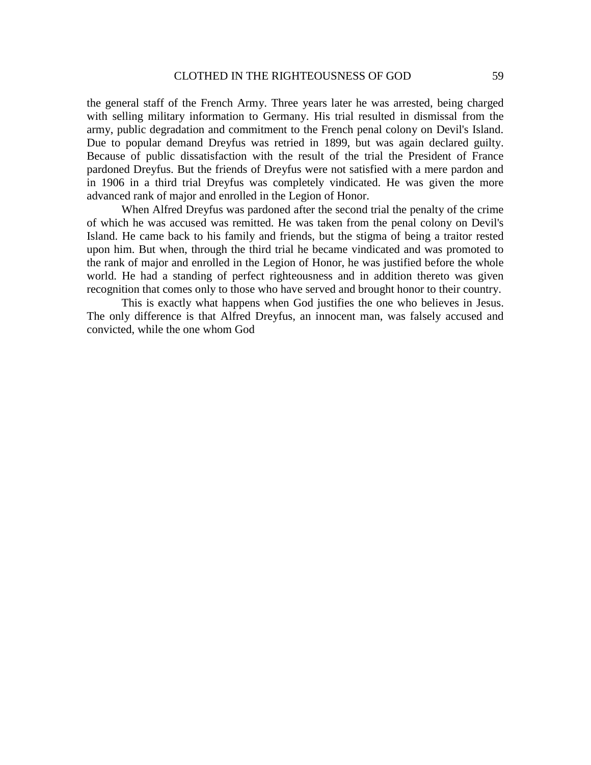the general staff of the French Army. Three years later he was arrested, being charged with selling military information to Germany. His trial resulted in dismissal from the army, public degradation and commitment to the French penal colony on Devil's Island. Due to popular demand Dreyfus was retried in 1899, but was again declared guilty. Because of public dissatisfaction with the result of the trial the President of France pardoned Dreyfus. But the friends of Dreyfus were not satisfied with a mere pardon and in 1906 in a third trial Dreyfus was completely vindicated. He was given the more advanced rank of major and enrolled in the Legion of Honor.

When Alfred Dreyfus was pardoned after the second trial the penalty of the crime of which he was accused was remitted. He was taken from the penal colony on Devil's Island. He came back to his family and friends, but the stigma of being a traitor rested upon him. But when, through the third trial he became vindicated and was promoted to the rank of major and enrolled in the Legion of Honor, he was justified before the whole world. He had a standing of perfect righteousness and in addition thereto was given recognition that comes only to those who have served and brought honor to their country.

This is exactly what happens when God justifies the one who believes in Jesus. The only difference is that Alfred Dreyfus, an innocent man, was falsely accused and convicted, while the one whom God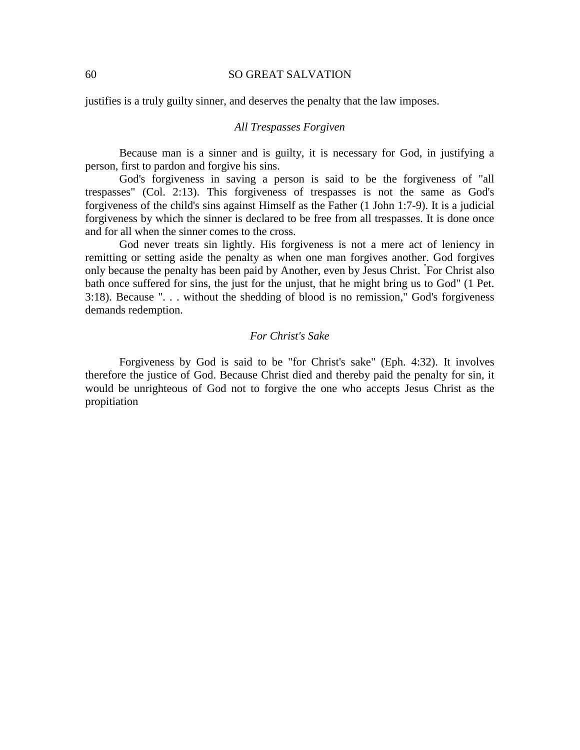justifies is a truly guilty sinner, and deserves the penalty that the law imposes.

### *All Trespasses Forgiven*

Because man is a sinner and is guilty, it is necessary for God, in justifying a person, first to pardon and forgive his sins.

God's forgiveness in saving a person is said to be the forgiveness of "all trespasses" (Col. 2:13). This forgiveness of trespasses is not the same as God's forgiveness of the child's sins against Himself as the Father (1 John 1:7-9). It is a judicial forgiveness by which the sinner is declared to be free from all trespasses. It is done once and for all when the sinner comes to the cross.

God never treats sin lightly. His forgiveness is not a mere act of leniency in remitting or setting aside the penalty as when one man forgives another. God forgives only because the penalty has been paid by Another, even by Jesus Christ. "For Christ also bath once suffered for sins, the just for the unjust, that he might bring us to God" (1 Pet. 3:18). Because ". . . without the shedding of blood is no remission," God's forgiveness demands redemption.

### *For Christ's Sake*

Forgiveness by God is said to be "for Christ's sake" (Eph. 4:32). It involves therefore the justice of God. Because Christ died and thereby paid the penalty for sin, it would be unrighteous of God not to forgive the one who accepts Jesus Christ as the propitiation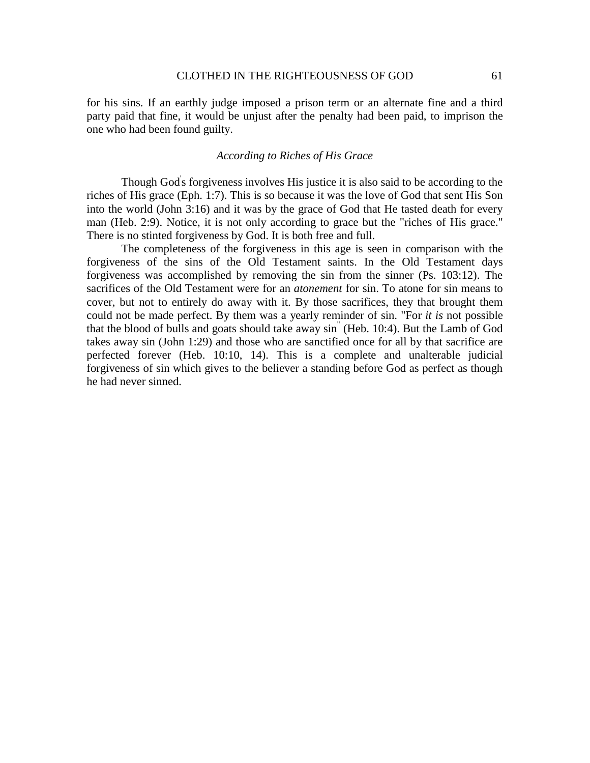for his sins. If an earthly judge imposed a prison term or an alternate fine and a third party paid that fine, it would be unjust after the penalty had been paid, to imprison the one who had been found guilty.

### *According to Riches of His Grace*

Though God's forgiveness involves His justice it is also said to be according to the riches of His grace (Eph. 1:7). This is so because it was the love of God that sent His Son into the world (John 3:16) and it was by the grace of God that He tasted death for every man (Heb. 2:9). Notice, it is not only according to grace but the "riches of His grace." There is no stinted forgiveness by God. It is both free and full.

The completeness of the forgiveness in this age is seen in comparison with the forgiveness of the sins of the Old Testament saints. In the Old Testament days forgiveness was accomplished by removing the sin from the sinner (Ps. 103:12). The sacrifices of the Old Testament were for an *atonement* for sin. To atone for sin means to cover, but not to entirely do away with it. By those sacrifices, they that brought them could not be made perfect. By them was a yearly reminder of sin. "For *it is* not possible that the blood of bulls and goats should take away sin" (Heb. 10:4). But the Lamb of God takes away sin (John 1:29) and those who are sanctified once for all by that sacrifice are perfected forever (Heb. 10:10, 14). This is a complete and unalterable judicial forgiveness of sin which gives to the believer a standing before God as perfect as though he had never sinned.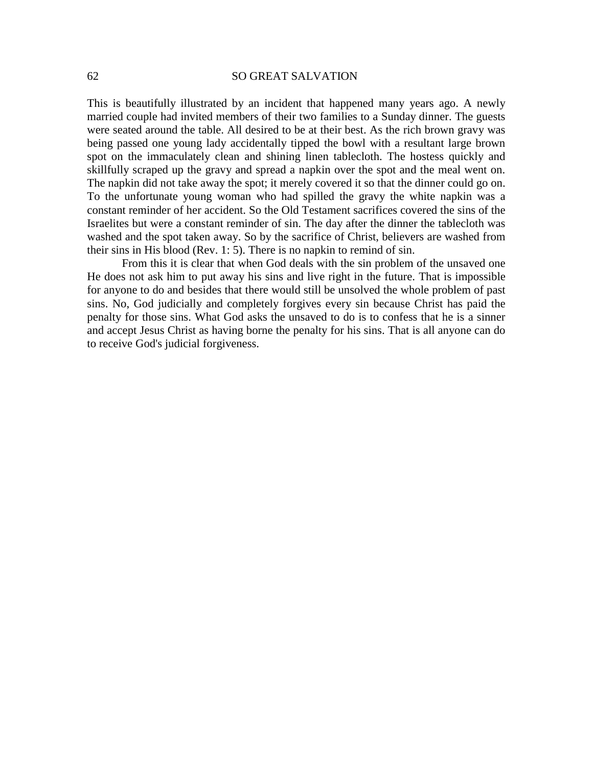This is beautifully illustrated by an incident that happened many years ago. A newly married couple had invited members of their two families to a Sunday dinner. The guests were seated around the table. All desired to be at their best. As the rich brown gravy was being passed one young lady accidentally tipped the bowl with a resultant large brown spot on the immaculately clean and shining linen tablecloth. The hostess quickly and skillfully scraped up the gravy and spread a napkin over the spot and the meal went on. The napkin did not take away the spot; it merely covered it so that the dinner could go on. To the unfortunate young woman who had spilled the gravy the white napkin was a constant reminder of her accident. So the Old Testament sacrifices covered the sins of the Israelites but were a constant reminder of sin. The day after the dinner the tablecloth was washed and the spot taken away. So by the sacrifice of Christ, believers are washed from their sins in His blood (Rev. 1: 5). There is no napkin to remind of sin.

From this it is clear that when God deals with the sin problem of the unsaved one He does not ask him to put away his sins and live right in the future. That is impossible for anyone to do and besides that there would still be unsolved the whole problem of past sins. No, God judicially and completely forgives every sin because Christ has paid the penalty for those sins. What God asks the unsaved to do is to confess that he is a sinner and accept Jesus Christ as having borne the penalty for his sins. That is all anyone can do to receive God's judicial forgiveness.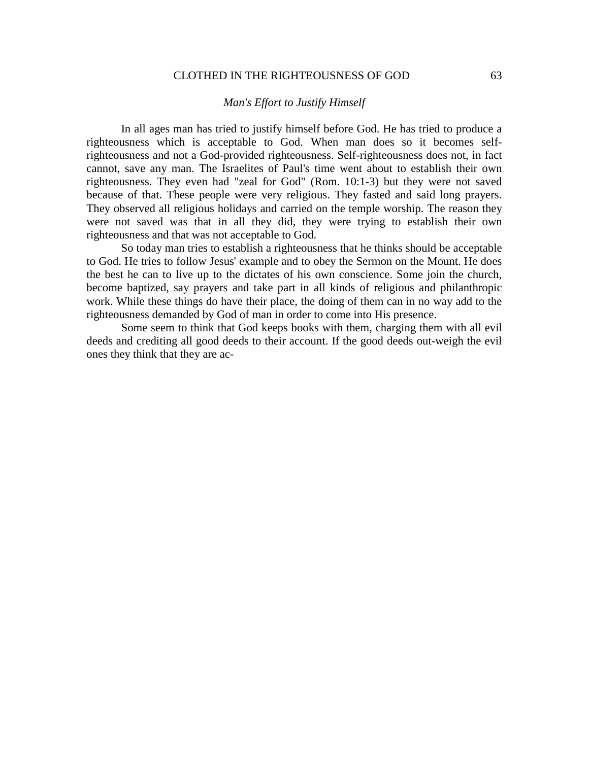### *Man's Effort to Justify Himself*

In all ages man has tried to justify himself before God. He has tried to produce a righteousness which is acceptable to God. When man does so it becomes self-righteousness and not a God-provided righteousness. Self-righteousness does not, in fact cannot, save any man. The Israelites of Paul's time went about to establish their own righteousness. They even had "zeal for God" (Rom. 10:1-3) but they were not saved because of that. These people were very religious. They fasted and said long prayers. They observed all religious holidays and carried on the temple worship. The reason they were not saved was that in all they did, they were trying to establish their own righteousness and that was not acceptable to God.

So today man tries to establish a righteousness that he thinks should be acceptable to God. He tries to follow Jesus' example and to obey the Sermon on the Mount. He does the best he can to live up to the dictates of his own conscience. Some join the church, become baptized, say prayers and take part in all kinds of religious and philanthropic work. While these things do have their place, the doing of them can in no way add to the righteousness demanded by God of man in order to come into His presence.

Some seem to think that God keeps books with them, charging them with all evil deeds and crediting all good deeds to their account. If the good deeds out-weigh the evil ones they think that they are ac-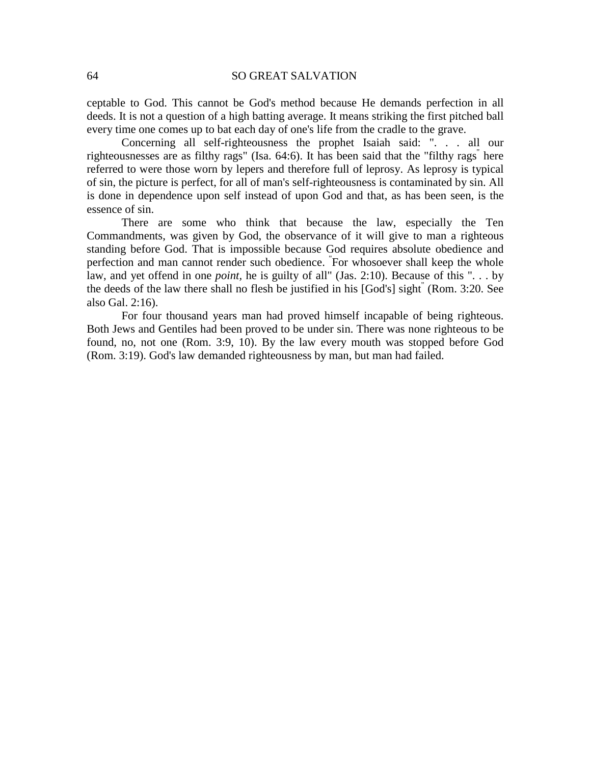ceptable to God. This cannot be God's method because He demands perfection in all deeds. It is not a question of a high batting average. It means striking the first pitched ball every time one comes up to bat each day of one's life from the cradle to the grave.

Concerning all self-righteousness the prophet Isaiah said: ". . . all our righteousnesses are as filthy rags" (Isa. 64:6). It has been said that the "filthy rags" here referred to were those worn by lepers and therefore full of leprosy. As leprosy is typical of sin, the picture is perfect, for all of man's self-righteousness is contaminated by sin. All is done in dependence upon self instead of upon God and that, as has been seen, is the essence of sin.

There are some who think that because the law, especially the Ten Commandments, was given by God, the observance of it will give to man a righteous standing before God. That is impossible because God requires absolute obedience and perfection and man cannot render such obedience. "For whosoever shall keep the whole law, and yet offend in one *point*, he is guilty of all" (Jas. 2:10). Because of this ". . . by the deeds of the law there shall no flesh be justified in his [God's] sight" (Rom. 3:20. See also Gal. 2:16).

For four thousand years man had proved himself incapable of being righteous. Both Jews and Gentiles had been proved to be under sin. There was none righteous to be found, no, not one (Rom. 3:9, 10). By the law every mouth was stopped before God (Rom. 3:19). God's law demanded righteousness by man, but man had failed.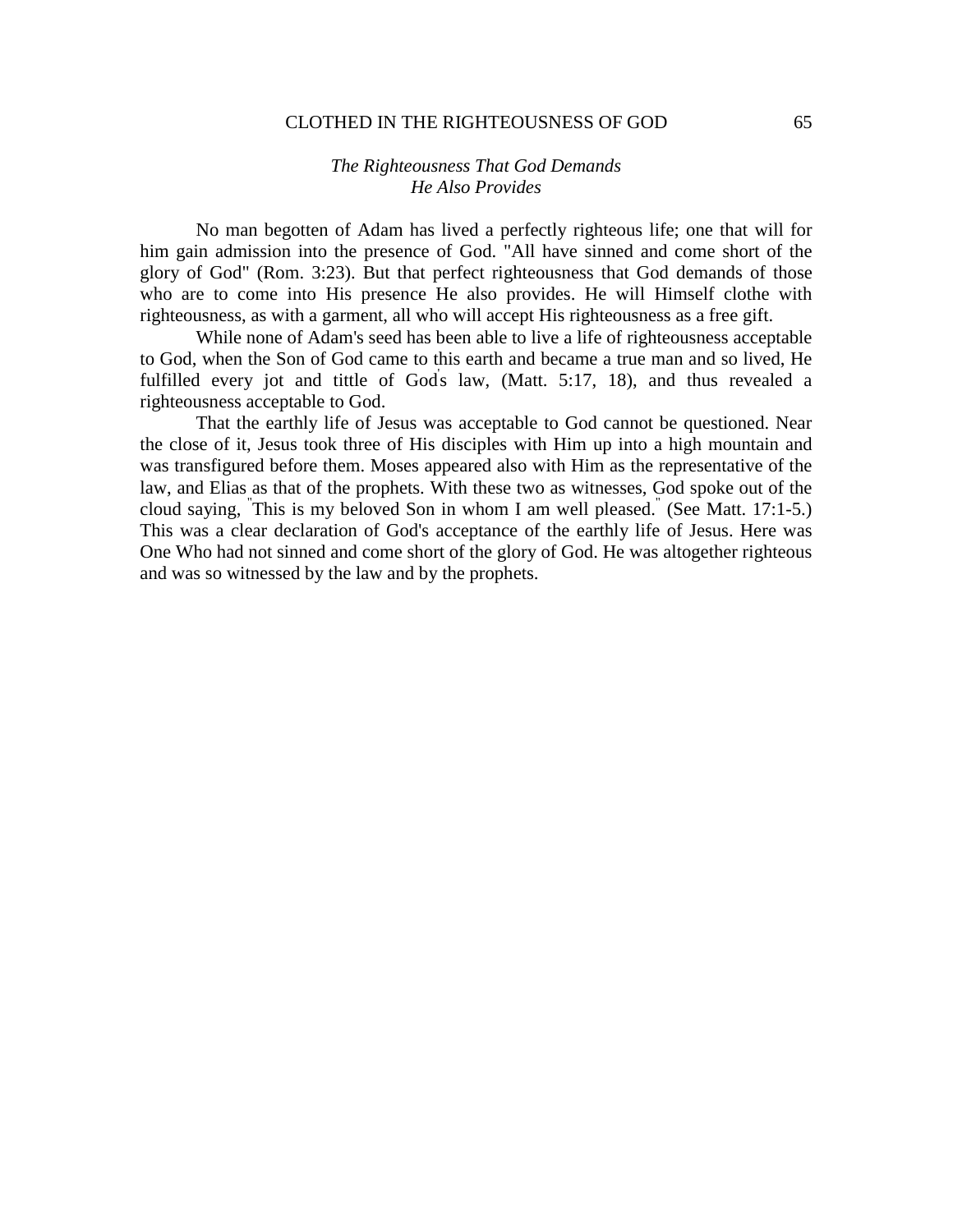### *The Righteousness That God Demands He Also Provides*

No man begotten of Adam has lived a perfectly righteous life; one that will for him gain admission into the presence of God. "All have sinned and come short of the glory of God" (Rom. 3:23). But that perfect righteousness that God demands of those who are to come into His presence He also provides. He will Himself clothe with righteousness, as with a garment, all who will accept His righteousness as a free gift.

While none of Adam's seed has been able to live a life of righteousness acceptable to God, when the Son of God came to this earth and became a true man and so lived, He fulfilled every jot and tittle of God's law, (Matt. 5:17, 18), and thus revealed a righteousness acceptable to God.

That the earthly life of Jesus was acceptable to God cannot be questioned. Near the close of it, Jesus took three of His disciples with Him up into a high mountain and was transfigured before them. Moses appeared also with Him as the representative of the law, and Elias as that of the prophets. With these two as witnesses, God spoke out of the cloud saying, "This is my beloved Son in whom I am well pleased." (See Matt. 17:1-5.) This was a clear declaration of God's acceptance of the earthly life of Jesus. Here was One Who had not sinned and come short of the glory of God. He was altogether righteous and was so witnessed by the law and by the prophets.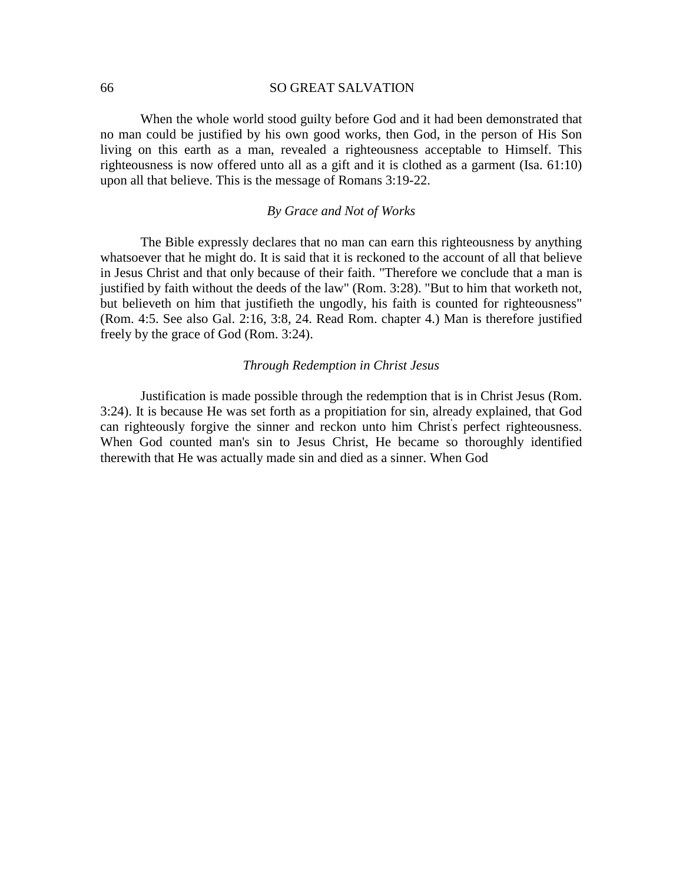When the whole world stood guilty before God and it had been demonstrated that no man could be justified by his own good works, then God, in the person of His Son living on this earth as a man, revealed a righteousness acceptable to Himself. This righteousness is now offered unto all as a gift and it is clothed as a garment (Isa. 61:10) upon all that believe. This is the message of Romans 3:19-22.

### *By Grace and Not of Works*

The Bible expressly declares that no man can earn this righteousness by anything whatsoever that he might do. It is said that it is reckoned to the account of all that believe in Jesus Christ and that only because of their faith. "Therefore we conclude that a man is justified by faith without the deeds of the law" (Rom. 3:28). "But to him that worketh not, but believeth on him that justifieth the ungodly, his faith is counted for righteousness" (Rom. 4:5. See also Gal. 2:16, 3:8, 24. Read Rom. chapter 4.) Man is therefore justified freely by the grace of God (Rom. 3:24).

### *Through Redemption in Christ Jesus*

Justification is made possible through the redemption that is in Christ Jesus (Rom. 3:24). It is because He was set forth as a propitiation for sin, already explained, that God can righteously forgive the sinner and reckon unto him Christ's perfect righteousness. When God counted man's sin to Jesus Christ, He became so thoroughly identified therewith that He was actually made sin and died as a sinner. When God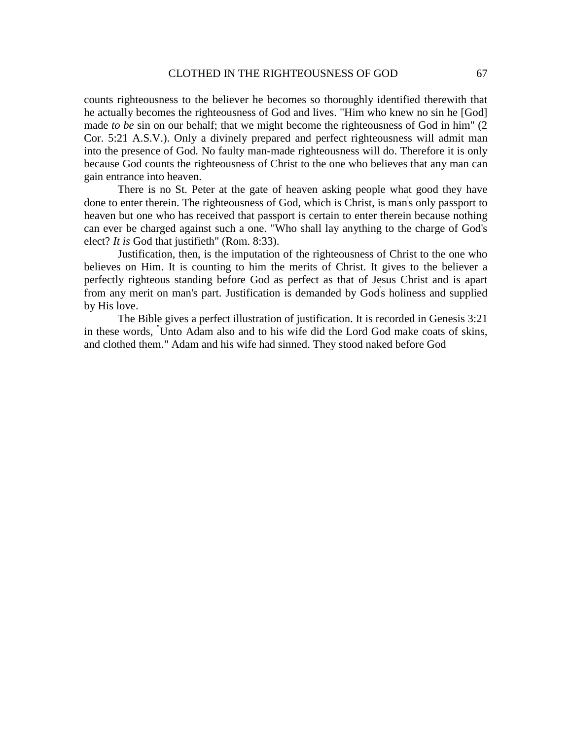counts righteousness to the believer he becomes so thoroughly identified therewith that he actually becomes the righteousness of God and lives. "Him who knew no sin he [God] made *to be* sin on our behalf; that we might become the righteousness of God in him" (2 Cor. 5:21 A.S.V.). Only a divinely prepared and perfect righteousness will admit man into the presence of God. No faulty man-made righteousness will do. Therefore it is only because God counts the righteousness of Christ to the one who believes that any man can gain entrance into heaven.

There is no St. Peter at the gate of heaven asking people what good they have done to enter therein. The righteousness of God, which is Christ, is man's only passport to heaven but one who has received that passport is certain to enter therein because nothing can ever be charged against such a one. "Who shall lay anything to the charge of God's elect? *It is* God that justifieth" (Rom. 8:33).

Justification, then, is the imputation of the righteousness of Christ to the one who believes on Him. It is counting to him the merits of Christ. It gives to the believer a perfectly righteous standing before God as perfect as that of Jesus Christ and is apart from any merit on man's part. Justification is demanded by God's holiness and supplied by His love.

The Bible gives a perfect illustration of justification. It is recorded in Genesis 3:21 in these words, "Unto Adam also and to his wife did the Lord God make coats of skins, and clothed them." Adam and his wife had sinned. They stood naked before God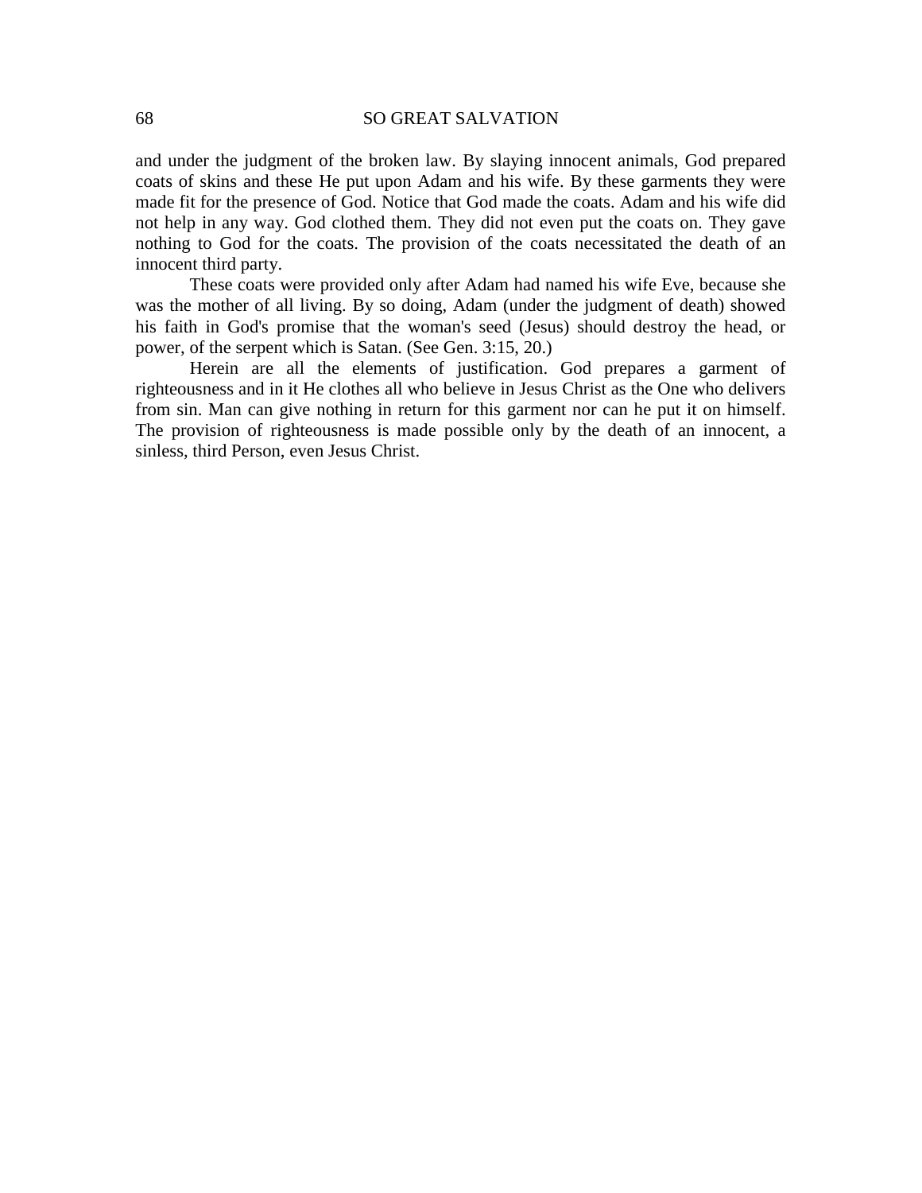and under the judgment of the broken law. By slaying innocent animals, God prepared coats of skins and these He put upon Adam and his wife. By these garments they were made fit for the presence of God. Notice that God made the coats. Adam and his wife did not help in any way. God clothed them. They did not even put the coats on. They gave nothing to God for the coats. The provision of the coats necessitated the death of an innocent third party.

These coats were provided only after Adam had named his wife Eve, because she was the mother of all living. By so doing, Adam (under the judgment of death) showed his faith in God's promise that the woman's seed (Jesus) should destroy the head, or power, of the serpent which is Satan. (See Gen. 3:15, 20.)

Herein are all the elements of justification. God prepares a garment of righteousness and in it He clothes all who believe in Jesus Christ as the One who delivers from sin. Man can give nothing in return for this garment nor can he put it on himself. The provision of righteousness is made possible only by the death of an innocent, a sinless, third Person, even Jesus Christ.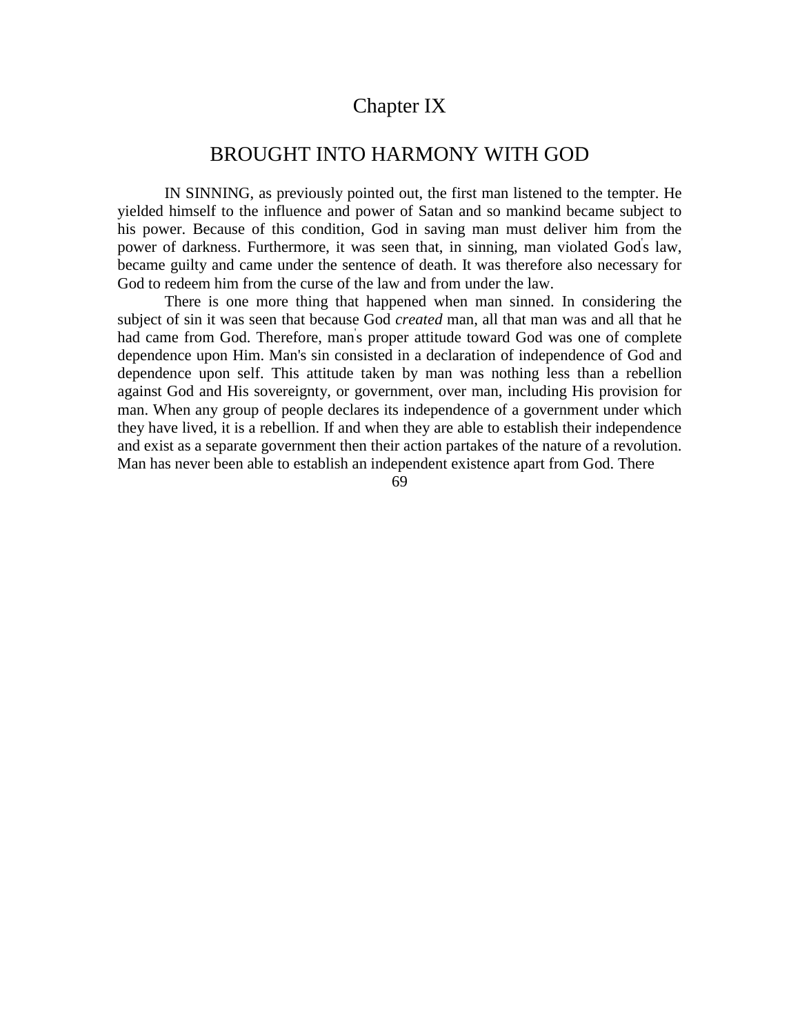# Chapter IX

## BROUGHT INTO HARMONY WITH GOD

IN SINNING, as previously pointed out, the first man listened to the tempter. He yielded himself to the influence and power of Satan and so mankind became subject to his power. Because of this condition, God in saving man must deliver him from the power of darkness. Furthermore, it was seen that, in sinning, man violated God's law, became guilty and came under the sentence of death. It was therefore also necessary for God to redeem him from the curse of the law and from under the law.

There is one more thing that happened when man sinned. In considering the subject of sin it was seen that because God *created* man, all that man was and all that he had came from God. Therefore, man's proper attitude toward God was one of complete dependence upon Him. Man's sin consisted in a declaration of independence of God and dependence upon self. This attitude taken by man was nothing less than a rebellion against God and His sovereignty, or government, over man, including His provision for man. When any group of people declares its independence of a government under which they have lived, it is a rebellion. If and when they are able to establish their independence and exist as a separate government then their action partakes of the nature of a revolution. Man has never been able to establish an independent existence apart from God. There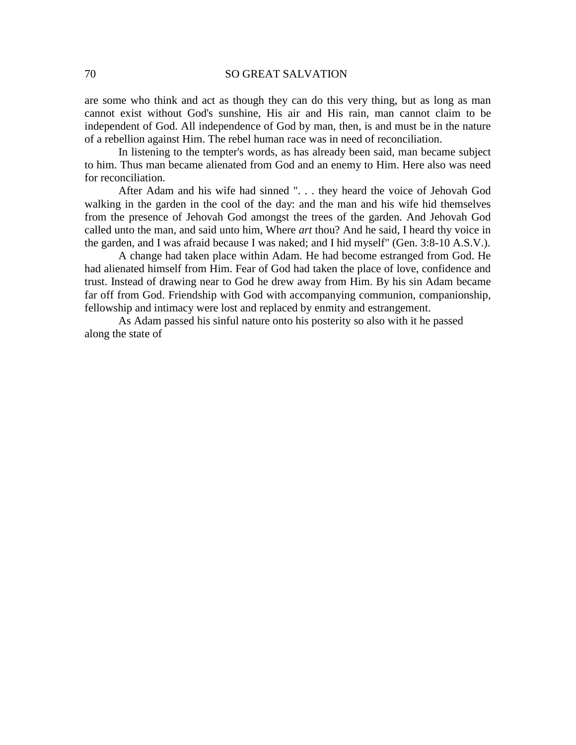are some who think and act as though they can do this very thing, but as long as man cannot exist without God's sunshine, His air and His rain, man cannot claim to be independent of God. All independence of God by man, then, is and must be in the nature of a rebellion against Him. The rebel human race was in need of reconciliation.

In listening to the tempter's words, as has already been said, man became subject to him. Thus man became alienated from God and an enemy to Him. Here also was need for reconciliation.

After Adam and his wife had sinned ". . . they heard the voice of Jehovah God walking in the garden in the cool of the day: and the man and his wife hid themselves from the presence of Jehovah God amongst the trees of the garden. And Jehovah God called unto the man, and said unto him, Where *art* thou? And he said, I heard thy voice in the garden, and I was afraid because I was naked; and I hid myself" (Gen. 3:8-10 A.S.V.).

A change had taken place within Adam. He had become estranged from God. He had alienated himself from Him. Fear of God had taken the place of love, confidence and trust. Instead of drawing near to God he drew away from Him. By his sin Adam became far off from God. Friendship with God with accompanying communion, companionship, fellowship and intimacy were lost and replaced by enmity and estrangement.

As Adam passed his sinful nature onto his posterity so also with it he passed along the state of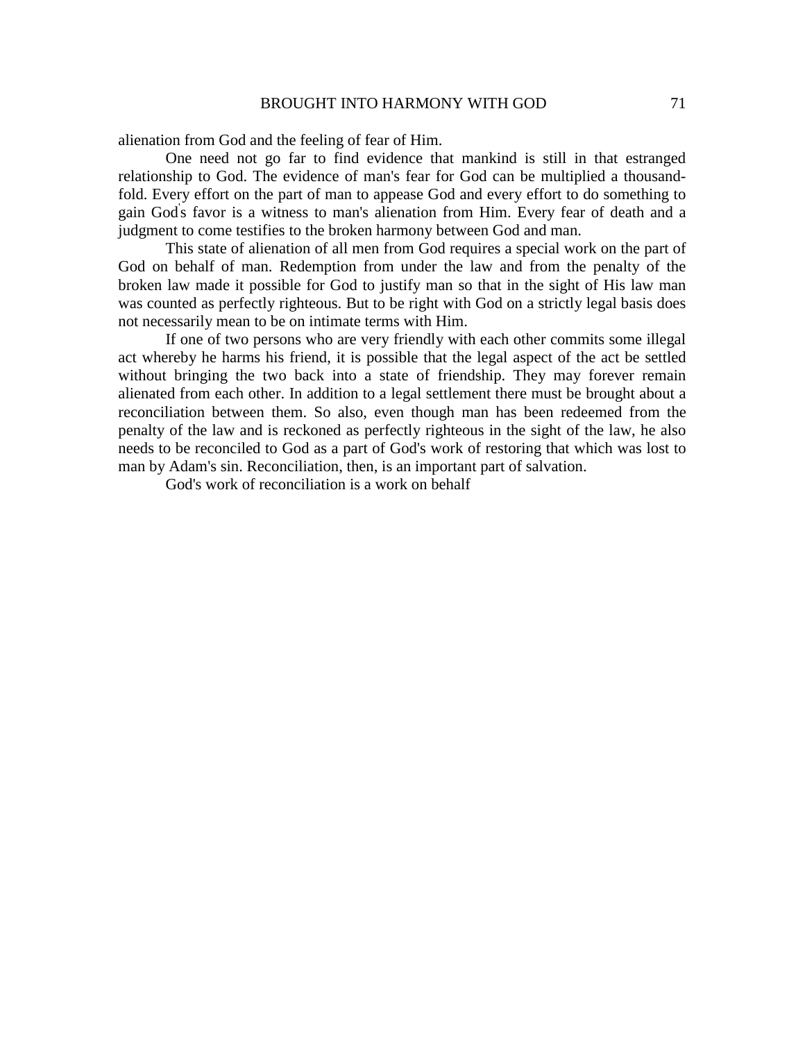alienation from God and the feeling of fear of Him.

One need not go far to find evidence that mankind is still in that estranged relationship to God. The evidence of man's fear for God can be multiplied a thousand-fold. Every effort on the part of man to appease God and every effort to do something to gain God's favor is a witness to man's alienation from Him. Every fear of death and a judgment to come testifies to the broken harmony between God and man.

This state of alienation of all men from God requires a special work on the part of God on behalf of man. Redemption from under the law and from the penalty of the broken law made it possible for God to justify man so that in the sight of His law man was counted as perfectly righteous. But to be right with God on a strictly legal basis does not necessarily mean to be on intimate terms with Him.

If one of two persons who are very friendly with each other commits some illegal act whereby he harms his friend, it is possible that the legal aspect of the act be settled without bringing the two back into a state of friendship. They may forever remain alienated from each other. In addition to a legal settlement there must be brought about a reconciliation between them. So also, even though man has been redeemed from the penalty of the law and is reckoned as perfectly righteous in the sight of the law, he also needs to be reconciled to God as a part of God's work of restoring that which was lost to man by Adam's sin. Reconciliation, then, is an important part of salvation.

God's work of reconciliation is a work on behalf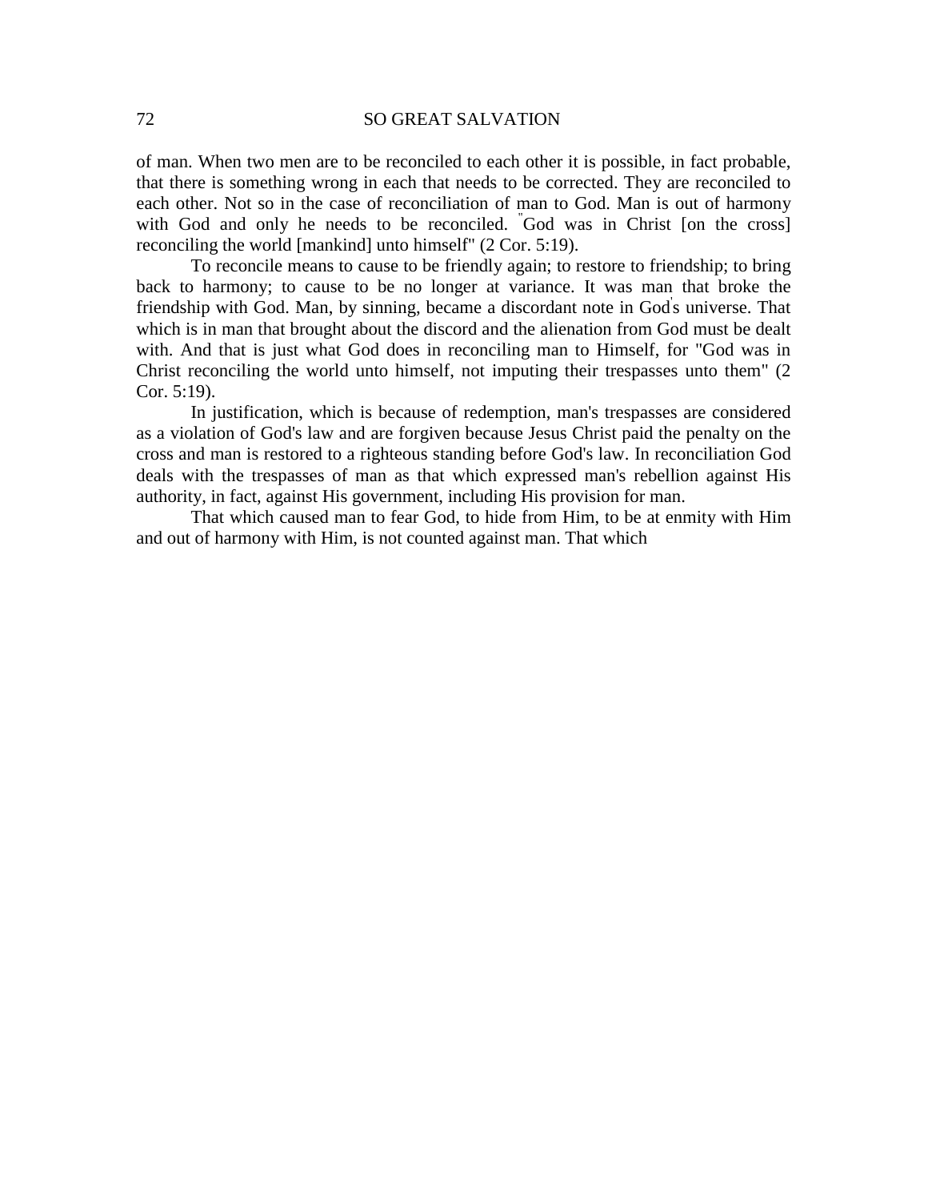of man. When two men are to be reconciled to each other it is possible, in fact probable, that there is something wrong in each that needs to be corrected. They are reconciled to each other. Not so in the case of reconciliation of man to God. Man is out of harmony with God and only he needs to be reconciled. "God was in Christ [on the cross] reconciling the world [mankind] unto himself" (2 Cor. 5:19).

To reconcile means to cause to be friendly again; to restore to friendship; to bring back to harmony; to cause to be no longer at variance. It was man that broke the friendship with God. Man, by sinning, became a discordant note in God's universe. That which is in man that brought about the discord and the alienation from God must be dealt with. And that is just what God does in reconciling man to Himself, for "God was in Christ reconciling the world unto himself, not imputing their trespasses unto them" (2 Cor. 5:19).

In justification, which is because of redemption, man's trespasses are considered as a violation of God's law and are forgiven because Jesus Christ paid the penalty on the cross and man is restored to a righteous standing before God's law. In reconciliation God deals with the trespasses of man as that which expressed man's rebellion against His authority, in fact, against His government, including His provision for man.

That which caused man to fear God, to hide from Him, to be at enmity with Him and out of harmony with Him, is not counted against man. That which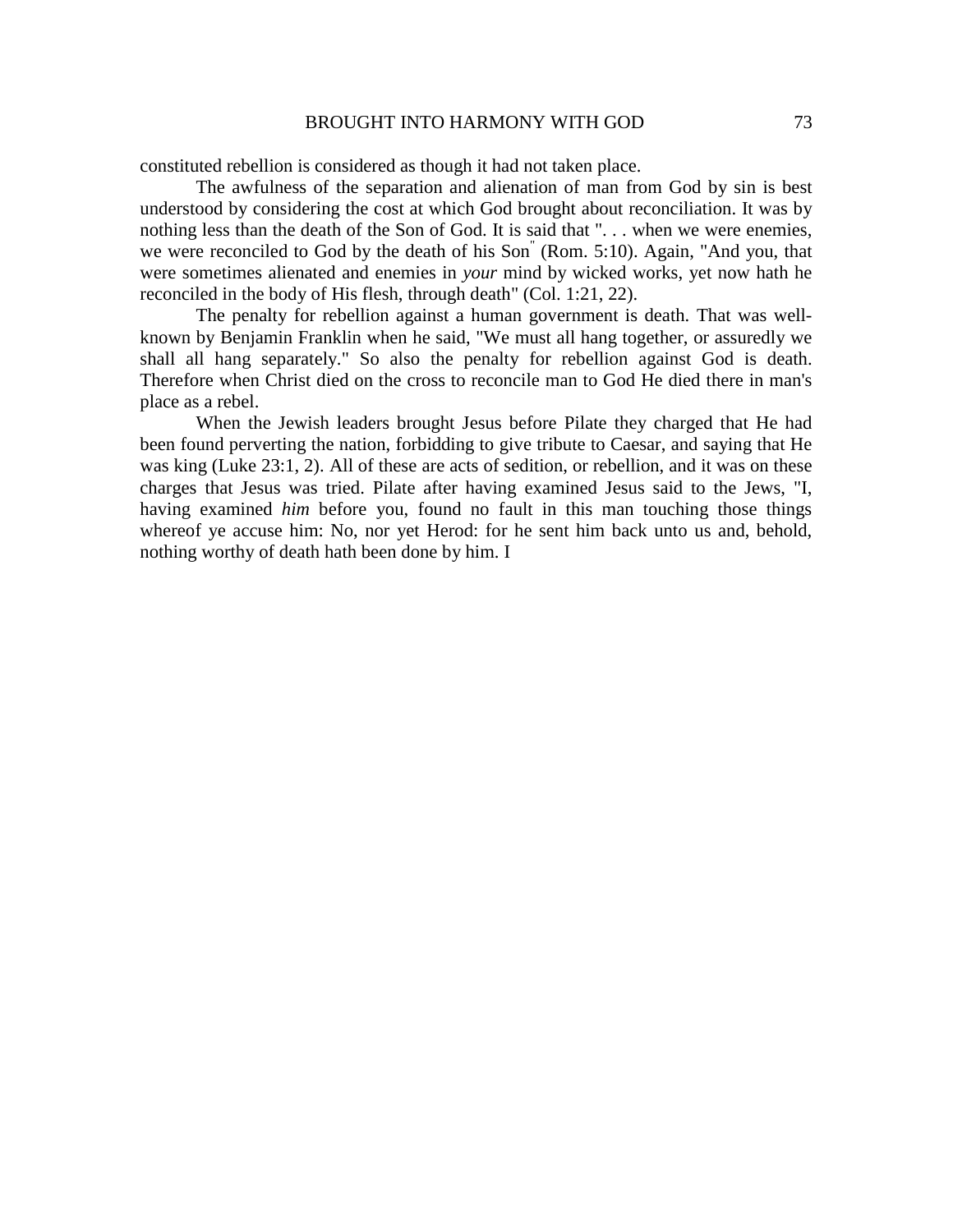constituted rebellion is considered as though it had not taken place.

The awfulness of the separation and alienation of man from God by sin is best understood by considering the cost at which God brought about reconciliation. It was by nothing less than the death of the Son of God. It is said that ". . . when we were enemies, we were reconciled to God by the death of his Son" (Rom. 5:10). Again, "And you, that were sometimes alienated and enemies in *your* mind by wicked works, yet now hath he reconciled in the body of His flesh, through death" (Col. 1:21, 22).

The penalty for rebellion against a human government is death. That was well-known by Benjamin Franklin when he said, "We must all hang together, or assuredly we shall all hang separately." So also the penalty for rebellion against God is death. Therefore when Christ died on the cross to reconcile man to God He died there in man's place as a rebel.

When the Jewish leaders brought Jesus before Pilate they charged that He had been found perverting the nation, forbidding to give tribute to Caesar, and saying that He was king (Luke 23:1, 2). All of these are acts of sedition, or rebellion, and it was on these charges that Jesus was tried. Pilate after having examined Jesus said to the Jews, "I, having examined *him* before you, found no fault in this man touching those things whereof ye accuse him: No, nor yet Herod: for he sent him back unto us and, behold, nothing worthy of death hath been done by him. I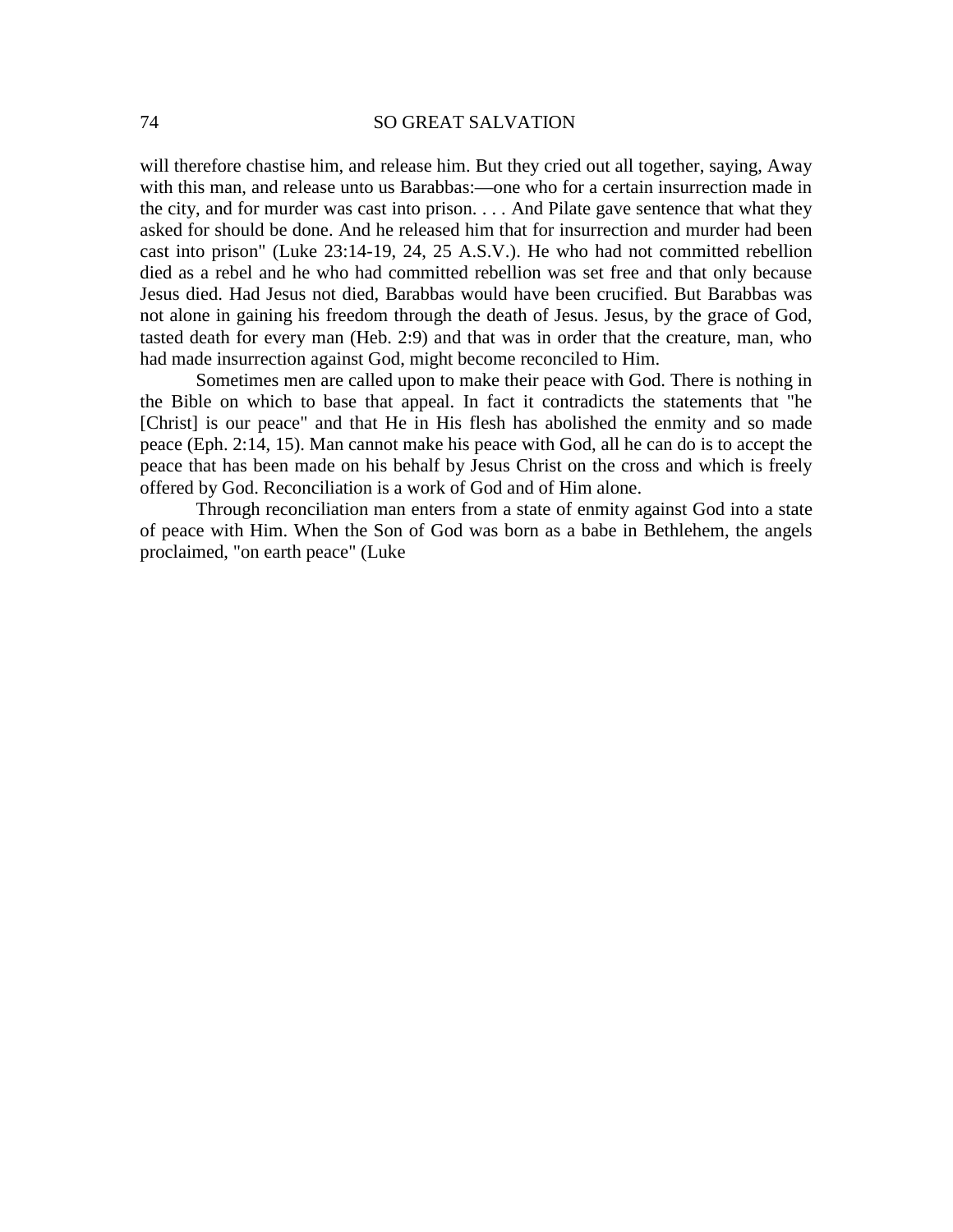will therefore chastise him, and release him. But they cried out all together, saying, Away with this man, and release unto us Barabbas:—one who for a certain insurrection made in the city, and for murder was cast into prison. . . . And Pilate gave sentence that what they asked for should be done. And he released him that for insurrection and murder had been cast into prison" (Luke 23:14-19, 24, 25 A.S.V.). He who had not committed rebellion died as a rebel and he who had committed rebellion was set free and that only because Jesus died. Had Jesus not died, Barabbas would have been crucified. But Barabbas was not alone in gaining his freedom through the death of Jesus. Jesus, by the grace of God, tasted death for every man (Heb. 2:9) and that was in order that the creature, man, who had made insurrection against God, might become reconciled to Him.

Sometimes men are called upon to make their peace with God. There is nothing in the Bible on which to base that appeal. In fact it contradicts the statements that "he [Christ] is our peace" and that He in His flesh has abolished the enmity and so made peace (Eph. 2:14, 15). Man cannot make his peace with God, all he can do is to accept the peace that has been made on his behalf by Jesus Christ on the cross and which is freely offered by God. Reconciliation is a work of God and of Him alone.

Through reconciliation man enters from a state of enmity against God into a state of peace with Him. When the Son of God was born as a babe in Bethlehem, the angels proclaimed, "on earth peace" (Luke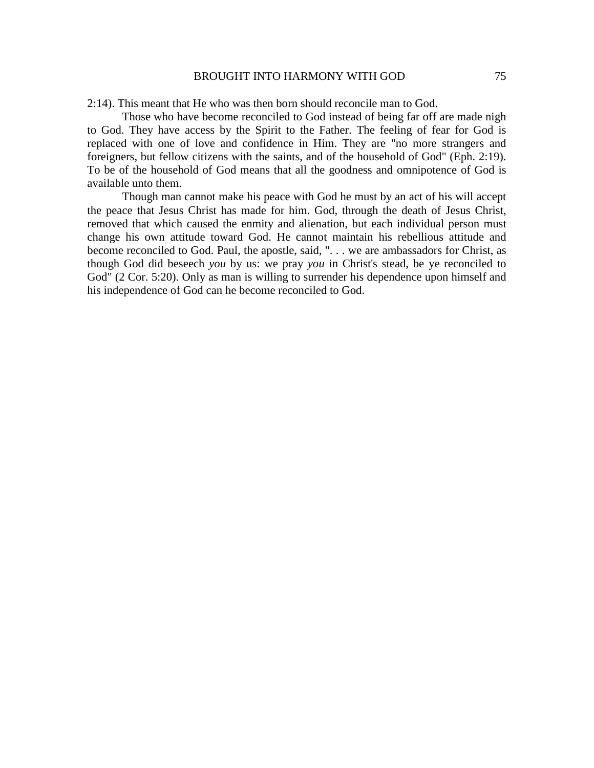2:14). This meant that He who was then born should reconcile man to God.

Those who have become reconciled to God instead of being far off are made nigh to God. They have access by the Spirit to the Father. The feeling of fear for God is replaced with one of love and confidence in Him. They are "no more strangers and foreigners, but fellow citizens with the saints, and of the household of God" (Eph. 2:19). To be of the household of God means that all the goodness and omnipotence of God is available unto them.

Though man cannot make his peace with God he must by an act of his will accept the peace that Jesus Christ has made for him. God, through the death of Jesus Christ, removed that which caused the enmity and alienation, but each individual person must change his own attitude toward God. He cannot maintain his rebellious attitude and become reconciled to God. Paul, the apostle, said, ". . . we are ambassadors for Christ, as though God did beseech *you* by us: we pray *you* in Christ's stead, be ye reconciled to God" (2 Cor. 5:20). Only as man is willing to surrender his dependence upon himself and his independence of God can he become reconciled to God.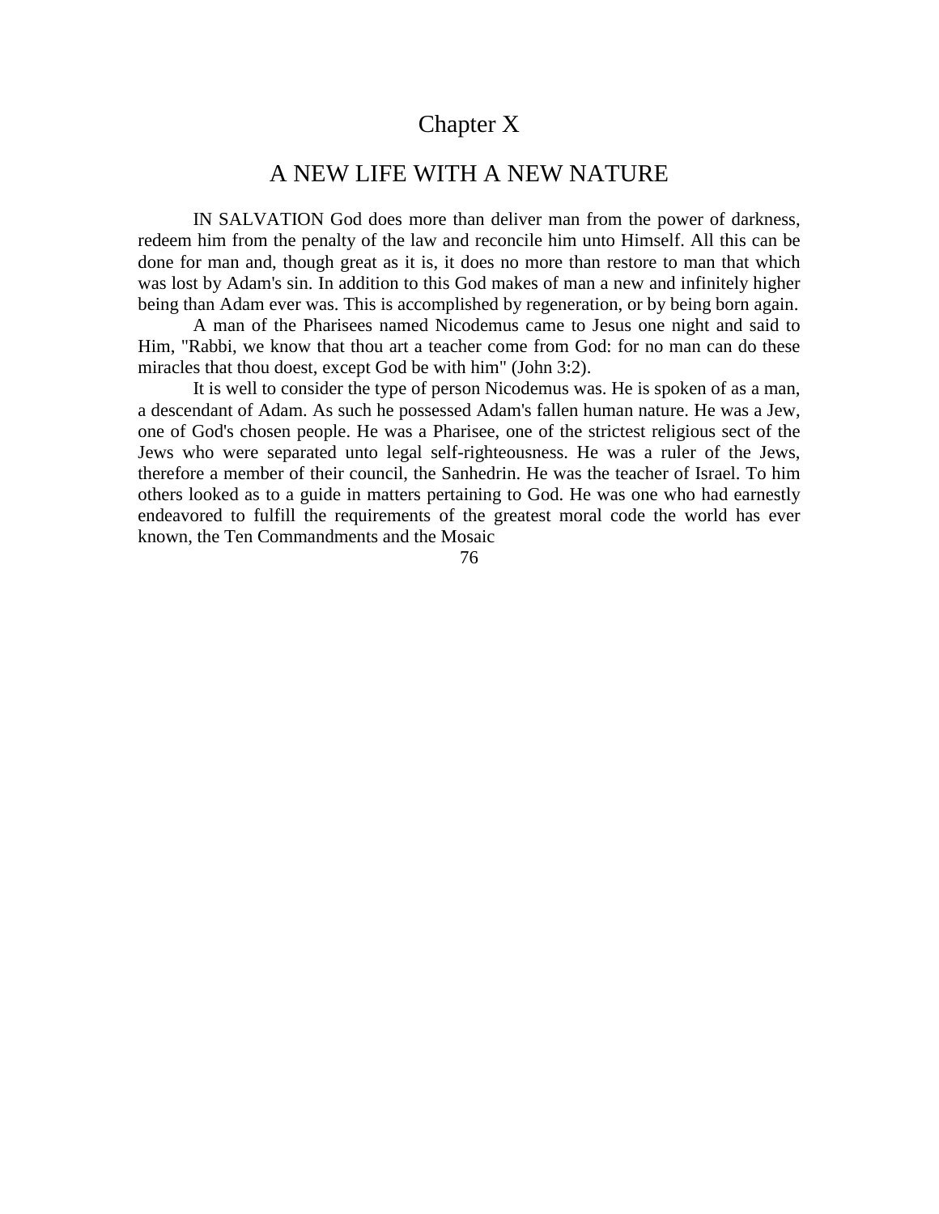# Chapter X

## A NEW LIFE WITH A NEW NATURE

IN SALVATION God does more than deliver man from the power of darkness, redeem him from the penalty of the law and reconcile him unto Himself. All this can be done for man and, though great as it is, it does no more than restore to man that which was lost by Adam's sin. In addition to this God makes of man a new and infinitely higher being than Adam ever was. This is accomplished by regeneration, or by being born again.

A man of the Pharisees named Nicodemus came to Jesus one night and said to Him, "Rabbi, we know that thou art a teacher come from God: for no man can do these miracles that thou doest, except God be with him" (John 3:2).

It is well to consider the type of person Nicodemus was. He is spoken of as a man, a descendant of Adam. As such he possessed Adam's fallen human nature. He was a Jew, one of God's chosen people. He was a Pharisee, one of the strictest religious sect of the Jews who were separated unto legal self-righteousness. He was a ruler of the Jews, therefore a member of their council, the Sanhedrin. He was the teacher of Israel. To him others looked as to a guide in matters pertaining to God. He was one who had earnestly endeavored to fulfill the requirements of the greatest moral code the world has ever known, the Ten Commandments and the Mosaic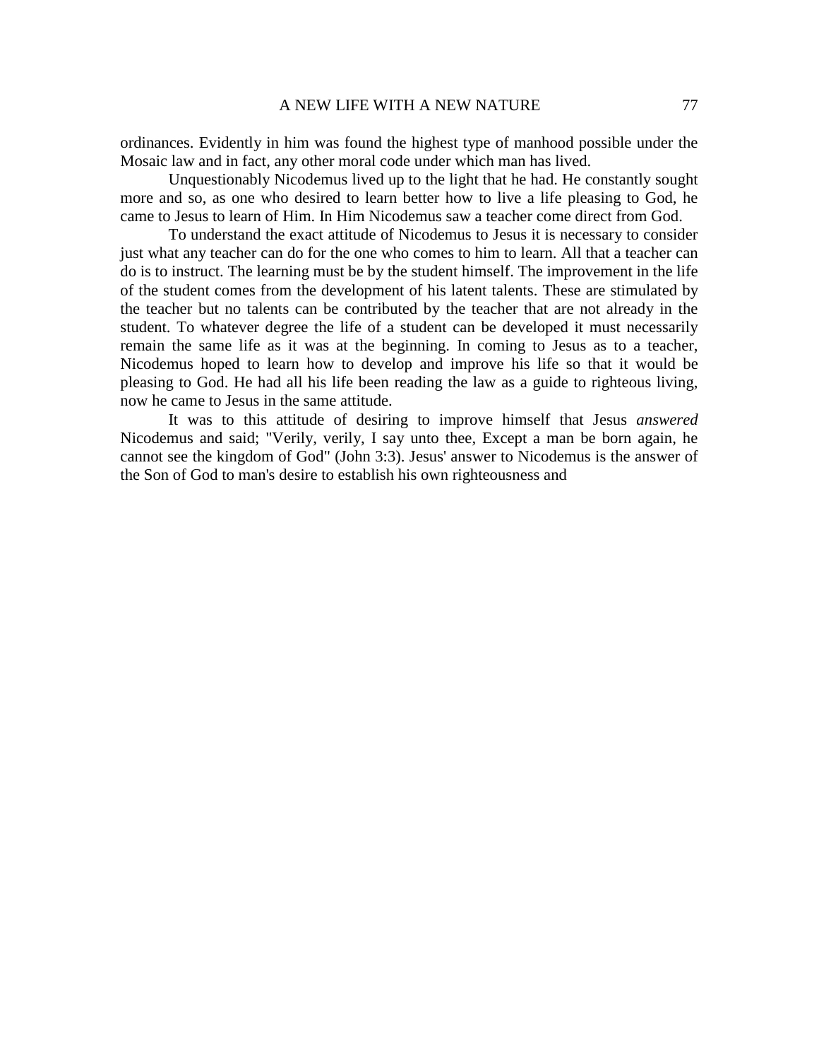ordinances. Evidently in him was found the highest type of manhood possible under the Mosaic law and in fact, any other moral code under which man has lived.

Unquestionably Nicodemus lived up to the light that he had. He constantly sought more and so, as one who desired to learn better how to live a life pleasing to God, he came to Jesus to learn of Him. In Him Nicodemus saw a teacher come direct from God.

To understand the exact attitude of Nicodemus to Jesus it is necessary to consider just what any teacher can do for the one who comes to him to learn. All that a teacher can do is to instruct. The learning must be by the student himself. The improvement in the life of the student comes from the development of his latent talents. These are stimulated by the teacher but no talents can be contributed by the teacher that are not already in the student. To whatever degree the life of a student can be developed it must necessarily remain the same life as it was at the beginning. In coming to Jesus as to a teacher, Nicodemus hoped to learn how to develop and improve his life so that it would be pleasing to God. He had all his life been reading the law as a guide to righteous living, now he came to Jesus in the same attitude.

It was to this attitude of desiring to improve himself that Jesus *answered* Nicodemus and said; "Verily, verily, I say unto thee, Except a man be born again, he cannot see the kingdom of God" (John 3:3). Jesus' answer to Nicodemus is the answer of the Son of God to man's desire to establish his own righteousness and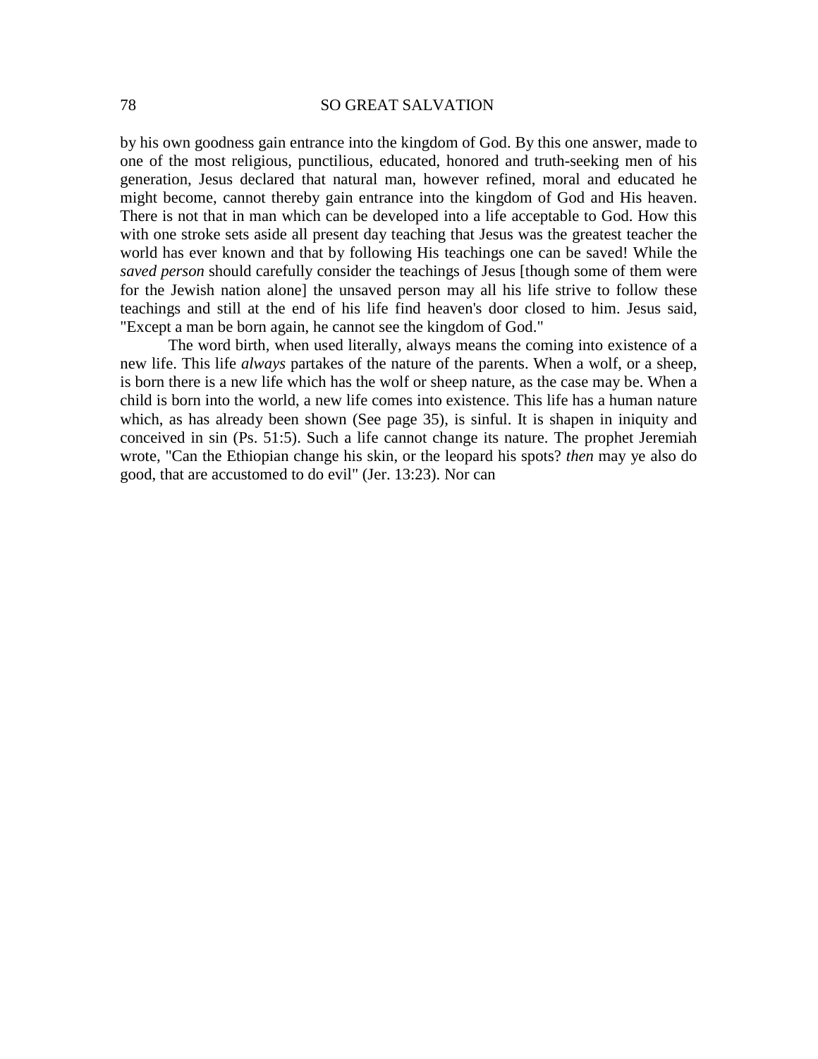by his own goodness gain entrance into the kingdom of God. By this one answer, made to one of the most religious, punctilious, educated, honored and truth-seeking men of his generation, Jesus declared that natural man, however refined, moral and educated he might become, cannot thereby gain entrance into the kingdom of God and His heaven. There is not that in man which can be developed into a life acceptable to God. How this with one stroke sets aside all present day teaching that Jesus was the greatest teacher the world has ever known and that by following His teachings one can be saved! While the *saved person* should carefully consider the teachings of Jesus [though some of them were for the Jewish nation alone] the unsaved person may all his life strive to follow these teachings and still at the end of his life find heaven's door closed to him. Jesus said, "Except a man be born again, he cannot see the kingdom of God."

The word birth, when used literally, always means the coming into existence of a new life. This life *always* partakes of the nature of the parents. When a wolf, or a sheep, is born there is a new life which has the wolf or sheep nature, as the case may be. When a child is born into the world, a new life comes into existence. This life has a human nature which, as has already been shown (See page 35), is sinful. It is shapen in iniquity and conceived in sin (Ps. 51:5). Such a life cannot change its nature. The prophet Jeremiah wrote, "Can the Ethiopian change his skin, or the leopard his spots? *then* may ye also do good, that are accustomed to do evil" (Jer. 13:23). Nor can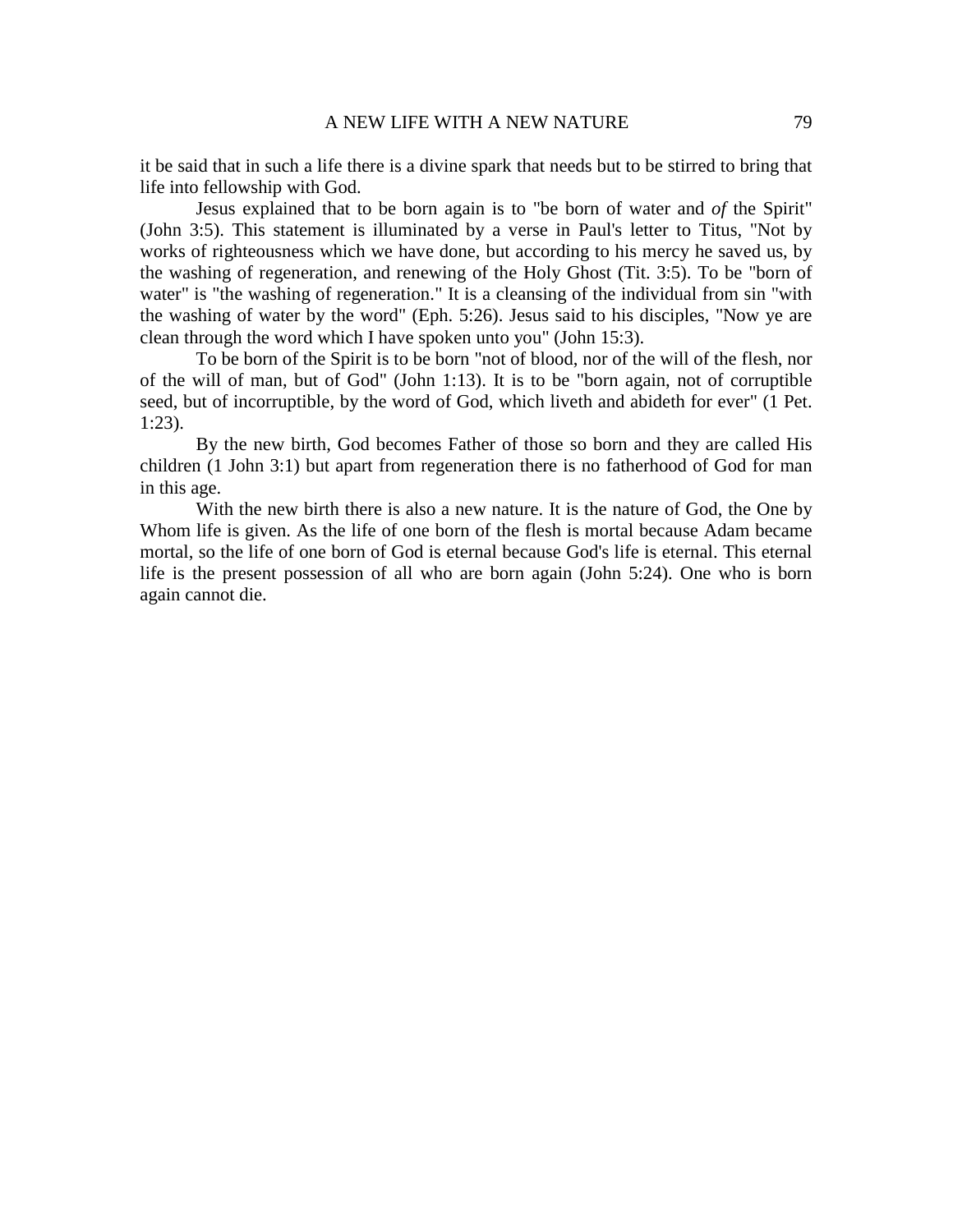it be said that in such a life there is a divine spark that needs but to be stirred to bring that life into fellowship with God.

Jesus explained that to be born again is to "be born of water and *of* the Spirit" (John 3:5). This statement is illuminated by a verse in Paul's letter to Titus, "Not by works of righteousness which we have done, but according to his mercy he saved us, by the washing of regeneration, and renewing of the Holy Ghost (Tit. 3:5). To be "born of water" is "the washing of regeneration." It is a cleansing of the individual from sin "with the washing of water by the word" (Eph. 5:26). Jesus said to his disciples, "Now ye are clean through the word which I have spoken unto you" (John 15:3).

To be born of the Spirit is to be born "not of blood, nor of the will of the flesh, nor of the will of man, but of God" (John 1:13). It is to be "born again, not of corruptible seed, but of incorruptible, by the word of God, which liveth and abideth for ever" (1 Pet. 1:23).

By the new birth, God becomes Father of those so born and they are called His children (1 John 3:1) but apart from regeneration there is no fatherhood of God for man in this age.

With the new birth there is also a new nature. It is the nature of God, the One by Whom life is given. As the life of one born of the flesh is mortal because Adam became mortal, so the life of one born of God is eternal because God's life is eternal. This eternal life is the present possession of all who are born again (John 5:24). One who is born again cannot die.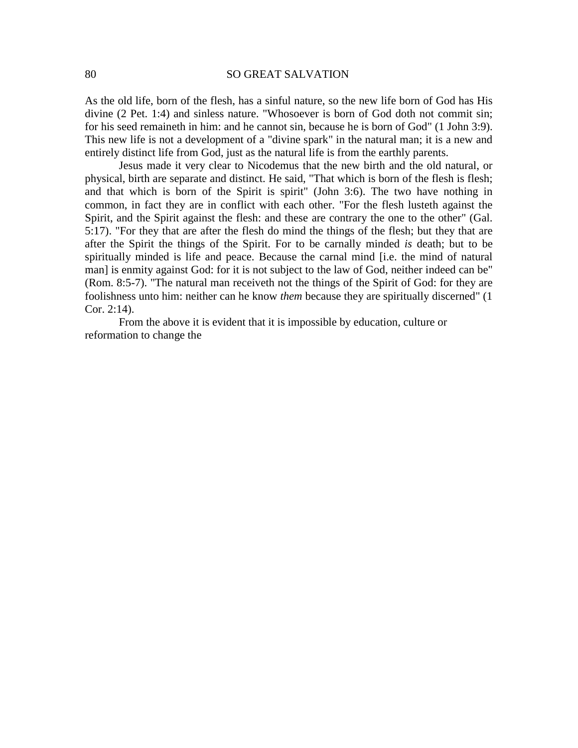As the old life, born of the flesh, has a sinful nature, so the new life born of God has His divine (2 Pet. 1:4) and sinless nature. "Whosoever is born of God doth not commit sin; for his seed remaineth in him: and he cannot sin, because he is born of God" (1 John 3:9). This new life is not a development of a "divine spark" in the natural man; it is a new and entirely distinct life from God, just as the natural life is from the earthly parents.

Jesus made it very clear to Nicodemus that the new birth and the old natural, or physical, birth are separate and distinct. He said, "That which is born of the flesh is flesh; and that which is born of the Spirit is spirit" (John 3:6). The two have nothing in common, in fact they are in conflict with each other. "For the flesh lusteth against the Spirit, and the Spirit against the flesh: and these are contrary the one to the other" (Gal. 5:17). "For they that are after the flesh do mind the things of the flesh; but they that are after the Spirit the things of the Spirit. For to be carnally minded *is* death; but to be spiritually minded is life and peace. Because the carnal mind [i.e. the mind of natural man] is enmity against God: for it is not subject to the law of God, neither indeed can be" (Rom. 8:5-7). "The natural man receiveth not the things of the Spirit of God: for they are foolishness unto him: neither can he know *them* because they are spiritually discerned" (1 Cor. 2:14).

From the above it is evident that it is impossible by education, culture or reformation to change the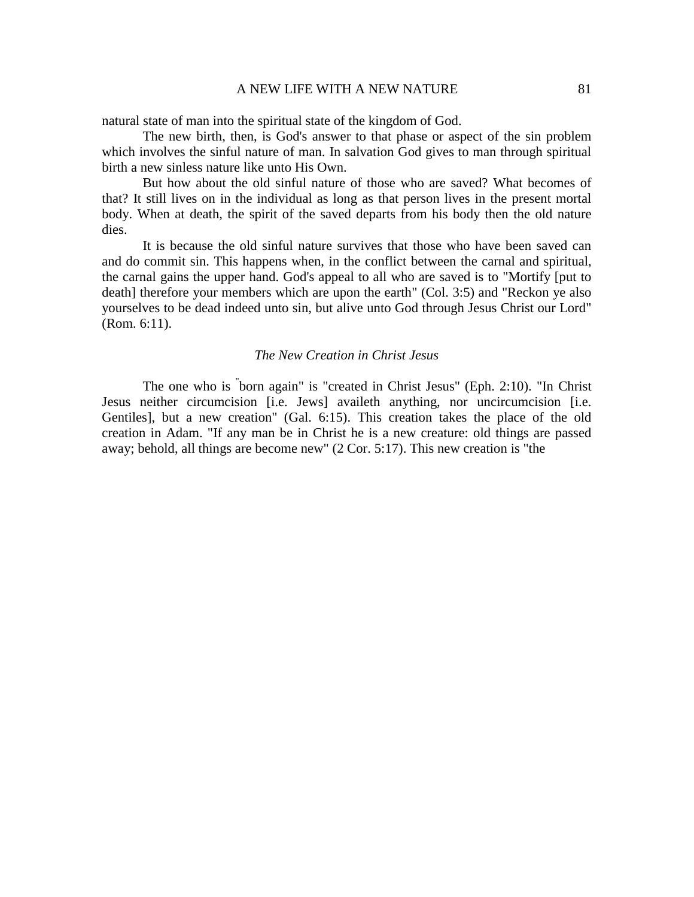natural state of man into the spiritual state of the kingdom of God.

The new birth, then, is God's answer to that phase or aspect of the sin problem which involves the sinful nature of man. In salvation God gives to man through spiritual birth a new sinless nature like unto His Own.

But how about the old sinful nature of those who are saved? What becomes of that? It still lives on in the individual as long as that person lives in the present mortal body. When at death, the spirit of the saved departs from his body then the old nature dies.

It is because the old sinful nature survives that those who have been saved can and do commit sin. This happens when, in the conflict between the carnal and spiritual, the carnal gains the upper hand. God's appeal to all who are saved is to "Mortify [put to death] therefore your members which are upon the earth" (Col. 3:5) and "Reckon ye also yourselves to be dead indeed unto sin, but alive unto God through Jesus Christ our Lord" (Rom. 6:11).

### *The New Creation in Christ Jesus*

The one who is "born again" is "created in Christ Jesus" (Eph. 2:10). "In Christ Jesus neither circumcision [i.e. Jews] availeth anything, nor uncircumcision [i.e. Gentiles], but a new creation" (Gal. 6:15). This creation takes the place of the old creation in Adam. "If any man be in Christ he is a new creature: old things are passed away; behold, all things are become new" (2 Cor. 5:17). This new creation is "the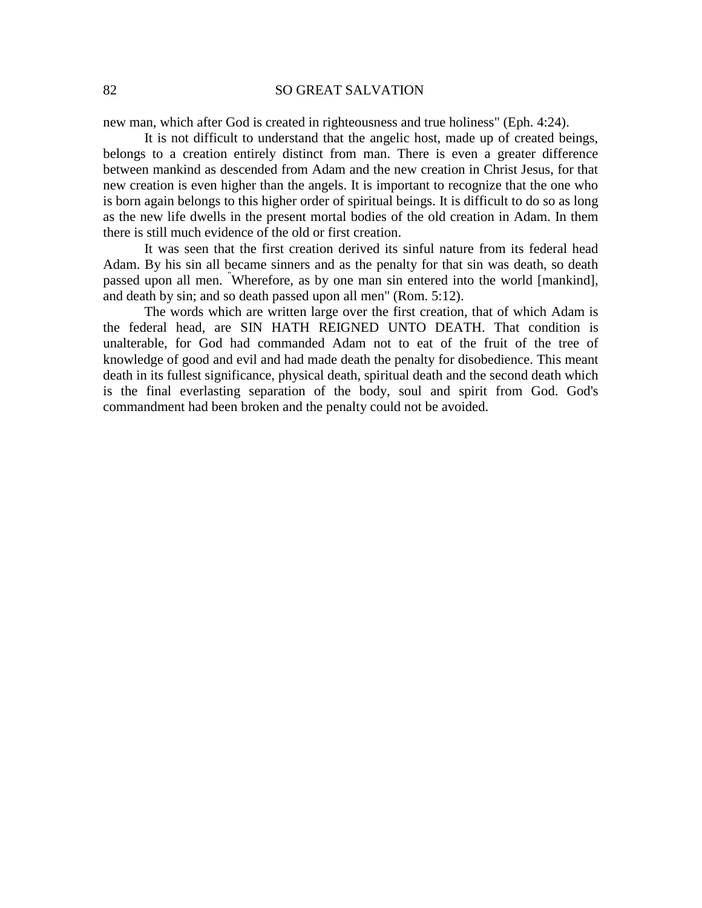new man, which after God is created in righteousness and true holiness" (Eph. 4:24).

It is not difficult to understand that the angelic host, made up of created beings, belongs to a creation entirely distinct from man. There is even a greater difference between mankind as descended from Adam and the new creation in Christ Jesus, for that new creation is even higher than the angels. It is important to recognize that the one who is born again belongs to this higher order of spiritual beings. It is difficult to do so as long as the new life dwells in the present mortal bodies of the old creation in Adam. In them there is still much evidence of the old or first creation.

It was seen that the first creation derived its sinful nature from its federal head Adam. By his sin all became sinners and as the penalty for that sin was death, so death passed upon all men. "Wherefore, as by one man sin entered into the world [mankind], and death by sin; and so death passed upon all men" (Rom. 5:12).

The words which are written large over the first creation, that of which Adam is the federal head, are SIN HATH REIGNED UNTO DEATH. That condition is unalterable, for God had commanded Adam not to eat of the fruit of the tree of knowledge of good and evil and had made death the penalty for disobedience. This meant death in its fullest significance, physical death, spiritual death and the second death which is the final everlasting separation of the body, soul and spirit from God. God's commandment had been broken and the penalty could not be avoided.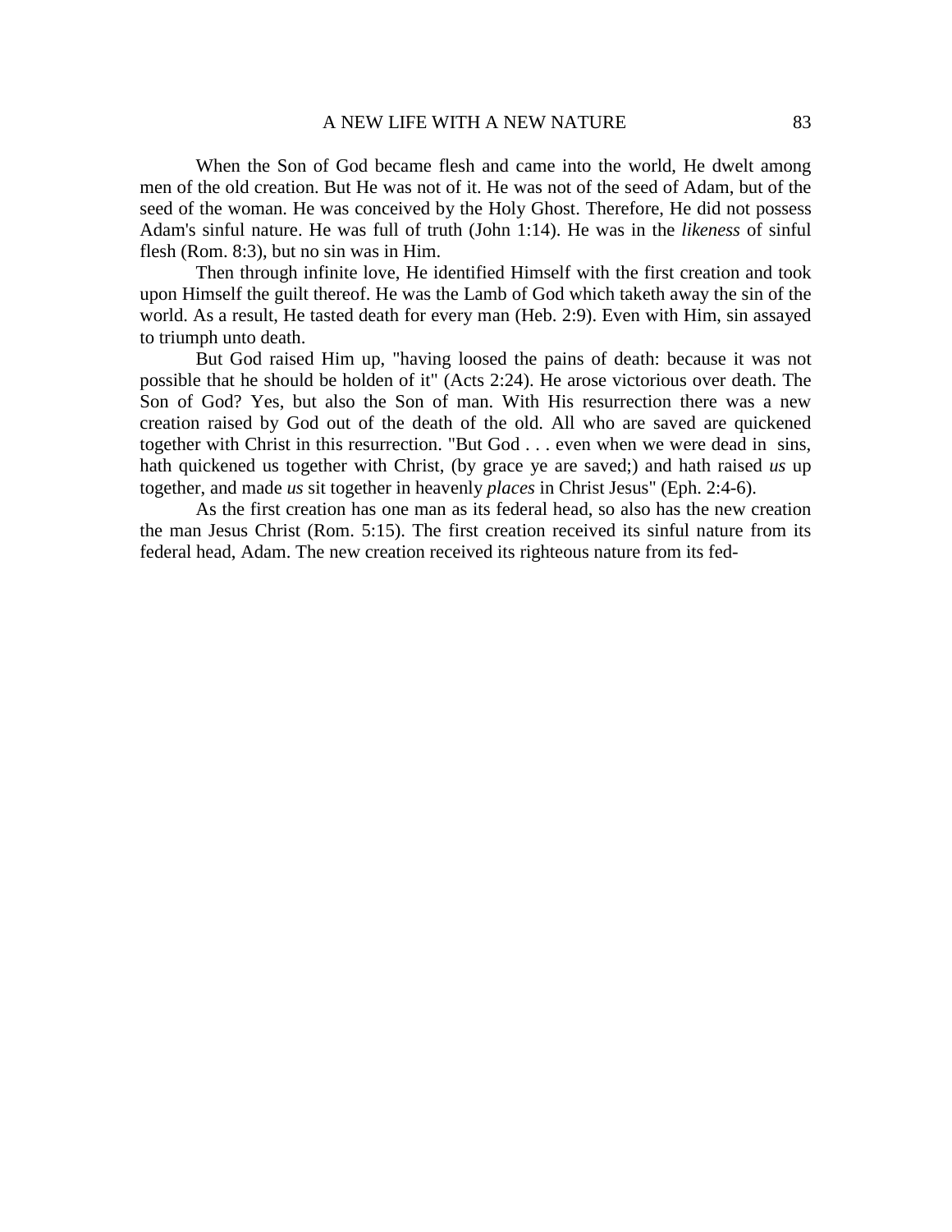When the Son of God became flesh and came into the world, He dwelt among men of the old creation. But He was not of it. He was not of the seed of Adam, but of the seed of the woman. He was conceived by the Holy Ghost. Therefore, He did not possess Adam's sinful nature. He was full of truth (John 1:14). He was in the *likeness* of sinful flesh (Rom. 8:3), but no sin was in Him.

Then through infinite love, He identified Himself with the first creation and took upon Himself the guilt thereof. He was the Lamb of God which taketh away the sin of the world. As a result, He tasted death for every man (Heb. 2:9). Even with Him, sin assayed to triumph unto death.

But God raised Him up, "having loosed the pains of death: because it was not possible that he should be holden of it" (Acts 2:24). He arose victorious over death. The Son of God? Yes, but also the Son of man. With His resurrection there was a new creation raised by God out of the death of the old. All who are saved are quickened together with Christ in this resurrection. "But God . . . even when we were dead in sins, hath quickened us together with Christ, (by grace ye are saved;) and hath raised *us* up together, and made *us* sit together in heavenly *places* in Christ Jesus" (Eph. 2:4-6).

As the first creation has one man as its federal head, so also has the new creation the man Jesus Christ (Rom. 5:15). The first creation received its sinful nature from its federal head, Adam. The new creation received its righteous nature from its fed-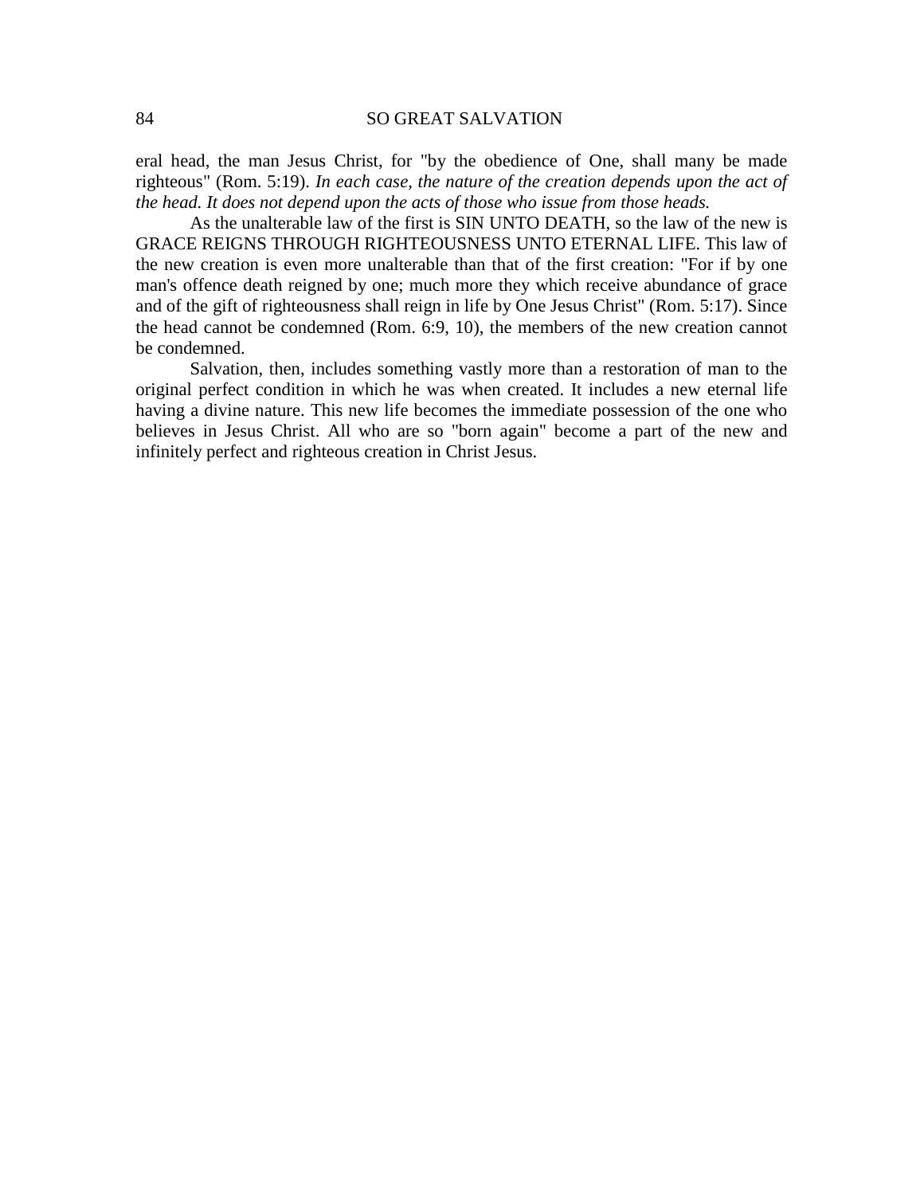eral head, the man Jesus Christ, for "by the obedience of One, shall many be made righteous" (Rom. 5:19). *In each case, the nature of the creation depends upon the act of the head. It does not depend upon the acts of those who issue from those heads.*

As the unalterable law of the first is SIN UNTO DEATH, so the law of the new is GRACE REIGNS THROUGH RIGHTEOUSNESS UNTO ETERNAL LIFE. This law of the new creation is even more unalterable than that of the first creation: "For if by one man's offence death reigned by one; much more they which receive abundance of grace and of the gift of righteousness shall reign in life by One Jesus Christ" (Rom. 5:17). Since the head cannot be condemned (Rom. 6:9, 10), the members of the new creation cannot be condemned.

Salvation, then, includes something vastly more than a restoration of man to the original perfect condition in which he was when created. It includes a new eternal life having a divine nature. This new life becomes the immediate possession of the one who believes in Jesus Christ. All who are so "born again" become a part of the new and infinitely perfect and righteous creation in Christ Jesus.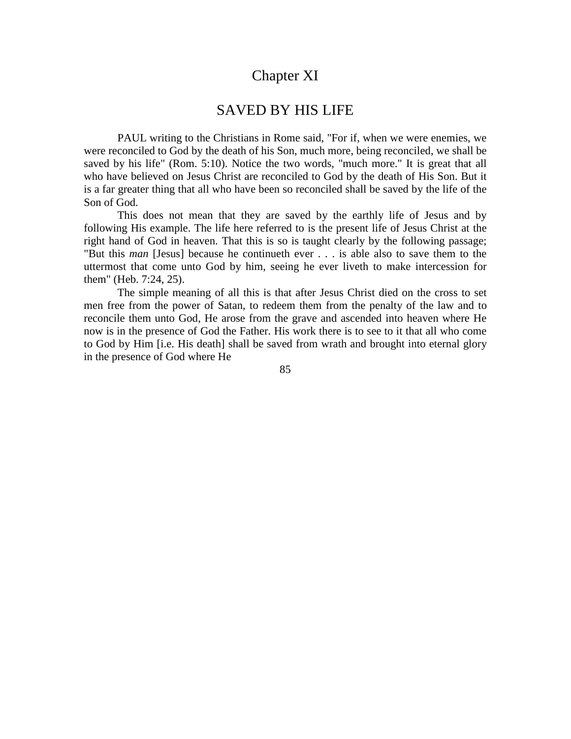# Chapter XI

## SAVED BY HIS LIFE

PAUL writing to the Christians in Rome said, "For if, when we were enemies, we were reconciled to God by the death of his Son, much more, being reconciled, we shall be saved by his life" (Rom. 5:10). Notice the two words, "much more." It is great that all who have believed on Jesus Christ are reconciled to God by the death of His Son. But it is a far greater thing that all who have been so reconciled shall be saved by the life of the Son of God.

This does not mean that they are saved by the earthly life of Jesus and by following His example. The life here referred to is the present life of Jesus Christ at the right hand of God in heaven. That this is so is taught clearly by the following passage; "But this *man* [Jesus] because he continueth ever . . . is able also to save them to the uttermost that come unto God by him, seeing he ever liveth to make intercession for them" (Heb. 7:24, 25).

The simple meaning of all this is that after Jesus Christ died on the cross to set men free from the power of Satan, to redeem them from the penalty of the law and to reconcile them unto God, He arose from the grave and ascended into heaven where He now is in the presence of God the Father. His work there is to see to it that all who come to God by Him [i.e. His death] shall be saved from wrath and brought into eternal glory in the presence of God where He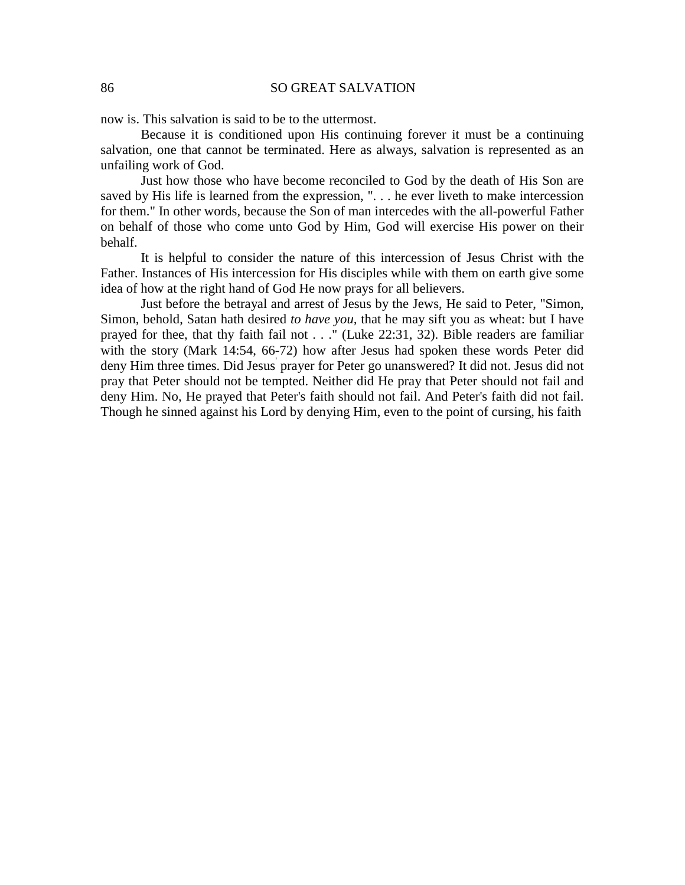now is. This salvation is said to be to the uttermost.

Because it is conditioned upon His continuing forever it must be a continuing salvation, one that cannot be terminated. Here as always, salvation is represented as an unfailing work of God.

Just how those who have become reconciled to God by the death of His Son are saved by His life is learned from the expression, ". . . he ever liveth to make intercession for them." In other words, because the Son of man intercedes with the all-powerful Father on behalf of those who come unto God by Him, God will exercise His power on their behalf.

It is helpful to consider the nature of this intercession of Jesus Christ with the Father. Instances of His intercession for His disciples while with them on earth give some idea of how at the right hand of God He now prays for all believers.

Just before the betrayal and arrest of Jesus by the Jews, He said to Peter, "Simon, Simon, behold, Satan hath desired *to have you*, that he may sift you as wheat: but I have prayed for thee, that thy faith fail not . . ." (Luke 22:31, 32). Bible readers are familiar with the story (Mark 14:54, 66-72) how after Jesus had spoken these words Peter did deny Him three times. Did Jesus' prayer for Peter go unanswered? It did not. Jesus did not pray that Peter should not be tempted. Neither did He pray that Peter should not fail and deny Him. No, He prayed that Peter's faith should not fail. And Peter's faith did not fail. Though he sinned against his Lord by denying Him, even to the point of cursing, his faith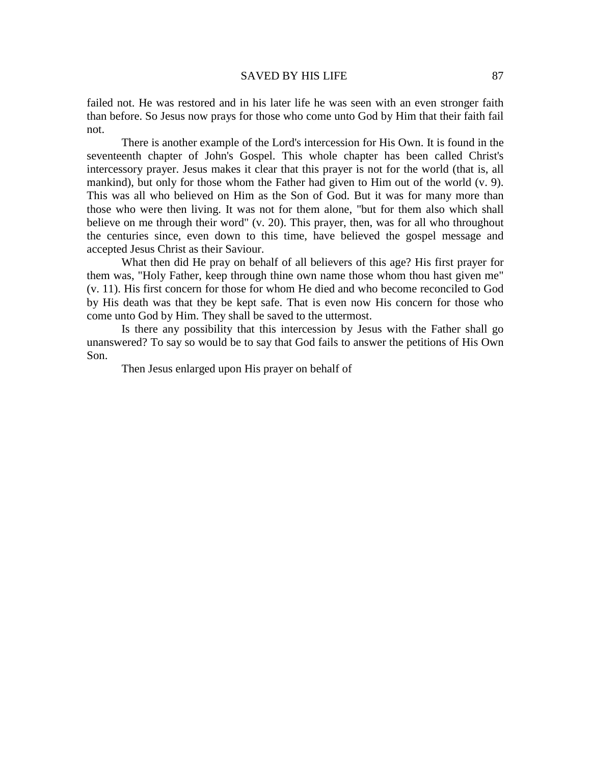failed not. He was restored and in his later life he was seen with an even stronger faith than before. So Jesus now prays for those who come unto God by Him that their faith fail not.

There is another example of the Lord's intercession for His Own. It is found in the seventeenth chapter of John's Gospel. This whole chapter has been called Christ's intercessory prayer. Jesus makes it clear that this prayer is not for the world (that is, all mankind), but only for those whom the Father had given to Him out of the world (v. 9). This was all who believed on Him as the Son of God. But it was for many more than those who were then living. It was not for them alone, "but for them also which shall believe on me through their word" (v. 20). This prayer, then, was for all who throughout the centuries since, even down to this time, have believed the gospel message and accepted Jesus Christ as their Saviour.

What then did He pray on behalf of all believers of this age? His first prayer for them was, "Holy Father, keep through thine own name those whom thou hast given me" (v. 11). His first concern for those for whom He died and who become reconciled to God by His death was that they be kept safe. That is even now His concern for those who come unto God by Him. They shall be saved to the uttermost.

Is there any possibility that this intercession by Jesus with the Father shall go unanswered? To say so would be to say that God fails to answer the petitions of His Own Son.

Then Jesus enlarged upon His prayer on behalf of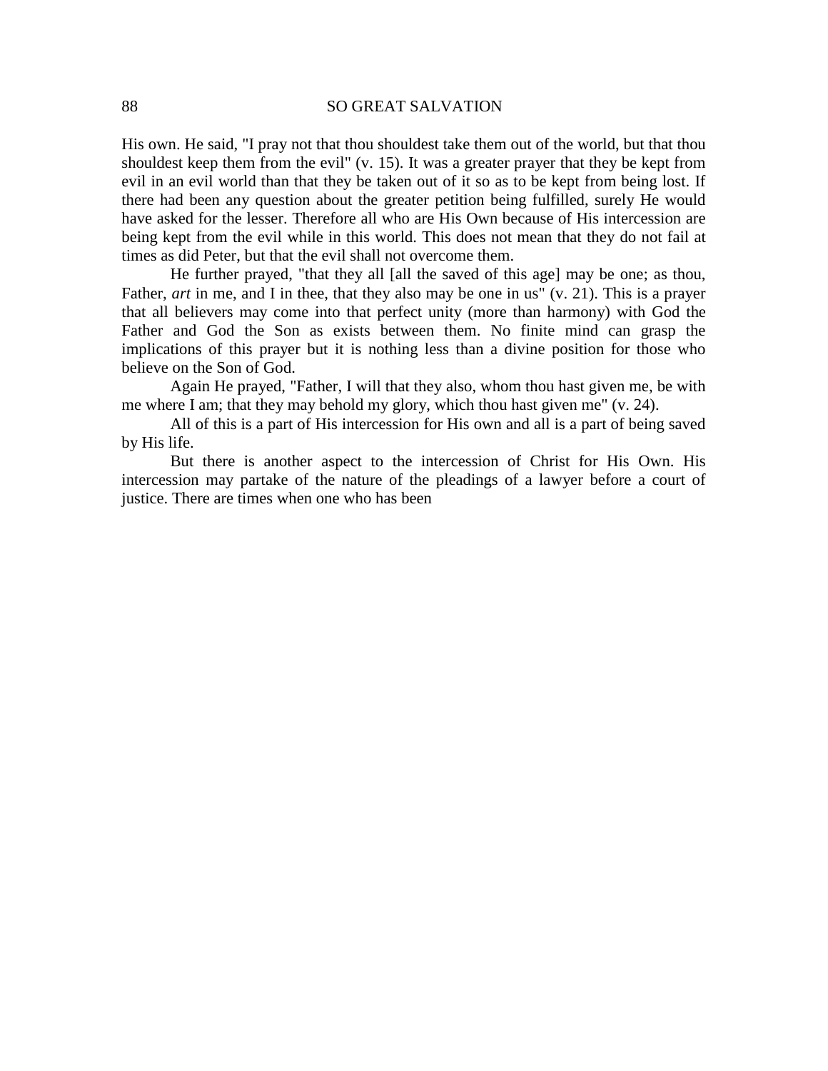His own. He said, "I pray not that thou shouldest take them out of the world, but that thou shouldest keep them from the evil" (v. 15). It was a greater prayer that they be kept from evil in an evil world than that they be taken out of it so as to be kept from being lost. If there had been any question about the greater petition being fulfilled, surely He would have asked for the lesser. Therefore all who are His Own because of His intercession are being kept from the evil while in this world. This does not mean that they do not fail at times as did Peter, but that the evil shall not overcome them.

He further prayed, "that they all [all the saved of this age] may be one; as thou, Father, *art* in me, and I in thee, that they also may be one in us" (v. 21). This is a prayer that all believers may come into that perfect unity (more than harmony) with God the Father and God the Son as exists between them. No finite mind can grasp the implications of this prayer but it is nothing less than a divine position for those who believe on the Son of God.

Again He prayed, "Father, I will that they also, whom thou hast given me, be with me where I am; that they may behold my glory, which thou hast given me" (v. 24).

All of this is a part of His intercession for His own and all is a part of being saved by His life.

But there is another aspect to the intercession of Christ for His Own. His intercession may partake of the nature of the pleadings of a lawyer before a court of justice. There are times when one who has been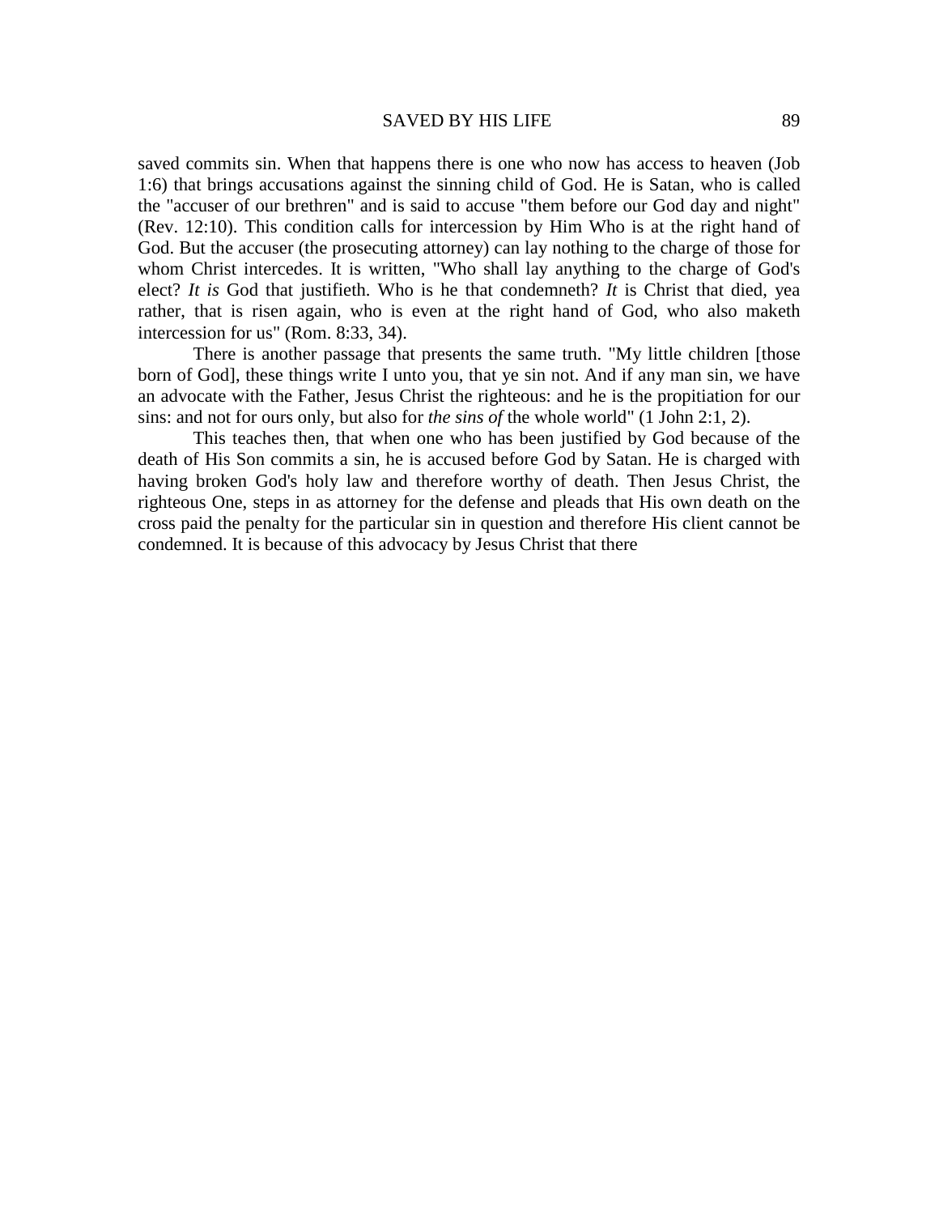saved commits sin. When that happens there is one who now has access to heaven (Job 1:6) that brings accusations against the sinning child of God. He is Satan, who is called the "accuser of our brethren" and is said to accuse "them before our God day and night" (Rev. 12:10). This condition calls for intercession by Him Who is at the right hand of God. But the accuser (the prosecuting attorney) can lay nothing to the charge of those for whom Christ intercedes. It is written, "Who shall lay anything to the charge of God's elect? *It is* God that justifieth. Who is he that condemneth? *It* is Christ that died, yea rather, that is risen again, who is even at the right hand of God, who also maketh intercession for us" (Rom. 8:33, 34).

There is another passage that presents the same truth. "My little children [those born of God], these things write I unto you, that ye sin not. And if any man sin, we have an advocate with the Father, Jesus Christ the righteous: and he is the propitiation for our sins: and not for ours only, but also for *the sins of* the whole world" (1 John 2:1, 2).

This teaches then, that when one who has been justified by God because of the death of His Son commits a sin, he is accused before God by Satan. He is charged with having broken God's holy law and therefore worthy of death. Then Jesus Christ, the righteous One, steps in as attorney for the defense and pleads that His own death on the cross paid the penalty for the particular sin in question and therefore His client cannot be condemned. It is because of this advocacy by Jesus Christ that there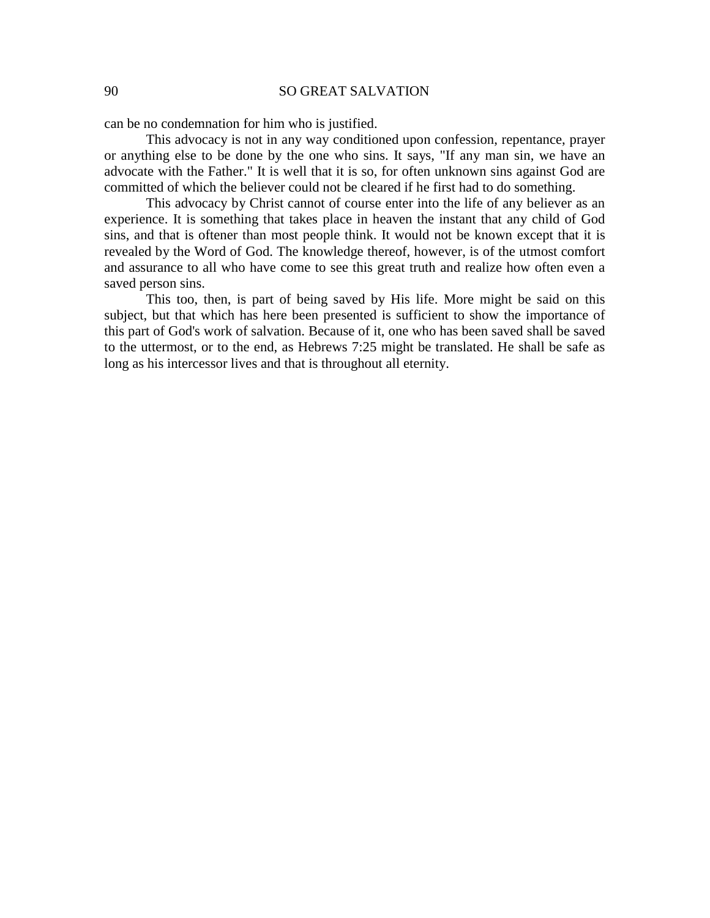can be no condemnation for him who is justified.

This advocacy is not in any way conditioned upon confession, repentance, prayer or anything else to be done by the one who sins. It says, "If any man sin, we have an advocate with the Father." It is well that it is so, for often unknown sins against God are committed of which the believer could not be cleared if he first had to do something.

This advocacy by Christ cannot of course enter into the life of any believer as an experience. It is something that takes place in heaven the instant that any child of God sins, and that is oftener than most people think. It would not be known except that it is revealed by the Word of God. The knowledge thereof, however, is of the utmost comfort and assurance to all who have come to see this great truth and realize how often even a saved person sins.

This too, then, is part of being saved by His life. More might be said on this subject, but that which has here been presented is sufficient to show the importance of this part of God's work of salvation. Because of it, one who has been saved shall be saved to the uttermost, or to the end, as Hebrews 7:25 might be translated. He shall be safe as long as his intercessor lives and that is throughout all eternity.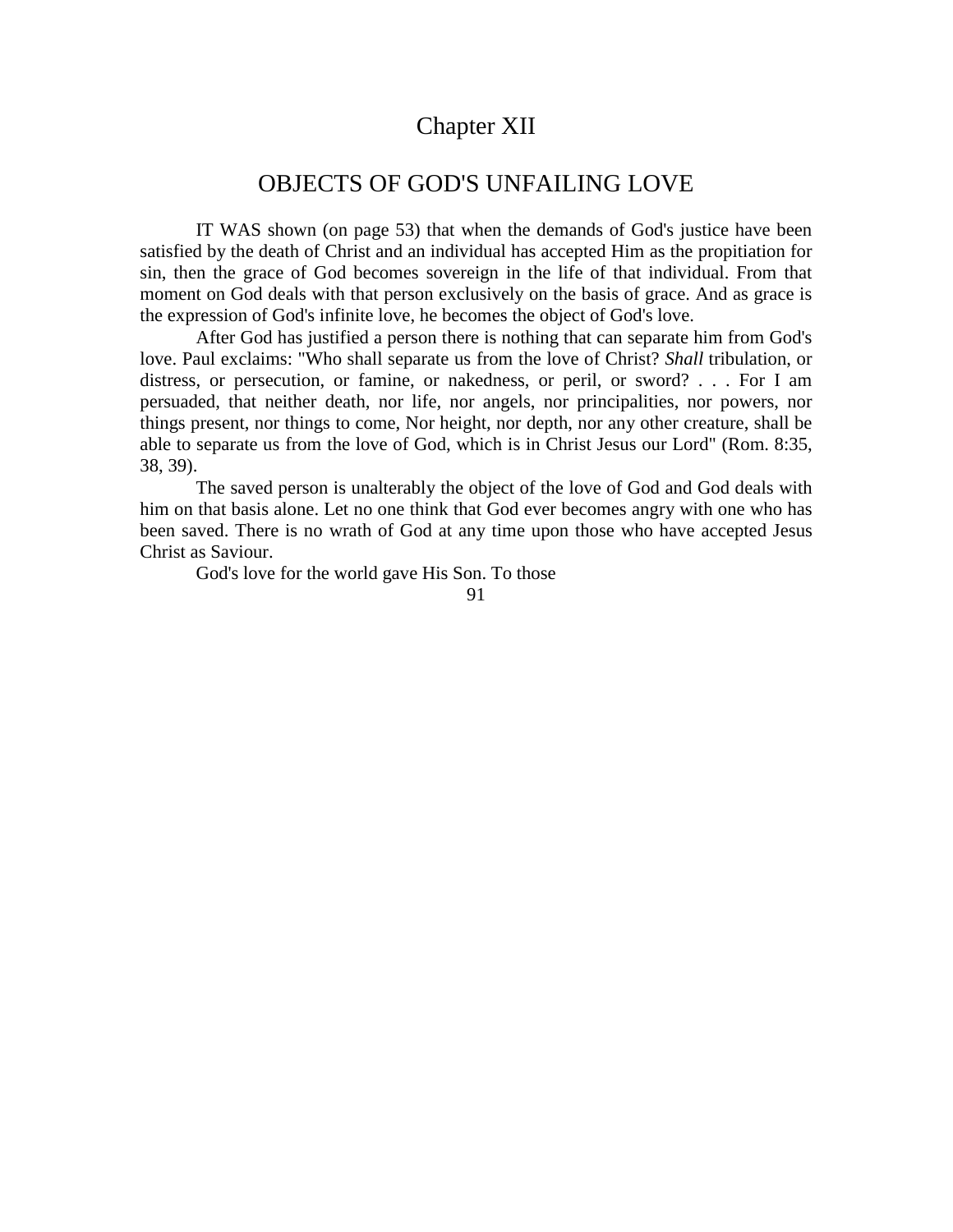# Chapter XII

## OBJECTS OF GOD'S UNFAILING LOVE

IT WAS shown (on page 53) that when the demands of God's justice have been satisfied by the death of Christ and an individual has accepted Him as the propitiation for sin, then the grace of God becomes sovereign in the life of that individual. From that moment on God deals with that person exclusively on the basis of grace. And as grace is the expression of God's infinite love, he becomes the object of God's love.

After God has justified a person there is nothing that can separate him from God's love. Paul exclaims: "Who shall separate us from the love of Christ? *Shall* tribulation, or distress, or persecution, or famine, or nakedness, or peril, or sword? . . . For I am persuaded, that neither death, nor life, nor angels, nor principalities, nor powers, nor things present, nor things to come, Nor height, nor depth, nor any other creature, shall be able to separate us from the love of God, which is in Christ Jesus our Lord" (Rom. 8:35, 38, 39).

The saved person is unalterably the object of the love of God and God deals with him on that basis alone. Let no one think that God ever becomes angry with one who has been saved. There is no wrath of God at any time upon those who have accepted Jesus Christ as Saviour.

God's love for the world gave His Son. To those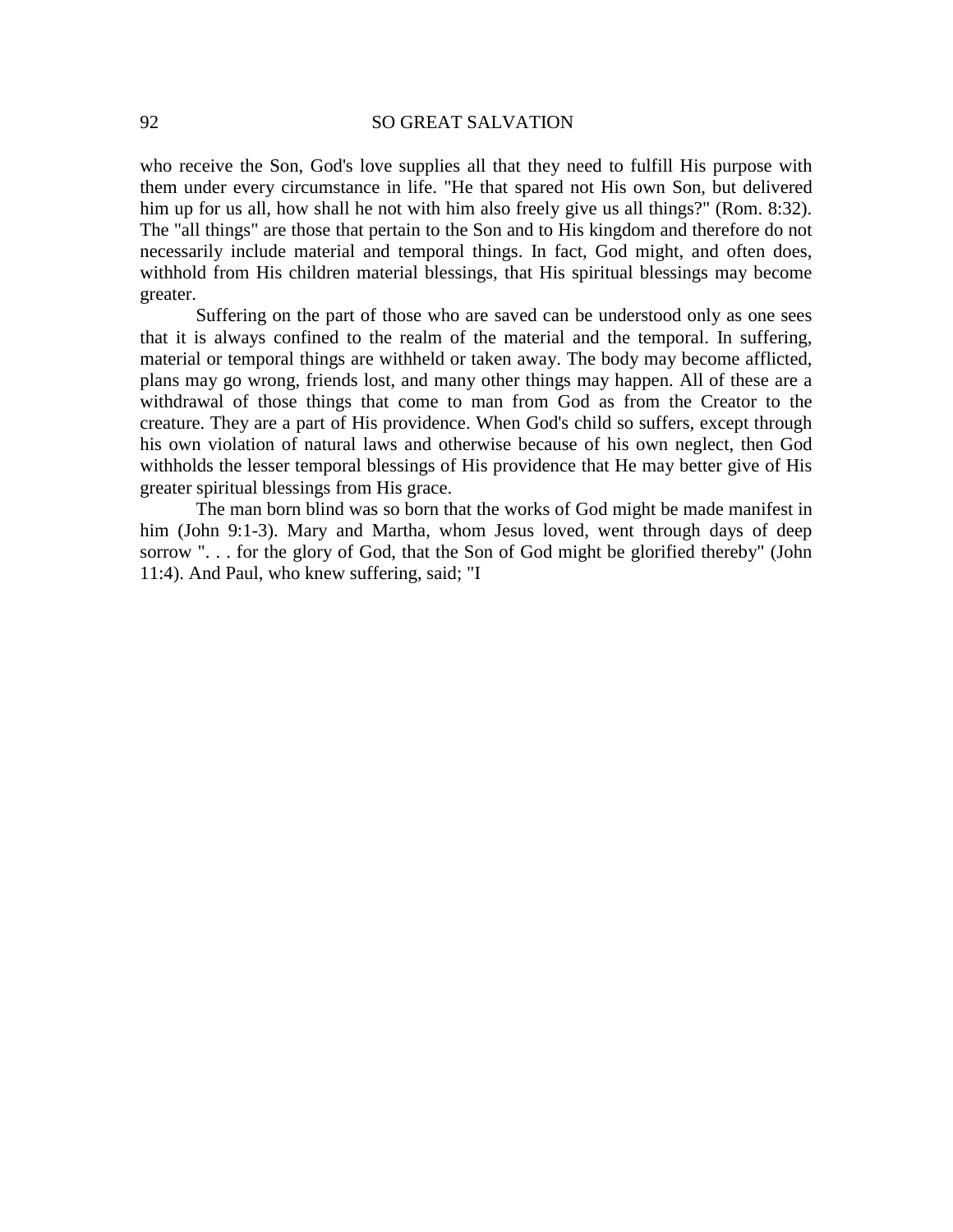who receive the Son, God's love supplies all that they need to fulfill His purpose with them under every circumstance in life. "He that spared not His own Son, but delivered him up for us all, how shall he not with him also freely give us all things?" (Rom. 8:32). The "all things" are those that pertain to the Son and to His kingdom and therefore do not necessarily include material and temporal things. In fact, God might, and often does, withhold from His children material blessings, that His spiritual blessings may become greater.

Suffering on the part of those who are saved can be understood only as one sees that it is always confined to the realm of the material and the temporal. In suffering, material or temporal things are withheld or taken away. The body may become afflicted, plans may go wrong, friends lost, and many other things may happen. All of these are a withdrawal of those things that come to man from God as from the Creator to the creature. They are a part of His providence. When God's child so suffers, except through his own violation of natural laws and otherwise because of his own neglect, then God withholds the lesser temporal blessings of His providence that He may better give of His greater spiritual blessings from His grace.

The man born blind was so born that the works of God might be made manifest in him (John 9:1-3). Mary and Martha, whom Jesus loved, went through days of deep sorrow ". . . for the glory of God, that the Son of God might be glorified thereby" (John 11:4). And Paul, who knew suffering, said; "I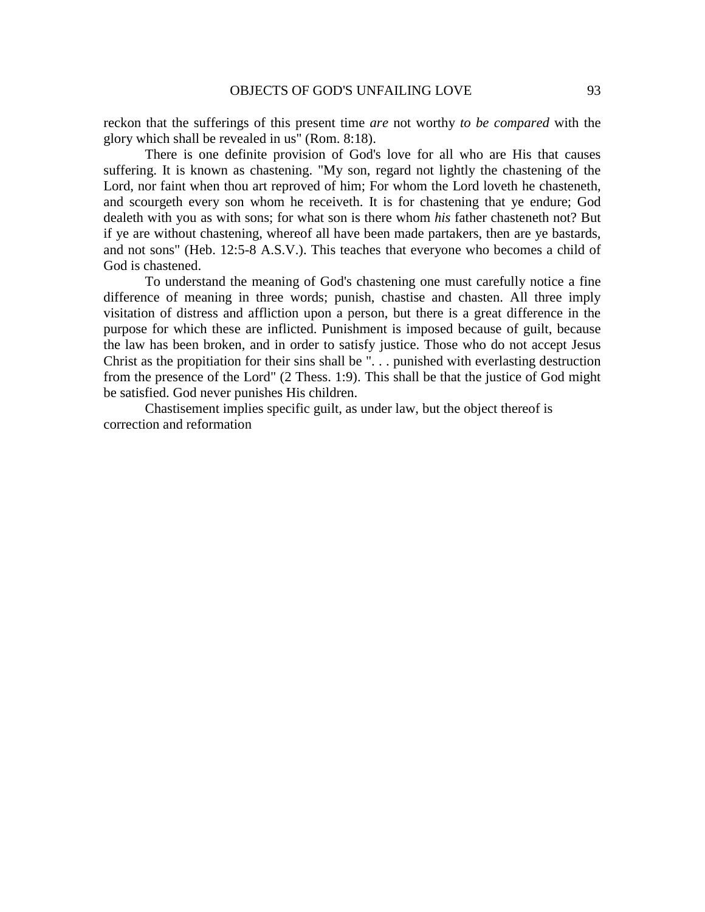reckon that the sufferings of this present time *are* not worthy *to be compared* with the glory which shall be revealed in us" (Rom. 8:18).

There is one definite provision of God's love for all who are His that causes suffering. It is known as chastening. "My son, regard not lightly the chastening of the Lord, nor faint when thou art reproved of him; For whom the Lord loveth he chasteneth, and scourgeth every son whom he receiveth. It is for chastening that ye endure; God dealeth with you as with sons; for what son is there whom *his* father chasteneth not? But if ye are without chastening, whereof all have been made partakers, then are ye bastards, and not sons" (Heb. 12:5-8 A.S.V.). This teaches that everyone who becomes a child of God is chastened.

To understand the meaning of God's chastening one must carefully notice a fine difference of meaning in three words; punish, chastise and chasten. All three imply visitation of distress and affliction upon a person, but there is a great difference in the purpose for which these are inflicted. Punishment is imposed because of guilt, because the law has been broken, and in order to satisfy justice. Those who do not accept Jesus Christ as the propitiation for their sins shall be ". . . punished with everlasting destruction from the presence of the Lord" (2 Thess. 1:9). This shall be that the justice of God might be satisfied. God never punishes His children.

Chastisement implies specific guilt, as under law, but the object thereof is correction and reformation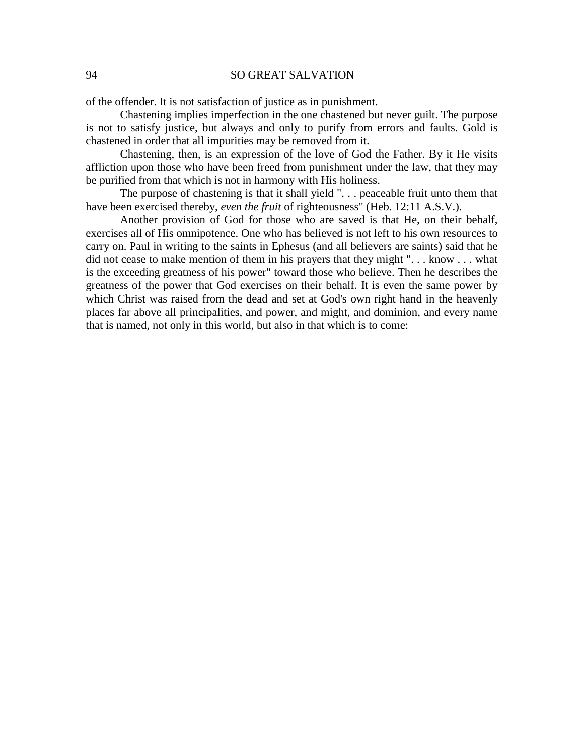of the offender. It is not satisfaction of justice as in punishment.

Chastening implies imperfection in the one chastened but never guilt. The purpose is not to satisfy justice, but always and only to purify from errors and faults. Gold is chastened in order that all impurities may be removed from it.

Chastening, then, is an expression of the love of God the Father. By it He visits affliction upon those who have been freed from punishment under the law, that they may be purified from that which is not in harmony with His holiness.

The purpose of chastening is that it shall yield ". . . peaceable fruit unto them that have been exercised thereby, *even the fruit* of righteousness" (Heb. 12:11 A.S.V.).

Another provision of God for those who are saved is that He, on their behalf, exercises all of His omnipotence. One who has believed is not left to his own resources to carry on. Paul in writing to the saints in Ephesus (and all believers are saints) said that he did not cease to make mention of them in his prayers that they might ". . . know . . . what is the exceeding greatness of his power" toward those who believe. Then he describes the greatness of the power that God exercises on their behalf. It is even the same power by which Christ was raised from the dead and set at God's own right hand in the heavenly places far above all principalities, and power, and might, and dominion, and every name that is named, not only in this world, but also in that which is to come: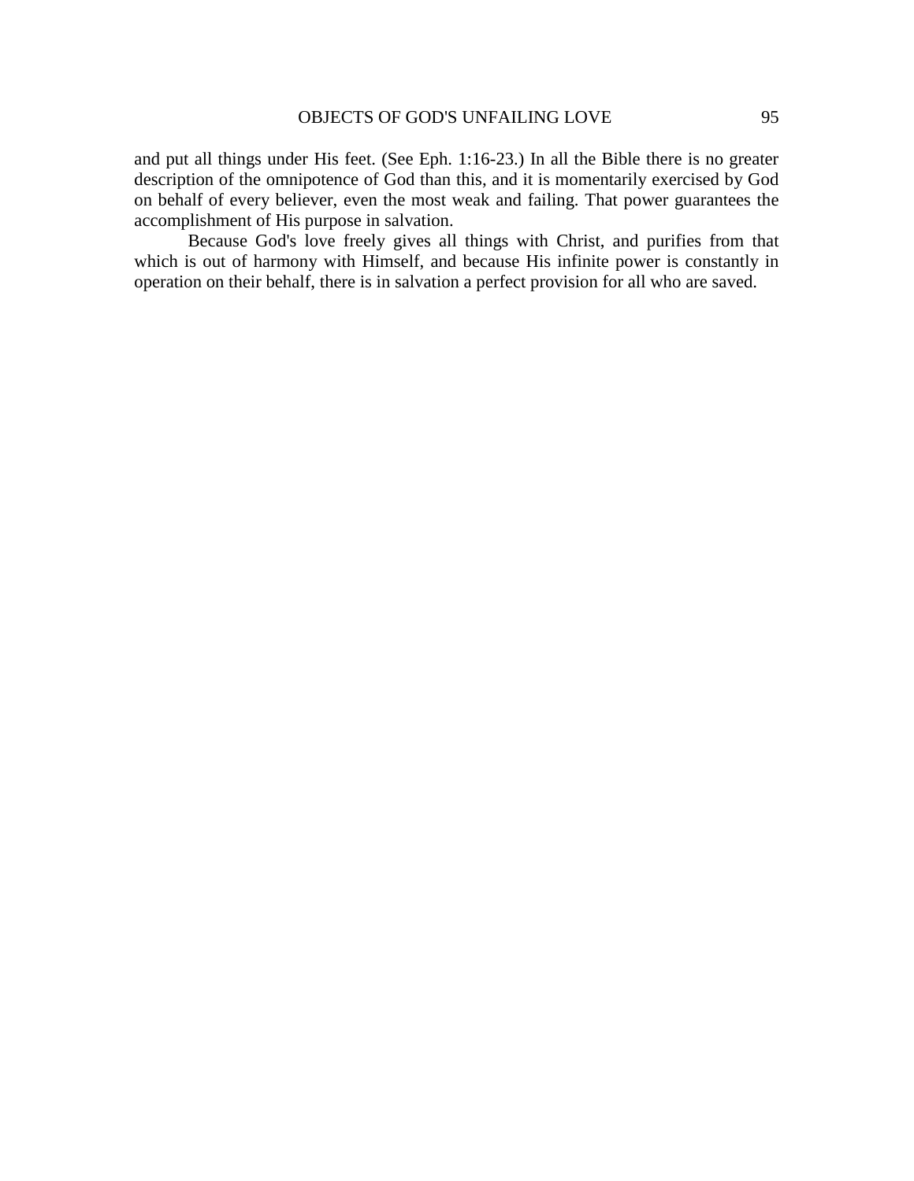and put all things under His feet. (See Eph. 1:16-23.) In all the Bible there is no greater description of the omnipotence of God than this, and it is momentarily exercised by God on behalf of every believer, even the most weak and failing. That power guarantees the accomplishment of His purpose in salvation.

Because God's love freely gives all things with Christ, and purifies from that which is out of harmony with Himself, and because His infinite power is constantly in operation on their behalf, there is in salvation a perfect provision for all who are saved.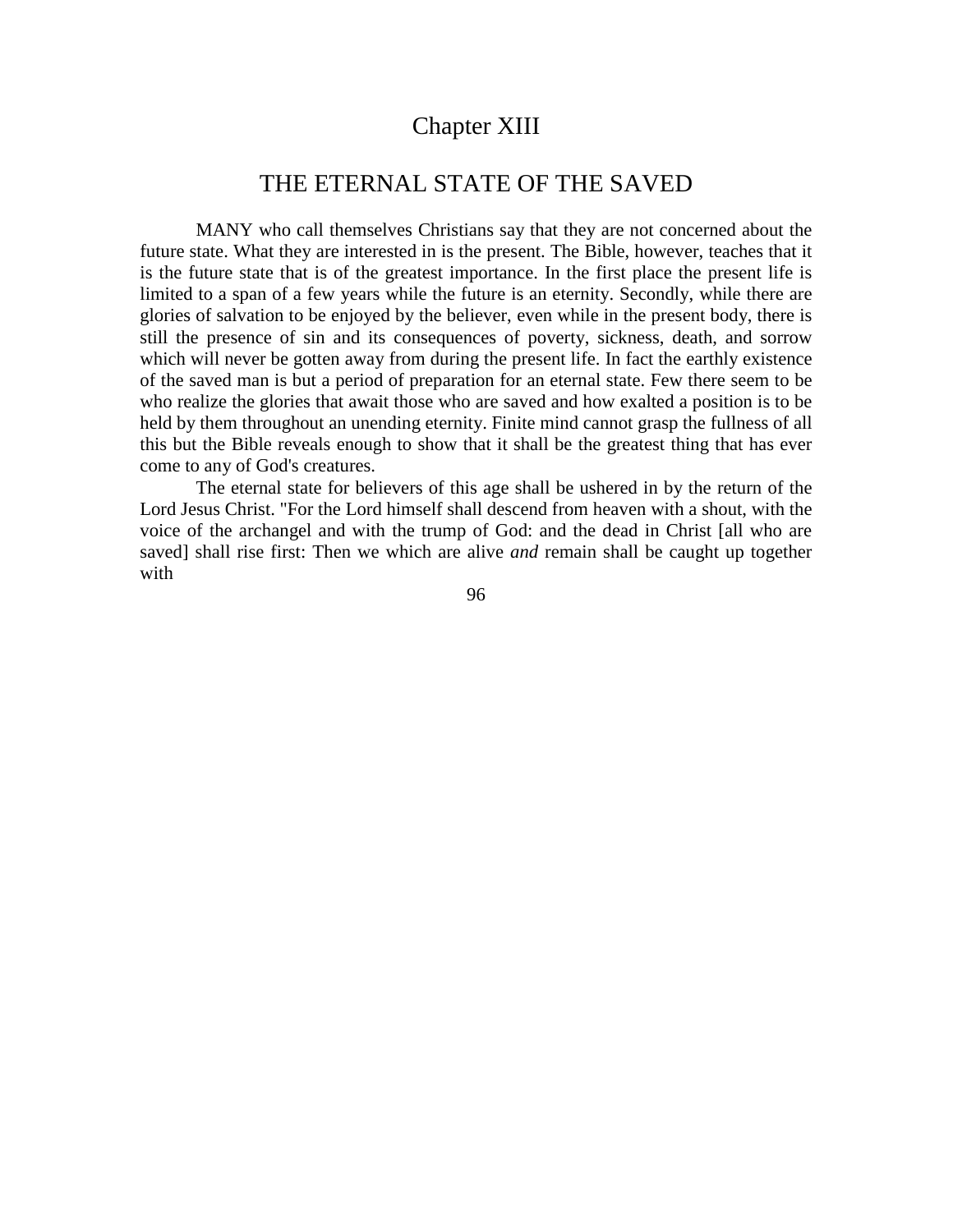# Chapter XIII

## THE ETERNAL STATE OF THE SAVED

MANY who call themselves Christians say that they are not concerned about the future state. What they are interested in is the present. The Bible, however, teaches that it is the future state that is of the greatest importance. In the first place the present life is limited to a span of a few years while the future is an eternity. Secondly, while there are glories of salvation to be enjoyed by the believer, even while in the present body, there is still the presence of sin and its consequences of poverty, sickness, death, and sorrow which will never be gotten away from during the present life. In fact the earthly existence of the saved man is but a period of preparation for an eternal state. Few there seem to be who realize the glories that await those who are saved and how exalted a position is to be held by them throughout an unending eternity. Finite mind cannot grasp the fullness of all this but the Bible reveals enough to show that it shall be the greatest thing that has ever come to any of God's creatures.

The eternal state for believers of this age shall be ushered in by the return of the Lord Jesus Christ. "For the Lord himself shall descend from heaven with a shout, with the voice of the archangel and with the trump of God: and the dead in Christ [all who are saved] shall rise first: Then we which are alive *and* remain shall be caught up together with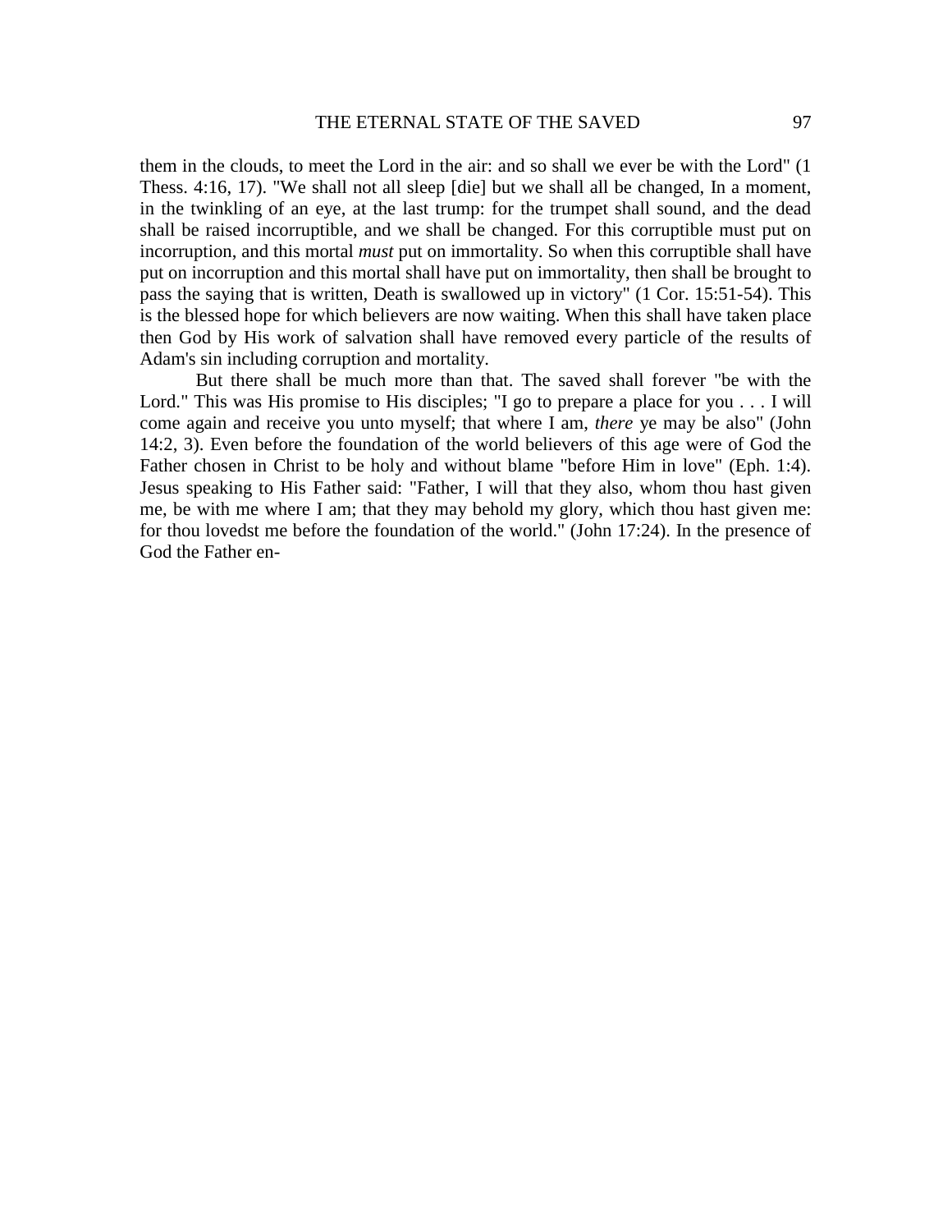them in the clouds, to meet the Lord in the air: and so shall we ever be with the Lord" (1 Thess. 4:16, 17). "We shall not all sleep [die] but we shall all be changed, In a moment, in the twinkling of an eye, at the last trump: for the trumpet shall sound, and the dead shall be raised incorruptible, and we shall be changed. For this corruptible must put on incorruption, and this mortal *must* put on immortality. So when this corruptible shall have put on incorruption and this mortal shall have put on immortality, then shall be brought to pass the saying that is written, Death is swallowed up in victory" (1 Cor. 15:51-54). This is the blessed hope for which believers are now waiting. When this shall have taken place then God by His work of salvation shall have removed every particle of the results of Adam's sin including corruption and mortality.

But there shall be much more than that. The saved shall forever "be with the Lord." This was His promise to His disciples; "I go to prepare a place for you . . . I will come again and receive you unto myself; that where I am, *there* ye may be also" (John 14:2, 3). Even before the foundation of the world believers of this age were of God the Father chosen in Christ to be holy and without blame "before Him in love" (Eph. 1:4). Jesus speaking to His Father said: "Father, I will that they also, whom thou hast given me, be with me where I am; that they may behold my glory, which thou hast given me: for thou lovedst me before the foundation of the world." (John 17:24). In the presence of God the Father en-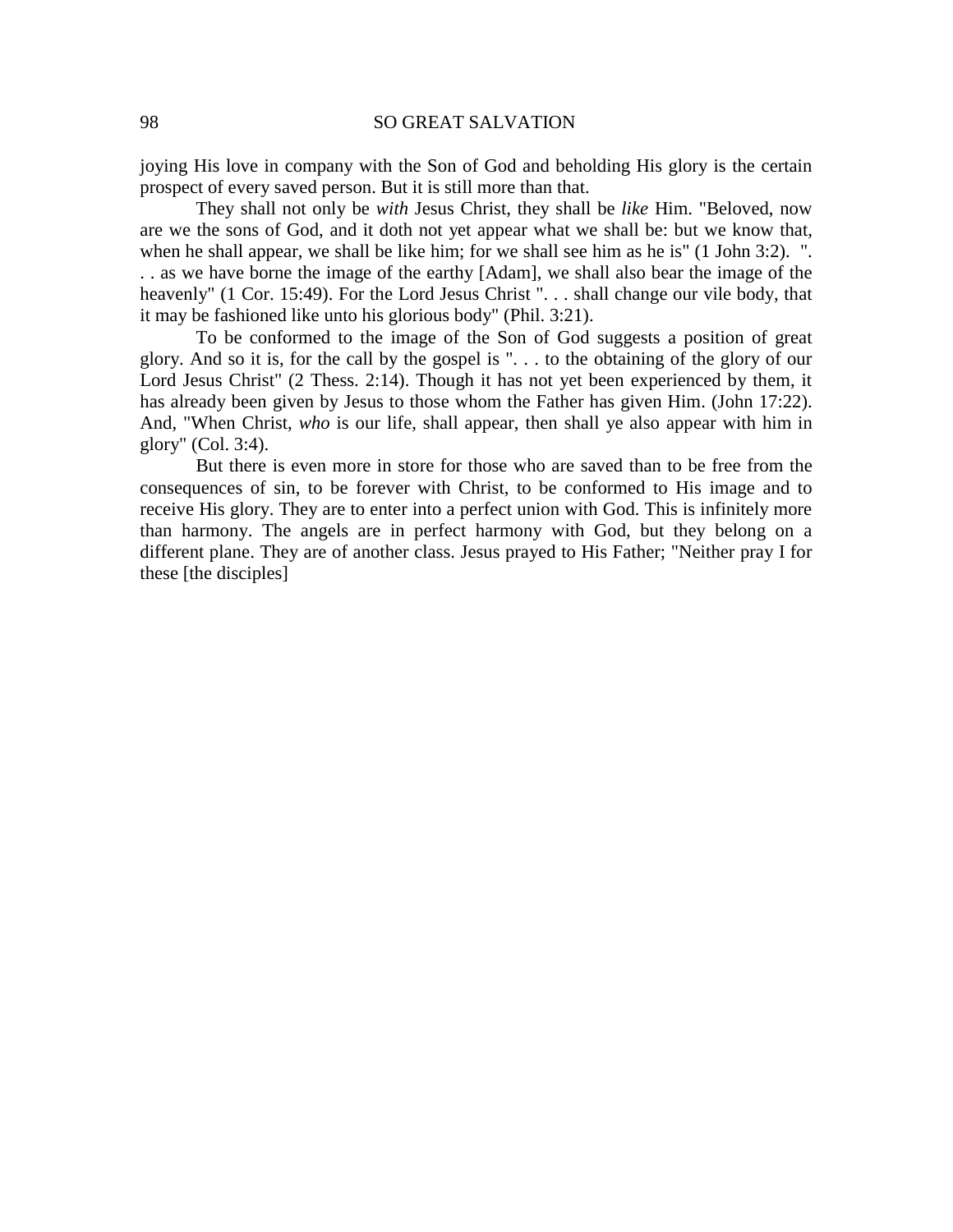joying His love in company with the Son of God and beholding His glory is the certain prospect of every saved person. But it is still more than that.

They shall not only be *with* Jesus Christ, they shall be *like* Him. "Beloved, now are we the sons of God, and it doth not yet appear what we shall be: but we know that, when he shall appear, we shall be like him; for we shall see him as he is" (1 John 3:2). ". . . as we have borne the image of the earthy [Adam], we shall also bear the image of the heavenly" (1 Cor. 15:49). For the Lord Jesus Christ ". . . shall change our vile body, that it may be fashioned like unto his glorious body" (Phil. 3:21).

To be conformed to the image of the Son of God suggests a position of great glory. And so it is, for the call by the gospel is ". . . to the obtaining of the glory of our Lord Jesus Christ" (2 Thess. 2:14). Though it has not yet been experienced by them, it has already been given by Jesus to those whom the Father has given Him. (John 17:22). And, "When Christ, *who* is our life, shall appear, then shall ye also appear with him in glory" (Col. 3:4).

But there is even more in store for those who are saved than to be free from the consequences of sin, to be forever with Christ, to be conformed to His image and to receive His glory. They are to enter into a perfect union with God. This is infinitely more than harmony. The angels are in perfect harmony with God, but they belong on a different plane. They are of another class. Jesus prayed to His Father; "Neither pray I for these [the disciples]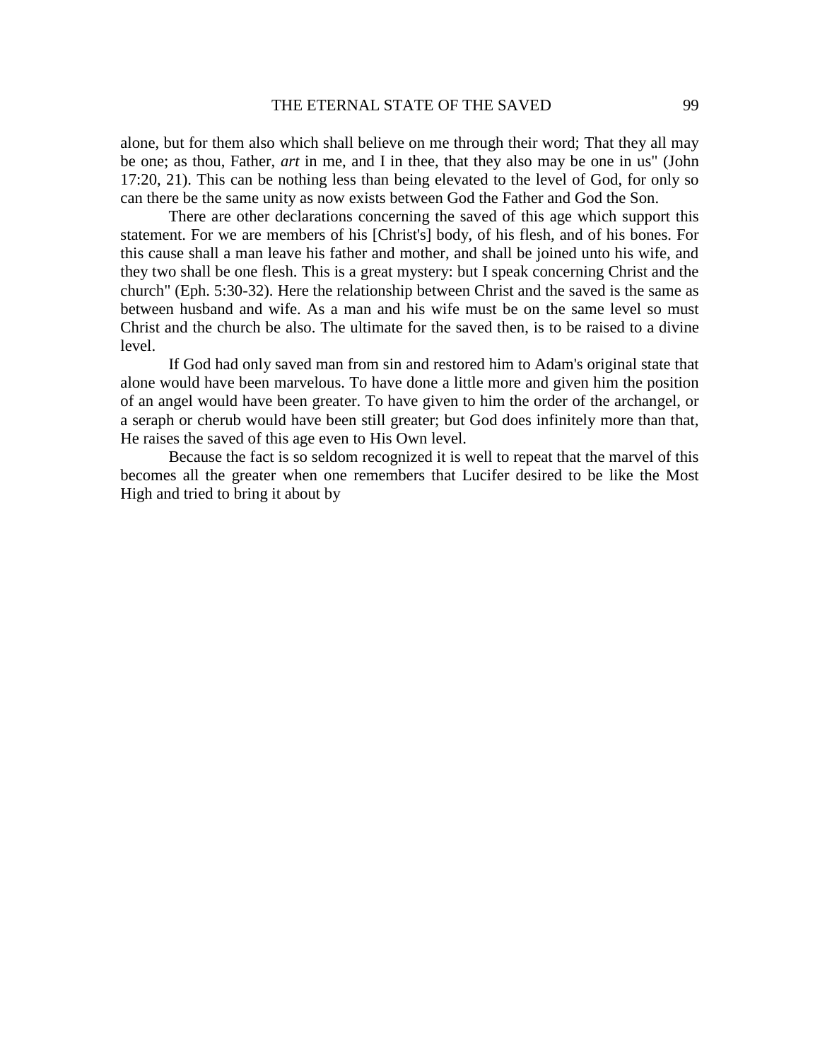alone, but for them also which shall believe on me through their word; That they all may be one; as thou, Father, *art* in me, and I in thee, that they also may be one in us" (John 17:20, 21). This can be nothing less than being elevated to the level of God, for only so can there be the same unity as now exists between God the Father and God the Son.

There are other declarations concerning the saved of this age which support this statement. For we are members of his [Christ's] body, of his flesh, and of his bones. For this cause shall a man leave his father and mother, and shall be joined unto his wife, and they two shall be one flesh. This is a great mystery: but I speak concerning Christ and the church" (Eph. 5:30-32). Here the relationship between Christ and the saved is the same as between husband and wife. As a man and his wife must be on the same level so must Christ and the church be also. The ultimate for the saved then, is to be raised to a divine level.

If God had only saved man from sin and restored him to Adam's original state that alone would have been marvelous. To have done a little more and given him the position of an angel would have been greater. To have given to him the order of the archangel, or a seraph or cherub would have been still greater; but God does infinitely more than that, He raises the saved of this age even to His Own level.

Because the fact is so seldom recognized it is well to repeat that the marvel of this becomes all the greater when one remembers that Lucifer desired to be like the Most High and tried to bring it about by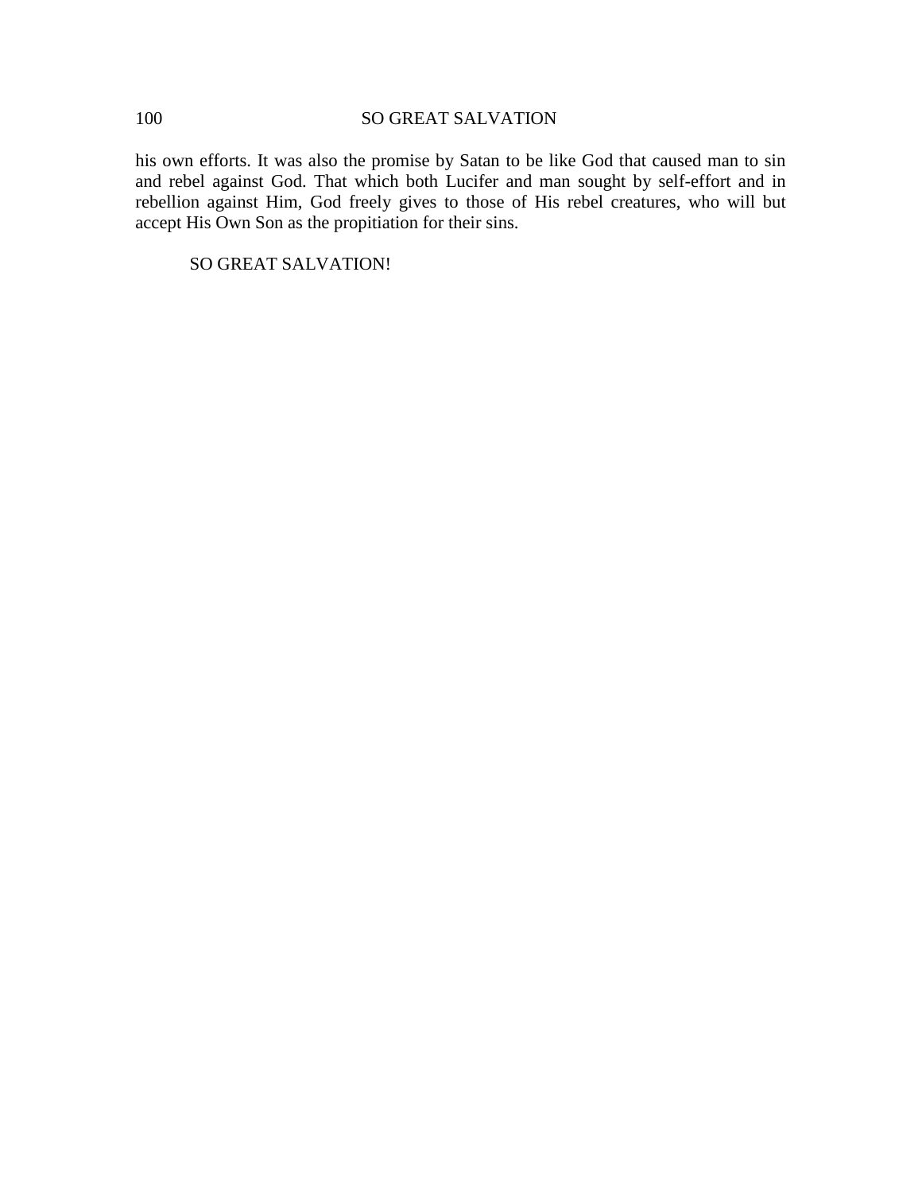his own efforts. It was also the promise by Satan to be like God that caused man to sin and rebel against God. That which both Lucifer and man sought by self-effort and in rebellion against Him, God freely gives to those of His rebel creatures, who will but accept His Own Son as the propitiation for their sins.

SO GREAT SALVATION!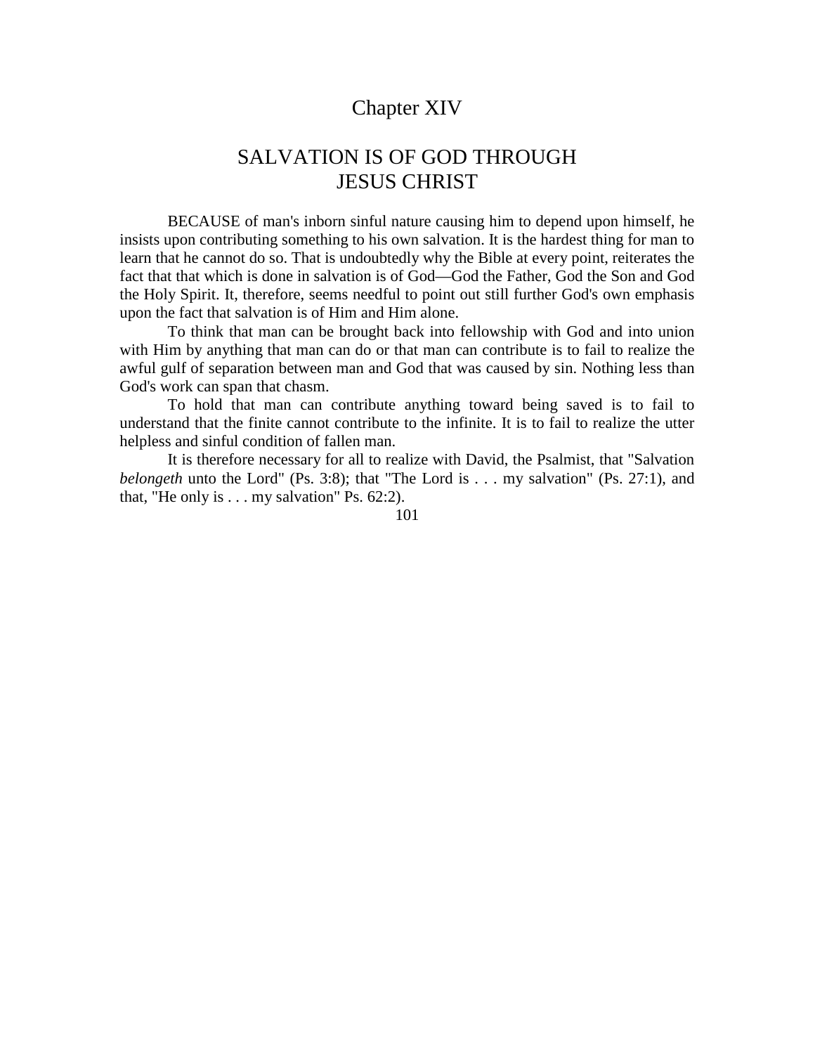# Chapter XIV

## SALVATION IS OF GOD THROUGH JESUS CHRIST

BECAUSE of man's inborn sinful nature causing him to depend upon himself, he insists upon contributing something to his own salvation. It is the hardest thing for man to learn that he cannot do so. That is undoubtedly why the Bible at every point, reiterates the fact that that which is done in salvation is of God—God the Father, God the Son and God the Holy Spirit. It, therefore, seems needful to point out still further God's own emphasis upon the fact that salvation is of Him and Him alone.

To think that man can be brought back into fellowship with God and into union with Him by anything that man can do or that man can contribute is to fail to realize the awful gulf of separation between man and God that was caused by sin. Nothing less than God's work can span that chasm.

To hold that man can contribute anything toward being saved is to fail to understand that the finite cannot contribute to the infinite. It is to fail to realize the utter helpless and sinful condition of fallen man.

It is therefore necessary for all to realize with David, the Psalmist, that "Salvation *belongeth* unto the Lord" (Ps. 3:8); that "The Lord is . . . my salvation" (Ps. 27:1), and that, "He only is . . . my salvation" Ps. 62:2).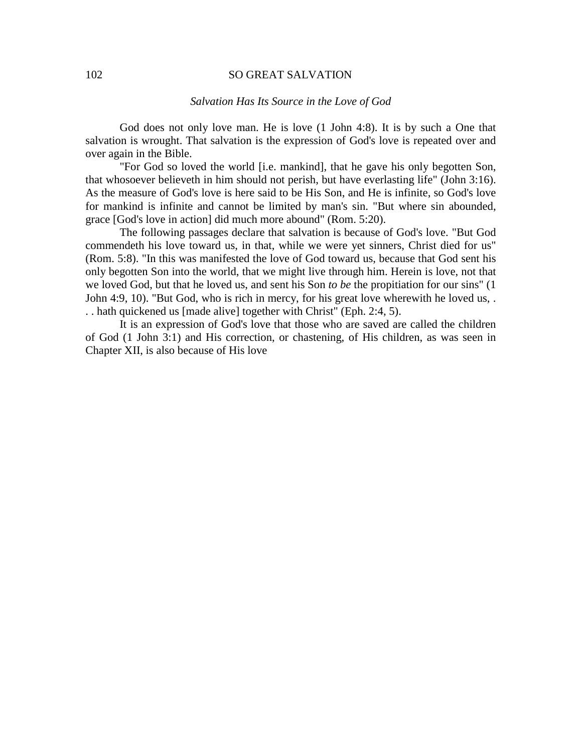*Salvation Has Its Source in the Love of God*

God does not only love man. He is love (1 John 4:8). It is by such a One that salvation is wrought. That salvation is the expression of God's love is repeated over and over again in the Bible.

"For God so loved the world [i.e. mankind], that he gave his only begotten Son, that whosoever believeth in him should not perish, but have everlasting life" (John 3:16). As the measure of God's love is here said to be His Son, and He is infinite, so God's love for mankind is infinite and cannot be limited by man's sin. "But where sin abounded, grace [God's love in action] did much more abound" (Rom. 5:20).

The following passages declare that salvation is because of God's love. "But God commendeth his love toward us, in that, while we were yet sinners, Christ died for us" (Rom. 5:8). "In this was manifested the love of God toward us, because that God sent his only begotten Son into the world, that we might live through him. Herein is love, not that we loved God, but that he loved us, and sent his Son *to be* the propitiation for our sins" (1 John 4:9, 10). "But God, who is rich in mercy, for his great love wherewith he loved us, . . . hath quickened us [made alive] together with Christ" (Eph. 2:4, 5).

It is an expression of God's love that those who are saved are called the children of God (1 John 3:1) and His correction, or chastening, of His children, as was seen in Chapter XII, is also because of His love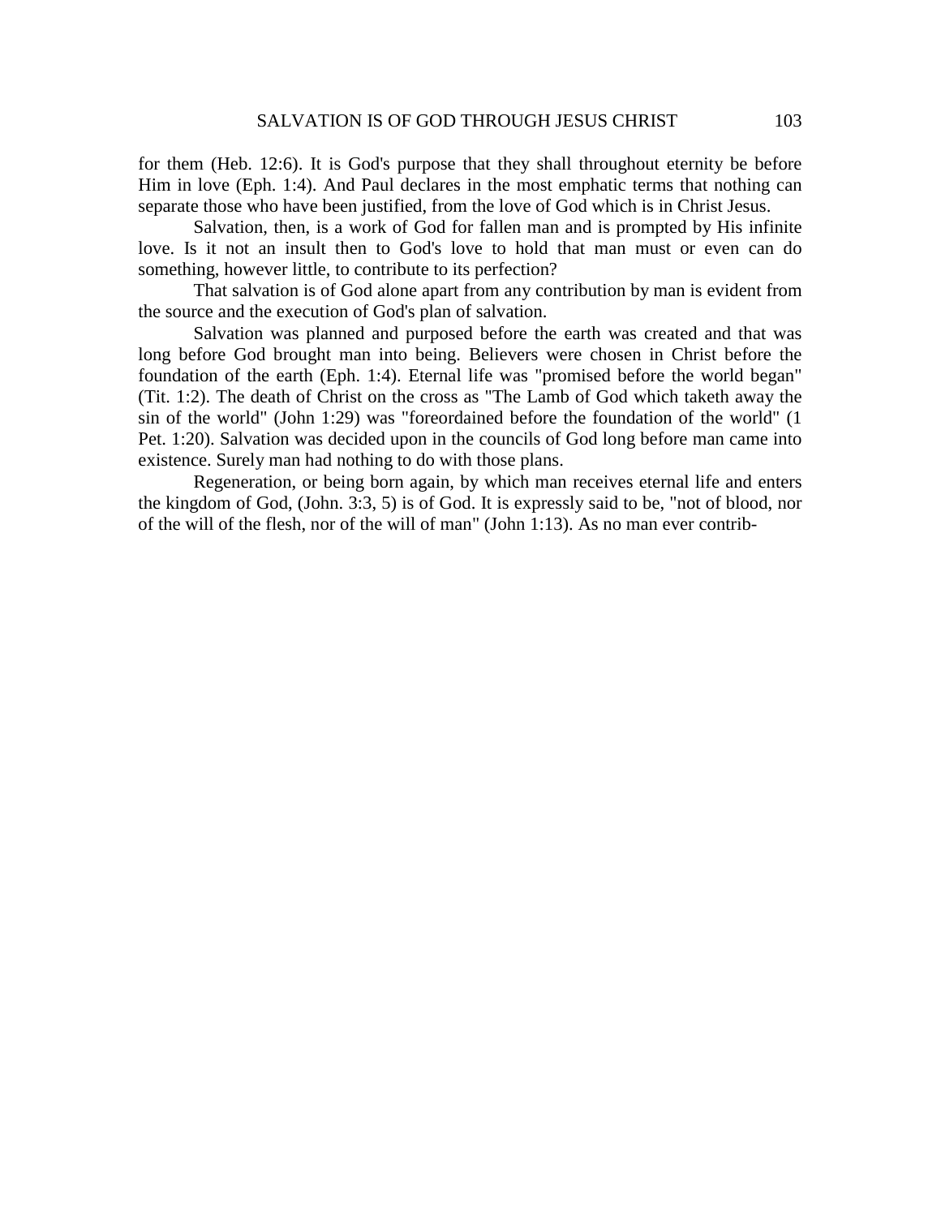for them (Heb. 12:6). It is God's purpose that they shall throughout eternity be before Him in love (Eph. 1:4). And Paul declares in the most emphatic terms that nothing can separate those who have been justified, from the love of God which is in Christ Jesus.

Salvation, then, is a work of God for fallen man and is prompted by His infinite love. Is it not an insult then to God's love to hold that man must or even can do something, however little, to contribute to its perfection?

That salvation is of God alone apart from any contribution by man is evident from the source and the execution of God's plan of salvation.

Salvation was planned and purposed before the earth was created and that was long before God brought man into being. Believers were chosen in Christ before the foundation of the earth (Eph. 1:4). Eternal life was "promised before the world began" (Tit. 1:2). The death of Christ on the cross as "The Lamb of God which taketh away the sin of the world" (John 1:29) was "foreordained before the foundation of the world" (1 Pet. 1:20). Salvation was decided upon in the councils of God long before man came into existence. Surely man had nothing to do with those plans.

Regeneration, or being born again, by which man receives eternal life and enters the kingdom of God, (John. 3:3, 5) is of God. It is expressly said to be, "not of blood, nor of the will of the flesh, nor of the will of man" (John 1:13). As no man ever contrib-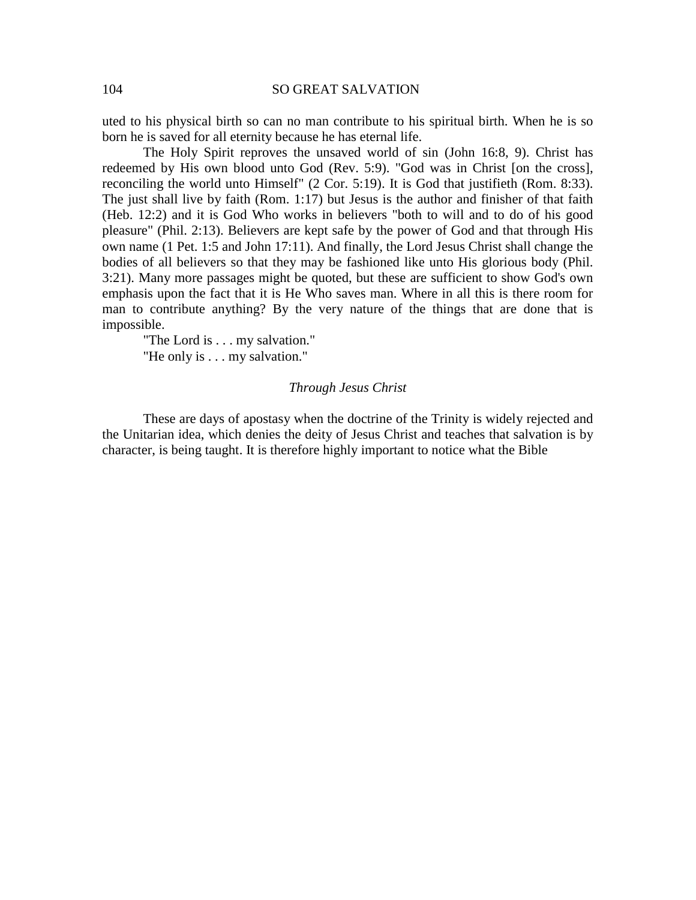uted to his physical birth so can no man contribute to his spiritual birth. When he is so born he is saved for all eternity because he has eternal life.

The Holy Spirit reproves the unsaved world of sin (John 16:8, 9). Christ has redeemed by His own blood unto God (Rev. 5:9). "God was in Christ [on the cross], reconciling the world unto Himself" (2 Cor. 5:19). It is God that justifieth (Rom. 8:33). The just shall live by faith (Rom. 1:17) but Jesus is the author and finisher of that faith (Heb. 12:2) and it is God Who works in believers "both to will and to do of his good pleasure" (Phil. 2:13). Believers are kept safe by the power of God and that through His own name (1 Pet. 1:5 and John 17:11). And finally, the Lord Jesus Christ shall change the bodies of all believers so that they may be fashioned like unto His glorious body (Phil. 3:21). Many more passages might be quoted, but these are sufficient to show God's own emphasis upon the fact that it is He Who saves man. Where in all this is there room for man to contribute anything? By the very nature of the things that are done that is impossible.

"The Lord is . . . my salvation."
"He only is . . . my salvation."

### *Through Jesus Christ*

These are days of apostasy when the doctrine of the Trinity is widely rejected and the Unitarian idea, which denies the deity of Jesus Christ and teaches that salvation is by character, is being taught. It is therefore highly important to notice what the Bible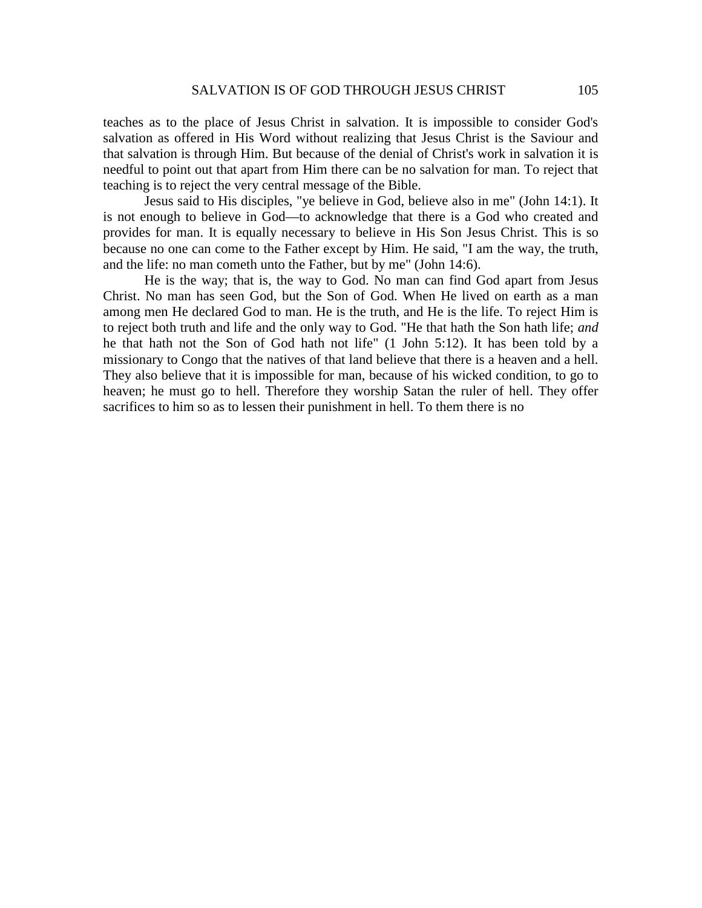teaches as to the place of Jesus Christ in salvation. It is impossible to consider God's salvation as offered in His Word without realizing that Jesus Christ is the Saviour and that salvation is through Him. But because of the denial of Christ's work in salvation it is needful to point out that apart from Him there can be no salvation for man. To reject that teaching is to reject the very central message of the Bible.

Jesus said to His disciples, "ye believe in God, believe also in me" (John 14:1). It is not enough to believe in God—to acknowledge that there is a God who created and provides for man. It is equally necessary to believe in His Son Jesus Christ. This is so because no one can come to the Father except by Him. He said, "I am the way, the truth, and the life: no man cometh unto the Father, but by me" (John 14:6).

He is the way; that is, the way to God. No man can find God apart from Jesus Christ. No man has seen God, but the Son of God. When He lived on earth as a man among men He declared God to man. He is the truth, and He is the life. To reject Him is to reject both truth and life and the only way to God. "He that hath the Son hath life; *and* he that hath not the Son of God hath not life" (1 John 5:12). It has been told by a missionary to Congo that the natives of that land believe that there is a heaven and a hell. They also believe that it is impossible for man, because of his wicked condition, to go to heaven; he must go to hell. Therefore they worship Satan the ruler of hell. They offer sacrifices to him so as to lessen their punishment in hell. To them there is no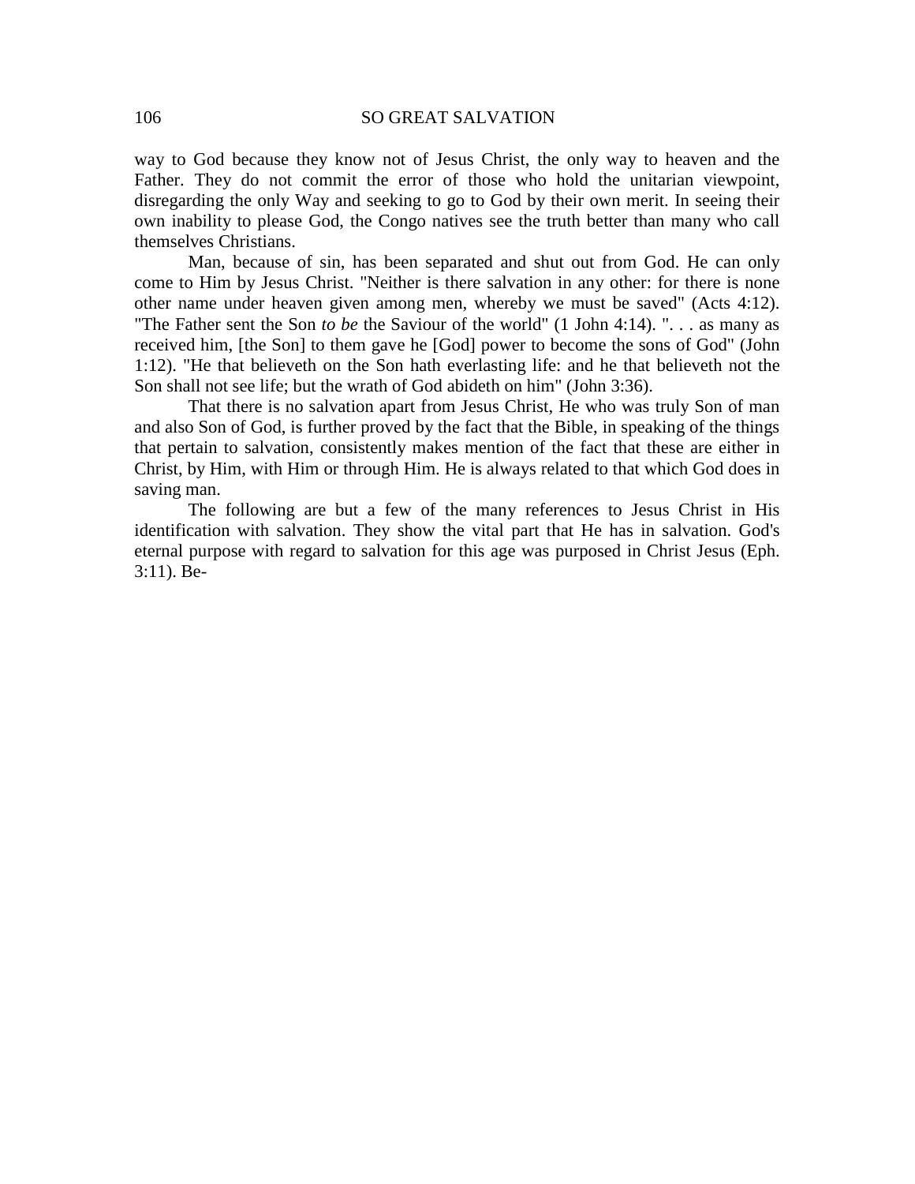way to God because they know not of Jesus Christ, the only way to heaven and the Father. They do not commit the error of those who hold the unitarian viewpoint, disregarding the only Way and seeking to go to God by their own merit. In seeing their own inability to please God, the Congo natives see the truth better than many who call themselves Christians.

Man, because of sin, has been separated and shut out from God. He can only come to Him by Jesus Christ. "Neither is there salvation in any other: for there is none other name under heaven given among men, whereby we must be saved" (Acts 4:12). "The Father sent the Son *to be* the Saviour of the world" (1 John 4:14). ". . . as many as received him, [the Son] to them gave he [God] power to become the sons of God" (John 1:12). "He that believeth on the Son hath everlasting life: and he that believeth not the Son shall not see life; but the wrath of God abideth on him" (John 3:36).

That there is no salvation apart from Jesus Christ, He who was truly Son of man and also Son of God, is further proved by the fact that the Bible, in speaking of the things that pertain to salvation, consistently makes mention of the fact that these are either in Christ, by Him, with Him or through Him. He is always related to that which God does in saving man.

The following are but a few of the many references to Jesus Christ in His identification with salvation. They show the vital part that He has in salvation. God's eternal purpose with regard to salvation for this age was purposed in Christ Jesus (Eph. 3:11). Be-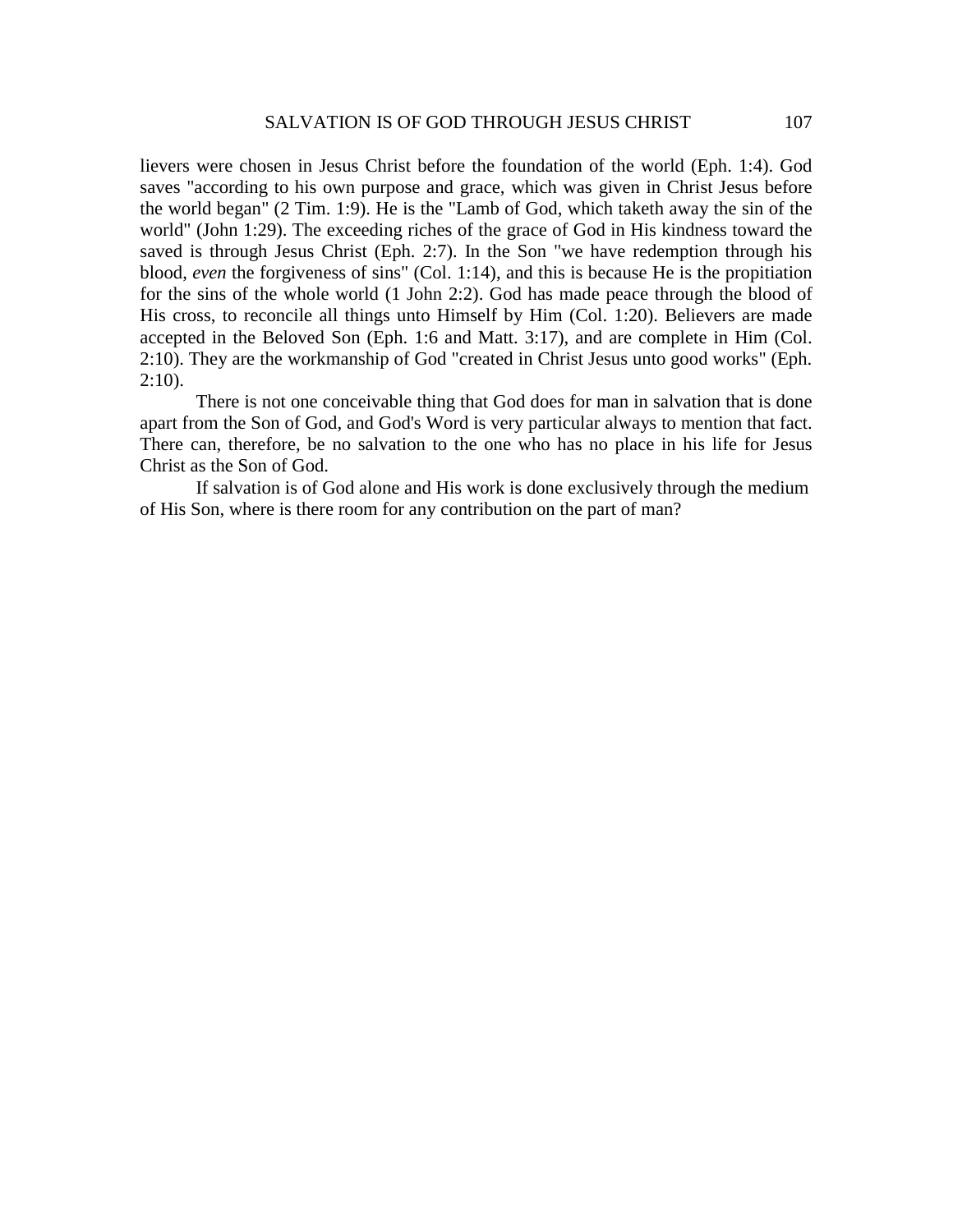lievers were chosen in Jesus Christ before the foundation of the world (Eph. 1:4). God saves "according to his own purpose and grace, which was given in Christ Jesus before the world began" (2 Tim. 1:9). He is the "Lamb of God, which taketh away the sin of the world" (John 1:29). The exceeding riches of the grace of God in His kindness toward the saved is through Jesus Christ (Eph. 2:7). In the Son "we have redemption through his blood, *even* the forgiveness of sins" (Col. 1:14), and this is because He is the propitiation for the sins of the whole world (1 John 2:2). God has made peace through the blood of His cross, to reconcile all things unto Himself by Him (Col. 1:20). Believers are made accepted in the Beloved Son (Eph. 1:6 and Matt. 3:17), and are complete in Him (Col. 2:10). They are the workmanship of God "created in Christ Jesus unto good works" (Eph. 2:10).

There is not one conceivable thing that God does for man in salvation that is done apart from the Son of God, and God's Word is very particular always to mention that fact. There can, therefore, be no salvation to the one who has no place in his life for Jesus Christ as the Son of God.

If salvation is of God alone and His work is done exclusively through the medium of His Son, where is there room for any contribution on the part of man?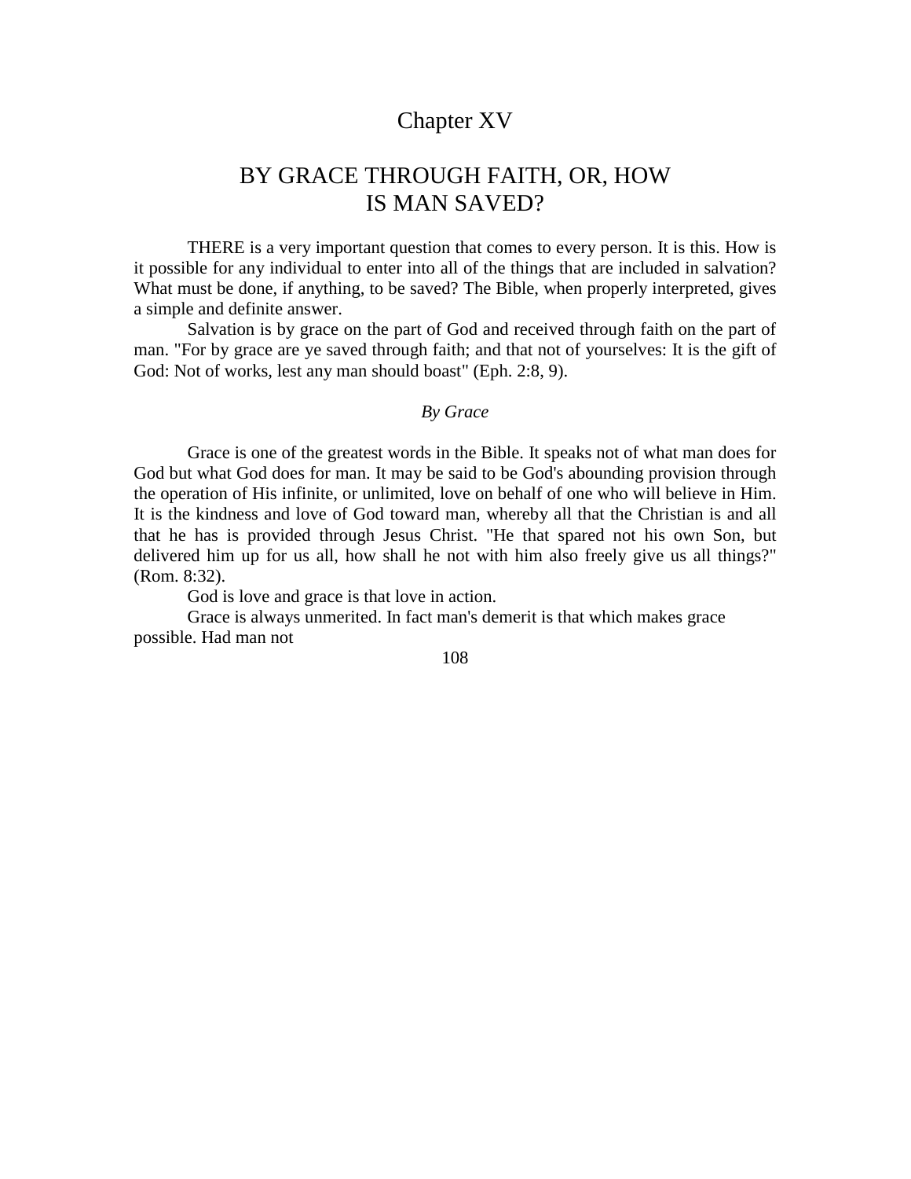# Chapter XV

## BY GRACE THROUGH FAITH, OR, HOW IS MAN SAVED?

THERE is a very important question that comes to every person. It is this. How is it possible for any individual to enter into all of the things that are included in salvation? What must be done, if anything, to be saved? The Bible, when properly interpreted, gives a simple and definite answer.

Salvation is by grace on the part of God and received through faith on the part of man. "For by grace are ye saved through faith; and that not of yourselves: It is the gift of God: Not of works, lest any man should boast" (Eph. 2:8, 9).

### *By Grace*

Grace is one of the greatest words in the Bible. It speaks not of what man does for God but what God does for man. It may be said to be God's abounding provision through the operation of His infinite, or unlimited, love on behalf of one who will believe in Him. It is the kindness and love of God toward man, whereby all that the Christian is and all that he has is provided through Jesus Christ. "He that spared not his own Son, but delivered him up for us all, how shall he not with him also freely give us all things?" (Rom. 8:32).

God is love and grace is that love in action.

Grace is always unmerited. In fact man's demerit is that which makes grace possible. Had man not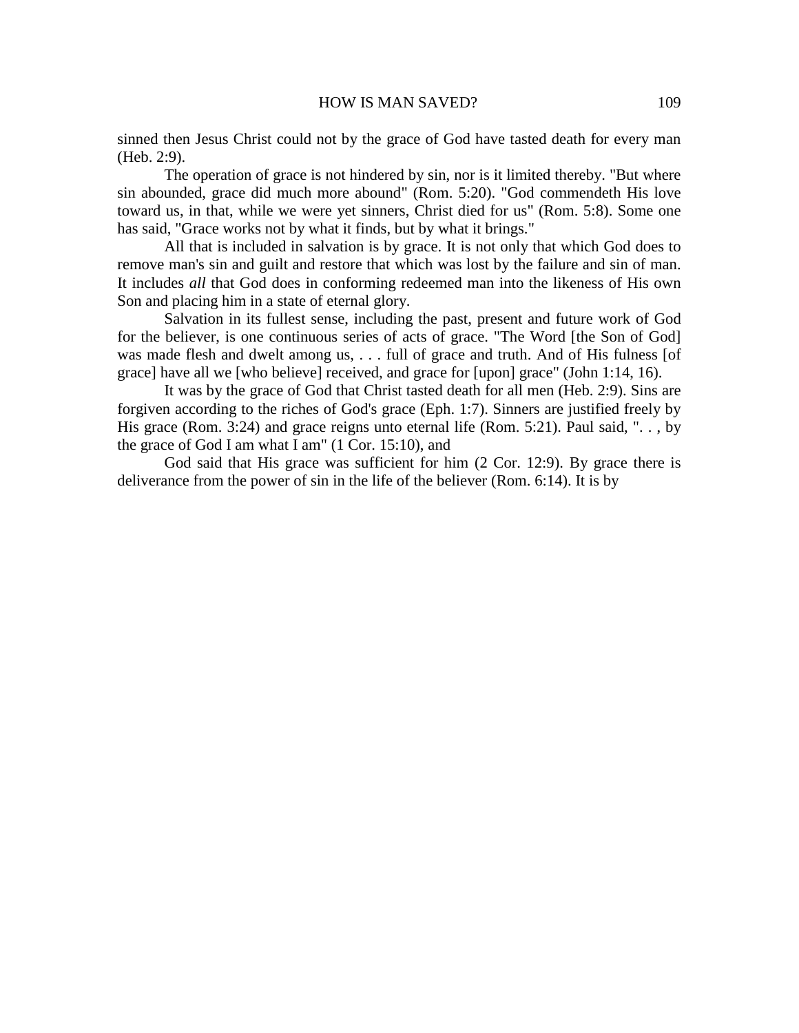sinned then Jesus Christ could not by the grace of God have tasted death for every man (Heb. 2:9).

The operation of grace is not hindered by sin, nor is it limited thereby. "But where sin abounded, grace did much more abound" (Rom. 5:20). "God commendeth His love toward us, in that, while we were yet sinners, Christ died for us" (Rom. 5:8). Some one has said, "Grace works not by what it finds, but by what it brings."

All that is included in salvation is by grace. It is not only that which God does to remove man's sin and guilt and restore that which was lost by the failure and sin of man. It includes *all* that God does in conforming redeemed man into the likeness of His own Son and placing him in a state of eternal glory.

Salvation in its fullest sense, including the past, present and future work of God for the believer, is one continuous series of acts of grace. "The Word [the Son of God] was made flesh and dwelt among us, . . . full of grace and truth. And of His fulness [of grace] have all we [who believe] received, and grace for [upon] grace" (John 1:14, 16).

It was by the grace of God that Christ tasted death for all men (Heb. 2:9). Sins are forgiven according to the riches of God's grace (Eph. 1:7). Sinners are justified freely by His grace (Rom. 3:24) and grace reigns unto eternal life (Rom. 5:21). Paul said, ". . , by the grace of God I am what I am" (1 Cor. 15:10), and

God said that His grace was sufficient for him (2 Cor. 12:9). By grace there is deliverance from the power of sin in the life of the believer (Rom. 6:14). It is by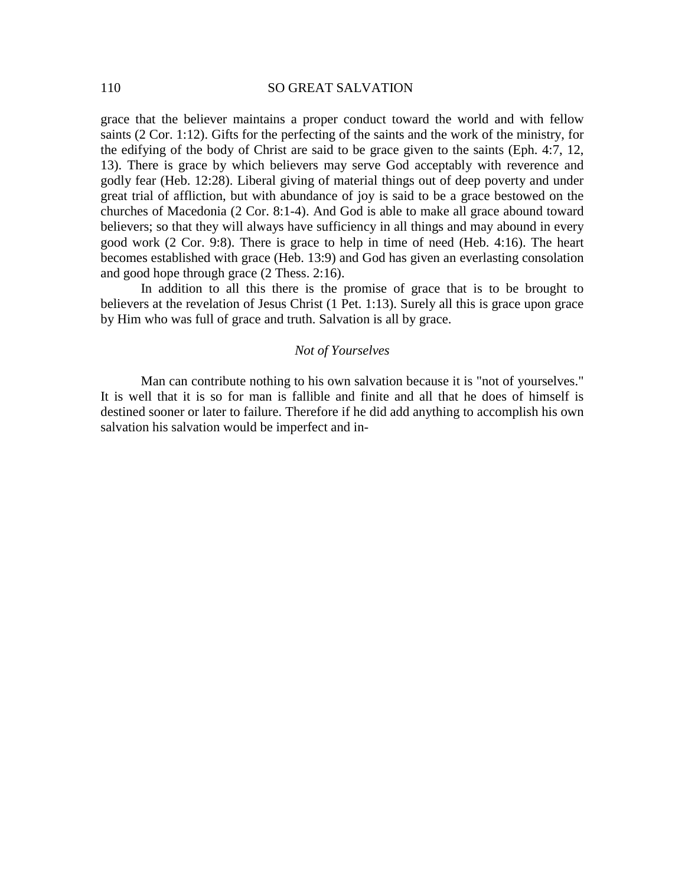grace that the believer maintains a proper conduct toward the world and with fellow saints (2 Cor. 1:12). Gifts for the perfecting of the saints and the work of the ministry, for the edifying of the body of Christ are said to be grace given to the saints (Eph. 4:7, 12, 13). There is grace by which believers may serve God acceptably with reverence and godly fear (Heb. 12:28). Liberal giving of material things out of deep poverty and under great trial of affliction, but with abundance of joy is said to be a grace bestowed on the churches of Macedonia (2 Cor. 8:1-4). And God is able to make all grace abound toward believers; so that they will always have sufficiency in all things and may abound in every good work (2 Cor. 9:8). There is grace to help in time of need (Heb. 4:16). The heart becomes established with grace (Heb. 13:9) and God has given an everlasting consolation and good hope through grace (2 Thess. 2:16).

In addition to all this there is the promise of grace that is to be brought to believers at the revelation of Jesus Christ (1 Pet. 1:13). Surely all this is grace upon grace by Him who was full of grace and truth. Salvation is all by grace.

### *Not of Yourselves*

Man can contribute nothing to his own salvation because it is "not of yourselves." It is well that it is so for man is fallible and finite and all that he does of himself is destined sooner or later to failure. Therefore if he did add anything to accomplish his own salvation his salvation would be imperfect and in-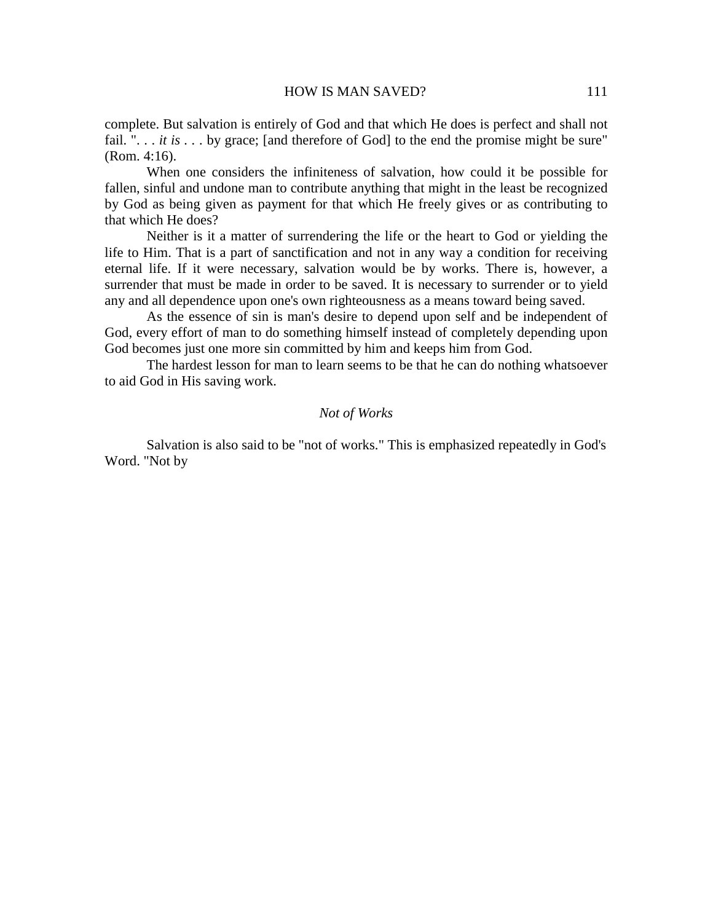complete. But salvation is entirely of God and that which He does is perfect and shall not fail. ". . . *it is* . . . by grace; [and therefore of God] to the end the promise might be sure" (Rom. 4:16).

When one considers the infiniteness of salvation, how could it be possible for fallen, sinful and undone man to contribute anything that might in the least be recognized by God as being given as payment for that which He freely gives or as contributing to that which He does?

Neither is it a matter of surrendering the life or the heart to God or yielding the life to Him. That is a part of sanctification and not in any way a condition for receiving eternal life. If it were necessary, salvation would be by works. There is, however, a surrender that must be made in order to be saved. It is necessary to surrender or to yield any and all dependence upon one's own righteousness as a means toward being saved.

As the essence of sin is man's desire to depend upon self and be independent of God, every effort of man to do something himself instead of completely depending upon God becomes just one more sin committed by him and keeps him from God.

The hardest lesson for man to learn seems to be that he can do nothing whatsoever to aid God in His saving work.

### *Not of Works*

Salvation is also said to be "not of works." This is emphasized repeatedly in God's Word. "Not by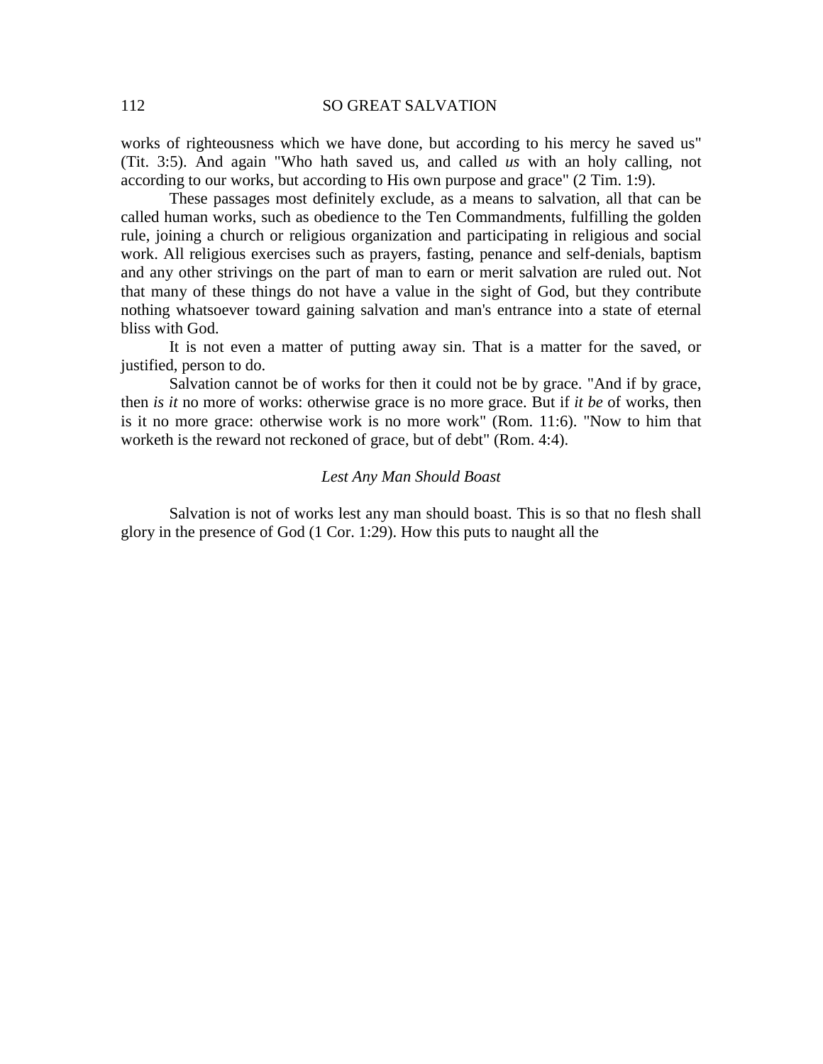works of righteousness which we have done, but according to his mercy he saved us" (Tit. 3:5). And again "Who hath saved us, and called *us* with an holy calling, not according to our works, but according to His own purpose and grace" (2 Tim. 1:9).

These passages most definitely exclude, as a means to salvation, all that can be called human works, such as obedience to the Ten Commandments, fulfilling the golden rule, joining a church or religious organization and participating in religious and social work. All religious exercises such as prayers, fasting, penance and self-denials, baptism and any other strivings on the part of man to earn or merit salvation are ruled out. Not that many of these things do not have a value in the sight of God, but they contribute nothing whatsoever toward gaining salvation and man's entrance into a state of eternal bliss with God.

It is not even a matter of putting away sin. That is a matter for the saved, or justified, person to do.

Salvation cannot be of works for then it could not be by grace. "And if by grace, then *is it* no more of works: otherwise grace is no more grace. But if *it be* of works, then is it no more grace: otherwise work is no more work" (Rom. 11:6). "Now to him that worketh is the reward not reckoned of grace, but of debt" (Rom. 4:4).

### *Lest Any Man Should Boast*

Salvation is not of works lest any man should boast. This is so that no flesh shall glory in the presence of God (1 Cor. 1:29). How this puts to naught all the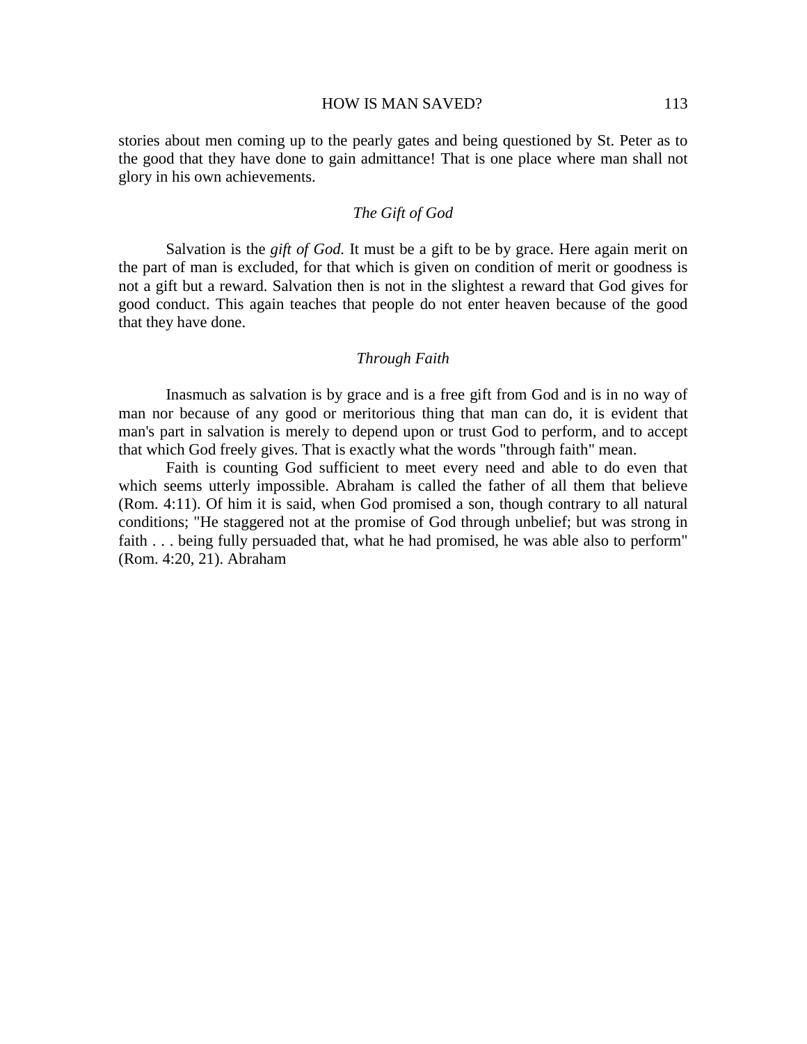stories about men coming up to the pearly gates and being questioned by St. Peter as to the good that they have done to gain admittance! That is one place where man shall not glory in his own achievements.

### *The Gift of God*

Salvation is the *gift of God.* It must be a gift to be by grace. Here again merit on the part of man is excluded, for that which is given on condition of merit or goodness is not a gift but a reward. Salvation then is not in the slightest a reward that God gives for good conduct. This again teaches that people do not enter heaven because of the good that they have done.

### *Through Faith*

Inasmuch as salvation is by grace and is a free gift from God and is in no way of man nor because of any good or meritorious thing that man can do, it is evident that man's part in salvation is merely to depend upon or trust God to perform, and to accept that which God freely gives. That is exactly what the words "through faith" mean.

Faith is counting God sufficient to meet every need and able to do even that which seems utterly impossible. Abraham is called the father of all them that believe (Rom. 4:11). Of him it is said, when God promised a son, though contrary to all natural conditions; "He staggered not at the promise of God through unbelief; but was strong in faith . . . being fully persuaded that, what he had promised, he was able also to perform" (Rom. 4:20, 21). Abraham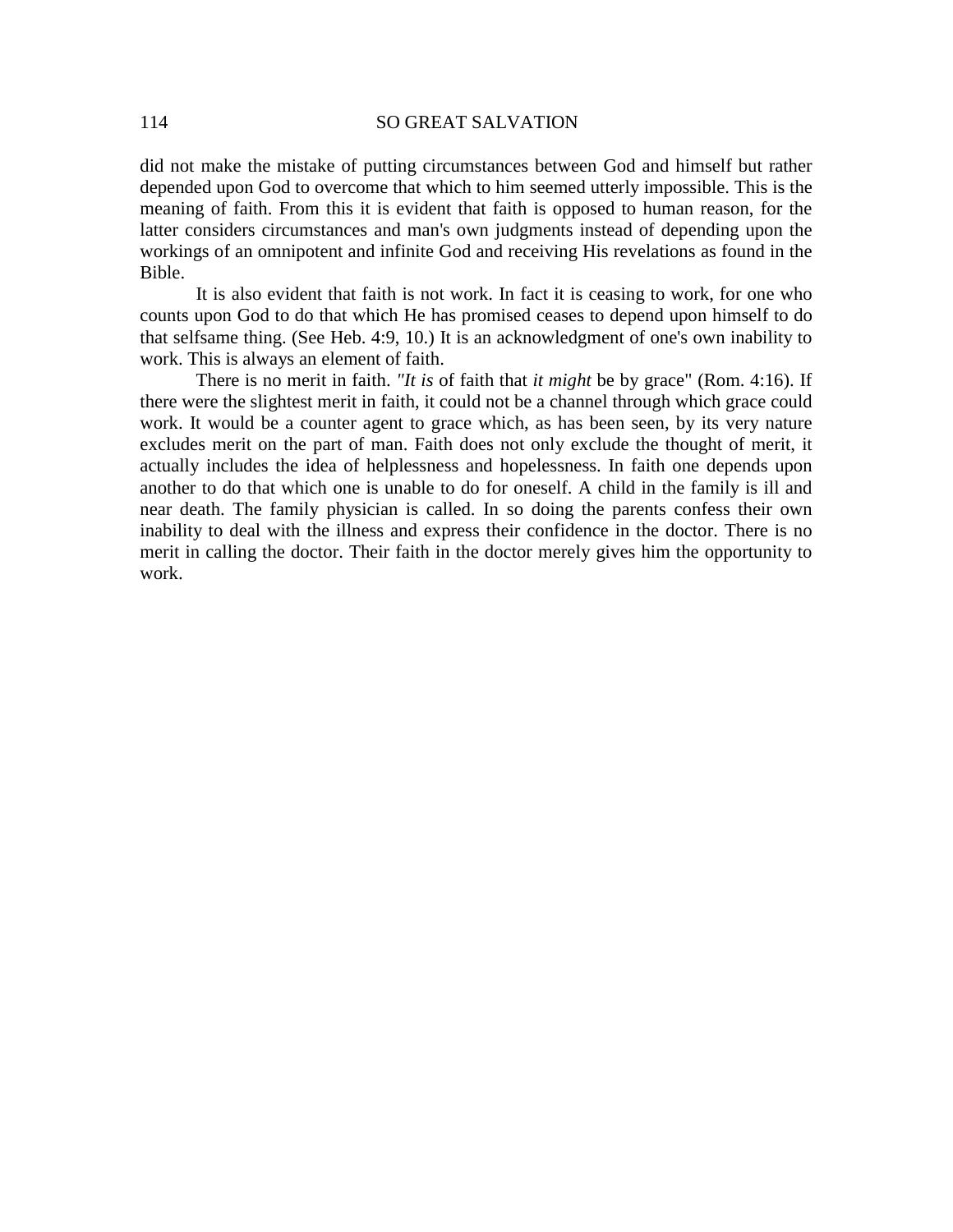did not make the mistake of putting circumstances between God and himself but rather depended upon God to overcome that which to him seemed utterly impossible. This is the meaning of faith. From this it is evident that faith is opposed to human reason, for the latter considers circumstances and man's own judgments instead of depending upon the workings of an omnipotent and infinite God and receiving His revelations as found in the Bible.

It is also evident that faith is not work. In fact it is ceasing to work, for one who counts upon God to do that which He has promised ceases to depend upon himself to do that selfsame thing. (See Heb. 4:9, 10.) It is an acknowledgment of one's own inability to work. This is always an element of faith.

There is no merit in faith. *"It is* of faith that *it might* be by grace" (Rom. 4:16). If there were the slightest merit in faith, it could not be a channel through which grace could work. It would be a counter agent to grace which, as has been seen, by its very nature excludes merit on the part of man. Faith does not only exclude the thought of merit, it actually includes the idea of helplessness and hopelessness. In faith one depends upon another to do that which one is unable to do for oneself. A child in the family is ill and near death. The family physician is called. In so doing the parents confess their own inability to deal with the illness and express their confidence in the doctor. There is no merit in calling the doctor. Their faith in the doctor merely gives him the opportunity to work.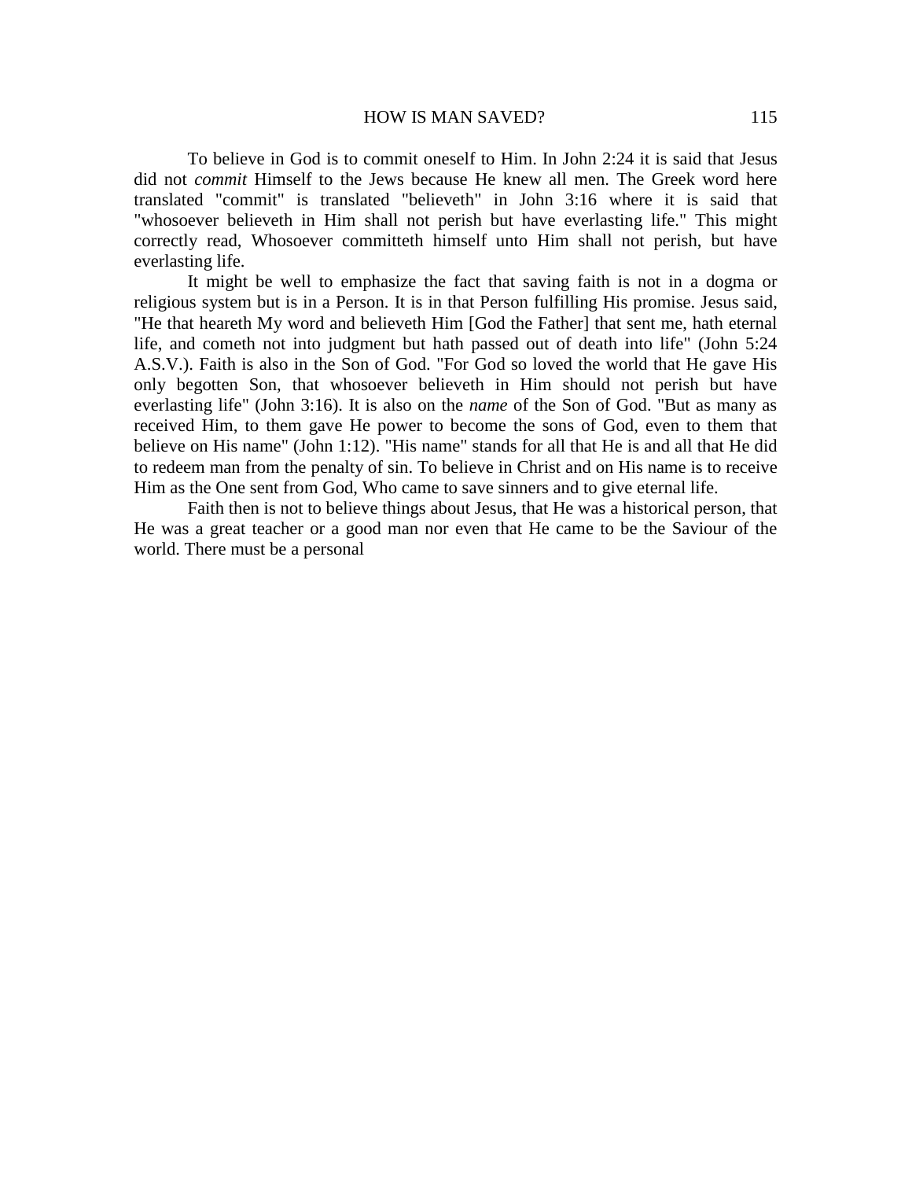To believe in God is to commit oneself to Him. In John 2:24 it is said that Jesus did not *commit* Himself to the Jews because He knew all men. The Greek word here translated "commit" is translated "believeth" in John 3:16 where it is said that "whosoever believeth in Him shall not perish but have everlasting life." This might correctly read, Whosoever committeth himself unto Him shall not perish, but have everlasting life.

It might be well to emphasize the fact that saving faith is not in a dogma or religious system but is in a Person. It is in that Person fulfilling His promise. Jesus said, "He that heareth My word and believeth Him [God the Father] that sent me, hath eternal life, and cometh not into judgment but hath passed out of death into life" (John 5:24 A.S.V.). Faith is also in the Son of God. "For God so loved the world that He gave His only begotten Son, that whosoever believeth in Him should not perish but have everlasting life" (John 3:16). It is also on the *name* of the Son of God. "But as many as received Him, to them gave He power to become the sons of God, even to them that believe on His name" (John 1:12). "His name" stands for all that He is and all that He did to redeem man from the penalty of sin. To believe in Christ and on His name is to receive Him as the One sent from God, Who came to save sinners and to give eternal life.

Faith then is not to believe things about Jesus, that He was a historical person, that He was a great teacher or a good man nor even that He came to be the Saviour of the world. There must be a personal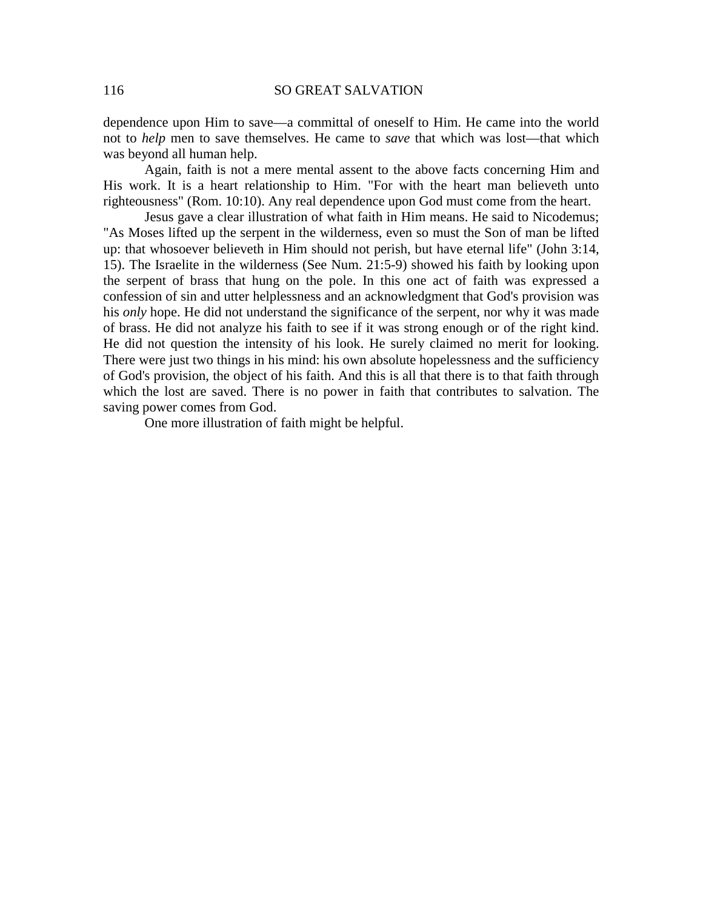dependence upon Him to save—a committal of oneself to Him. He came into the world not to *help* men to save themselves. He came to *save* that which was lost—that which was beyond all human help.

Again, faith is not a mere mental assent to the above facts concerning Him and His work. It is a heart relationship to Him. "For with the heart man believeth unto righteousness" (Rom. 10:10). Any real dependence upon God must come from the heart.

Jesus gave a clear illustration of what faith in Him means. He said to Nicodemus; "As Moses lifted up the serpent in the wilderness, even so must the Son of man be lifted up: that whosoever believeth in Him should not perish, but have eternal life" (John 3:14, 15). The Israelite in the wilderness (See Num. 21:5-9) showed his faith by looking upon the serpent of brass that hung on the pole. In this one act of faith was expressed a confession of sin and utter helplessness and an acknowledgment that God's provision was his *only* hope. He did not understand the significance of the serpent, nor why it was made of brass. He did not analyze his faith to see if it was strong enough or of the right kind. He did not question the intensity of his look. He surely claimed no merit for looking. There were just two things in his mind: his own absolute hopelessness and the sufficiency of God's provision, the object of his faith. And this is all that there is to that faith through which the lost are saved. There is no power in faith that contributes to salvation. The saving power comes from God.

One more illustration of faith might be helpful.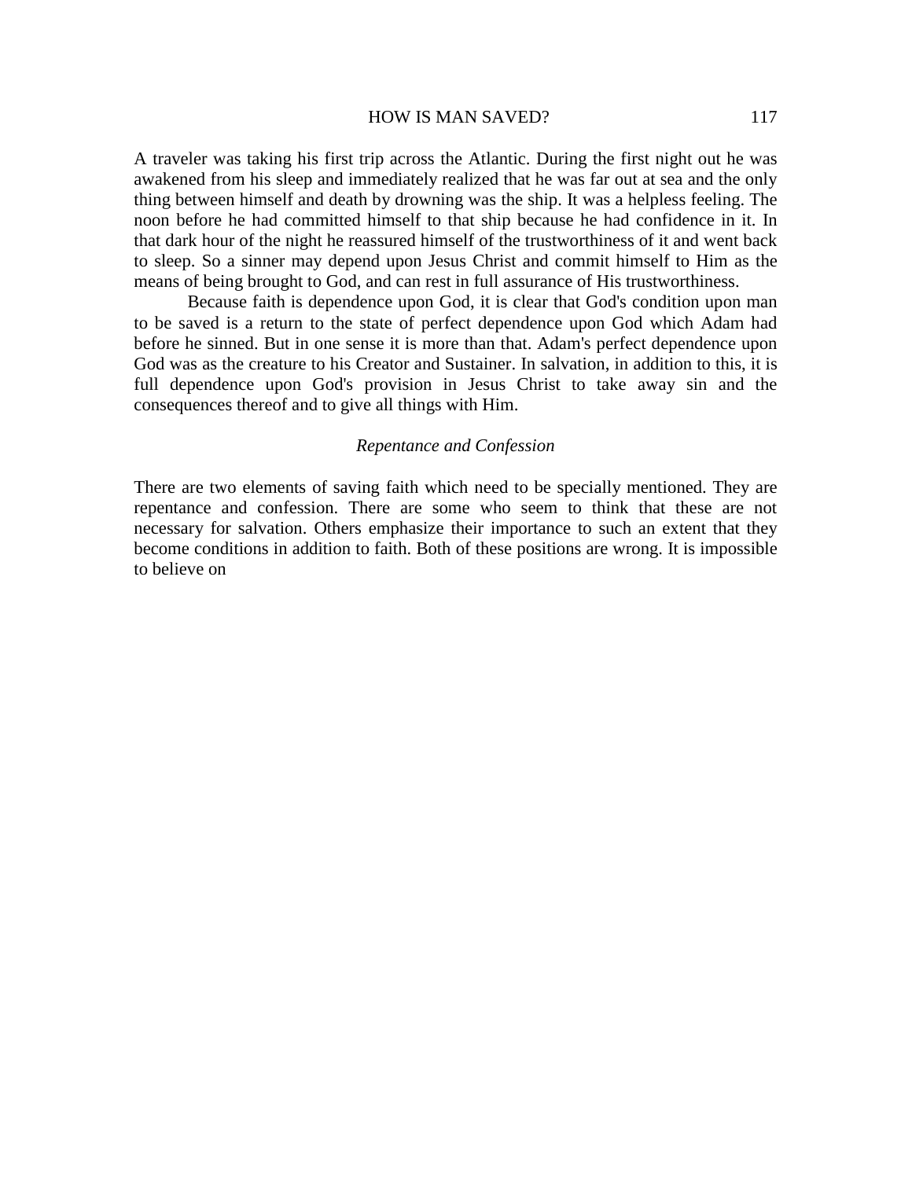A traveler was taking his first trip across the Atlantic. During the first night out he was awakened from his sleep and immediately realized that he was far out at sea and the only thing between himself and death by drowning was the ship. It was a helpless feeling. The noon before he had committed himself to that ship because he had confidence in it. In that dark hour of the night he reassured himself of the trustworthiness of it and went back to sleep. So a sinner may depend upon Jesus Christ and commit himself to Him as the means of being brought to God, and can rest in full assurance of His trustworthiness.

Because faith is dependence upon God, it is clear that God's condition upon man to be saved is a return to the state of perfect dependence upon God which Adam had before he sinned. But in one sense it is more than that. Adam's perfect dependence upon God was as the creature to his Creator and Sustainer. In salvation, in addition to this, it is full dependence upon God's provision in Jesus Christ to take away sin and the consequences thereof and to give all things with Him.

### *Repentance and Confession*

There are two elements of saving faith which need to be specially mentioned. They are repentance and confession. There are some who seem to think that these are not necessary for salvation. Others emphasize their importance to such an extent that they become conditions in addition to faith. Both of these positions are wrong. It is impossible to believe on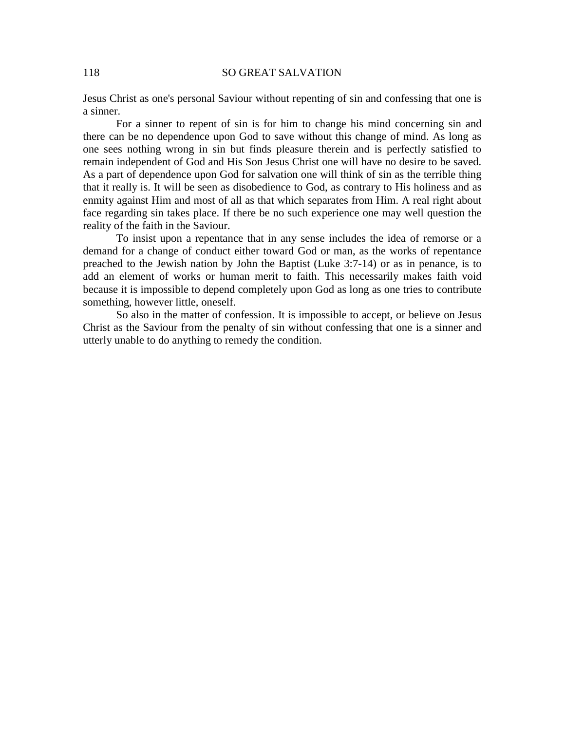Jesus Christ as one's personal Saviour without repenting of sin and confessing that one is a sinner.

For a sinner to repent of sin is for him to change his mind concerning sin and there can be no dependence upon God to save without this change of mind. As long as one sees nothing wrong in sin but finds pleasure therein and is perfectly satisfied to remain independent of God and His Son Jesus Christ one will have no desire to be saved. As a part of dependence upon God for salvation one will think of sin as the terrible thing that it really is. It will be seen as disobedience to God, as contrary to His holiness and as enmity against Him and most of all as that which separates from Him. A real right about face regarding sin takes place. If there be no such experience one may well question the reality of the faith in the Saviour.

To insist upon a repentance that in any sense includes the idea of remorse or a demand for a change of conduct either toward God or man, as the works of repentance preached to the Jewish nation by John the Baptist (Luke 3:7-14) or as in penance, is to add an element of works or human merit to faith. This necessarily makes faith void because it is impossible to depend completely upon God as long as one tries to contribute something, however little, oneself.

So also in the matter of confession. It is impossible to accept, or believe on Jesus Christ as the Saviour from the penalty of sin without confessing that one is a sinner and utterly unable to do anything to remedy the condition.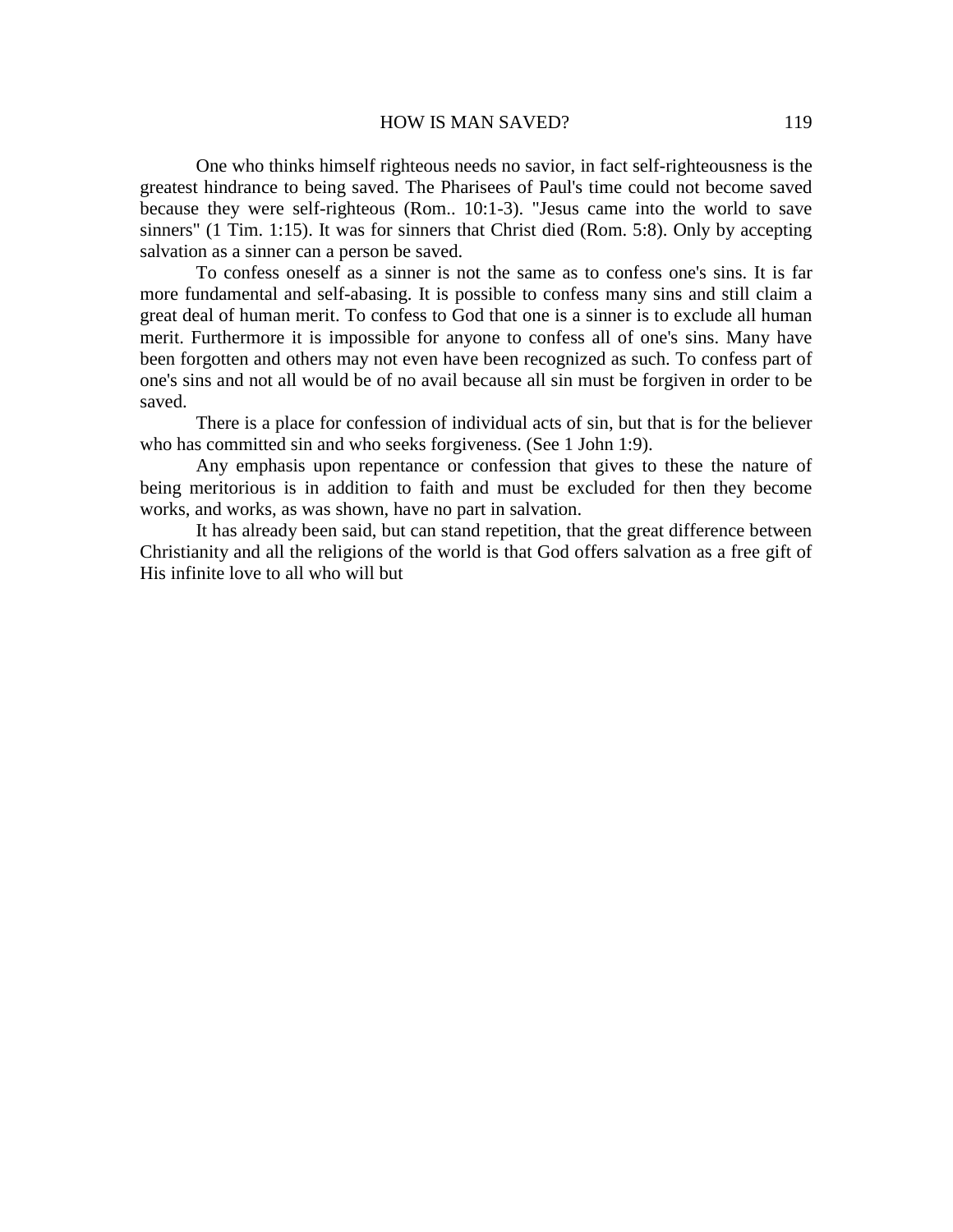One who thinks himself righteous needs no savior, in fact self-righteousness is the greatest hindrance to being saved. The Pharisees of Paul's time could not become saved because they were self-righteous (Rom.. 10:1-3). "Jesus came into the world to save sinners" (1 Tim. 1:15). It was for sinners that Christ died (Rom. 5:8). Only by accepting salvation as a sinner can a person be saved.

To confess oneself as a sinner is not the same as to confess one's sins. It is far more fundamental and self-abasing. It is possible to confess many sins and still claim a great deal of human merit. To confess to God that one is a sinner is to exclude all human merit. Furthermore it is impossible for anyone to confess all of one's sins. Many have been forgotten and others may not even have been recognized as such. To confess part of one's sins and not all would be of no avail because all sin must be forgiven in order to be saved.

There is a place for confession of individual acts of sin, but that is for the believer who has committed sin and who seeks forgiveness. (See 1 John 1:9).

Any emphasis upon repentance or confession that gives to these the nature of being meritorious is in addition to faith and must be excluded for then they become works, and works, as was shown, have no part in salvation.

It has already been said, but can stand repetition, that the great difference between Christianity and all the religions of the world is that God offers salvation as a free gift of His infinite love to all who will but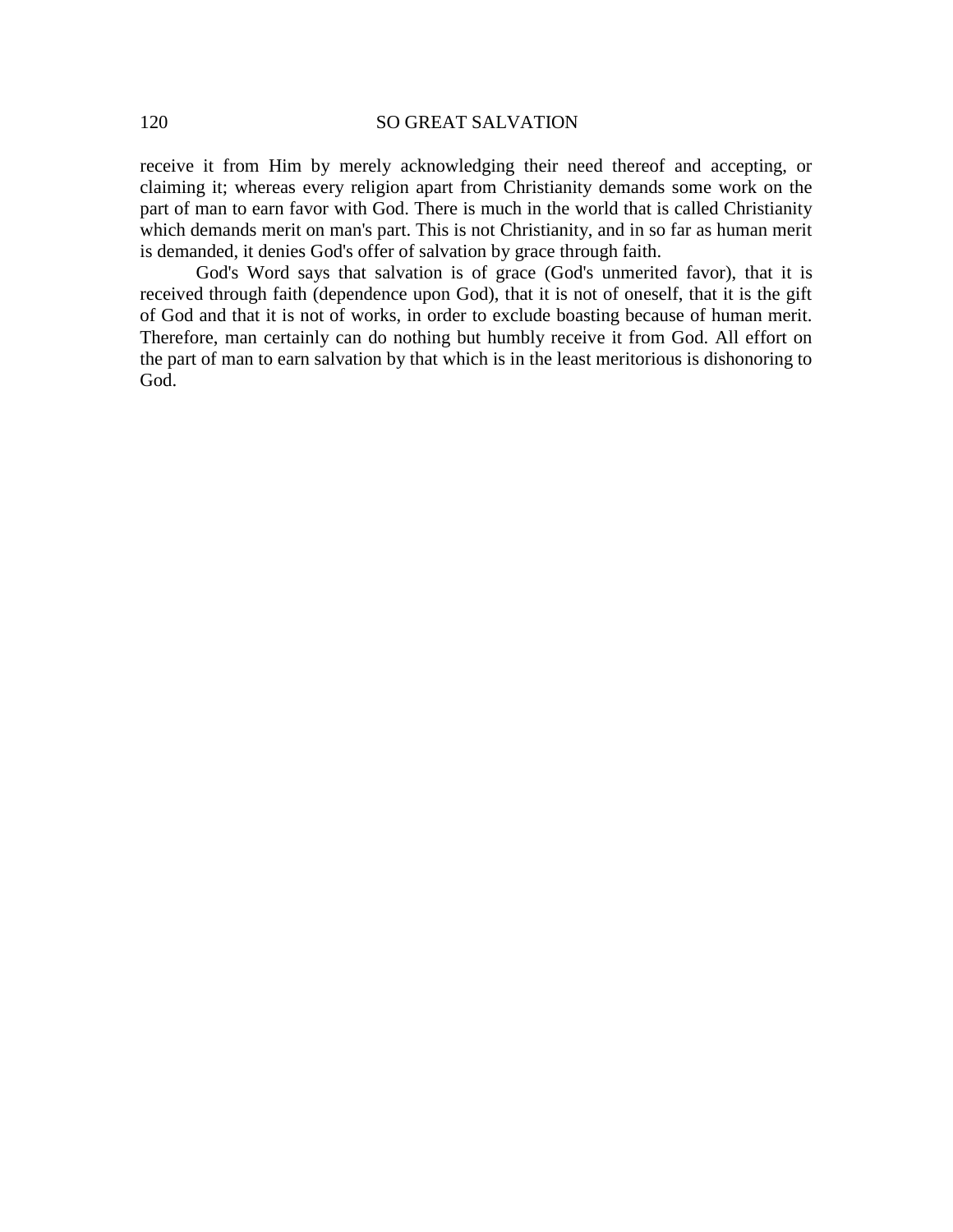receive it from Him by merely acknowledging their need thereof and accepting, or claiming it; whereas every religion apart from Christianity demands some work on the part of man to earn favor with God. There is much in the world that is called Christianity which demands merit on man's part. This is not Christianity, and in so far as human merit is demanded, it denies God's offer of salvation by grace through faith.

God's Word says that salvation is of grace (God's unmerited favor), that it is received through faith (dependence upon God), that it is not of oneself, that it is the gift of God and that it is not of works, in order to exclude boasting because of human merit. Therefore, man certainly can do nothing but humbly receive it from God. All effort on the part of man to earn salvation by that which is in the least meritorious is dishonoring to God.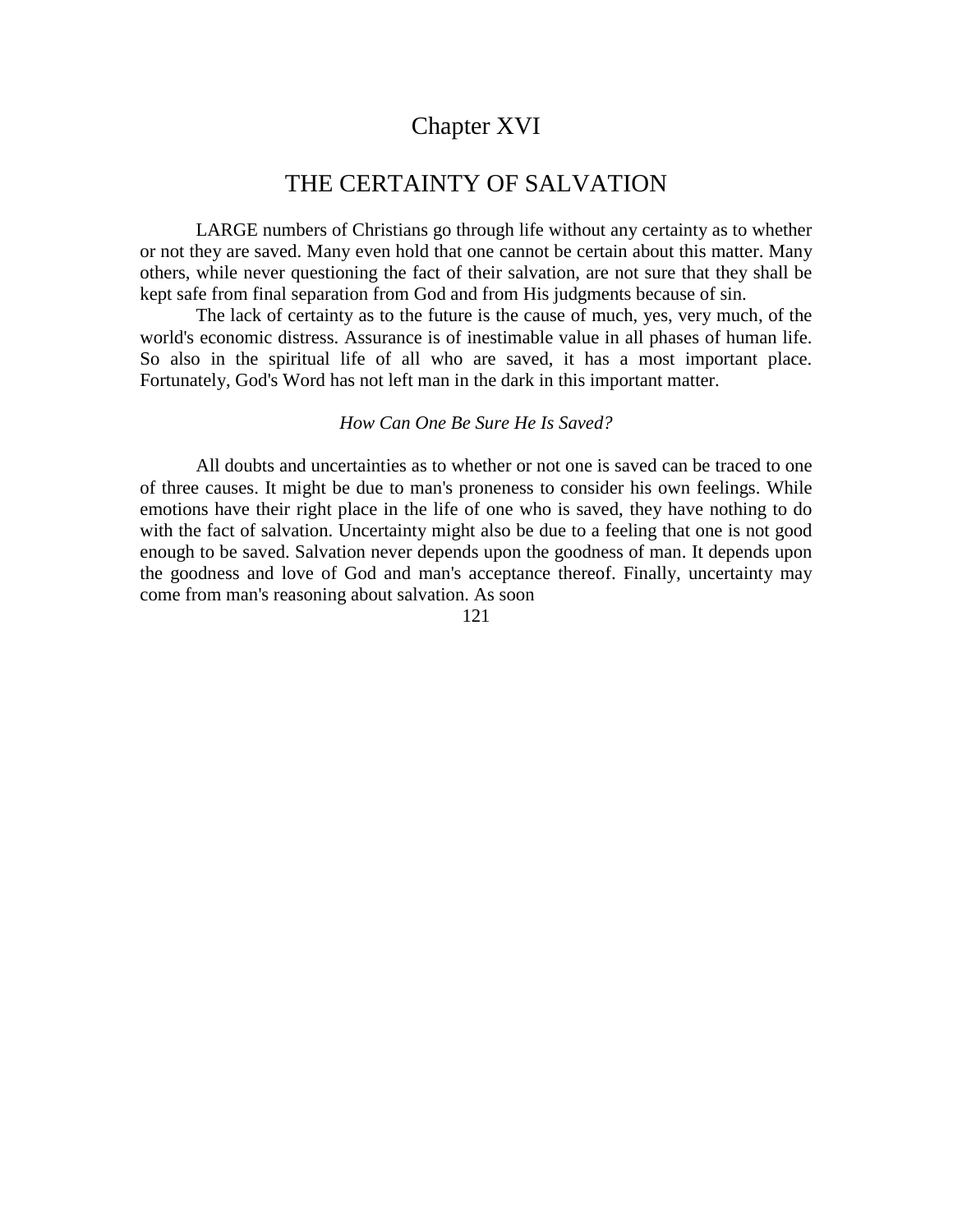# Chapter XVI

## THE CERTAINTY OF SALVATION

LARGE numbers of Christians go through life without any certainty as to whether or not they are saved. Many even hold that one cannot be certain about this matter. Many others, while never questioning the fact of their salvation, are not sure that they shall be kept safe from final separation from God and from His judgments because of sin.

The lack of certainty as to the future is the cause of much, yes, very much, of the world's economic distress. Assurance is of inestimable value in all phases of human life. So also in the spiritual life of all who are saved, it has a most important place. Fortunately, God's Word has not left man in the dark in this important matter.

### *How Can One Be Sure He Is Saved?*

All doubts and uncertainties as to whether or not one is saved can be traced to one of three causes. It might be due to man's proneness to consider his own feelings. While emotions have their right place in the life of one who is saved, they have nothing to do with the fact of salvation. Uncertainty might also be due to a feeling that one is not good enough to be saved. Salvation never depends upon the goodness of man. It depends upon the goodness and love of God and man's acceptance thereof. Finally, uncertainty may come from man's reasoning about salvation. As soon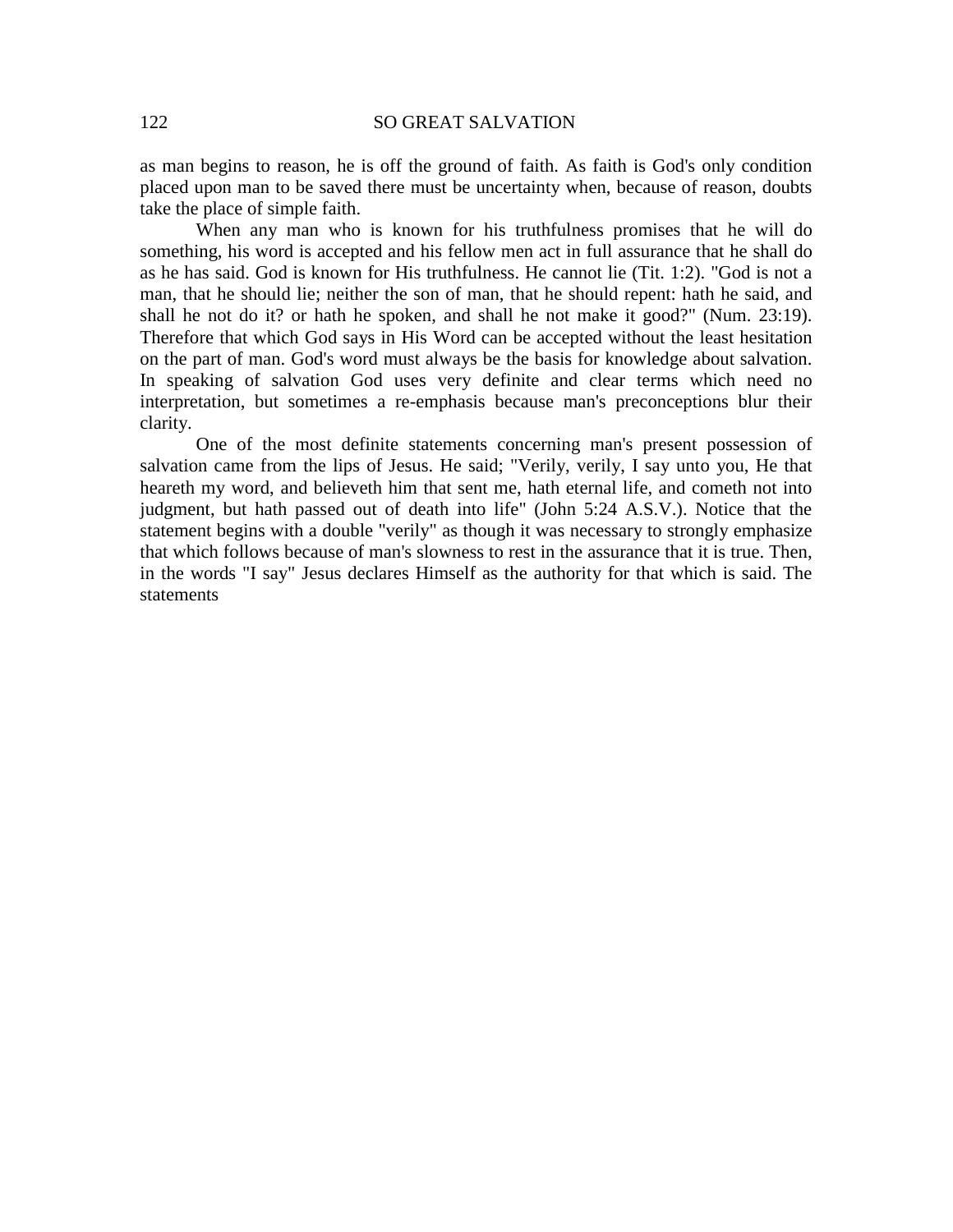as man begins to reason, he is off the ground of faith. As faith is God's only condition placed upon man to be saved there must be uncertainty when, because of reason, doubts take the place of simple faith.

When any man who is known for his truthfulness promises that he will do something, his word is accepted and his fellow men act in full assurance that he shall do as he has said. God is known for His truthfulness. He cannot lie (Tit. 1:2). "God is not a man, that he should lie; neither the son of man, that he should repent: hath he said, and shall he not do it? or hath he spoken, and shall he not make it good?" (Num. 23:19). Therefore that which God says in His Word can be accepted without the least hesitation on the part of man. God's word must always be the basis for knowledge about salvation. In speaking of salvation God uses very definite and clear terms which need no interpretation, but sometimes a re-emphasis because man's preconceptions blur their clarity.

One of the most definite statements concerning man's present possession of salvation came from the lips of Jesus. He said; "Verily, verily, I say unto you, He that heareth my word, and believeth him that sent me, hath eternal life, and cometh not into judgment, but hath passed out of death into life" (John 5:24 A.S.V.). Notice that the statement begins with a double "verily" as though it was necessary to strongly emphasize that which follows because of man's slowness to rest in the assurance that it is true. Then, in the words "I say" Jesus declares Himself as the authority for that which is said. The statements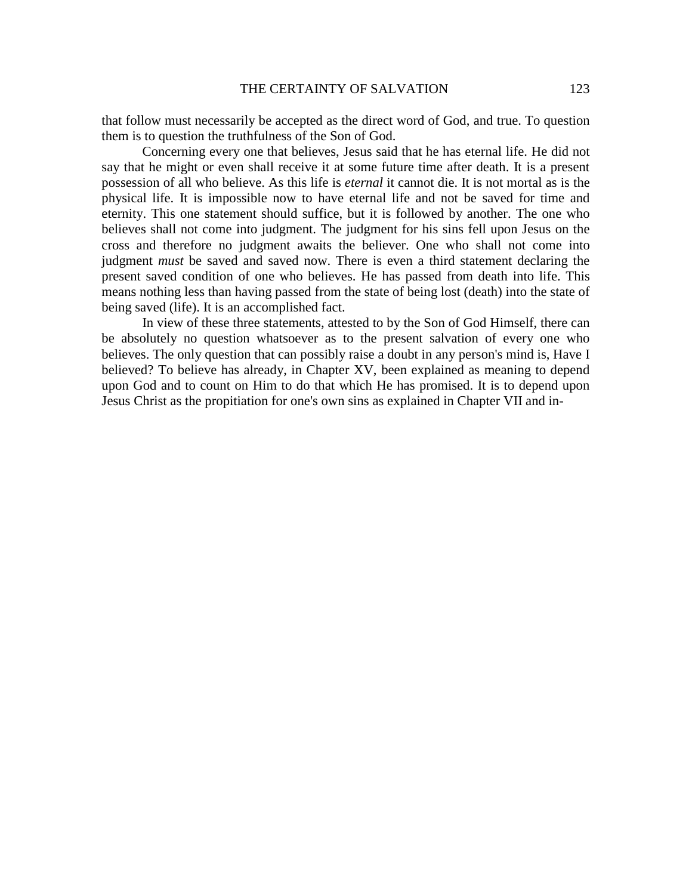that follow must necessarily be accepted as the direct word of God, and true. To question them is to question the truthfulness of the Son of God.

Concerning every one that believes, Jesus said that he has eternal life. He did not say that he might or even shall receive it at some future time after death. It is a present possession of all who believe. As this life is *eternal* it cannot die. It is not mortal as is the physical life. It is impossible now to have eternal life and not be saved for time and eternity. This one statement should suffice, but it is followed by another. The one who believes shall not come into judgment. The judgment for his sins fell upon Jesus on the cross and therefore no judgment awaits the believer. One who shall not come into judgment *must* be saved and saved now. There is even a third statement declaring the present saved condition of one who believes. He has passed from death into life. This means nothing less than having passed from the state of being lost (death) into the state of being saved (life). It is an accomplished fact.

In view of these three statements, attested to by the Son of God Himself, there can be absolutely no question whatsoever as to the present salvation of every one who believes. The only question that can possibly raise a doubt in any person's mind is, Have I believed? To believe has already, in Chapter XV, been explained as meaning to depend upon God and to count on Him to do that which He has promised. It is to depend upon Jesus Christ as the propitiation for one's own sins as explained in Chapter VII and in-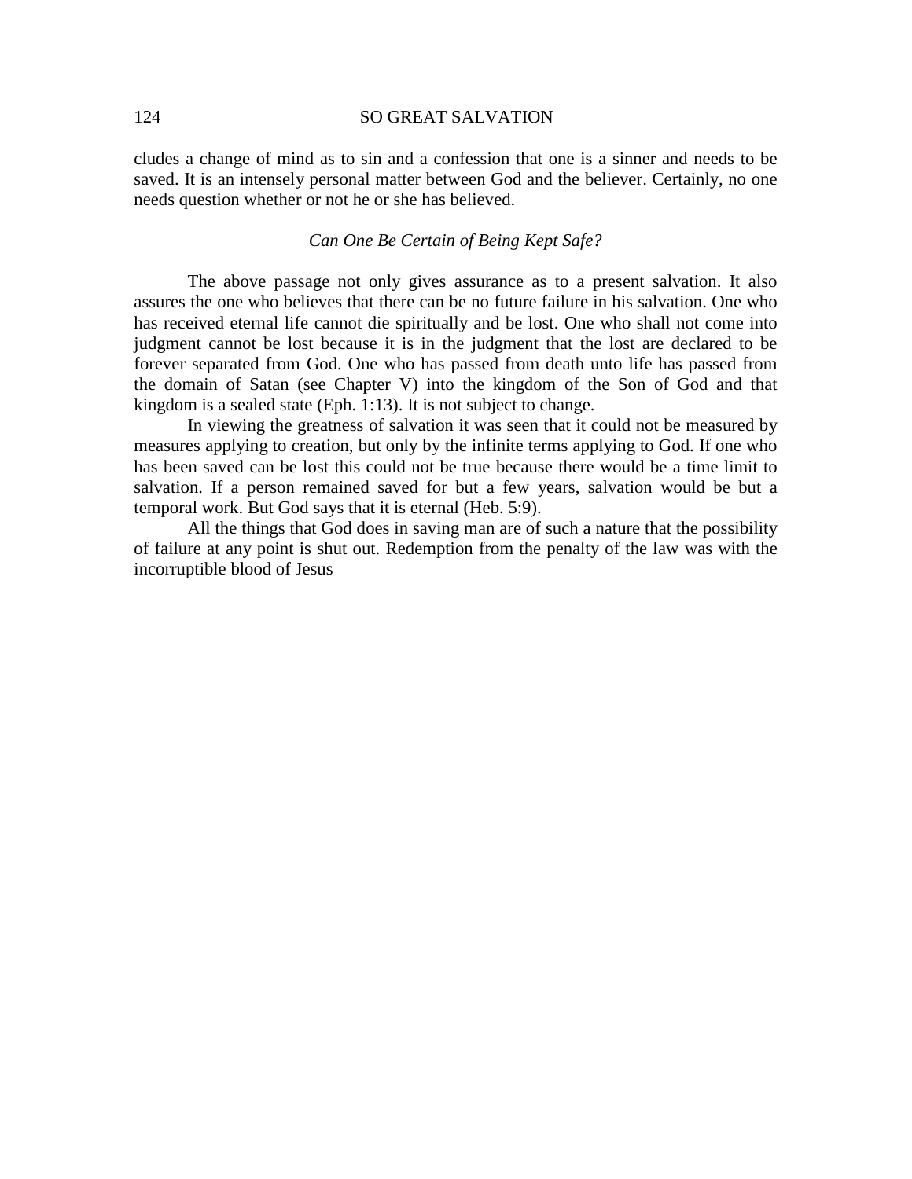cludes a change of mind as to sin and a confession that one is a sinner and needs to be saved. It is an intensely personal matter between God and the believer. Certainly, no one needs question whether or not he or she has believed.

### *Can One Be Certain of Being Kept Safe?*

The above passage not only gives assurance as to a present salvation. It also assures the one who believes that there can be no future failure in his salvation. One who has received eternal life cannot die spiritually and be lost. One who shall not come into judgment cannot be lost because it is in the judgment that the lost are declared to be forever separated from God. One who has passed from death unto life has passed from the domain of Satan (see Chapter V) into the kingdom of the Son of God and that kingdom is a sealed state (Eph. 1:13). It is not subject to change.

In viewing the greatness of salvation it was seen that it could not be measured by measures applying to creation, but only by the infinite terms applying to God. If one who has been saved can be lost this could not be true because there would be a time limit to salvation. If a person remained saved for but a few years, salvation would be but a temporal work. But God says that it is eternal (Heb. 5:9).

All the things that God does in saving man are of such a nature that the possibility of failure at any point is shut out. Redemption from the penalty of the law was with the incorruptible blood of Jesus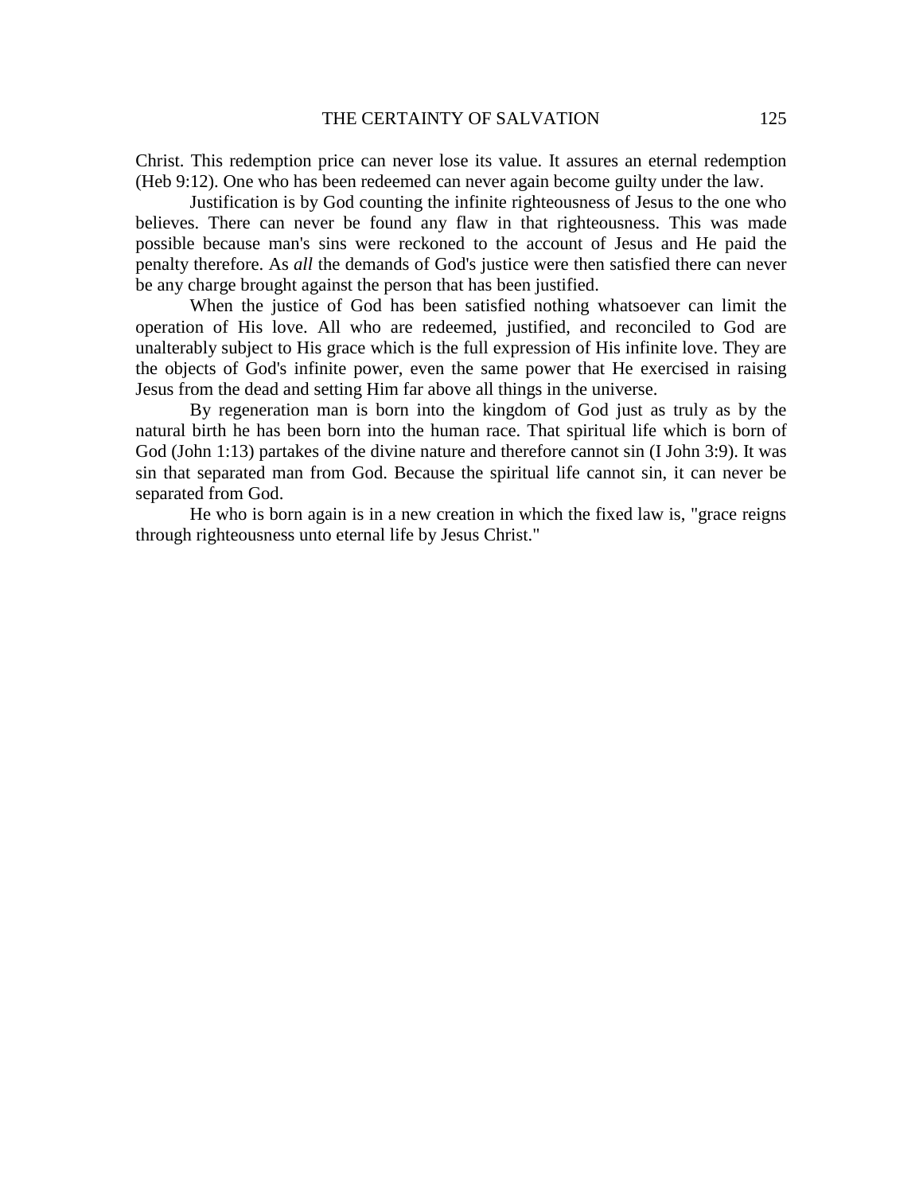Christ. This redemption price can never lose its value. It assures an eternal redemption (Heb 9:12). One who has been redeemed can never again become guilty under the law.

Justification is by God counting the infinite righteousness of Jesus to the one who believes. There can never be found any flaw in that righteousness. This was made possible because man's sins were reckoned to the account of Jesus and He paid the penalty therefore. As *all* the demands of God's justice were then satisfied there can never be any charge brought against the person that has been justified.

When the justice of God has been satisfied nothing whatsoever can limit the operation of His love. All who are redeemed, justified, and reconciled to God are unalterably subject to His grace which is the full expression of His infinite love. They are the objects of God's infinite power, even the same power that He exercised in raising Jesus from the dead and setting Him far above all things in the universe.

By regeneration man is born into the kingdom of God just as truly as by the natural birth he has been born into the human race. That spiritual life which is born of God (John 1:13) partakes of the divine nature and therefore cannot sin (I John 3:9). It was sin that separated man from God. Because the spiritual life cannot sin, it can never be separated from God.

He who is born again is in a new creation in which the fixed law is, "grace reigns through righteousness unto eternal life by Jesus Christ."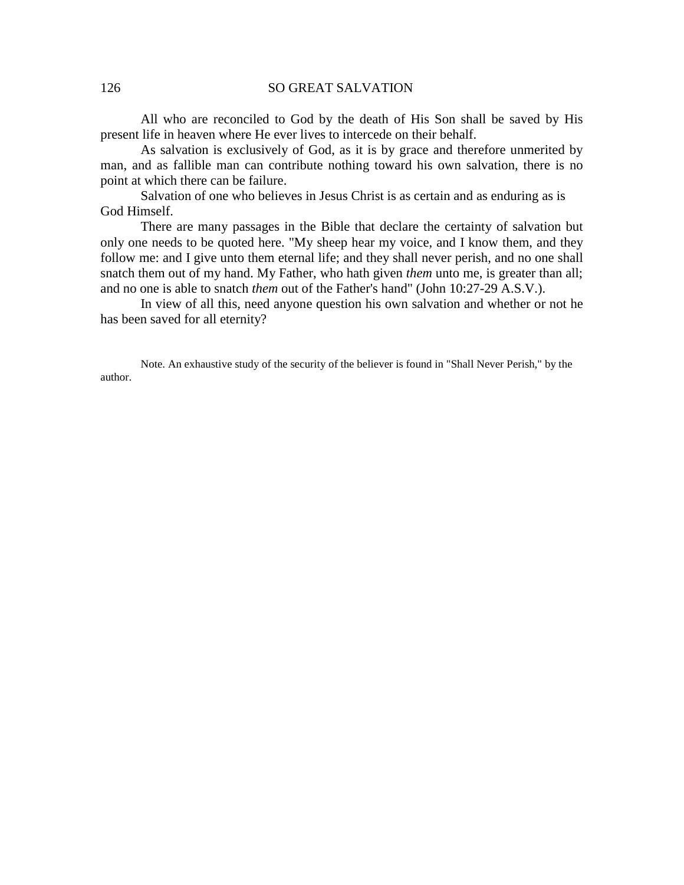All who are reconciled to God by the death of His Son shall be saved by His present life in heaven where He ever lives to intercede on their behalf.

As salvation is exclusively of God, as it is by grace and therefore unmerited by man, and as fallible man can contribute nothing toward his own salvation, there is no point at which there can be failure.

Salvation of one who believes in Jesus Christ is as certain and as enduring as is God Himself.

There are many passages in the Bible that declare the certainty of salvation but only one needs to be quoted here. "My sheep hear my voice, and I know them, and they follow me: and I give unto them eternal life; and they shall never perish, and no one shall snatch them out of my hand. My Father, who hath given *them* unto me, is greater than all; and no one is able to snatch *them* out of the Father's hand" (John 10:27-29 A.S.V.).

In view of all this, need anyone question his own salvation and whether or not he has been saved for all eternity?

Note. An exhaustive study of the security of the believer is found in "Shall Never Perish," by the author.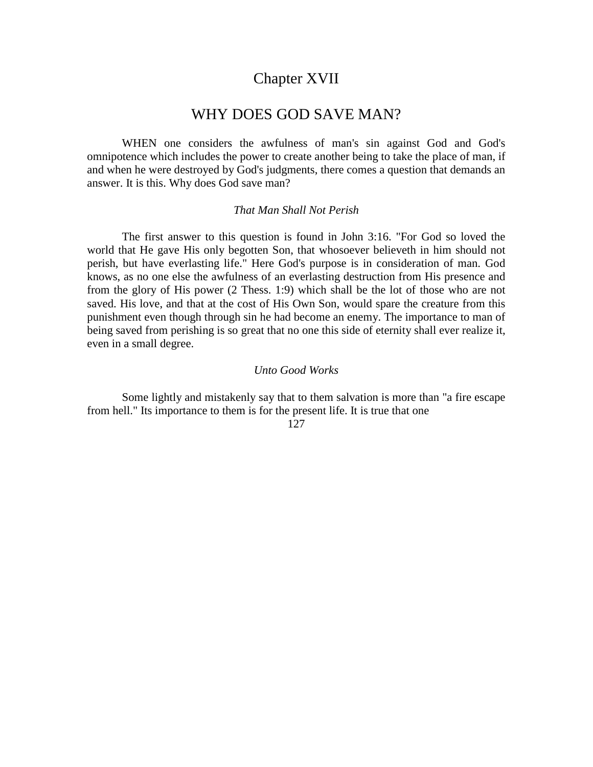# Chapter XVII

## WHY DOES GOD SAVE MAN?

WHEN one considers the awfulness of man's sin against God and God's omnipotence which includes the power to create another being to take the place of man, if and when he were destroyed by God's judgments, there comes a question that demands an answer. It is this. Why does God save man?

### *That Man Shall Not Perish*

The first answer to this question is found in John 3:16. "For God so loved the world that He gave His only begotten Son, that whosoever believeth in him should not perish, but have everlasting life." Here God's purpose is in consideration of man. God knows, as no one else the awfulness of an everlasting destruction from His presence and from the glory of His power (2 Thess. 1:9) which shall be the lot of those who are not saved. His love, and that at the cost of His Own Son, would spare the creature from this punishment even though through sin he had become an enemy. The importance to man of being saved from perishing is so great that no one this side of eternity shall ever realize it, even in a small degree.

### *Unto Good Works*

Some lightly and mistakenly say that to them salvation is more than "a fire escape from hell." Its importance to them is for the present life. It is true that one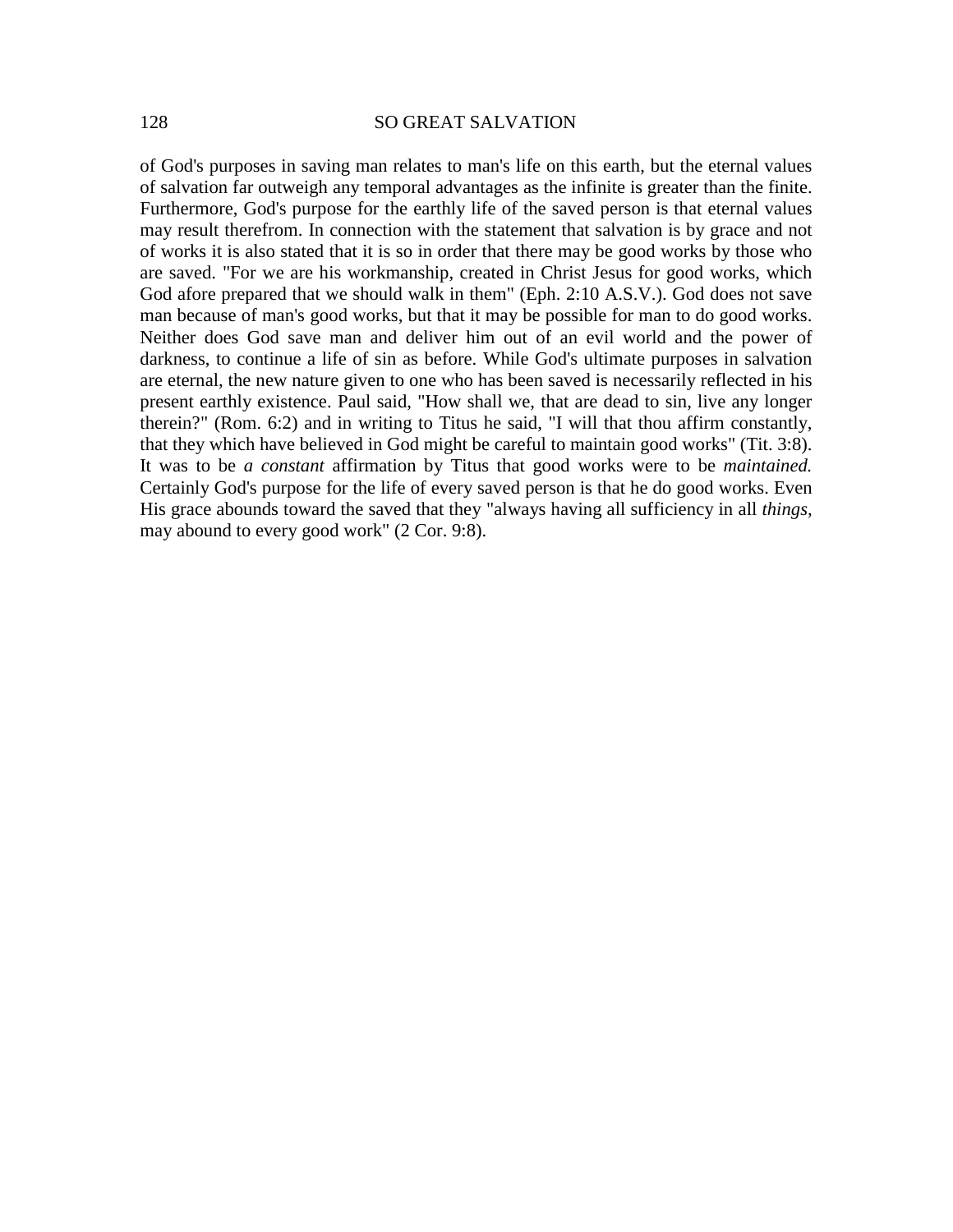of God's purposes in saving man relates to man's life on this earth, but the eternal values of salvation far outweigh any temporal advantages as the infinite is greater than the finite. Furthermore, God's purpose for the earthly life of the saved person is that eternal values may result therefrom. In connection with the statement that salvation is by grace and not of works it is also stated that it is so in order that there may be good works by those who are saved. "For we are his workmanship, created in Christ Jesus for good works, which God afore prepared that we should walk in them" (Eph. 2:10 A.S.V.). God does not save man because of man's good works, but that it may be possible for man to do good works. Neither does God save man and deliver him out of an evil world and the power of darkness, to continue a life of sin as before. While God's ultimate purposes in salvation are eternal, the new nature given to one who has been saved is necessarily reflected in his present earthly existence. Paul said, "How shall we, that are dead to sin, live any longer therein?" (Rom. 6:2) and in writing to Titus he said, "I will that thou affirm constantly, that they which have believed in God might be careful to maintain good works" (Tit. 3:8). It was to be *a constant* affirmation by Titus that good works were to be *maintained.* Certainly God's purpose for the life of every saved person is that he do good works. Even His grace abounds toward the saved that they "always having all sufficiency in all *things*, may abound to every good work" (2 Cor. 9:8).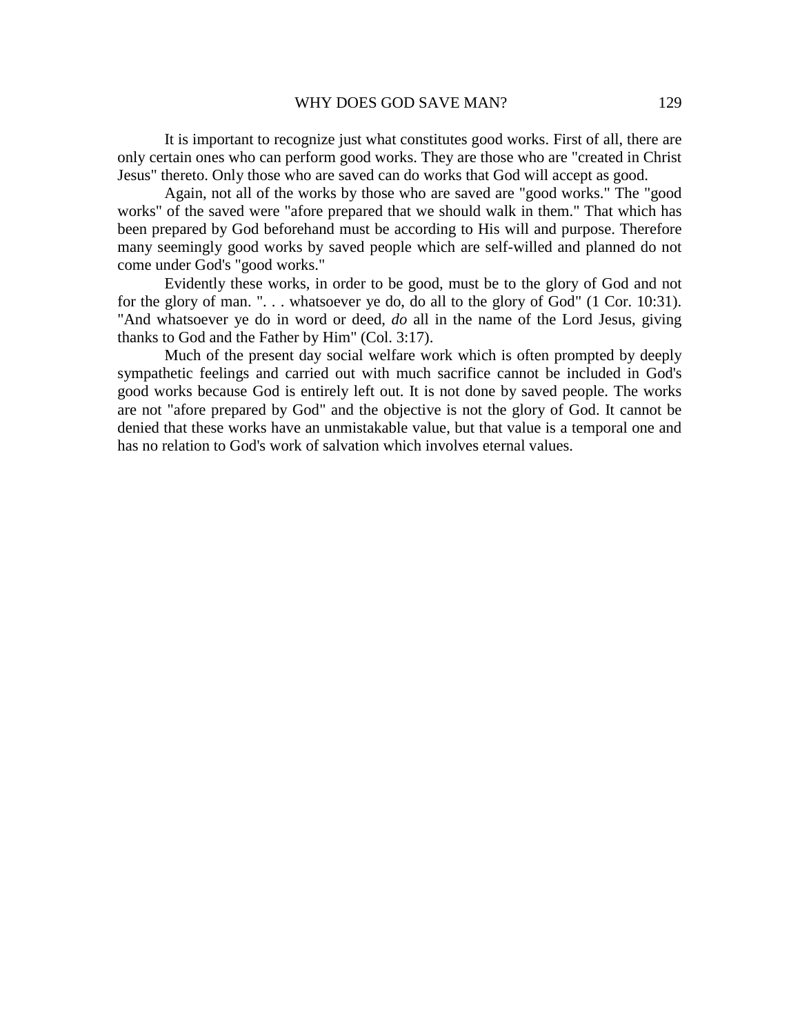It is important to recognize just what constitutes good works. First of all, there are only certain ones who can perform good works. They are those who are "created in Christ Jesus" thereto. Only those who are saved can do works that God will accept as good.

Again, not all of the works by those who are saved are "good works." The "good works" of the saved were "afore prepared that we should walk in them." That which has been prepared by God beforehand must be according to His will and purpose. Therefore many seemingly good works by saved people which are self-willed and planned do not come under God's "good works."

Evidently these works, in order to be good, must be to the glory of God and not for the glory of man. ". . . whatsoever ye do, do all to the glory of God" (1 Cor. 10:31). "And whatsoever ye do in word or deed, *do* all in the name of the Lord Jesus, giving thanks to God and the Father by Him" (Col. 3:17).

Much of the present day social welfare work which is often prompted by deeply sympathetic feelings and carried out with much sacrifice cannot be included in God's good works because God is entirely left out. It is not done by saved people. The works are not "afore prepared by God" and the objective is not the glory of God. It cannot be denied that these works have an unmistakable value, but that value is a temporal one and has no relation to God's work of salvation which involves eternal values.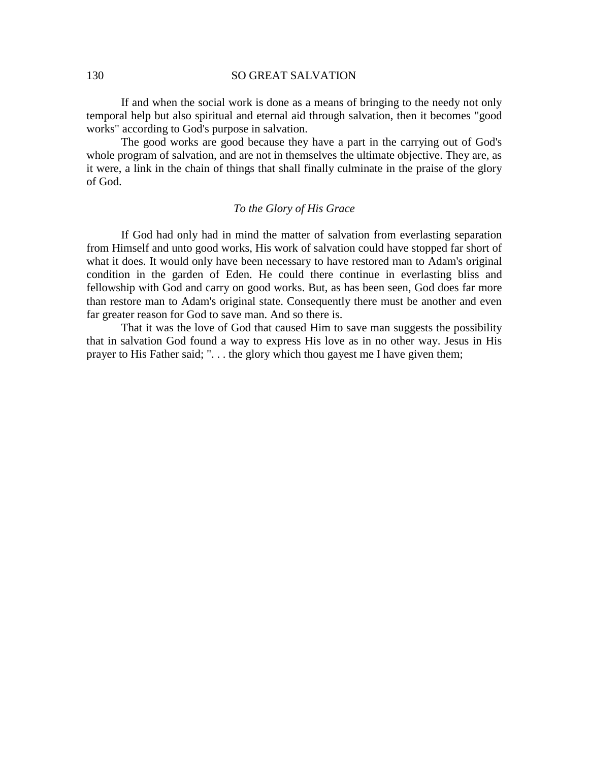If and when the social work is done as a means of bringing to the needy not only temporal help but also spiritual and eternal aid through salvation, then it becomes "good works" according to God's purpose in salvation.

The good works are good because they have a part in the carrying out of God's whole program of salvation, and are not in themselves the ultimate objective. They are, as it were, a link in the chain of things that shall finally culminate in the praise of the glory of God.

### *To the Glory of His Grace*

If God had only had in mind the matter of salvation from everlasting separation from Himself and unto good works, His work of salvation could have stopped far short of what it does. It would only have been necessary to have restored man to Adam's original condition in the garden of Eden. He could there continue in everlasting bliss and fellowship with God and carry on good works. But, as has been seen, God does far more than restore man to Adam's original state. Consequently there must be another and even far greater reason for God to save man. And so there is.

That it was the love of God that caused Him to save man suggests the possibility that in salvation God found a way to express His love as in no other way. Jesus in His prayer to His Father said; ". . . the glory which thou gayest me I have given them;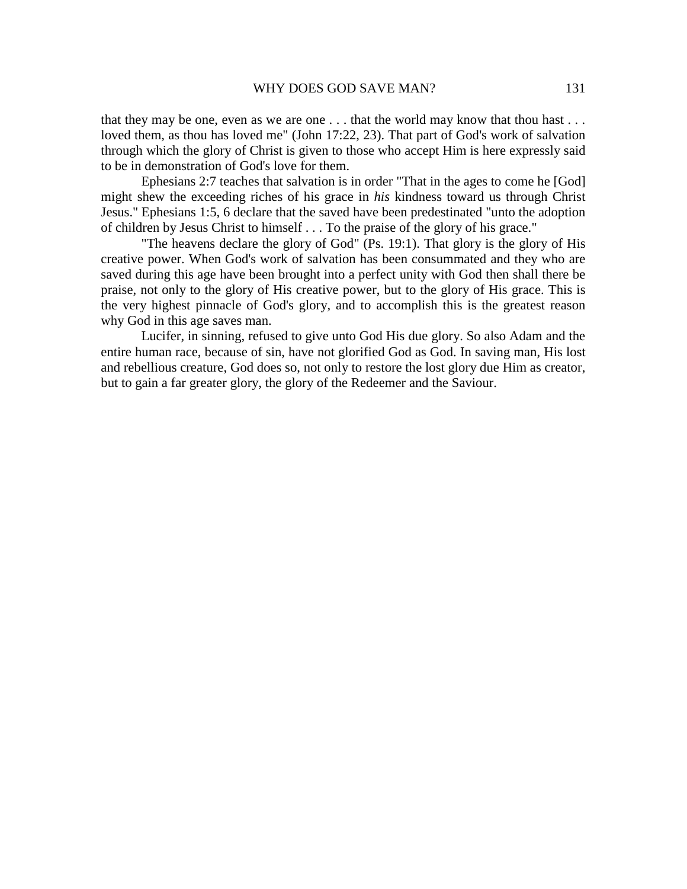that they may be one, even as we are one . . . that the world may know that thou hast . . . loved them, as thou has loved me" (John 17:22, 23). That part of God's work of salvation through which the glory of Christ is given to those who accept Him is here expressly said to be in demonstration of God's love for them.

Ephesians 2:7 teaches that salvation is in order "That in the ages to come he [God] might shew the exceeding riches of his grace in *his* kindness toward us through Christ Jesus." Ephesians 1:5, 6 declare that the saved have been predestinated "unto the adoption of children by Jesus Christ to himself . . . To the praise of the glory of his grace."

"The heavens declare the glory of God" (Ps. 19:1). That glory is the glory of His creative power. When God's work of salvation has been consummated and they who are saved during this age have been brought into a perfect unity with God then shall there be praise, not only to the glory of His creative power, but to the glory of His grace. This is the very highest pinnacle of God's glory, and to accomplish this is the greatest reason why God in this age saves man.

Lucifer, in sinning, refused to give unto God His due glory. So also Adam and the entire human race, because of sin, have not glorified God as God. In saving man, His lost and rebellious creature, God does so, not only to restore the lost glory due Him as creator, but to gain a far greater glory, the glory of the Redeemer and the Saviour.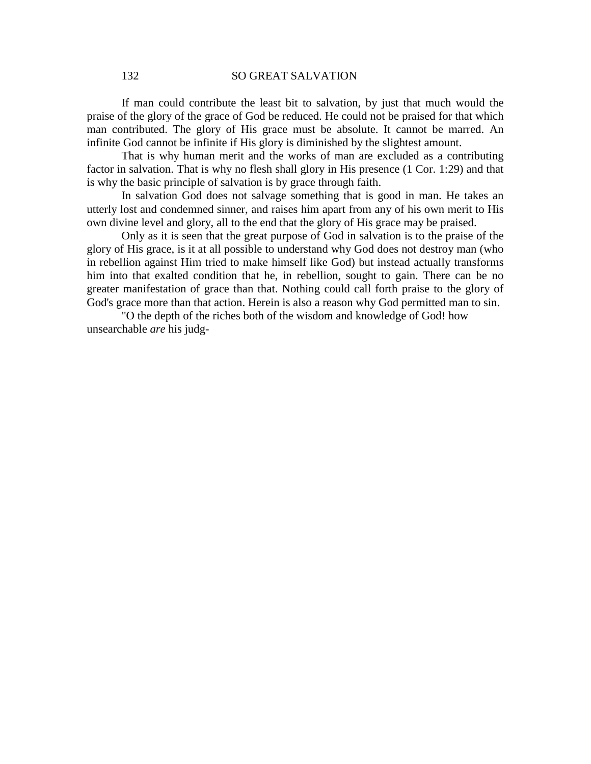If man could contribute the least bit to salvation, by just that much would the praise of the glory of the grace of God be reduced. He could not be praised for that which man contributed. The glory of His grace must be absolute. It cannot be marred. An infinite God cannot be infinite if His glory is diminished by the slightest amount.

That is why human merit and the works of man are excluded as a contributing factor in salvation. That is why no flesh shall glory in His presence (1 Cor. 1:29) and that is why the basic principle of salvation is by grace through faith.

In salvation God does not salvage something that is good in man. He takes an utterly lost and condemned sinner, and raises him apart from any of his own merit to His own divine level and glory, all to the end that the glory of His grace may be praised.

Only as it is seen that the great purpose of God in salvation is to the praise of the glory of His grace, is it at all possible to understand why God does not destroy man (who in rebellion against Him tried to make himself like God) but instead actually transforms him into that exalted condition that he, in rebellion, sought to gain. There can be no greater manifestation of grace than that. Nothing could call forth praise to the glory of God's grace more than that action. Herein is also a reason why God permitted man to sin.

"O the depth of the riches both of the wisdom and knowledge of God! how unsearchable *are* his judg-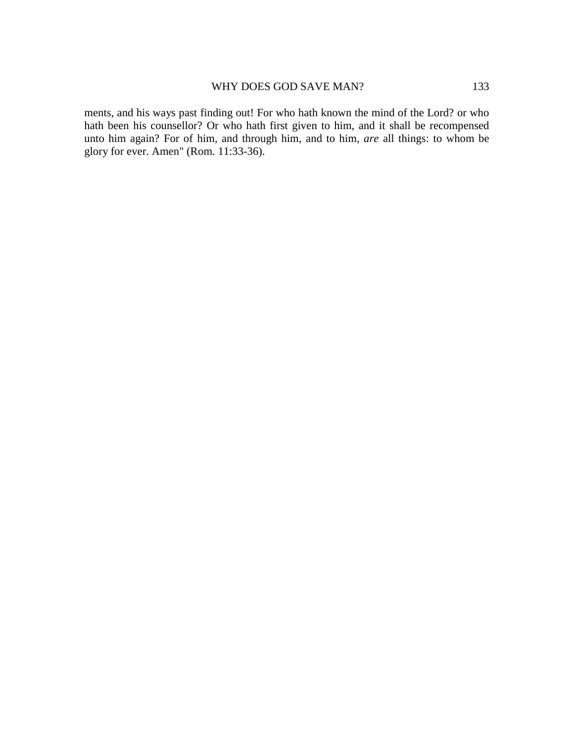ments, and his ways past finding out! For who hath known the mind of the Lord? or who hath been his counsellor? Or who hath first given to him, and it shall be recompensed unto him again? For of him, and through him, and to him, *are* all things: to whom be glory for ever. Amen" (Rom. 11:33-36).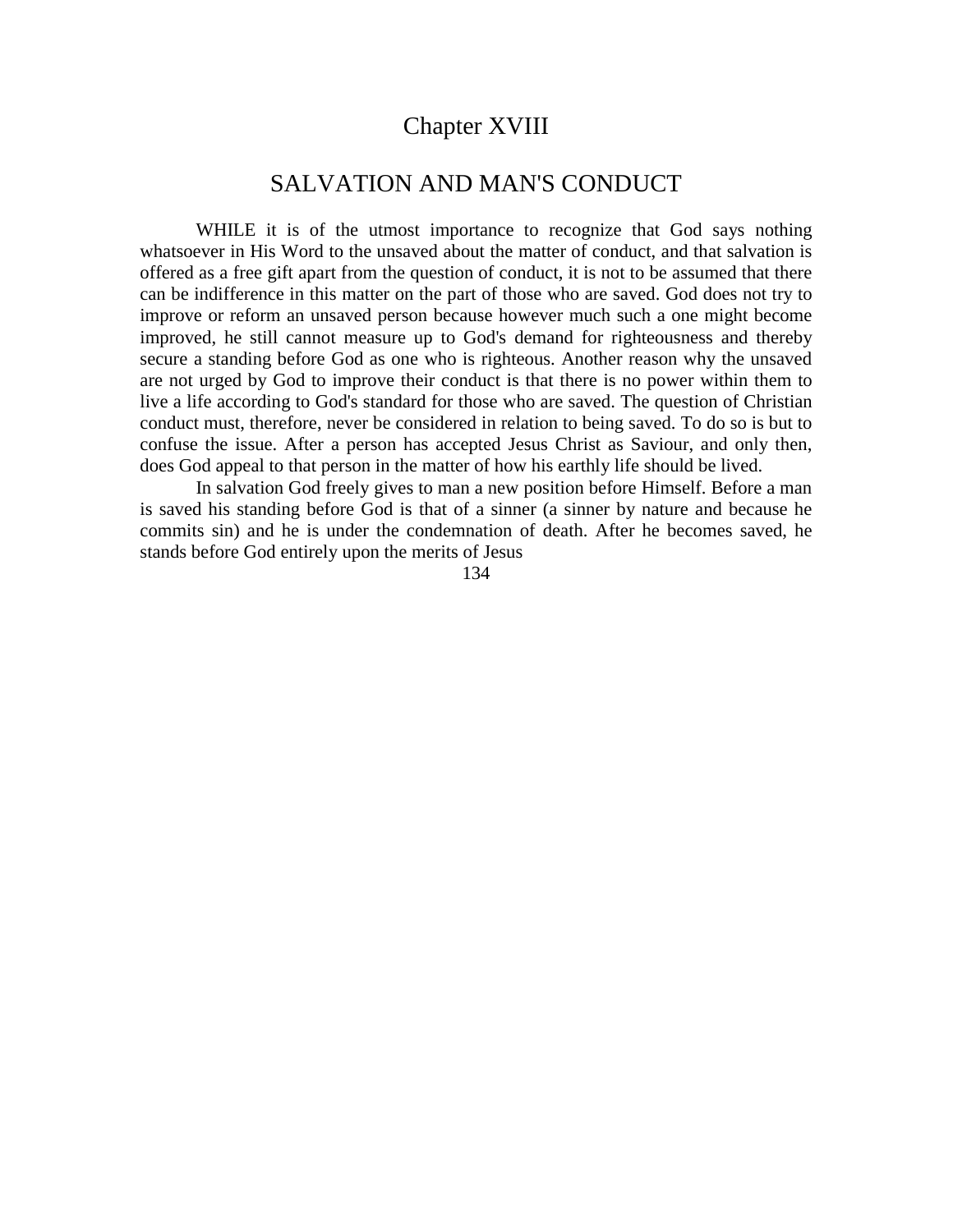# Chapter XVIII

## SALVATION AND MAN'S CONDUCT

WHILE it is of the utmost importance to recognize that God says nothing whatsoever in His Word to the unsaved about the matter of conduct, and that salvation is offered as a free gift apart from the question of conduct, it is not to be assumed that there can be indifference in this matter on the part of those who are saved. God does not try to improve or reform an unsaved person because however much such a one might become improved, he still cannot measure up to God's demand for righteousness and thereby secure a standing before God as one who is righteous. Another reason why the unsaved are not urged by God to improve their conduct is that there is no power within them to live a life according to God's standard for those who are saved. The question of Christian conduct must, therefore, never be considered in relation to being saved. To do so is but to confuse the issue. After a person has accepted Jesus Christ as Saviour, and only then, does God appeal to that person in the matter of how his earthly life should be lived.

In salvation God freely gives to man a new position before Himself. Before a man is saved his standing before God is that of a sinner (a sinner by nature and because he commits sin) and he is under the condemnation of death. After he becomes saved, he stands before God entirely upon the merits of Jesus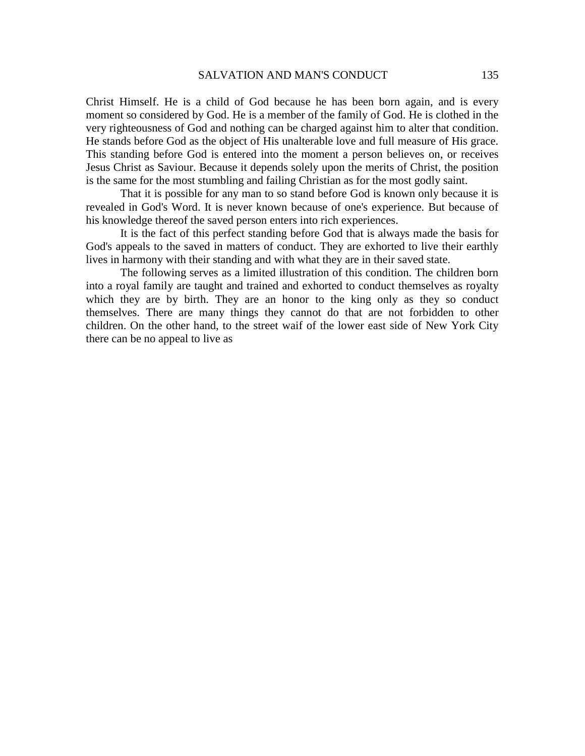Christ Himself. He is a child of God because he has been born again, and is every moment so considered by God. He is a member of the family of God. He is clothed in the very righteousness of God and nothing can be charged against him to alter that condition. He stands before God as the object of His unalterable love and full measure of His grace. This standing before God is entered into the moment a person believes on, or receives Jesus Christ as Saviour. Because it depends solely upon the merits of Christ, the position is the same for the most stumbling and failing Christian as for the most godly saint.

That it is possible for any man to so stand before God is known only because it is revealed in God's Word. It is never known because of one's experience. But because of his knowledge thereof the saved person enters into rich experiences.

It is the fact of this perfect standing before God that is always made the basis for God's appeals to the saved in matters of conduct. They are exhorted to live their earthly lives in harmony with their standing and with what they are in their saved state.

The following serves as a limited illustration of this condition. The children born into a royal family are taught and trained and exhorted to conduct themselves as royalty which they are by birth. They are an honor to the king only as they so conduct themselves. There are many things they cannot do that are not forbidden to other children. On the other hand, to the street waif of the lower east side of New York City there can be no appeal to live as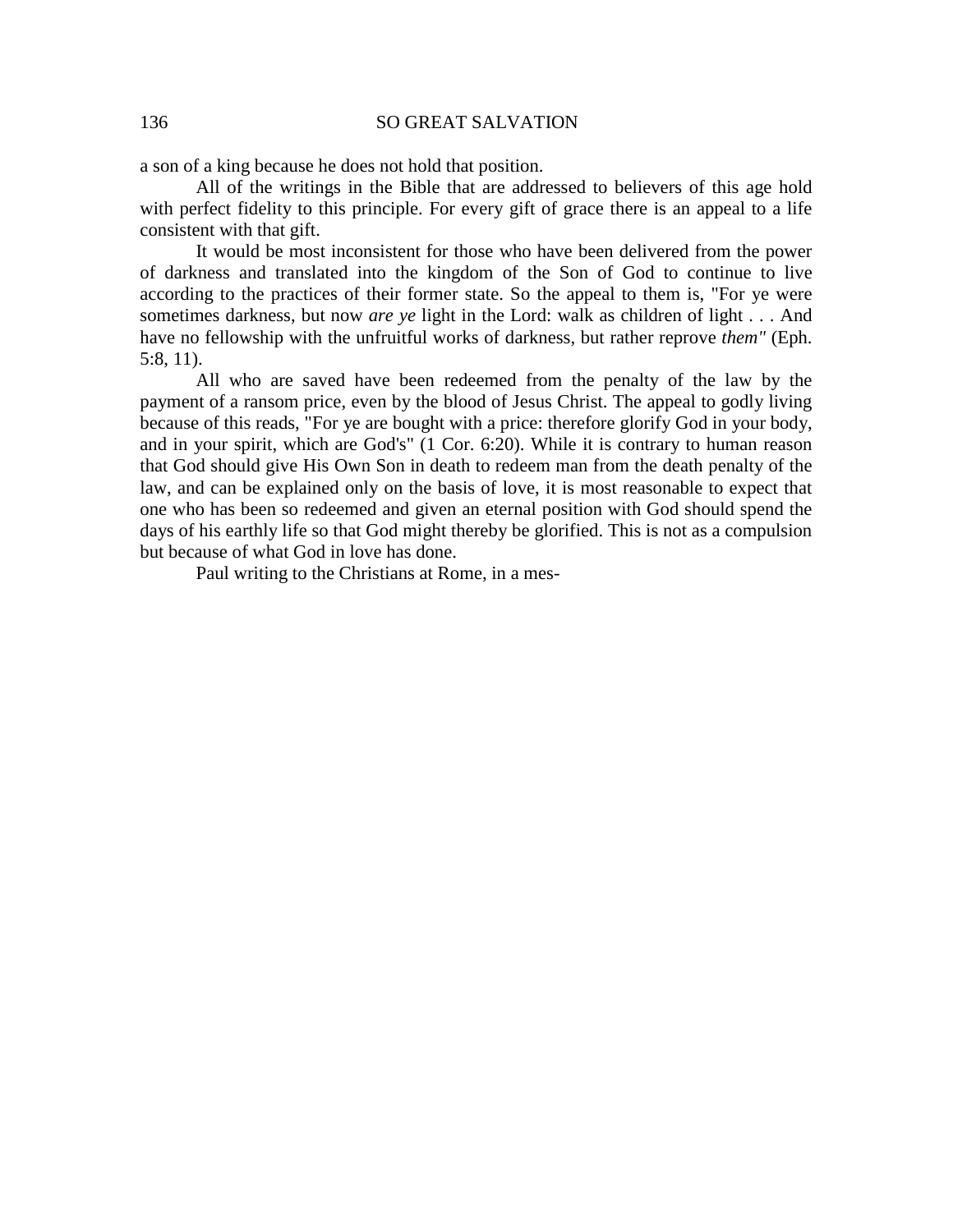a son of a king because he does not hold that position.

All of the writings in the Bible that are addressed to believers of this age hold with perfect fidelity to this principle. For every gift of grace there is an appeal to a life consistent with that gift.

It would be most inconsistent for those who have been delivered from the power of darkness and translated into the kingdom of the Son of God to continue to live according to the practices of their former state. So the appeal to them is, "For ye were sometimes darkness, but now *are ye* light in the Lord: walk as children of light . . . And have no fellowship with the unfruitful works of darkness, but rather reprove *them"* (Eph. 5:8, 11).

All who are saved have been redeemed from the penalty of the law by the payment of a ransom price, even by the blood of Jesus Christ. The appeal to godly living because of this reads, "For ye are bought with a price: therefore glorify God in your body, and in your spirit, which are God's" (1 Cor. 6:20). While it is contrary to human reason that God should give His Own Son in death to redeem man from the death penalty of the law, and can be explained only on the basis of love, it is most reasonable to expect that one who has been so redeemed and given an eternal position with God should spend the days of his earthly life so that God might thereby be glorified. This is not as a compulsion but because of what God in love has done.

Paul writing to the Christians at Rome, in a mes-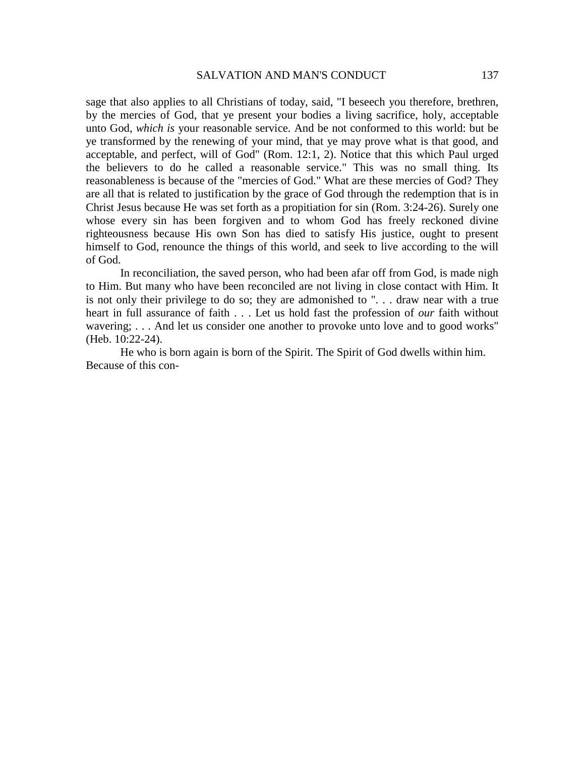sage that also applies to all Christians of today, said, "I beseech you therefore, brethren, by the mercies of God, that ye present your bodies a living sacrifice, holy, acceptable unto God, *which is* your reasonable service. And be not conformed to this world: but be ye transformed by the renewing of your mind, that ye may prove what is that good, and acceptable, and perfect, will of God" (Rom. 12:1, 2). Notice that this which Paul urged the believers to do he called a reasonable service." This was no small thing. Its reasonableness is because of the "mercies of God." What are these mercies of God? They are all that is related to justification by the grace of God through the redemption that is in Christ Jesus because He was set forth as a propitiation for sin (Rom. 3:24-26). Surely one whose every sin has been forgiven and to whom God has freely reckoned divine righteousness because His own Son has died to satisfy His justice, ought to present himself to God, renounce the things of this world, and seek to live according to the will of God.

In reconciliation, the saved person, who had been afar off from God, is made nigh to Him. But many who have been reconciled are not living in close contact with Him. It is not only their privilege to do so; they are admonished to ". . . draw near with a true heart in full assurance of faith . . . Let us hold fast the profession of *our* faith without wavering; . . . And let us consider one another to provoke unto love and to good works" (Heb. 10:22-24).

He who is born again is born of the Spirit. The Spirit of God dwells within him. Because of this con-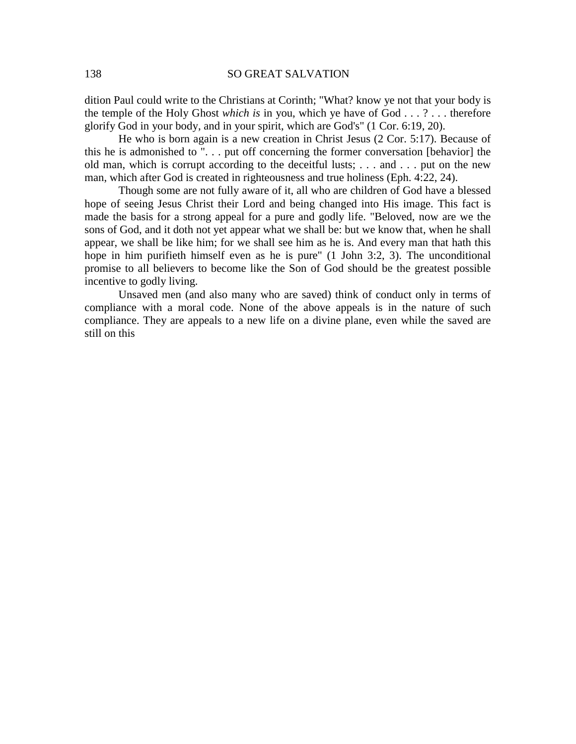dition Paul could write to the Christians at Corinth; "What? know ye not that your body is the temple of the Holy Ghost *which is* in you, which ye have of God . . . ? . . . therefore glorify God in your body, and in your spirit, which are God's" (1 Cor. 6:19, 20).

He who is born again is a new creation in Christ Jesus (2 Cor. 5:17). Because of this he is admonished to ". . . put off concerning the former conversation [behavior] the old man, which is corrupt according to the deceitful lusts; . . . and . . . put on the new man, which after God is created in righteousness and true holiness (Eph. 4:22, 24).

Though some are not fully aware of it, all who are children of God have a blessed hope of seeing Jesus Christ their Lord and being changed into His image. This fact is made the basis for a strong appeal for a pure and godly life. "Beloved, now are we the sons of God, and it doth not yet appear what we shall be: but we know that, when he shall appear, we shall be like him; for we shall see him as he is. And every man that hath this hope in him purifieth himself even as he is pure" (1 John 3:2, 3). The unconditional promise to all believers to become like the Son of God should be the greatest possible incentive to godly living.

Unsaved men (and also many who are saved) think of conduct only in terms of compliance with a moral code. None of the above appeals is in the nature of such compliance. They are appeals to a new life on a divine plane, even while the saved are still on this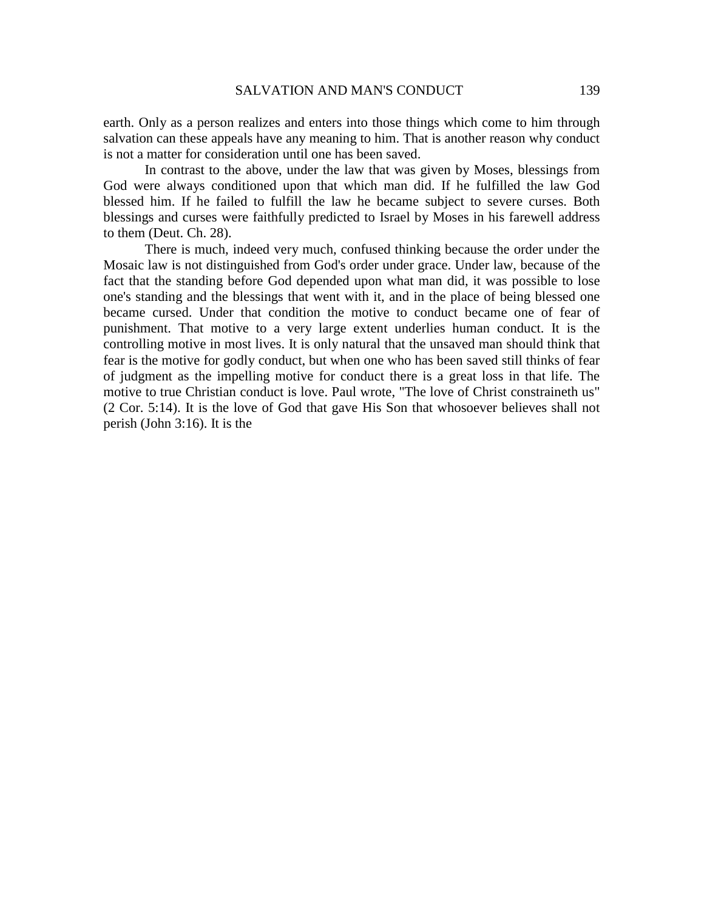earth. Only as a person realizes and enters into those things which come to him through salvation can these appeals have any meaning to him. That is another reason why conduct is not a matter for consideration until one has been saved.

In contrast to the above, under the law that was given by Moses, blessings from God were always conditioned upon that which man did. If he fulfilled the law God blessed him. If he failed to fulfill the law he became subject to severe curses. Both blessings and curses were faithfully predicted to Israel by Moses in his farewell address to them (Deut. Ch. 28).

There is much, indeed very much, confused thinking because the order under the Mosaic law is not distinguished from God's order under grace. Under law, because of the fact that the standing before God depended upon what man did, it was possible to lose one's standing and the blessings that went with it, and in the place of being blessed one became cursed. Under that condition the motive to conduct became one of fear of punishment. That motive to a very large extent underlies human conduct. It is the controlling motive in most lives. It is only natural that the unsaved man should think that fear is the motive for godly conduct, but when one who has been saved still thinks of fear of judgment as the impelling motive for conduct there is a great loss in that life. The motive to true Christian conduct is love. Paul wrote, "The love of Christ constraineth us" (2 Cor. 5:14). It is the love of God that gave His Son that whosoever believes shall not perish (John 3:16). It is the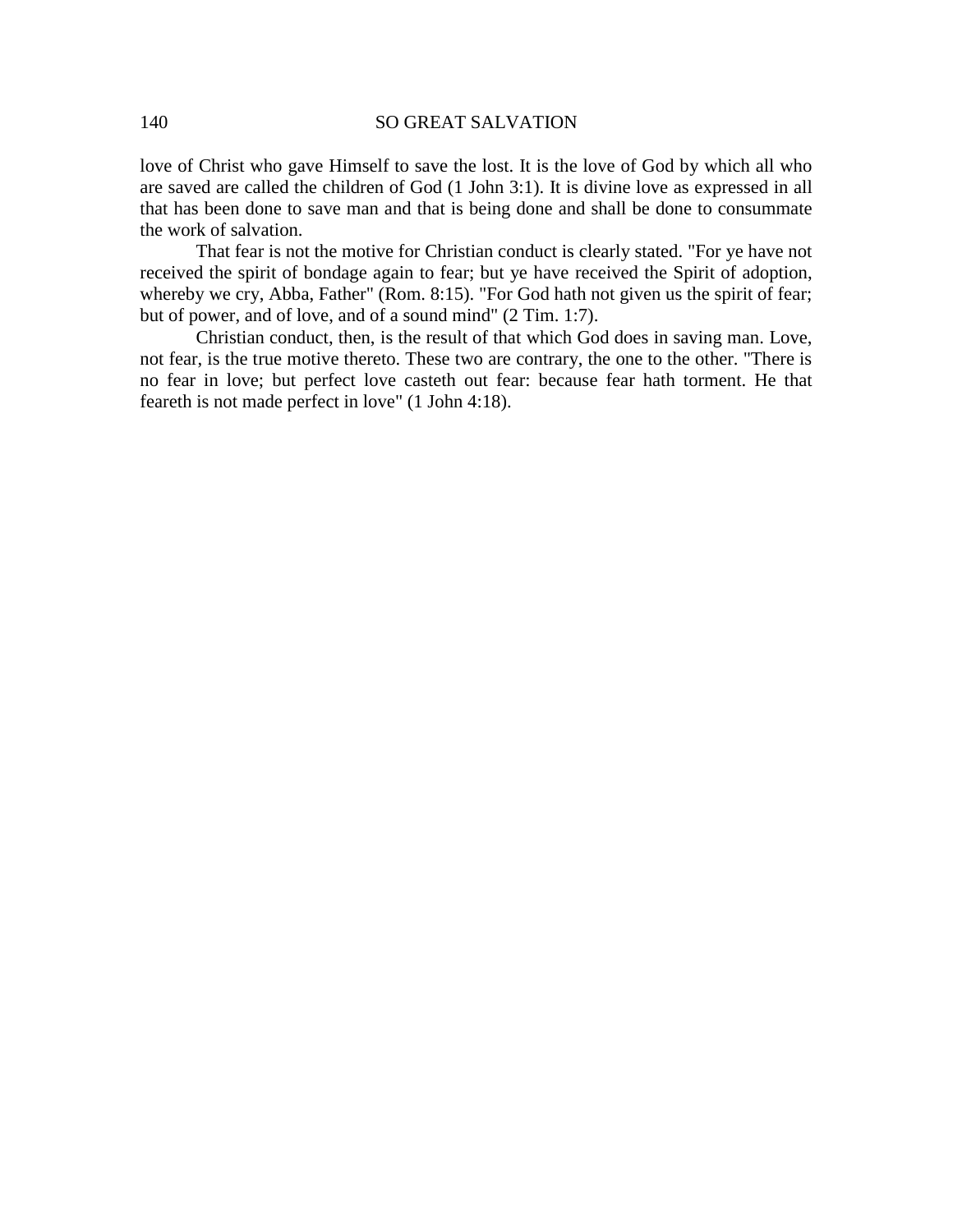love of Christ who gave Himself to save the lost. It is the love of God by which all who are saved are called the children of God (1 John 3:1). It is divine love as expressed in all that has been done to save man and that is being done and shall be done to consummate the work of salvation.

That fear is not the motive for Christian conduct is clearly stated. "For ye have not received the spirit of bondage again to fear; but ye have received the Spirit of adoption, whereby we cry, Abba, Father" (Rom. 8:15). "For God hath not given us the spirit of fear; but of power, and of love, and of a sound mind" (2 Tim. 1:7).

Christian conduct, then, is the result of that which God does in saving man. Love, not fear, is the true motive thereto. These two are contrary, the one to the other. "There is no fear in love; but perfect love casteth out fear: because fear hath torment. He that feareth is not made perfect in love" (1 John 4:18).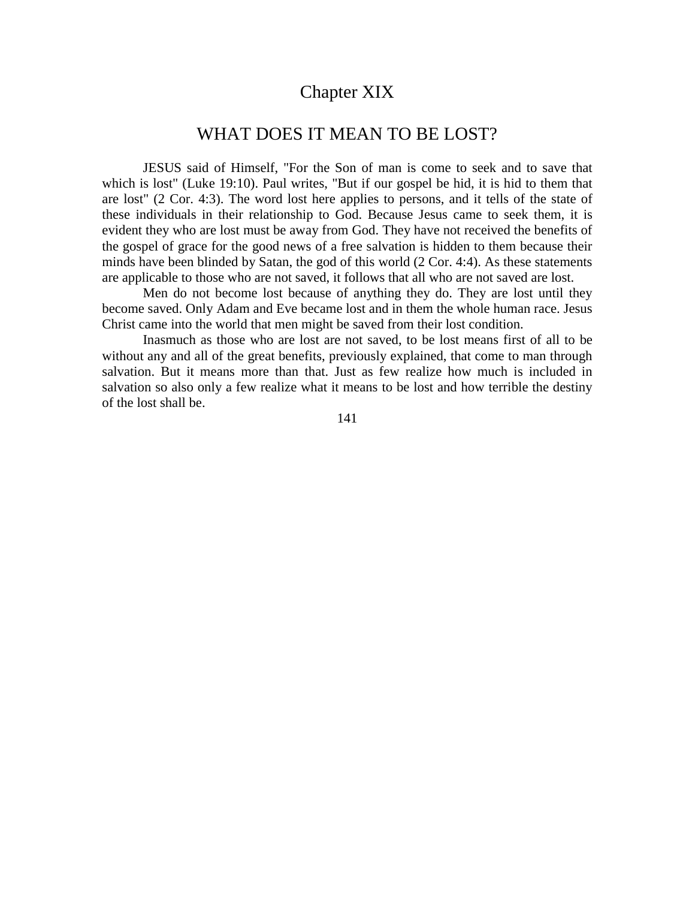# Chapter XIX

## WHAT DOES IT MEAN TO BE LOST?

JESUS said of Himself, "For the Son of man is come to seek and to save that which is lost" (Luke 19:10). Paul writes, "But if our gospel be hid, it is hid to them that are lost" (2 Cor. 4:3). The word lost here applies to persons, and it tells of the state of these individuals in their relationship to God. Because Jesus came to seek them, it is evident they who are lost must be away from God. They have not received the benefits of the gospel of grace for the good news of a free salvation is hidden to them because their minds have been blinded by Satan, the god of this world (2 Cor. 4:4). As these statements are applicable to those who are not saved, it follows that all who are not saved are lost.

Men do not become lost because of anything they do. They are lost until they become saved. Only Adam and Eve became lost and in them the whole human race. Jesus Christ came into the world that men might be saved from their lost condition.

Inasmuch as those who are lost are not saved, to be lost means first of all to be without any and all of the great benefits, previously explained, that come to man through salvation. But it means more than that. Just as few realize how much is included in salvation so also only a few realize what it means to be lost and how terrible the destiny of the lost shall be.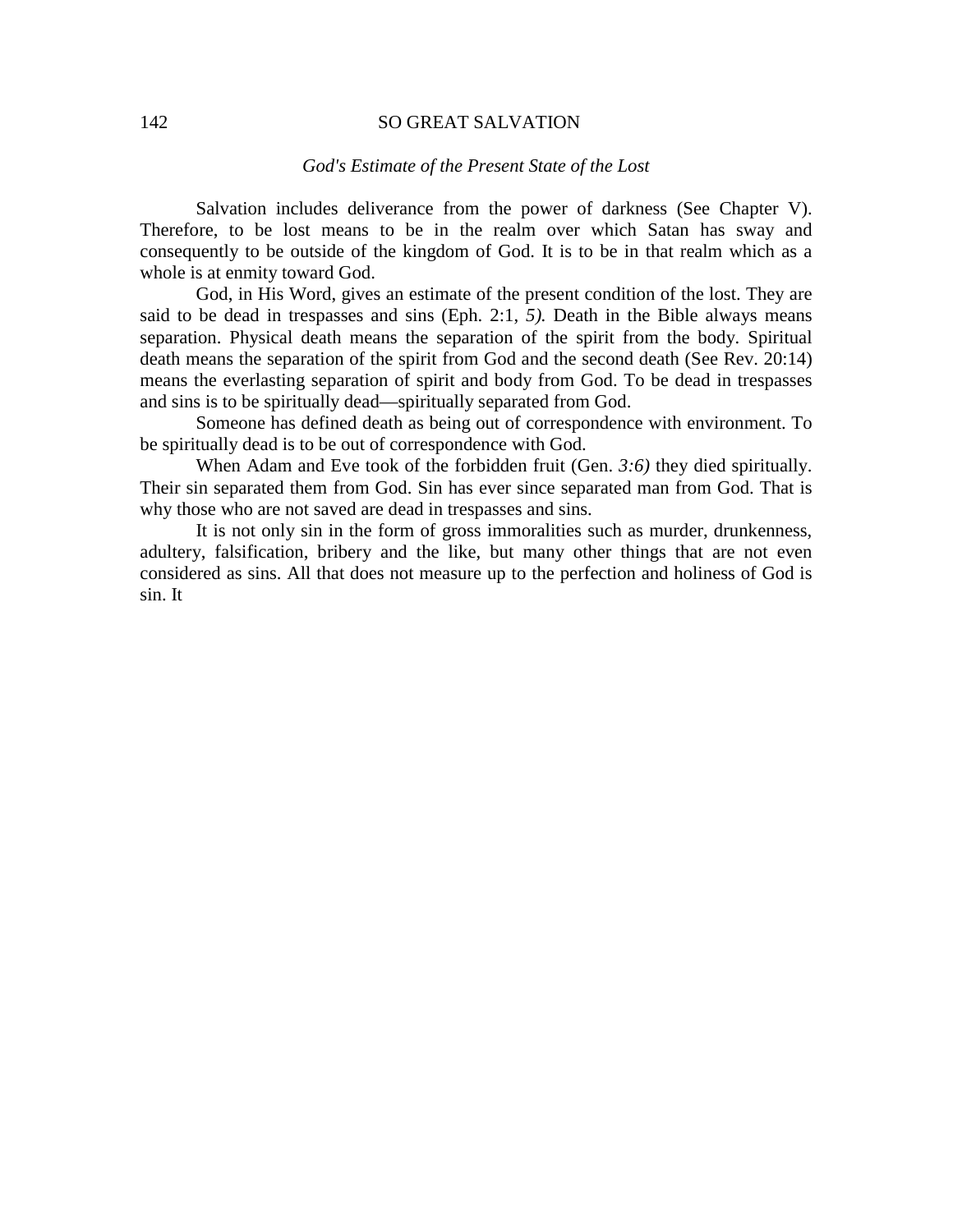*God's Estimate of the Present State of the Lost*

Salvation includes deliverance from the power of darkness (See Chapter V). Therefore, to be lost means to be in the realm over which Satan has sway and consequently to be outside of the kingdom of God. It is to be in that realm which as a whole is at enmity toward God.

God, in His Word, gives an estimate of the present condition of the lost. They are said to be dead in trespasses and sins (Eph. 2:1, *5).* Death in the Bible always means separation. Physical death means the separation of the spirit from the body. Spiritual death means the separation of the spirit from God and the second death (See Rev. 20:14) means the everlasting separation of spirit and body from God. To be dead in trespasses and sins is to be spiritually dead—spiritually separated from God.

Someone has defined death as being out of correspondence with environment. To be spiritually dead is to be out of correspondence with God.

When Adam and Eve took of the forbidden fruit (Gen. *3:6)* they died spiritually. Their sin separated them from God. Sin has ever since separated man from God. That is why those who are not saved are dead in trespasses and sins.

It is not only sin in the form of gross immoralities such as murder, drunkenness, adultery, falsification, bribery and the like, but many other things that are not even considered as sins. All that does not measure up to the perfection and holiness of God is sin. It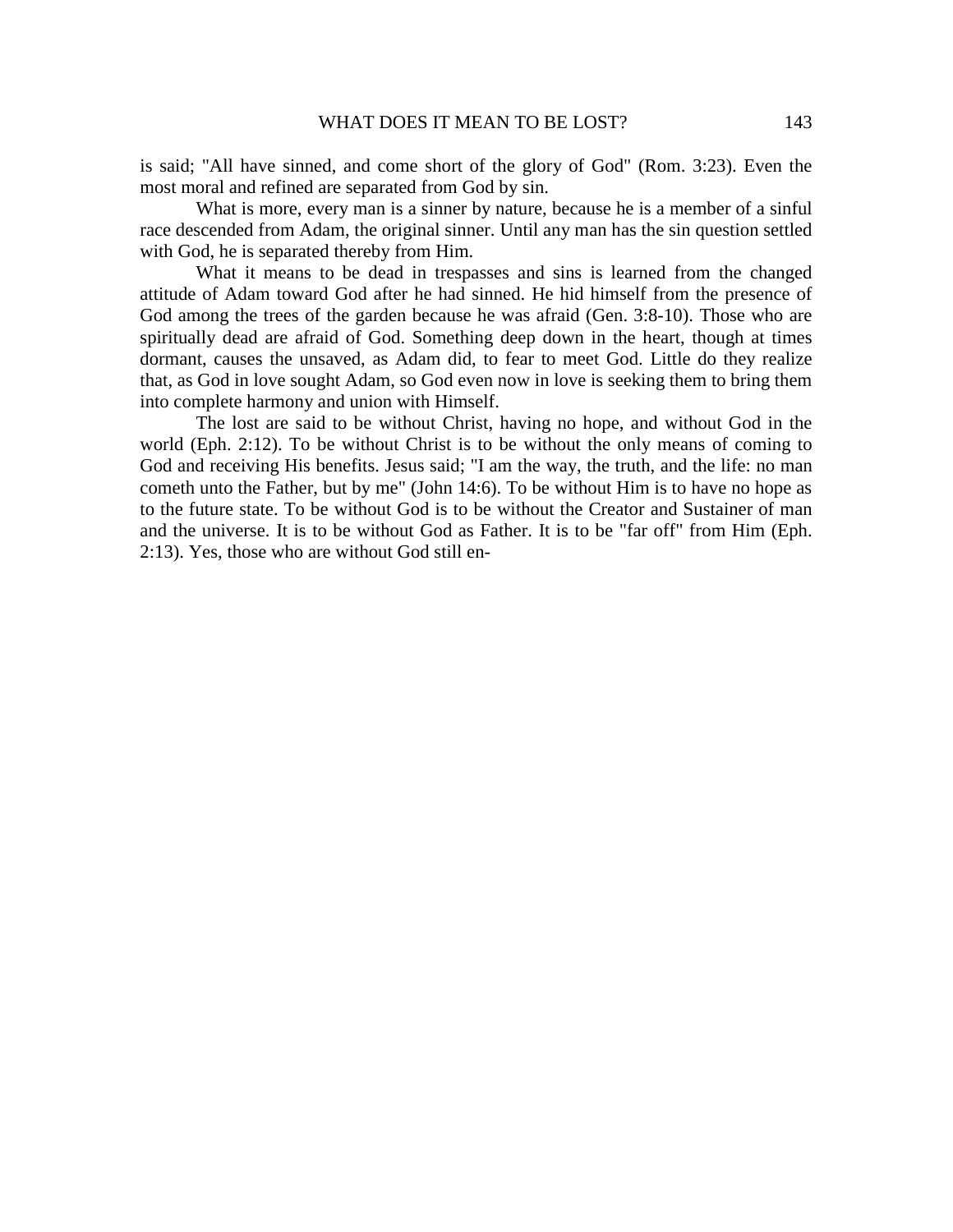is said; "All have sinned, and come short of the glory of God" (Rom. 3:23). Even the most moral and refined are separated from God by sin.

What is more, every man is a sinner by nature, because he is a member of a sinful race descended from Adam, the original sinner. Until any man has the sin question settled with God, he is separated thereby from Him.

What it means to be dead in trespasses and sins is learned from the changed attitude of Adam toward God after he had sinned. He hid himself from the presence of God among the trees of the garden because he was afraid (Gen. 3:8-10). Those who are spiritually dead are afraid of God. Something deep down in the heart, though at times dormant, causes the unsaved, as Adam did, to fear to meet God. Little do they realize that, as God in love sought Adam, so God even now in love is seeking them to bring them into complete harmony and union with Himself.

The lost are said to be without Christ, having no hope, and without God in the world (Eph. 2:12). To be without Christ is to be without the only means of coming to God and receiving His benefits. Jesus said; "I am the way, the truth, and the life: no man cometh unto the Father, but by me" (John 14:6). To be without Him is to have no hope as to the future state. To be without God is to be without the Creator and Sustainer of man and the universe. It is to be without God as Father. It is to be "far off" from Him (Eph. 2:13). Yes, those who are without God still en-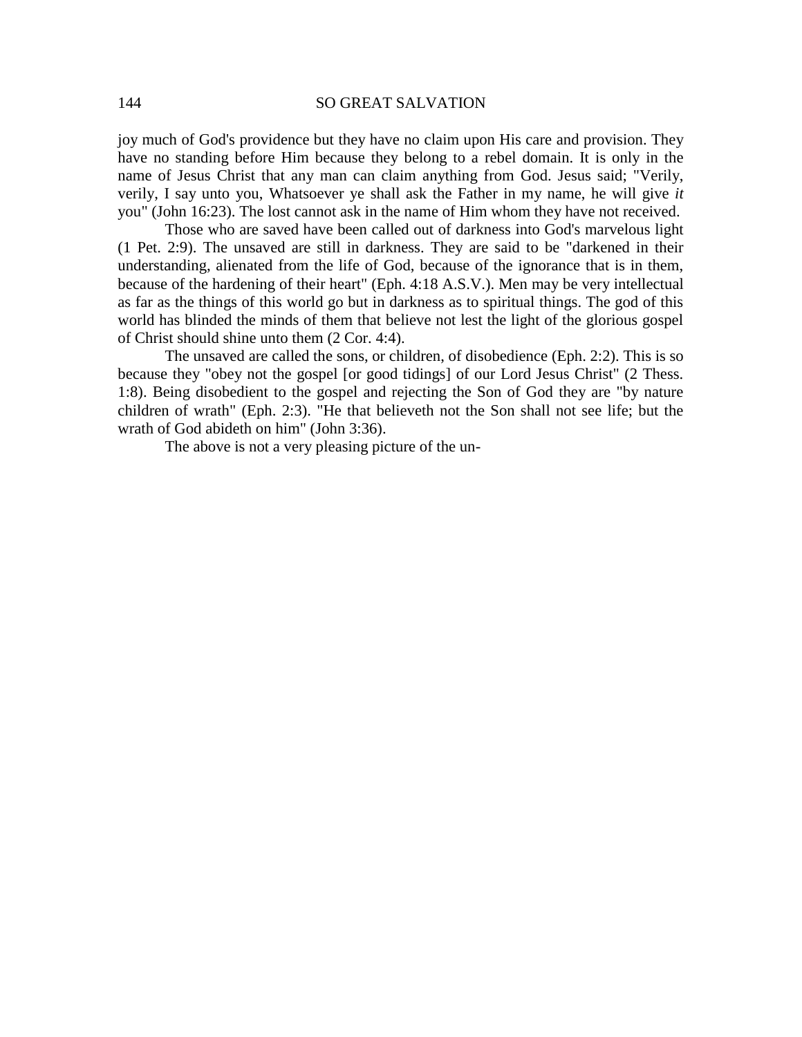joy much of God's providence but they have no claim upon His care and provision. They have no standing before Him because they belong to a rebel domain. It is only in the name of Jesus Christ that any man can claim anything from God. Jesus said; "Verily, verily, I say unto you, Whatsoever ye shall ask the Father in my name, he will give *it* you" (John 16:23). The lost cannot ask in the name of Him whom they have not received.

Those who are saved have been called out of darkness into God's marvelous light (1 Pet. 2:9). The unsaved are still in darkness. They are said to be "darkened in their understanding, alienated from the life of God, because of the ignorance that is in them, because of the hardening of their heart" (Eph. 4:18 A.S.V.). Men may be very intellectual as far as the things of this world go but in darkness as to spiritual things. The god of this world has blinded the minds of them that believe not lest the light of the glorious gospel of Christ should shine unto them (2 Cor. 4:4).

The unsaved are called the sons, or children, of disobedience (Eph. 2:2). This is so because they "obey not the gospel [or good tidings] of our Lord Jesus Christ" (2 Thess. 1:8). Being disobedient to the gospel and rejecting the Son of God they are "by nature children of wrath" (Eph. 2:3). "He that believeth not the Son shall not see life; but the wrath of God abideth on him" (John 3:36).

The above is not a very pleasing picture of the un-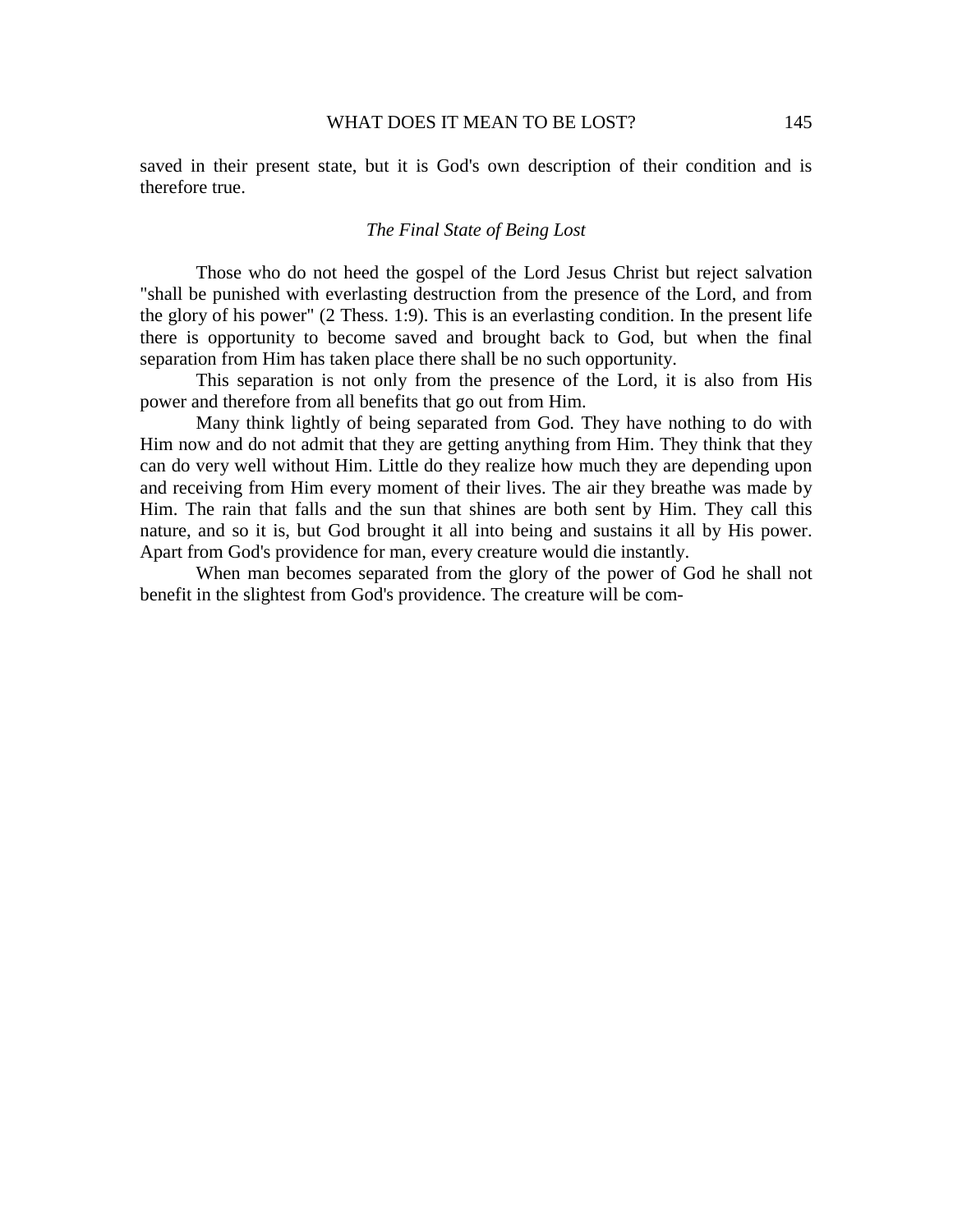saved in their present state, but it is God's own description of their condition and is therefore true.

### *The Final State of Being Lost*

Those who do not heed the gospel of the Lord Jesus Christ but reject salvation "shall be punished with everlasting destruction from the presence of the Lord, and from the glory of his power" (2 Thess. 1:9). This is an everlasting condition. In the present life there is opportunity to become saved and brought back to God, but when the final separation from Him has taken place there shall be no such opportunity.

This separation is not only from the presence of the Lord, it is also from His power and therefore from all benefits that go out from Him.

Many think lightly of being separated from God. They have nothing to do with Him now and do not admit that they are getting anything from Him. They think that they can do very well without Him. Little do they realize how much they are depending upon and receiving from Him every moment of their lives. The air they breathe was made by Him. The rain that falls and the sun that shines are both sent by Him. They call this nature, and so it is, but God brought it all into being and sustains it all by His power. Apart from God's providence for man, every creature would die instantly.

When man becomes separated from the glory of the power of God he shall not benefit in the slightest from God's providence. The creature will be com-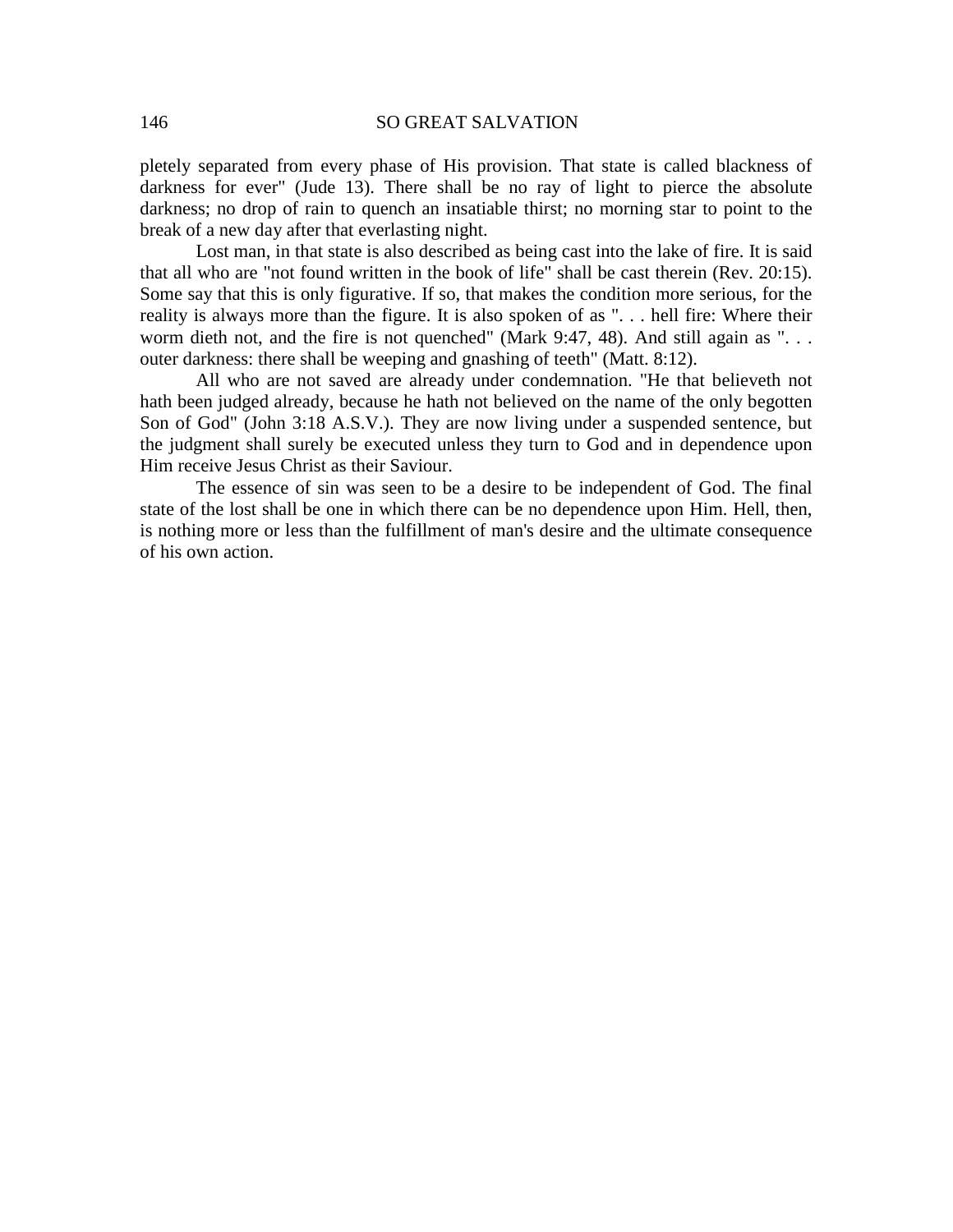pletely separated from every phase of His provision. That state is called blackness of darkness for ever" (Jude 13). There shall be no ray of light to pierce the absolute darkness; no drop of rain to quench an insatiable thirst; no morning star to point to the break of a new day after that everlasting night.

Lost man, in that state is also described as being cast into the lake of fire. It is said that all who are "not found written in the book of life" shall be cast therein (Rev. 20:15). Some say that this is only figurative. If so, that makes the condition more serious, for the reality is always more than the figure. It is also spoken of as ". . . hell fire: Where their worm dieth not, and the fire is not quenched" (Mark 9:47, 48). And still again as ". . . outer darkness: there shall be weeping and gnashing of teeth" (Matt. 8:12).

All who are not saved are already under condemnation. "He that believeth not hath been judged already, because he hath not believed on the name of the only begotten Son of God" (John 3:18 A.S.V.). They are now living under a suspended sentence, but the judgment shall surely be executed unless they turn to God and in dependence upon Him receive Jesus Christ as their Saviour.

The essence of sin was seen to be a desire to be independent of God. The final state of the lost shall be one in which there can be no dependence upon Him. Hell, then, is nothing more or less than the fulfillment of man's desire and the ultimate consequence of his own action.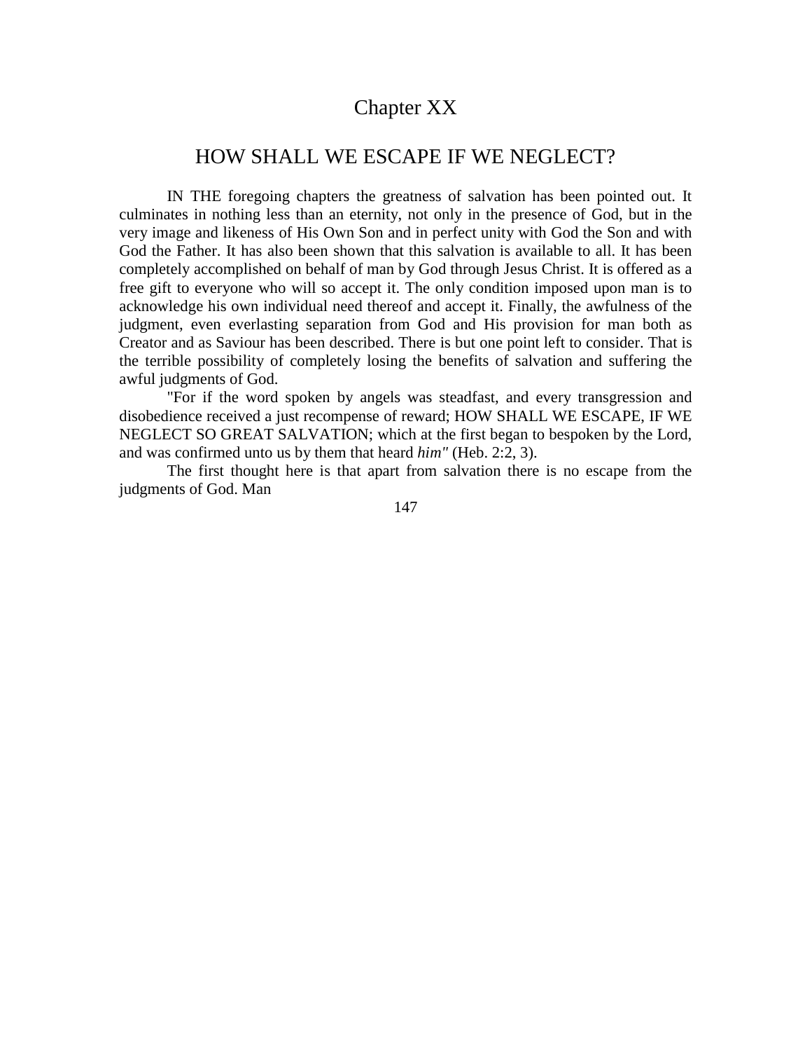# Chapter XX

## HOW SHALL WE ESCAPE IF WE NEGLECT?

IN THE foregoing chapters the greatness of salvation has been pointed out. It culminates in nothing less than an eternity, not only in the presence of God, but in the very image and likeness of His Own Son and in perfect unity with God the Son and with God the Father. It has also been shown that this salvation is available to all. It has been completely accomplished on behalf of man by God through Jesus Christ. It is offered as a free gift to everyone who will so accept it. The only condition imposed upon man is to acknowledge his own individual need thereof and accept it. Finally, the awfulness of the judgment, even everlasting separation from God and His provision for man both as Creator and as Saviour has been described. There is but one point left to consider. That is the terrible possibility of completely losing the benefits of salvation and suffering the awful judgments of God.

"For if the word spoken by angels was steadfast, and every transgression and disobedience received a just recompense of reward; HOW SHALL WE ESCAPE, IF WE NEGLECT SO GREAT SALVATION; which at the first began to bespoken by the Lord, and was confirmed unto us by them that heard *him"* (Heb. 2:2, 3).

The first thought here is that apart from salvation there is no escape from the judgments of God. Man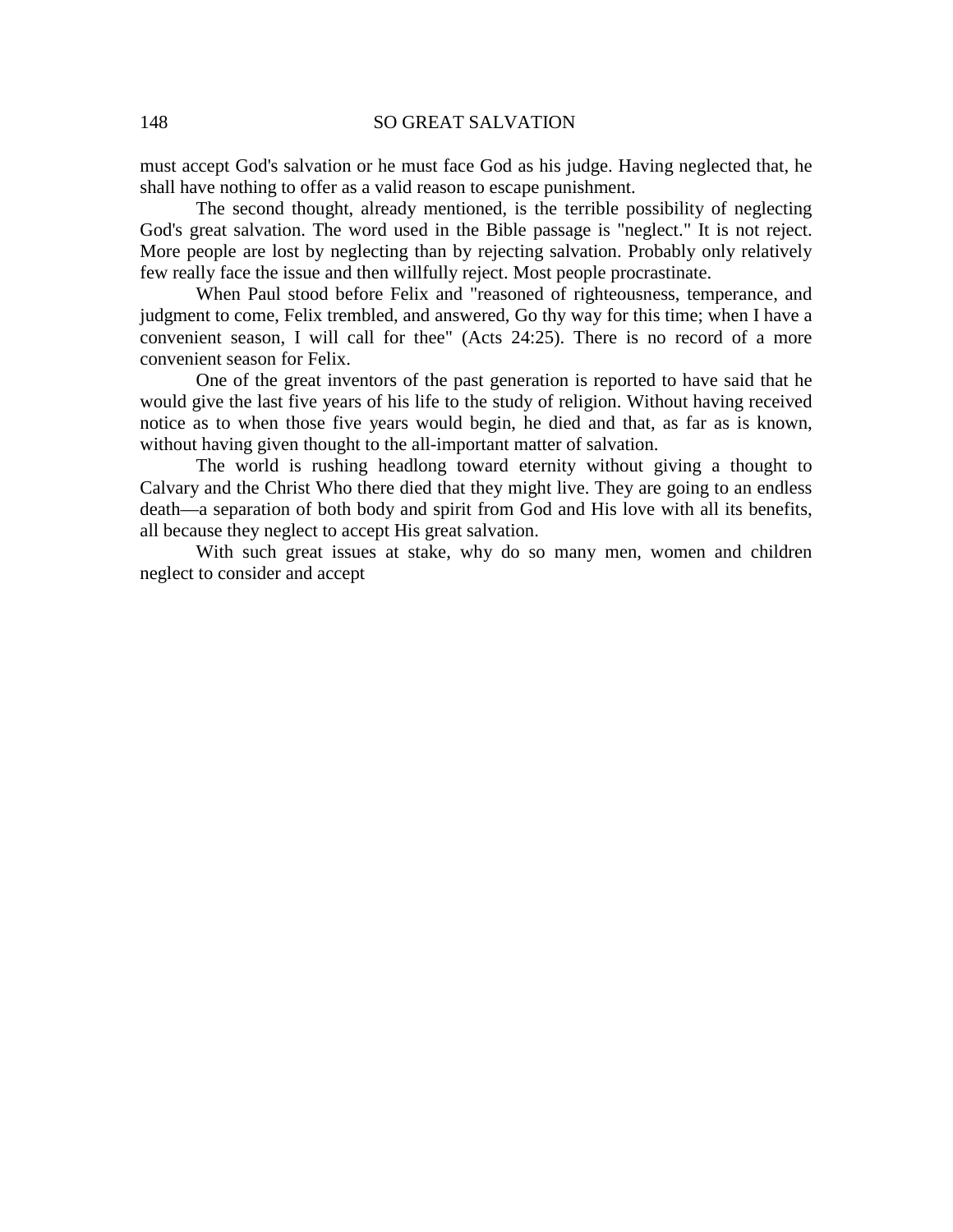must accept God's salvation or he must face God as his judge. Having neglected that, he shall have nothing to offer as a valid reason to escape punishment.

The second thought, already mentioned, is the terrible possibility of neglecting God's great salvation. The word used in the Bible passage is "neglect." It is not reject. More people are lost by neglecting than by rejecting salvation. Probably only relatively few really face the issue and then willfully reject. Most people procrastinate.

When Paul stood before Felix and "reasoned of righteousness, temperance, and judgment to come, Felix trembled, and answered, Go thy way for this time; when I have a convenient season, I will call for thee" (Acts 24:25). There is no record of a more convenient season for Felix.

One of the great inventors of the past generation is reported to have said that he would give the last five years of his life to the study of religion. Without having received notice as to when those five years would begin, he died and that, as far as is known, without having given thought to the all-important matter of salvation.

The world is rushing headlong toward eternity without giving a thought to Calvary and the Christ Who there died that they might live. They are going to an endless death—a separation of both body and spirit from God and His love with all its benefits, all because they neglect to accept His great salvation.

With such great issues at stake, why do so many men, women and children neglect to consider and accept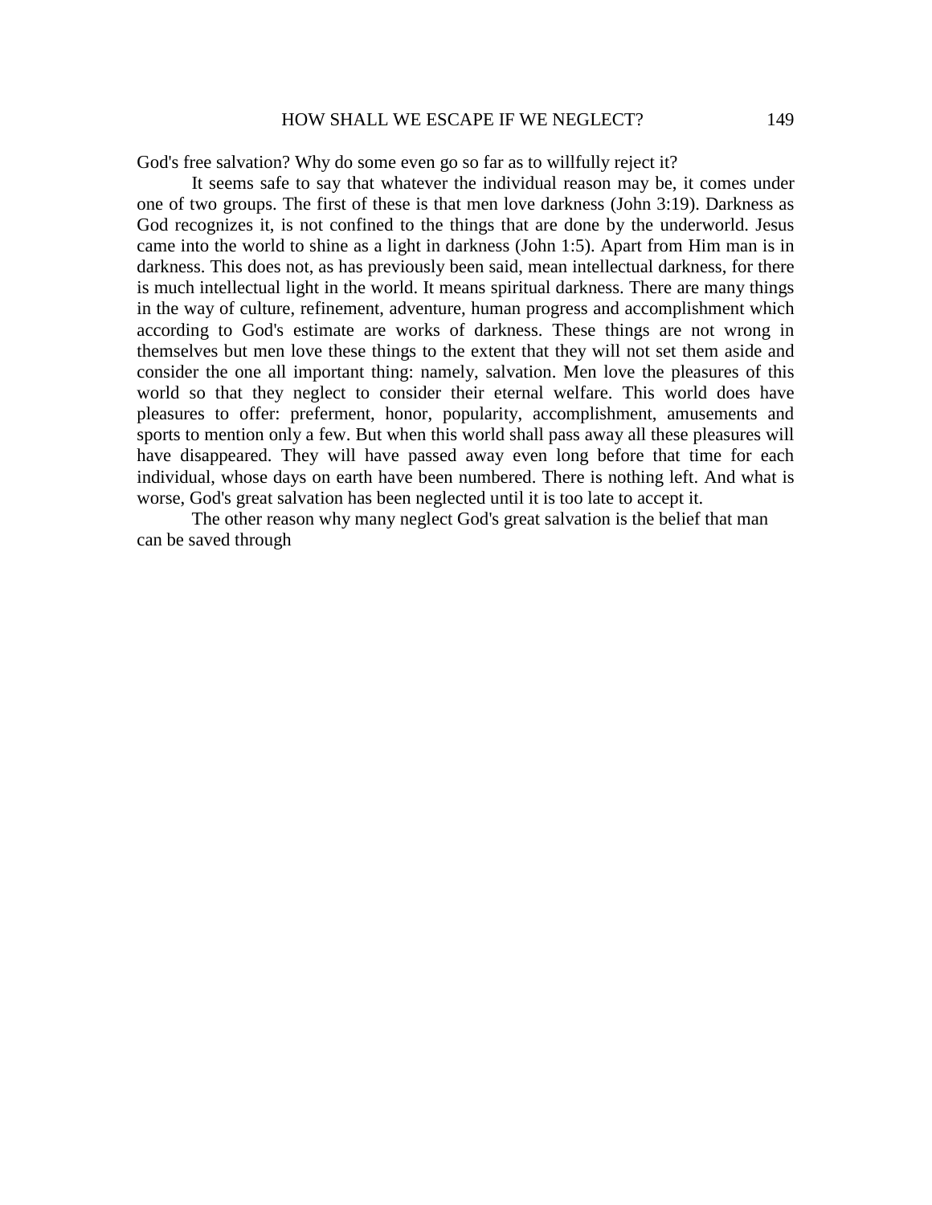God's free salvation? Why do some even go so far as to willfully reject it?

It seems safe to say that whatever the individual reason may be, it comes under one of two groups. The first of these is that men love darkness (John 3:19). Darkness as God recognizes it, is not confined to the things that are done by the underworld. Jesus came into the world to shine as a light in darkness (John 1:5). Apart from Him man is in darkness. This does not, as has previously been said, mean intellectual darkness, for there is much intellectual light in the world. It means spiritual darkness. There are many things in the way of culture, refinement, adventure, human progress and accomplishment which according to God's estimate are works of darkness. These things are not wrong in themselves but men love these things to the extent that they will not set them aside and consider the one all important thing: namely, salvation. Men love the pleasures of this world so that they neglect to consider their eternal welfare. This world does have pleasures to offer: preferment, honor, popularity, accomplishment, amusements and sports to mention only a few. But when this world shall pass away all these pleasures will have disappeared. They will have passed away even long before that time for each individual, whose days on earth have been numbered. There is nothing left. And what is worse, God's great salvation has been neglected until it is too late to accept it.

The other reason why many neglect God's great salvation is the belief that man can be saved through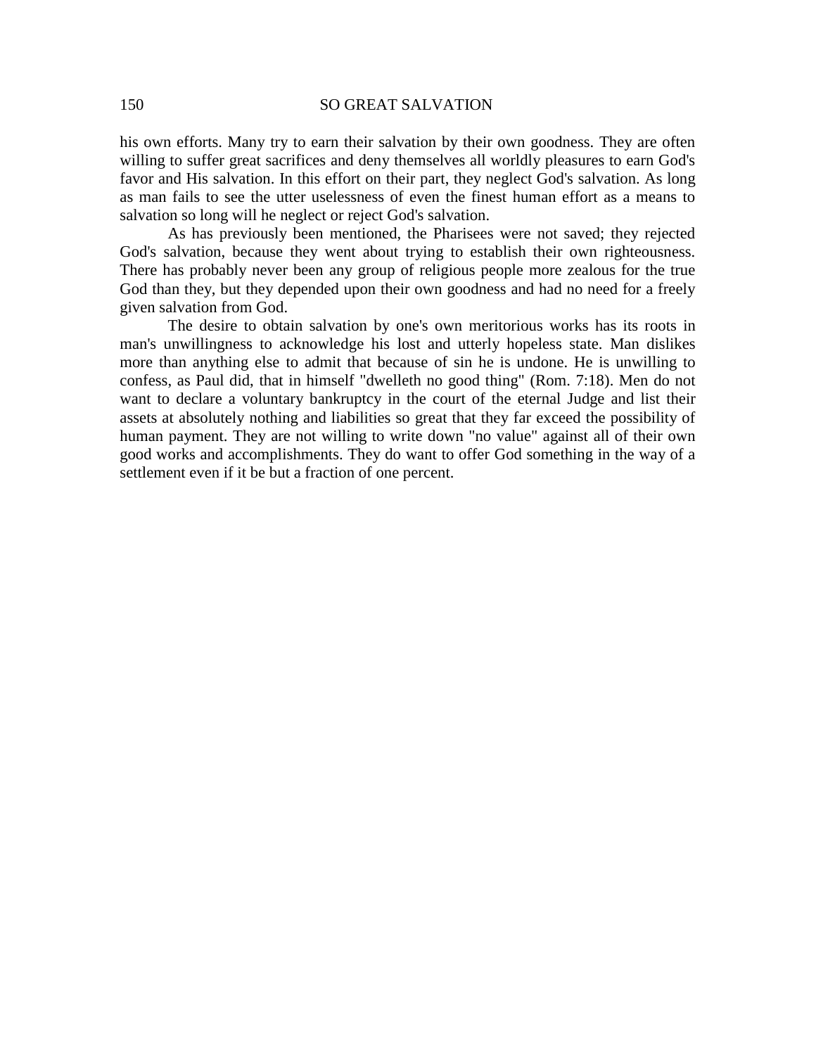his own efforts. Many try to earn their salvation by their own goodness. They are often willing to suffer great sacrifices and deny themselves all worldly pleasures to earn God's favor and His salvation. In this effort on their part, they neglect God's salvation. As long as man fails to see the utter uselessness of even the finest human effort as a means to salvation so long will he neglect or reject God's salvation.

As has previously been mentioned, the Pharisees were not saved; they rejected God's salvation, because they went about trying to establish their own righteousness. There has probably never been any group of religious people more zealous for the true God than they, but they depended upon their own goodness and had no need for a freely given salvation from God.

The desire to obtain salvation by one's own meritorious works has its roots in man's unwillingness to acknowledge his lost and utterly hopeless state. Man dislikes more than anything else to admit that because of sin he is undone. He is unwilling to confess, as Paul did, that in himself "dwelleth no good thing" (Rom. 7:18). Men do not want to declare a voluntary bankruptcy in the court of the eternal Judge and list their assets at absolutely nothing and liabilities so great that they far exceed the possibility of human payment. They are not willing to write down "no value" against all of their own good works and accomplishments. They do want to offer God something in the way of a settlement even if it be but a fraction of one percent.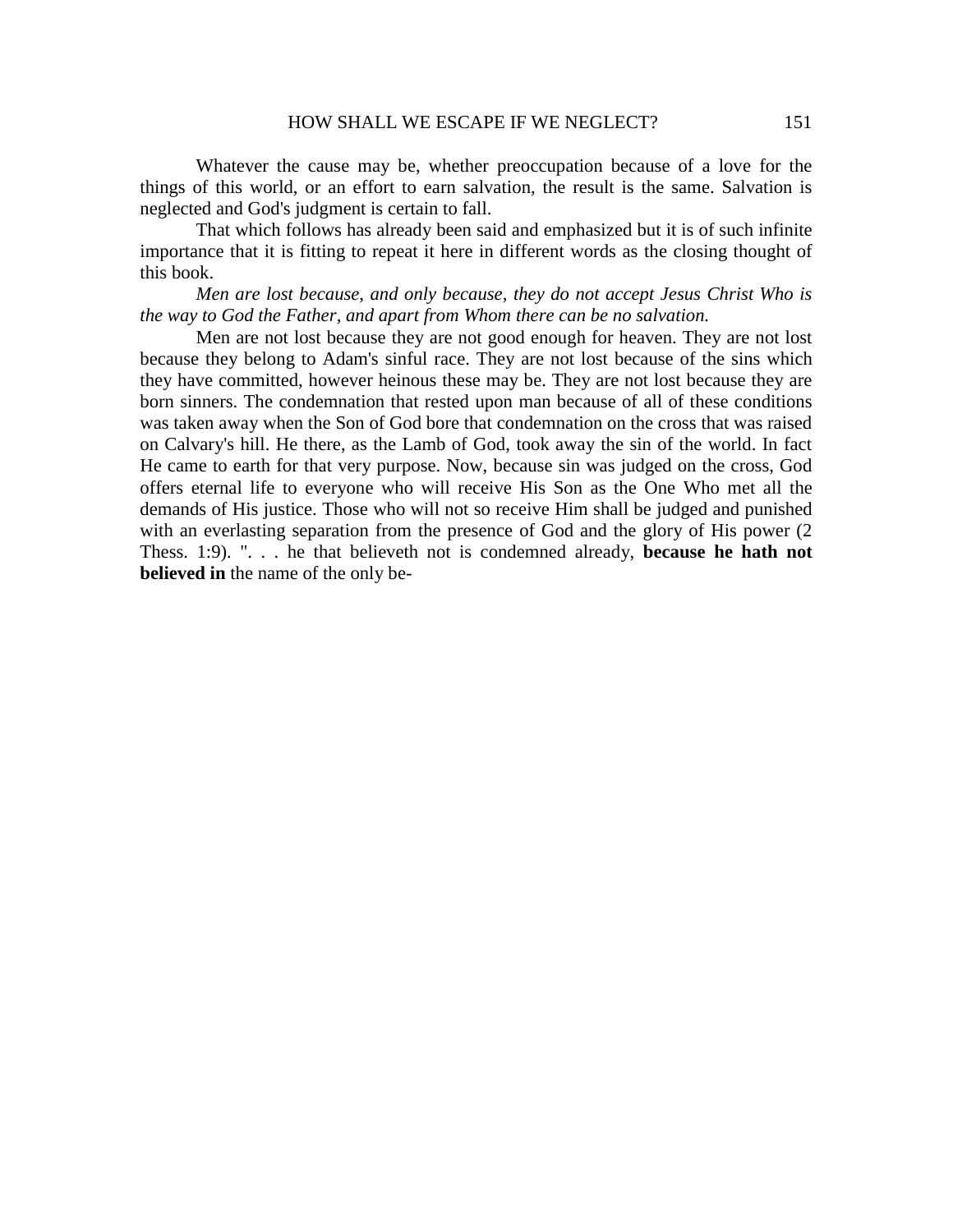Whatever the cause may be, whether preoccupation because of a love for the things of this world, or an effort to earn salvation, the result is the same. Salvation is neglected and God's judgment is certain to fall.

That which follows has already been said and emphasized but it is of such infinite importance that it is fitting to repeat it here in different words as the closing thought of this book.

*Men are lost because, and only because, they do not accept Jesus Christ Who is the way to God the Father, and apart from Whom there can be no salvation.*

Men are not lost because they are not good enough for heaven. They are not lost because they belong to Adam's sinful race. They are not lost because of the sins which they have committed, however heinous these may be. They are not lost because they are born sinners. The condemnation that rested upon man because of all of these conditions was taken away when the Son of God bore that condemnation on the cross that was raised on Calvary's hill. He there, as the Lamb of God, took away the sin of the world. In fact He came to earth for that very purpose. Now, because sin was judged on the cross, God offers eternal life to everyone who will receive His Son as the One Who met all the demands of His justice. Those who will not so receive Him shall be judged and punished with an everlasting separation from the presence of God and the glory of His power (2 Thess. 1:9). ". . . he that believeth not is condemned already, **because he hath not believed in** the name of the only be-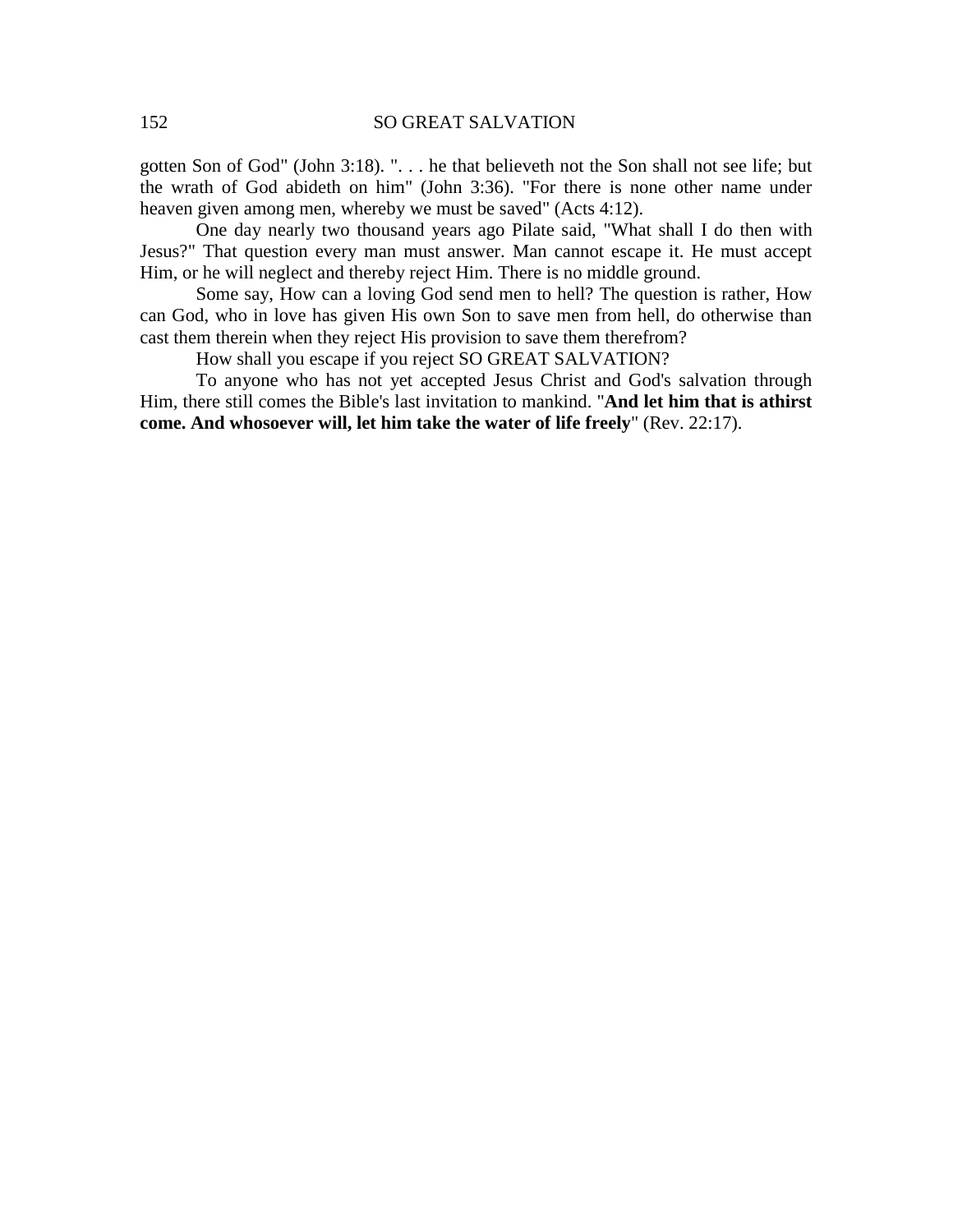gotten Son of God" (John 3:18). ". . . he that believeth not the Son shall not see life; but the wrath of God abideth on him" (John 3:36). "For there is none other name under heaven given among men, whereby we must be saved" (Acts 4:12).

One day nearly two thousand years ago Pilate said, "What shall I do then with Jesus?" That question every man must answer. Man cannot escape it. He must accept Him, or he will neglect and thereby reject Him. There is no middle ground.

Some say, How can a loving God send men to hell? The question is rather, How can God, who in love has given His own Son to save men from hell, do otherwise than cast them therein when they reject His provision to save them therefrom?

How shall you escape if you reject SO GREAT SALVATION?

To anyone who has not yet accepted Jesus Christ and God's salvation through Him, there still comes the Bible's last invitation to mankind. "**And let him that is athirst come. And whosoever will, let him take the water of life freely**" (Rev. 22:17).